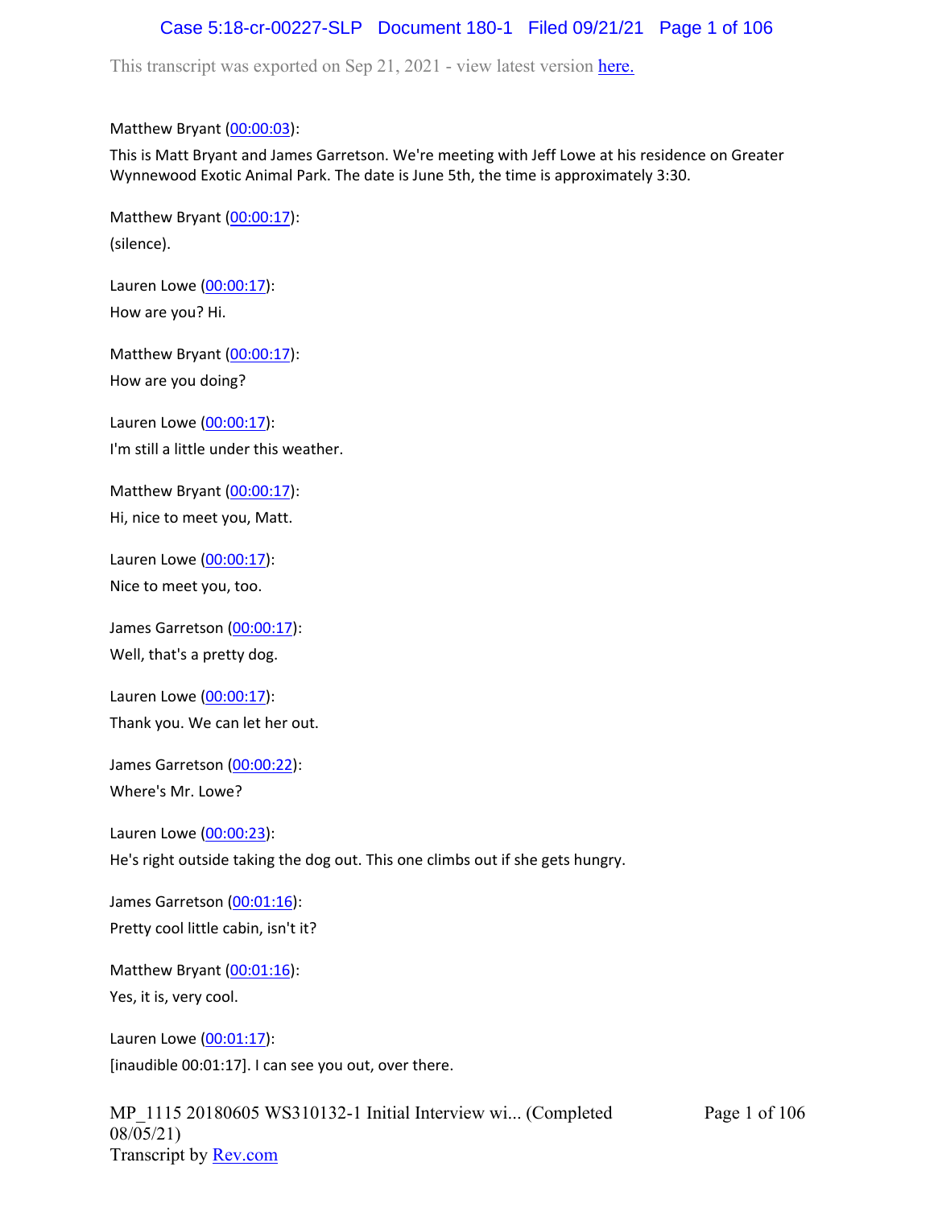This transcript was exported on Sep 21, 2021 - view latest version here.

Matthew Bryant (00:00:03):
This is Matt Bryant and James Garretson. We're meeting with Jeff Lowe at his residence on Greater Wynnewood Exotic Animal Park. The date is June 5th, the time is approximately 3:30.

Matthew Bryant (00:00:17):
(silence).

Lauren Lowe (00:00:17):
How are you? Hi.

Matthew Bryant (00:00:17):
How are you doing?

Lauren Lowe (00:00:17):
I'm still a little under this weather.

Matthew Bryant (00:00:17):
Hi, nice to meet you, Matt.

Lauren Lowe (00:00:17):
Nice to meet you, too.

James Garretson (00:00:17):
Well, that's a pretty dog.

Lauren Lowe (00:00:17):
Thank you. We can let her out.

James Garretson (00:00:22):
Where's Mr. Lowe?

Lauren Lowe (00:00:23):
He's right outside taking the dog out. This one climbs out if she gets hungry.

James Garretson (00:01:16):
Pretty cool little cabin, isn't it?

Matthew Bryant (00:01:16):
Yes, it is, very cool.

Lauren Lowe (00:01:17):
[inaudible 00:01:17]. I can see you out, over there.

MP_1115 20180605 WS310132-1 Initial Interview wi... (Completed 08/05/21)
Transcript by Rev.com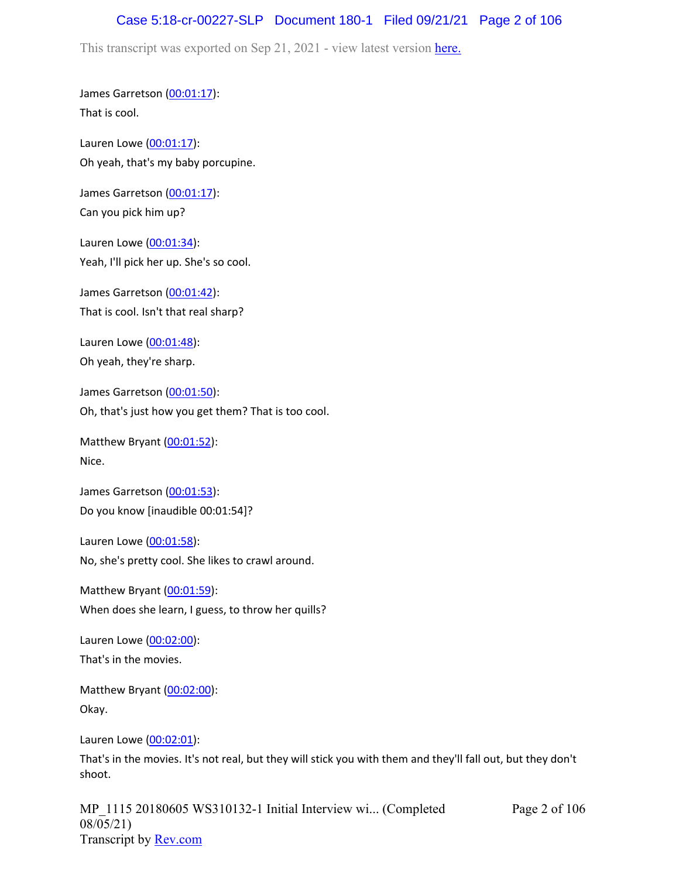James Garretson (00:01:17):
That is cool.

Lauren Lowe (00:01:17):
Oh yeah, that's my baby porcupine.

James Garretson (00:01:17):
Can you pick him up?

Lauren Lowe (00:01:34):
Yeah, I'll pick her up. She's so cool.

James Garretson (00:01:42):
That is cool. Isn't that real sharp?

Lauren Lowe (00:01:48):
Oh yeah, they're sharp.

James Garretson (00:01:50):
Oh, that's just how you get them? That is too cool.

Matthew Bryant (00:01:52):
Nice.

James Garretson (00:01:53):
Do you know [inaudible 00:01:54]?

Lauren Lowe (00:01:58):
No, she's pretty cool. She likes to crawl around.

Matthew Bryant (00:01:59):
When does she learn, I guess, to throw her quills?

Lauren Lowe (00:02:00):
That's in the movies.

Matthew Bryant (00:02:00):
Okay.

Lauren Lowe (00:02:01):
That's in the movies. It's not real, but they will stick you with them and they'll fall out, but they don't shoot.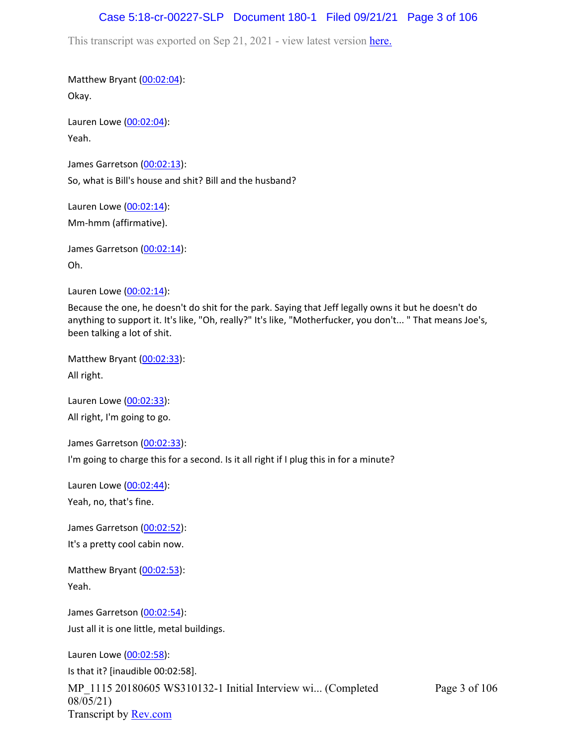Matthew Bryant (00:02:04):

Okay.

Lauren Lowe (00:02:04):

Yeah.

James Garretson (00:02:13):

So, what is Bill's house and shit? Bill and the husband?

Lauren Lowe (00:02:14):

Mm-hmm (affirmative).

James Garretson (00:02:14):

Oh.

Lauren Lowe (00:02:14):

Because the one, he doesn't do shit for the park. Saying that Jeff legally owns it but he doesn't do anything to support it. It's like, "Oh, really?" It's like, "Motherfucker, you don't... " That means Joe's, been talking a lot of shit.

Matthew Bryant (00:02:33):

All right.

Lauren Lowe (00:02:33):

All right, I'm going to go.

James Garretson (00:02:33):

I'm going to charge this for a second. Is it all right if I plug this in for a minute?

Lauren Lowe (00:02:44):

Yeah, no, that's fine.

James Garretson (00:02:52):

It's a pretty cool cabin now.

Matthew Bryant (00:02:53):

Yeah.

James Garretson (00:02:54):

Just all it is one little, metal buildings.

Lauren Lowe (00:02:58):

Is that it? [inaudible 00:02:58].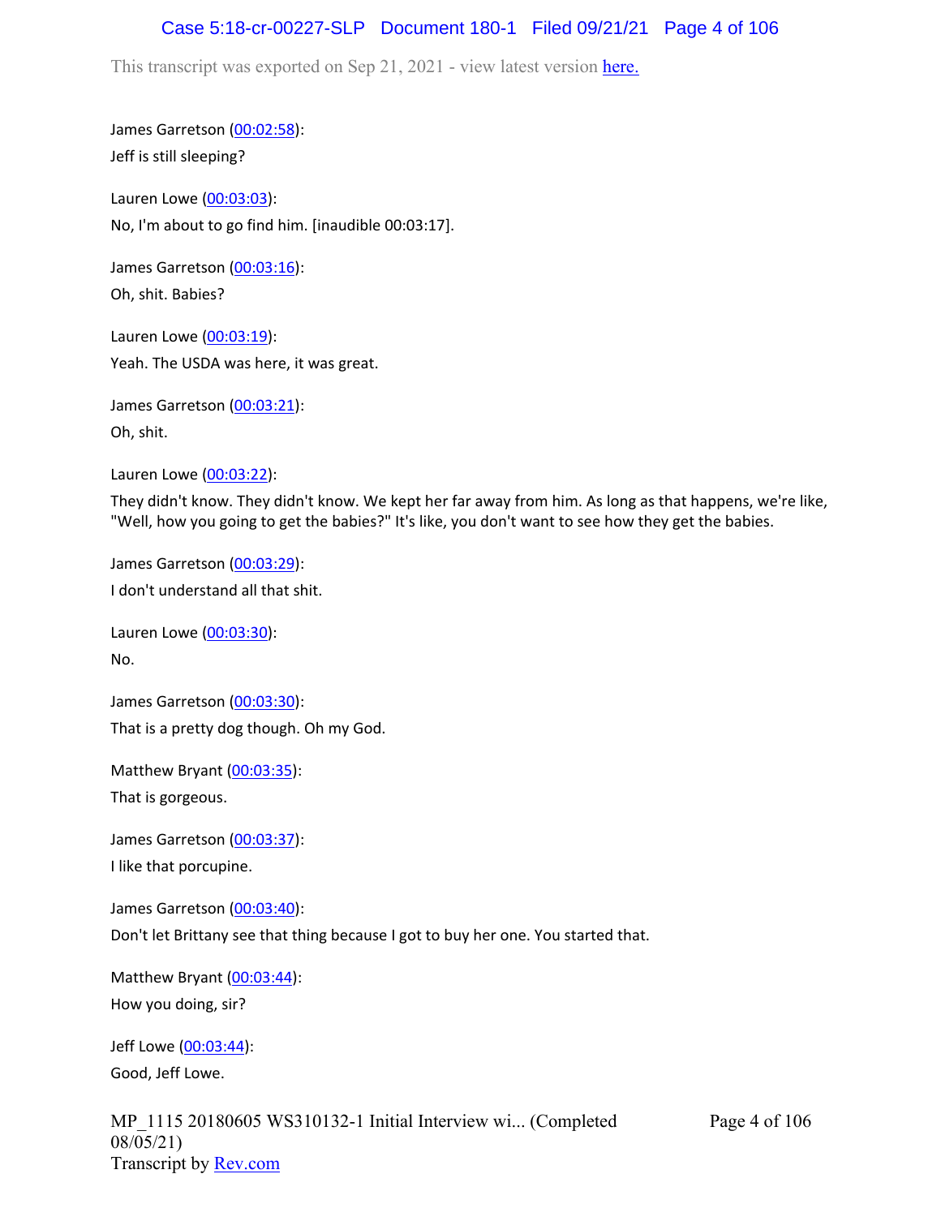James Garretson (00:02:58):

Jeff is still sleeping?

Lauren Lowe (00:03:03):

No, I'm about to go find him. [inaudible 00:03:17].

James Garretson (00:03:16):

Oh, shit. Babies?

Lauren Lowe (00:03:19):

Yeah. The USDA was here, it was great.

James Garretson (00:03:21):

Oh, shit.

Lauren Lowe (00:03:22):

They didn't know. They didn't know. We kept her far away from him. As long as that happens, we're like, "Well, how you going to get the babies?" It's like, you don't want to see how they get the babies.

James Garretson (00:03:29):

I don't understand all that shit.

Lauren Lowe (00:03:30):

No.

James Garretson (00:03:30):

That is a pretty dog though. Oh my God.

Matthew Bryant (00:03:35):

That is gorgeous.

James Garretson (00:03:37):

I like that porcupine.

James Garretson (00:03:40):

Don't let Brittany see that thing because I got to buy her one. You started that.

Matthew Bryant (00:03:44):

How you doing, sir?

Jeff Lowe (00:03:44):

Good, Jeff Lowe.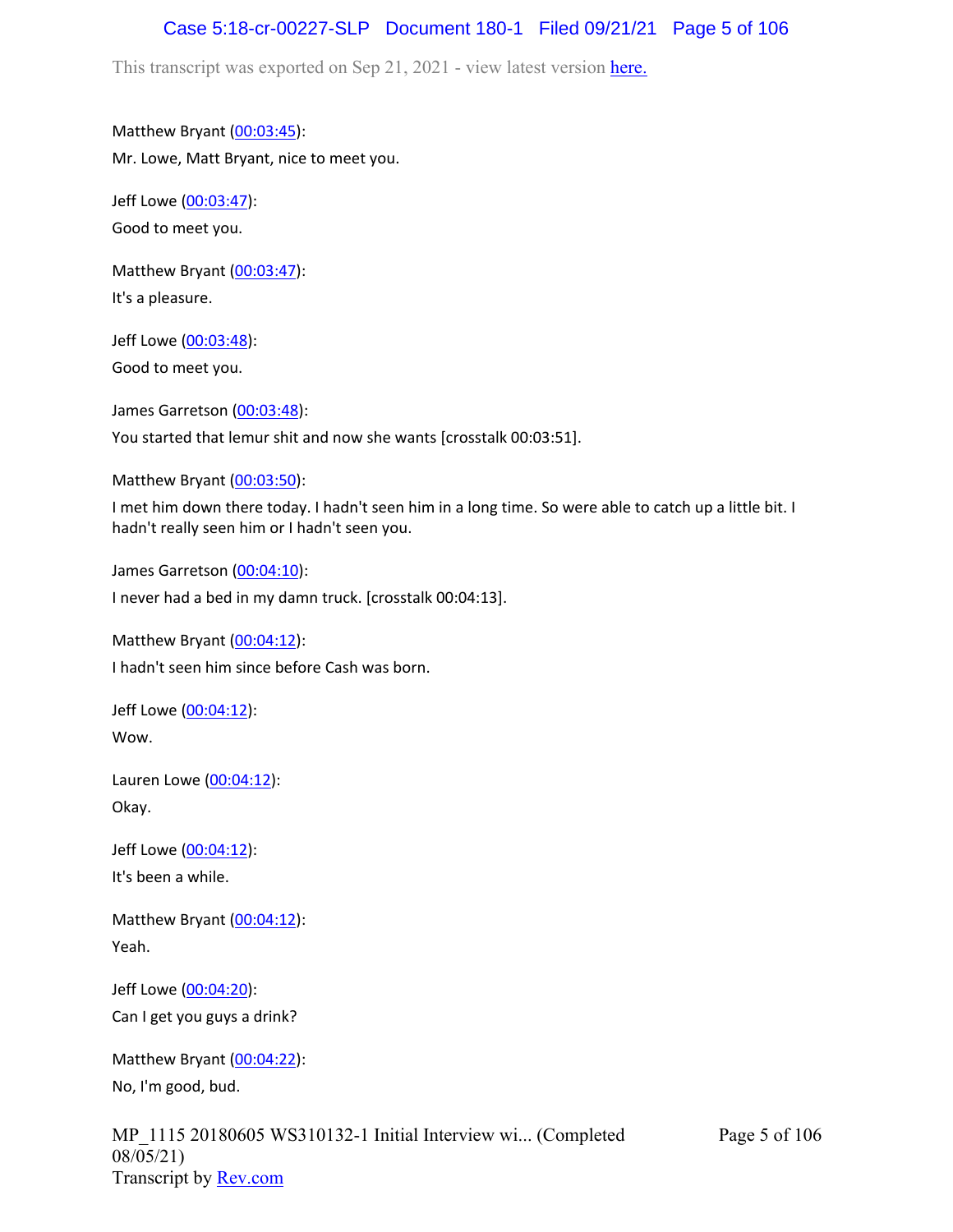Matthew Bryant (00:03:45):

Mr. Lowe, Matt Bryant, nice to meet you.

Jeff Lowe (00:03:47):

Good to meet you.

Matthew Bryant (00:03:47):

It's a pleasure.

Jeff Lowe (00:03:48):

Good to meet you.

James Garretson (00:03:48):

You started that lemur shit and now she wants [crosstalk 00:03:51].

Matthew Bryant (00:03:50):

I met him down there today. I hadn't seen him in a long time. So were able to catch up a little bit. I hadn't really seen him or I hadn't seen you.

James Garretson (00:04:10):

I never had a bed in my damn truck. [crosstalk 00:04:13].

Matthew Bryant (00:04:12):

I hadn't seen him since before Cash was born.

Jeff Lowe (00:04:12):

Wow.

Lauren Lowe (00:04:12):

Okay.

Jeff Lowe (00:04:12):

It's been a while.

Matthew Bryant (00:04:12):

Yeah.

Jeff Lowe (00:04:20):

Can I get you guys a drink?

Matthew Bryant (00:04:22):

No, I'm good, bud.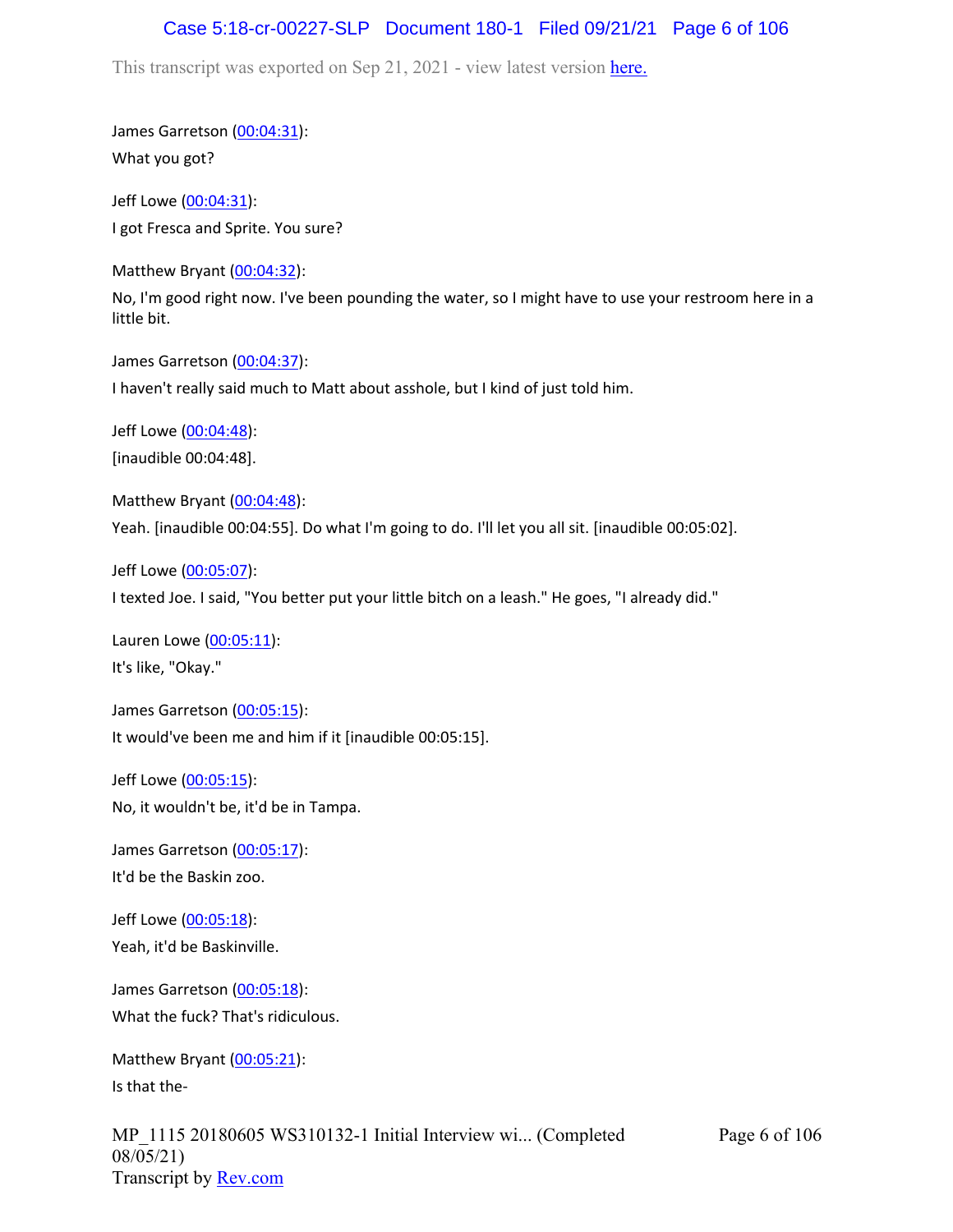James Garretson (00:04:31):

What you got?

Jeff Lowe (00:04:31):

I got Fresca and Sprite. You sure?

Matthew Bryant (00:04:32):

No, I'm good right now. I've been pounding the water, so I might have to use your restroom here in a little bit.

James Garretson (00:04:37):

I haven't really said much to Matt about asshole, but I kind of just told him.

Jeff Lowe (00:04:48):

[inaudible 00:04:48].

Matthew Bryant (00:04:48):

Yeah. [inaudible 00:04:55]. Do what I'm going to do. I'll let you all sit. [inaudible 00:05:02].

Jeff Lowe (00:05:07):

I texted Joe. I said, "You better put your little bitch on a leash." He goes, "I already did."

Lauren Lowe (00:05:11):

It's like, "Okay."

James Garretson (00:05:15):

It would've been me and him if it [inaudible 00:05:15].

Jeff Lowe (00:05:15):

No, it wouldn't be, it'd be in Tampa.

James Garretson (00:05:17):

It'd be the Baskin zoo.

Jeff Lowe (00:05:18):

Yeah, it'd be Baskinville.

James Garretson (00:05:18):

What the fuck? That's ridiculous.

Matthew Bryant (00:05:21):

Is that the-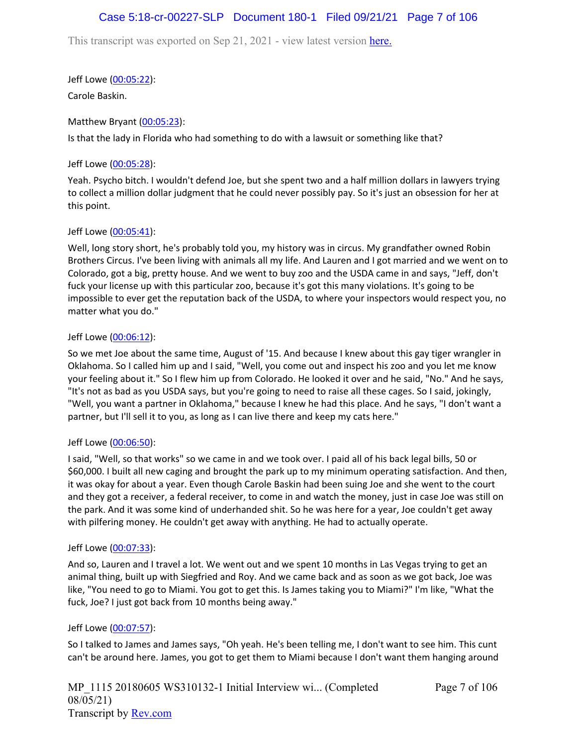Jeff Lowe (00:05:22):

Carole Baskin.

Matthew Bryant (00:05:23):

Is that the lady in Florida who had something to do with a lawsuit or something like that?

Jeff Lowe (00:05:28):

Yeah. Psycho bitch. I wouldn't defend Joe, but she spent two and a half million dollars in lawyers trying to collect a million dollar judgment that he could never possibly pay. So it's just an obsession for her at this point.

Jeff Lowe (00:05:41):

Well, long story short, he's probably told you, my history was in circus. My grandfather owned Robin Brothers Circus. I've been living with animals all my life. And Lauren and I got married and we went on to Colorado, got a big, pretty house. And we went to buy zoo and the USDA came in and says, "Jeff, don't fuck your license up with this particular zoo, because it's got this many violations. It's going to be impossible to ever get the reputation back of the USDA, to where your inspectors would respect you, no matter what you do."

Jeff Lowe (00:06:12):

So we met Joe about the same time, August of '15. And because I knew about this gay tiger wrangler in Oklahoma. So I called him up and I said, "Well, you come out and inspect his zoo and you let me know your feeling about it." So I flew him up from Colorado. He looked it over and he said, "No." And he says, "It's not as bad as you USDA says, but you're going to need to raise all these cages. So I said, jokingly, "Well, you want a partner in Oklahoma," because I knew he had this place. And he says, "I don't want a partner, but I'll sell it to you, as long as I can live there and keep my cats here."

Jeff Lowe (00:06:50):

I said, "Well, so that works" so we came in and we took over. I paid all of his back legal bills, 50 or $60,000. I built all new caging and brought the park up to my minimum operating satisfaction. And then, it was okay for about a year. Even though Carole Baskin had been suing Joe and she went to the court and they got a receiver, a federal receiver, to come in and watch the money, just in case Joe was still on the park. And it was some kind of underhanded shit. So he was here for a year, Joe couldn't get away with pilfering money. He couldn't get away with anything. He had to actually operate.

Jeff Lowe (00:07:33):

And so, Lauren and I travel a lot. We went out and we spent 10 months in Las Vegas trying to get an animal thing, built up with Siegfried and Roy. And we came back and as soon as we got back, Joe was like, "You need to go to Miami. You got to get this. Is James taking you to Miami?" I'm like, "What the fuck, Joe? I just got back from 10 months being away."

Jeff Lowe (00:07:57):

So I talked to James and James says, "Oh yeah. He's been telling me, I don't want to see him. This cunt can't be around here. James, you got to get them to Miami because I don't want them hanging around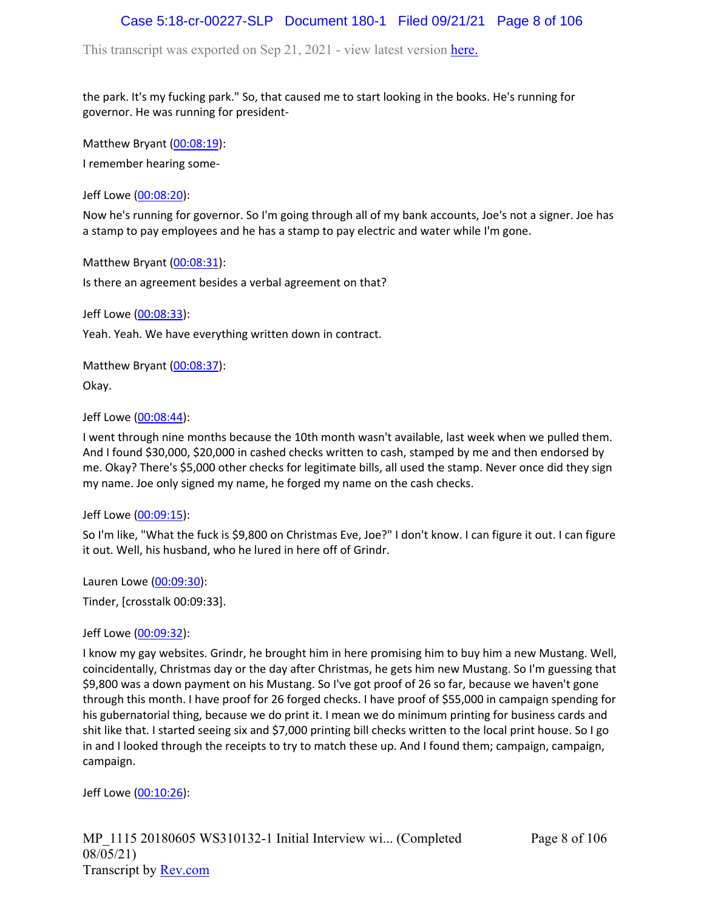the park. It's my fucking park." So, that caused me to start looking in the books. He's running for governor. He was running for president-

Matthew Bryant (00:08:19):

I remember hearing some-

Jeff Lowe (00:08:20):

Now he's running for governor. So I'm going through all of my bank accounts, Joe's not a signer. Joe has a stamp to pay employees and he has a stamp to pay electric and water while I'm gone.

Matthew Bryant (00:08:31):

Is there an agreement besides a verbal agreement on that?

Jeff Lowe (00:08:33):

Yeah. Yeah. We have everything written down in contract.

Matthew Bryant (00:08:37):

Okay.

Jeff Lowe (00:08:44):

I went through nine months because the 10th month wasn't available, last week when we pulled them. And I found $30,000, $20,000 in cashed checks written to cash, stamped by me and then endorsed by me. Okay? There's $5,000 other checks for legitimate bills, all used the stamp. Never once did they sign my name. Joe only signed my name, he forged my name on the cash checks.

Jeff Lowe (00:09:15):

So I'm like, "What the fuck is $9,800 on Christmas Eve, Joe?" I don't know. I can figure it out. I can figure it out. Well, his husband, who he lured in here off of Grindr.

Lauren Lowe (00:09:30):

Tinder, [crosstalk 00:09:33].

Jeff Lowe (00:09:32):

I know my gay websites. Grindr, he brought him in here promising him to buy him a new Mustang. Well, coincidentally, Christmas day or the day after Christmas, he gets him new Mustang. So I'm guessing that $9,800 was a down payment on his Mustang. So I've got proof of 26 so far, because we haven't gone through this month. I have proof for 26 forged checks. I have proof of $55,000 in campaign spending for his gubernatorial thing, because we do print it. I mean we do minimum printing for business cards and shit like that. I started seeing six and $7,000 printing bill checks written to the local print house. So I go in and I looked through the receipts to try to match these up. And I found them; campaign, campaign, campaign.

Jeff Lowe (00:10:26):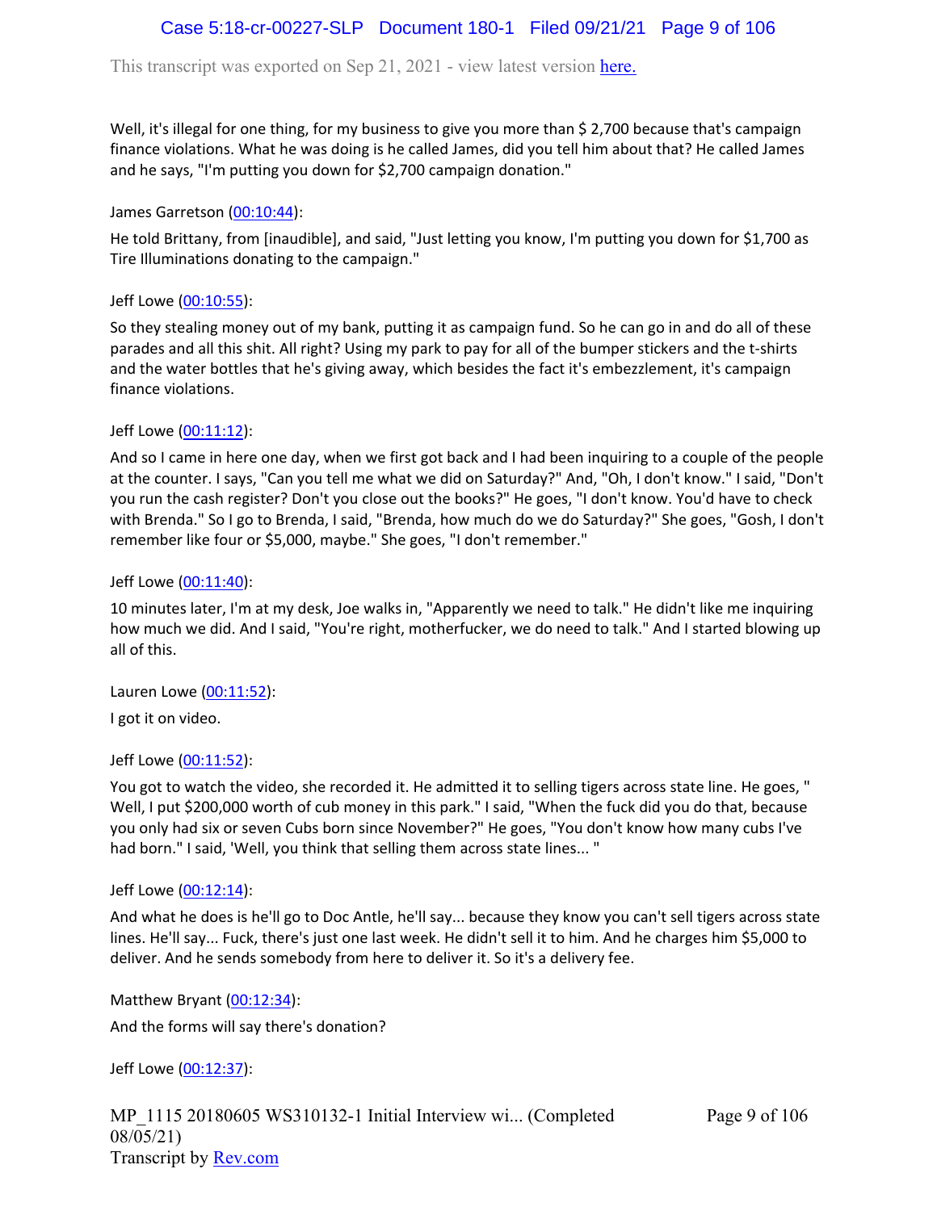Well, it's illegal for one thing, for my business to give you more than $ 2,700 because that's campaign finance violations. What he was doing is he called James, did you tell him about that? He called James and he says, "I'm putting you down for $2,700 campaign donation."

James Garretson (00:10:44):

He told Brittany, from [inaudible], and said, "Just letting you know, I'm putting you down for $1,700 as Tire Illuminations donating to the campaign."

Jeff Lowe (00:10:55):

So they stealing money out of my bank, putting it as campaign fund. So he can go in and do all of these parades and all this shit. All right? Using my park to pay for all of the bumper stickers and the t-shirts and the water bottles that he's giving away, which besides the fact it's embezzlement, it's campaign finance violations.

Jeff Lowe (00:11:12):

And so I came in here one day, when we first got back and I had been inquiring to a couple of the people at the counter. I says, "Can you tell me what we did on Saturday?" And, "Oh, I don't know." I said, "Don't you run the cash register? Don't you close out the books?" He goes, "I don't know. You'd have to check with Brenda." So I go to Brenda, I said, "Brenda, how much do we do Saturday?" She goes, "Gosh, I don't remember like four or $5,000, maybe." She goes, "I don't remember."

Jeff Lowe (00:11:40):

10 minutes later, I'm at my desk, Joe walks in, "Apparently we need to talk." He didn't like me inquiring how much we did. And I said, "You're right, motherfucker, we do need to talk." And I started blowing up all of this.

Lauren Lowe (00:11:52):

I got it on video.

Jeff Lowe (00:11:52):

You got to watch the video, she recorded it. He admitted it to selling tigers across state line. He goes, " Well, I put $200,000 worth of cub money in this park." I said, "When the fuck did you do that, because you only had six or seven Cubs born since November?" He goes, "You don't know how many cubs I've had born." I said, 'Well, you think that selling them across state lines... "

Jeff Lowe (00:12:14):

And what he does is he'll go to Doc Antle, he'll say... because they know you can't sell tigers across state lines. He'll say... Fuck, there's just one last week. He didn't sell it to him. And he charges him $5,000 to deliver. And he sends somebody from here to deliver it. So it's a delivery fee.

Matthew Bryant (00:12:34):

And the forms will say there's donation?

Jeff Lowe (00:12:37):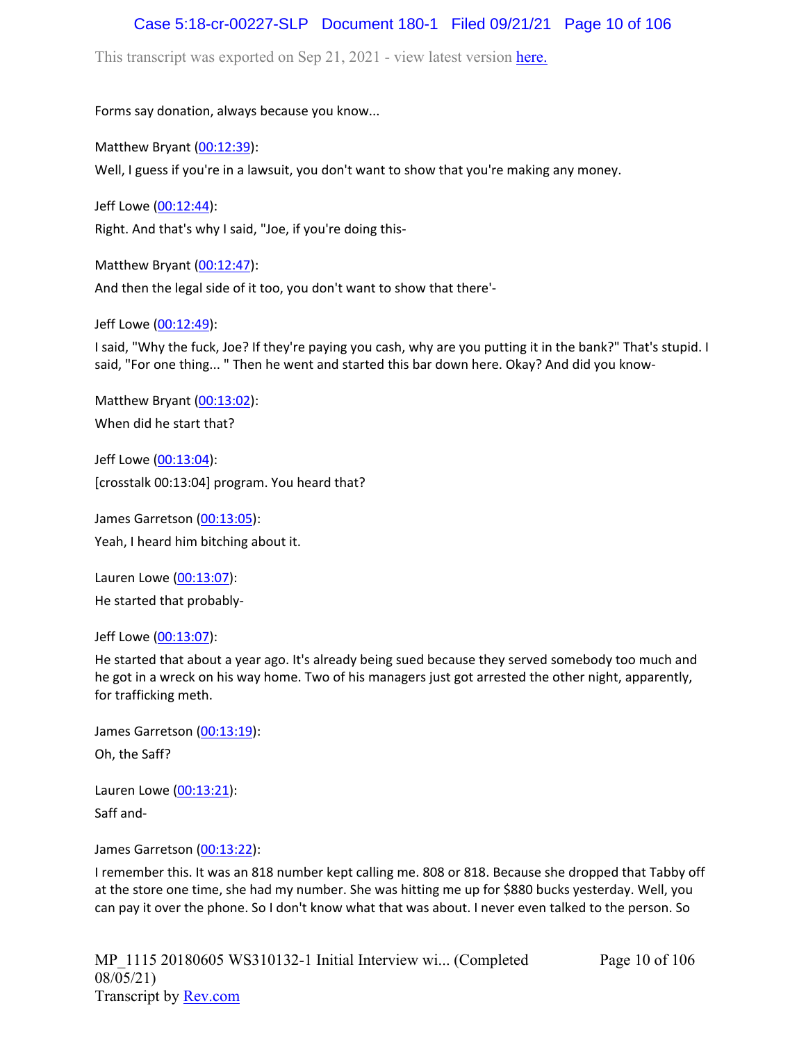Forms say donation, always because you know...

Matthew Bryant (00:12:39):

Well, I guess if you're in a lawsuit, you don't want to show that you're making any money.

Jeff Lowe (00:12:44):

Right. And that's why I said, "Joe, if you're doing this-

Matthew Bryant (00:12:47):

And then the legal side of it too, you don't want to show that there'-

Jeff Lowe (00:12:49):

I said, "Why the fuck, Joe? If they're paying you cash, why are you putting it in the bank?" That's stupid. I said, "For one thing... " Then he went and started this bar down here. Okay? And did you know-

Matthew Bryant (00:13:02):

When did he start that?

Jeff Lowe (00:13:04):

[crosstalk 00:13:04] program. You heard that?

James Garretson (00:13:05):

Yeah, I heard him bitching about it.

Lauren Lowe (00:13:07):

He started that probably-

Jeff Lowe (00:13:07):

He started that about a year ago. It's already being sued because they served somebody too much and he got in a wreck on his way home. Two of his managers just got arrested the other night, apparently, for trafficking meth.

James Garretson (00:13:19):

Oh, the Saff?

Lauren Lowe (00:13:21):

Saff and-

James Garretson (00:13:22):

I remember this. It was an 818 number kept calling me. 808 or 818. Because she dropped that Tabby off at the store one time, she had my number. She was hitting me up for $880 bucks yesterday. Well, you can pay it over the phone. So I don't know what that was about. I never even talked to the person. So

MP_1115 20180605 WS310132-1 Initial Interview wi... (Completed 08/05/21)
Transcript by Rev.com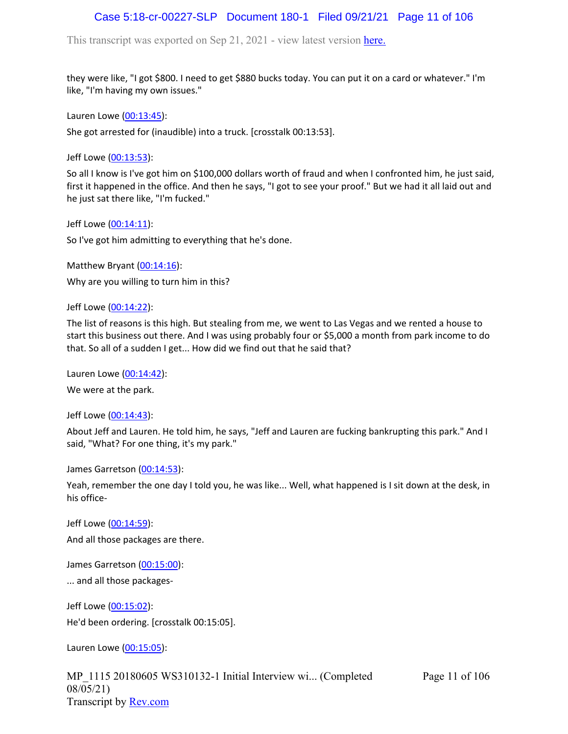they were like, "I got $800. I need to get $880 bucks today. You can put it on a card or whatever." I'm like, "I'm having my own issues."

Lauren Lowe (00:13:45):

She got arrested for (inaudible) into a truck. [crosstalk 00:13:53].

Jeff Lowe (00:13:53):

So all I know is I've got him on $100,000 dollars worth of fraud and when I confronted him, he just said, first it happened in the office. And then he says, "I got to see your proof." But we had it all laid out and he just sat there like, "I'm fucked."

Jeff Lowe (00:14:11):

So I've got him admitting to everything that he's done.

Matthew Bryant (00:14:16):

Why are you willing to turn him in this?

Jeff Lowe (00:14:22):

The list of reasons is this high. But stealing from me, we went to Las Vegas and we rented a house to start this business out there. And I was using probably four or $5,000 a month from park income to do that. So all of a sudden I get... How did we find out that he said that?

Lauren Lowe (00:14:42):

We were at the park.

Jeff Lowe (00:14:43):

About Jeff and Lauren. He told him, he says, "Jeff and Lauren are fucking bankrupting this park." And I said, "What? For one thing, it's my park."

James Garretson (00:14:53):

Yeah, remember the one day I told you, he was like... Well, what happened is I sit down at the desk, in his office-

Jeff Lowe (00:14:59):

And all those packages are there.

James Garretson (00:15:00):

... and all those packages-

Jeff Lowe (00:15:02):

He'd been ordering. [crosstalk 00:15:05].

Lauren Lowe (00:15:05):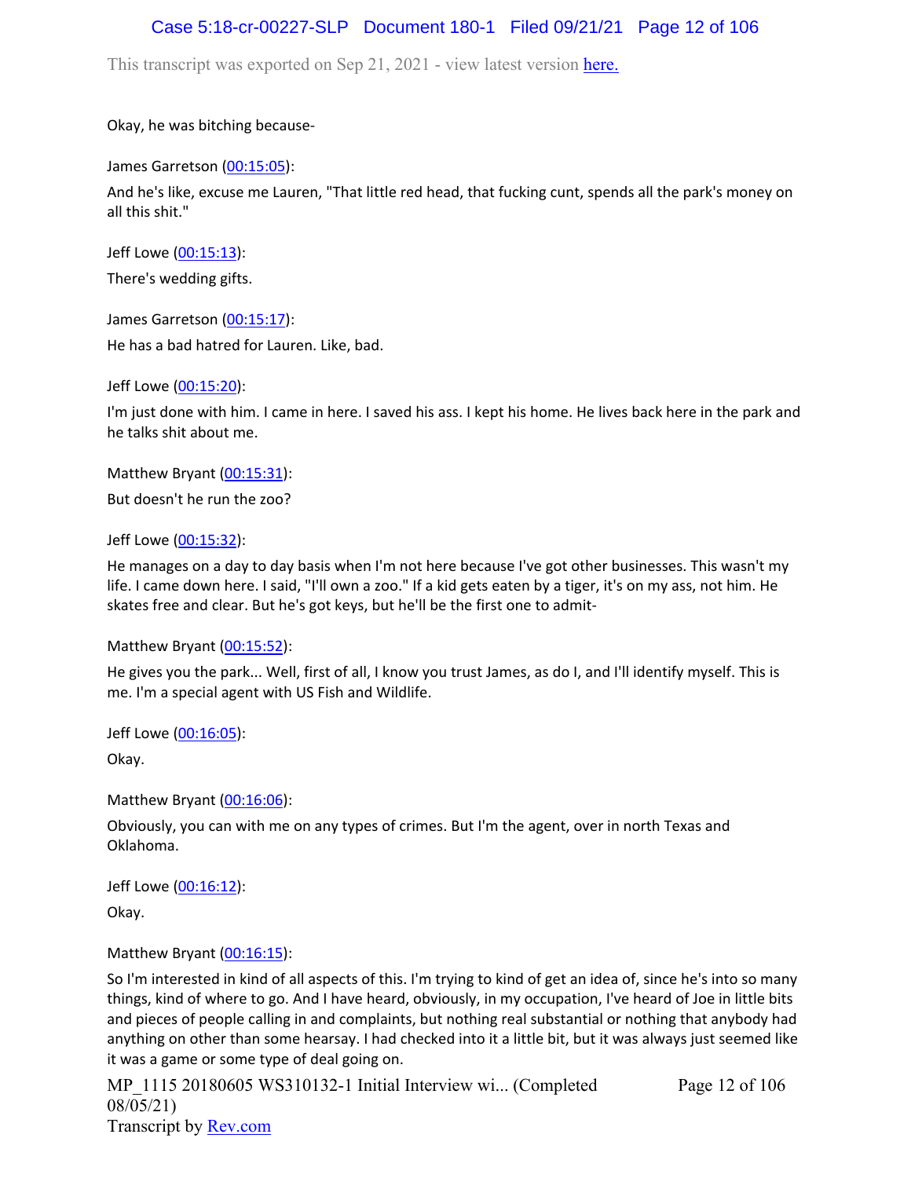Okay, he was bitching because-

James Garretson (00:15:05):

And he's like, excuse me Lauren, "That little red head, that fucking cunt, spends all the park's money on all this shit."

Jeff Lowe (00:15:13):

There's wedding gifts.

James Garretson (00:15:17):

He has a bad hatred for Lauren. Like, bad.

Jeff Lowe (00:15:20):

I'm just done with him. I came in here. I saved his ass. I kept his home. He lives back here in the park and he talks shit about me.

Matthew Bryant (00:15:31):

But doesn't he run the zoo?

Jeff Lowe (00:15:32):

He manages on a day to day basis when I'm not here because I've got other businesses. This wasn't my life. I came down here. I said, "I'll own a zoo." If a kid gets eaten by a tiger, it's on my ass, not him. He skates free and clear. But he's got keys, but he'll be the first one to admit-

Matthew Bryant (00:15:52):

He gives you the park... Well, first of all, I know you trust James, as do I, and I'll identify myself. This is me. I'm a special agent with US Fish and Wildlife.

Jeff Lowe (00:16:05):

Okay.

Matthew Bryant (00:16:06):

Obviously, you can with me on any types of crimes. But I'm the agent, over in north Texas and Oklahoma.

Jeff Lowe (00:16:12):

Okay.

Matthew Bryant (00:16:15):

So I'm interested in kind of all aspects of this. I'm trying to kind of get an idea of, since he's into so many things, kind of where to go. And I have heard, obviously, in my occupation, I've heard of Joe in little bits and pieces of people calling in and complaints, but nothing real substantial or nothing that anybody had anything on other than some hearsay. I had checked into it a little bit, but it was always just seemed like it was a game or some type of deal going on.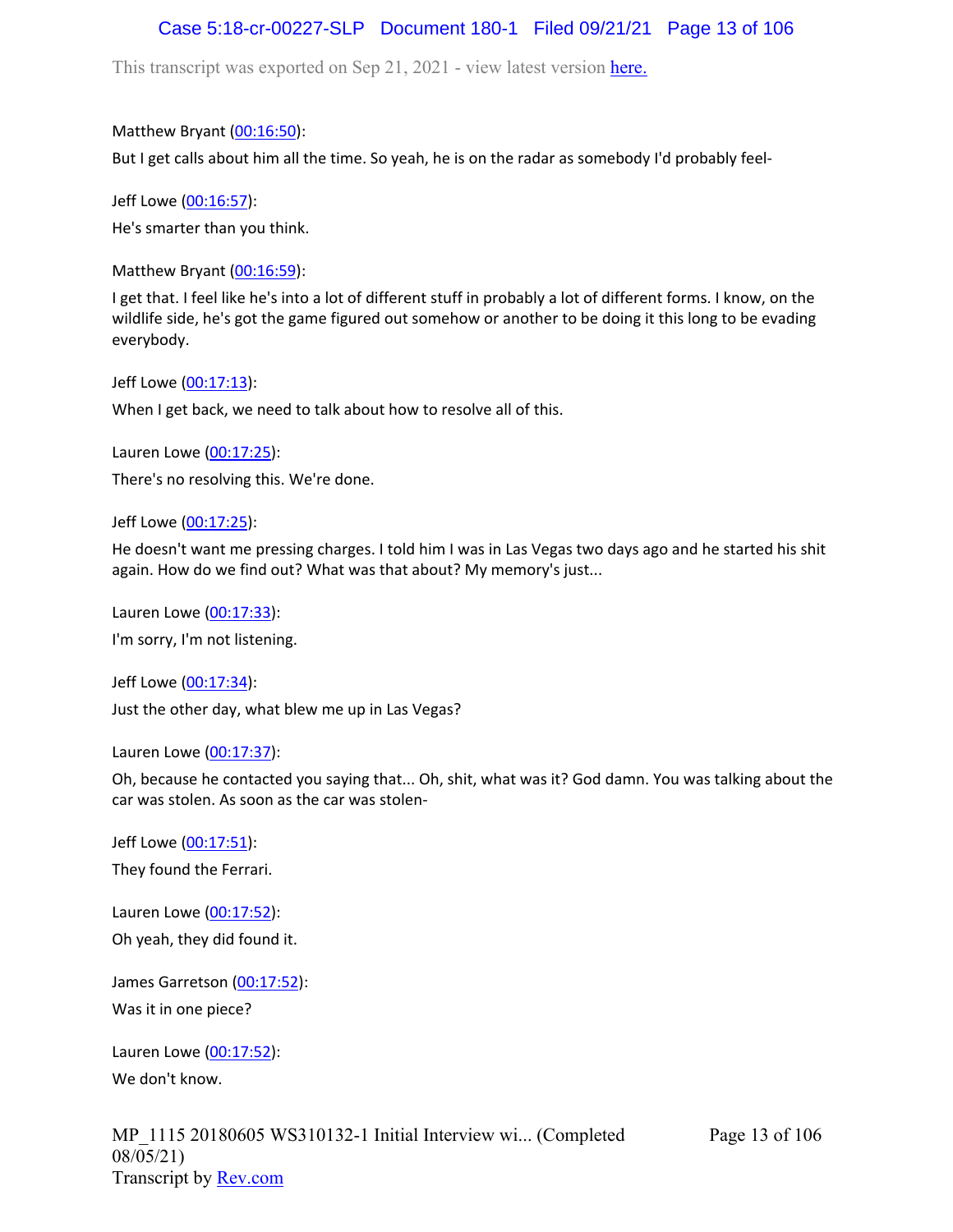Matthew Bryant (00:16:50):

But I get calls about him all the time. So yeah, he is on the radar as somebody I'd probably feel-

Jeff Lowe (00:16:57):

He's smarter than you think.

Matthew Bryant (00:16:59):

I get that. I feel like he's into a lot of different stuff in probably a lot of different forms. I know, on the wildlife side, he's got the game figured out somehow or another to be doing it this long to be evading everybody.

Jeff Lowe (00:17:13):

When I get back, we need to talk about how to resolve all of this.

Lauren Lowe (00:17:25):

There's no resolving this. We're done.

Jeff Lowe (00:17:25):

He doesn't want me pressing charges. I told him I was in Las Vegas two days ago and he started his shit again. How do we find out? What was that about? My memory's just...

Lauren Lowe (00:17:33):

I'm sorry, I'm not listening.

Jeff Lowe (00:17:34):

Just the other day, what blew me up in Las Vegas?

Lauren Lowe (00:17:37):

Oh, because he contacted you saying that... Oh, shit, what was it? God damn. You was talking about the car was stolen. As soon as the car was stolen-

Jeff Lowe (00:17:51):

They found the Ferrari.

Lauren Lowe (00:17:52):

Oh yeah, they did found it.

James Garretson (00:17:52):

Was it in one piece?

Lauren Lowe (00:17:52):

We don't know.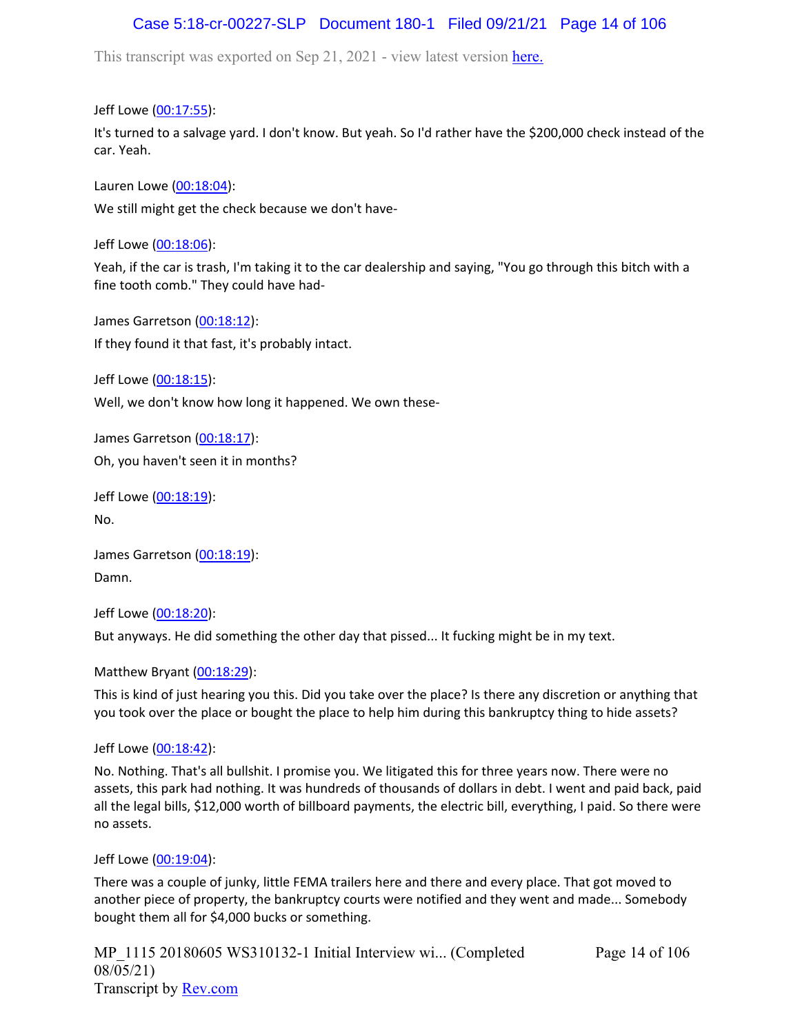Jeff Lowe (00:17:55):

It's turned to a salvage yard. I don't know. But yeah. So I'd rather have the $200,000 check instead of the car. Yeah.

Lauren Lowe (00:18:04):

We still might get the check because we don't have-

Jeff Lowe (00:18:06):

Yeah, if the car is trash, I'm taking it to the car dealership and saying, "You go through this bitch with a fine tooth comb." They could have had-

James Garretson (00:18:12):

If they found it that fast, it's probably intact.

Jeff Lowe (00:18:15):

Well, we don't know how long it happened. We own these-

James Garretson (00:18:17):

Oh, you haven't seen it in months?

Jeff Lowe (00:18:19):

No.

James Garretson (00:18:19):

Damn.

Jeff Lowe (00:18:20):

But anyways. He did something the other day that pissed... It fucking might be in my text.

Matthew Bryant (00:18:29):

This is kind of just hearing you this. Did you take over the place? Is there any discretion or anything that you took over the place or bought the place to help him during this bankruptcy thing to hide assets?

Jeff Lowe (00:18:42):

No. Nothing. That's all bullshit. I promise you. We litigated this for three years now. There were no assets, this park had nothing. It was hundreds of thousands of dollars in debt. I went and paid back, paid all the legal bills, $12,000 worth of billboard payments, the electric bill, everything, I paid. So there were no assets.

Jeff Lowe (00:19:04):

There was a couple of junky, little FEMA trailers here and there and every place. That got moved to another piece of property, the bankruptcy courts were notified and they went and made... Somebody bought them all for $4,000 bucks or something.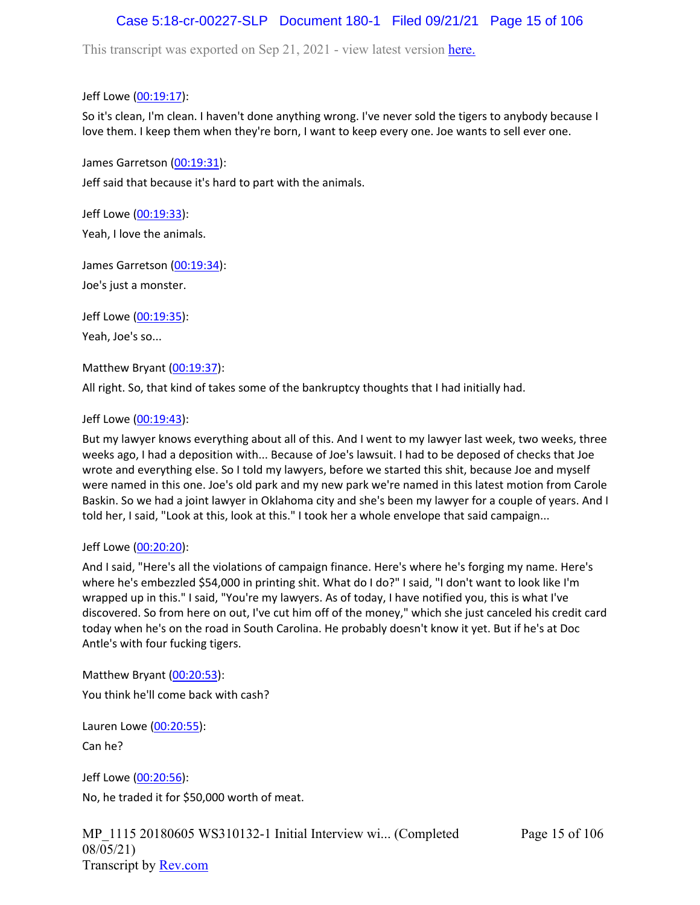Jeff Lowe (00:19:17):

So it's clean, I'm clean. I haven't done anything wrong. I've never sold the tigers to anybody because I love them. I keep them when they're born, I want to keep every one. Joe wants to sell ever one.

James Garretson (00:19:31):

Jeff said that because it's hard to part with the animals.

Jeff Lowe (00:19:33):

Yeah, I love the animals.

James Garretson (00:19:34):

Joe's just a monster.

Jeff Lowe (00:19:35):

Yeah, Joe's so...

Matthew Bryant (00:19:37):

All right. So, that kind of takes some of the bankruptcy thoughts that I had initially had.

Jeff Lowe (00:19:43):

But my lawyer knows everything about all of this. And I went to my lawyer last week, two weeks, three weeks ago, I had a deposition with... Because of Joe's lawsuit. I had to be deposed of checks that Joe wrote and everything else. So I told my lawyers, before we started this shit, because Joe and myself were named in this one. Joe's old park and my new park we're named in this latest motion from Carole Baskin. So we had a joint lawyer in Oklahoma city and she's been my lawyer for a couple of years. And I told her, I said, "Look at this, look at this." I took her a whole envelope that said campaign...

Jeff Lowe (00:20:20):

And I said, "Here's all the violations of campaign finance. Here's where he's forging my name. Here's where he's embezzled $54,000 in printing shit. What do I do?" I said, "I don't want to look like I'm wrapped up in this." I said, "You're my lawyers. As of today, I have notified you, this is what I've discovered. So from here on out, I've cut him off of the money," which she just canceled his credit card today when he's on the road in South Carolina. He probably doesn't know it yet. But if he's at Doc Antle's with four fucking tigers.

Matthew Bryant (00:20:53):

You think he'll come back with cash?

Lauren Lowe (00:20:55):

Can he?

Jeff Lowe (00:20:56):

No, he traded it for $50,000 worth of meat.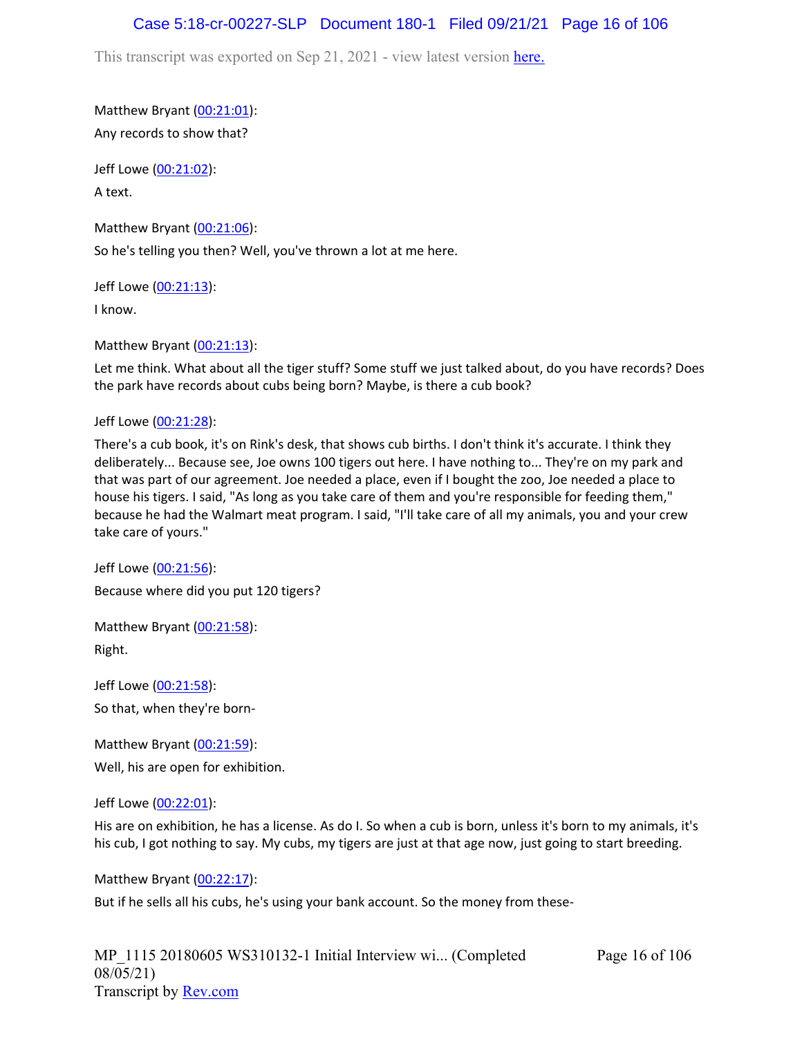Matthew Bryant ([00:21:01](#)):

Any records to show that?

Jeff Lowe ([00:21:02](#)):

A text.

Matthew Bryant ([00:21:06](#)):

So he's telling you then? Well, you've thrown a lot at me here.

Jeff Lowe ([00:21:13](#)):

I know.

Matthew Bryant ([00:21:13](#)):

Let me think. What about all the tiger stuff? Some stuff we just talked about, do you have records? Does the park have records about cubs being born? Maybe, is there a cub book?

Jeff Lowe ([00:21:28](#)):

There's a cub book, it's on Rink's desk, that shows cub births. I don't think it's accurate. I think they deliberately... Because see, Joe owns 100 tigers out here. I have nothing to... They're on my park and that was part of our agreement. Joe needed a place, even if I bought the zoo, Joe needed a place to house his tigers. I said, "As long as you take care of them and you're responsible for feeding them," because he had the Walmart meat program. I said, "I'll take care of all my animals, you and your crew take care of yours."

Jeff Lowe ([00:21:56](#)):

Because where did you put 120 tigers?

Matthew Bryant ([00:21:58](#)):

Right.

Jeff Lowe ([00:21:58](#)):

So that, when they're born-

Matthew Bryant ([00:21:59](#)):

Well, his are open for exhibition.

Jeff Lowe ([00:22:01](#)):

His are on exhibition, he has a license. As do I. So when a cub is born, unless it's born to my animals, it's his cub, I got nothing to say. My cubs, my tigers are just at that age now, just going to start breeding.

Matthew Bryant ([00:22:17](#)):

But if he sells all his cubs, he's using your bank account. So the money from these-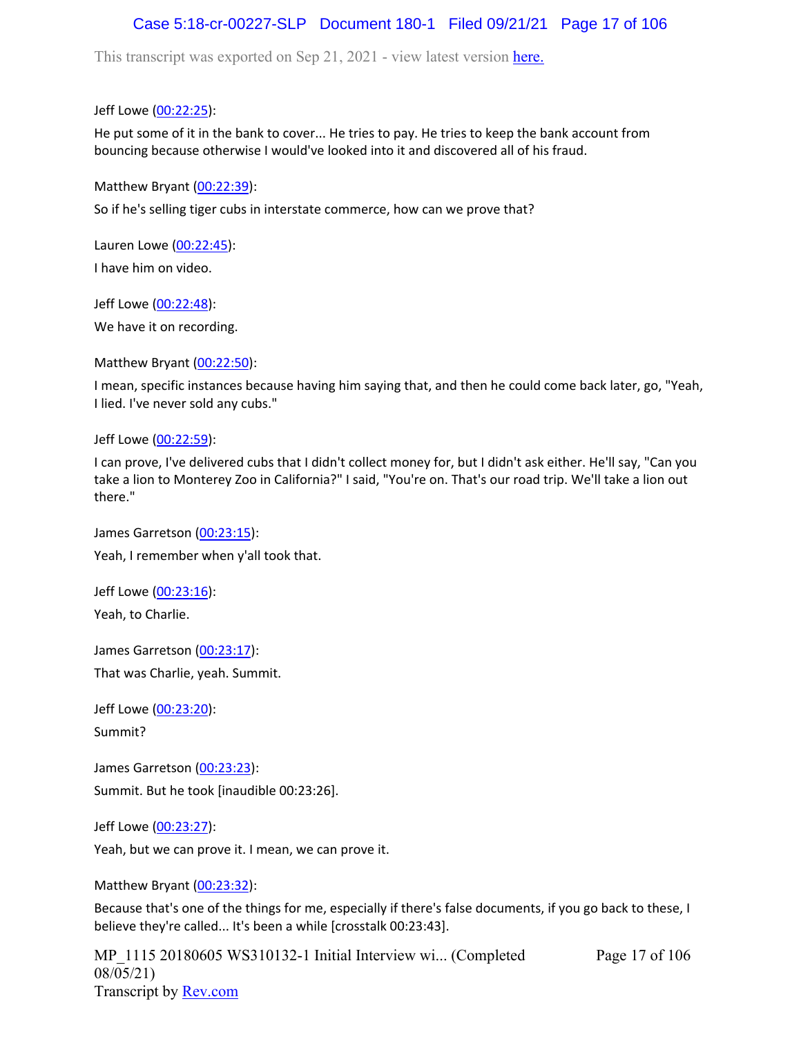Jeff Lowe (00:22:25):

He put some of it in the bank to cover... He tries to pay. He tries to keep the bank account from bouncing because otherwise I would've looked into it and discovered all of his fraud.

Matthew Bryant (00:22:39):

So if he's selling tiger cubs in interstate commerce, how can we prove that?

Lauren Lowe (00:22:45):

I have him on video.

Jeff Lowe (00:22:48):

We have it on recording.

Matthew Bryant (00:22:50):

I mean, specific instances because having him saying that, and then he could come back later, go, "Yeah, I lied. I've never sold any cubs."

Jeff Lowe (00:22:59):

I can prove, I've delivered cubs that I didn't collect money for, but I didn't ask either. He'll say, "Can you take a lion to Monterey Zoo in California?" I said, "You're on. That's our road trip. We'll take a lion out there."

James Garretson (00:23:15):

Yeah, I remember when y'all took that.

Jeff Lowe (00:23:16):

Yeah, to Charlie.

James Garretson (00:23:17):

That was Charlie, yeah. Summit.

Jeff Lowe (00:23:20):

Summit?

James Garretson (00:23:23):

Summit. But he took [inaudible 00:23:26].

Jeff Lowe (00:23:27):

Yeah, but we can prove it. I mean, we can prove it.

Matthew Bryant (00:23:32):

Because that's one of the things for me, especially if there's false documents, if you go back to these, I believe they're called... It's been a while [crosstalk 00:23:43].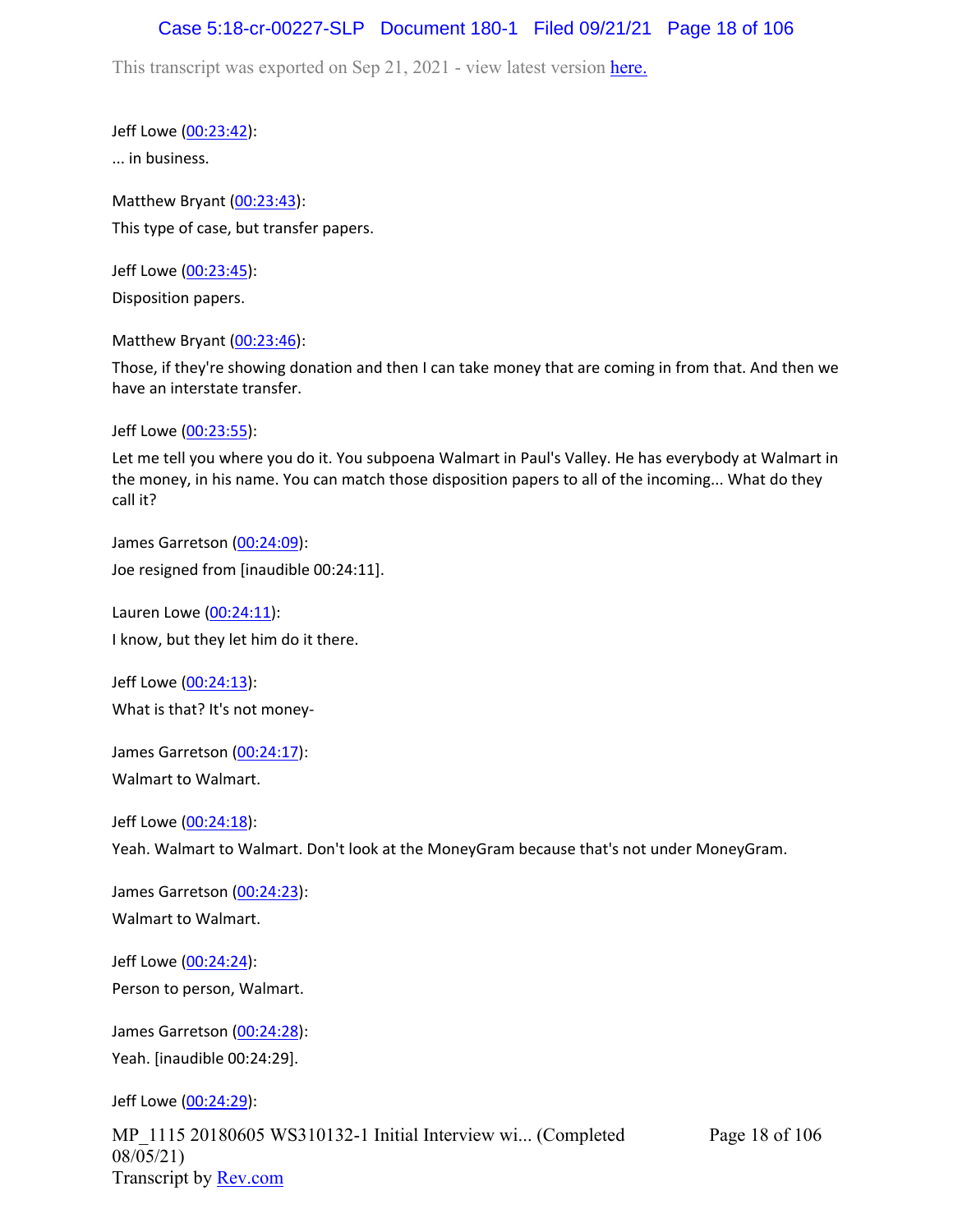Jeff Lowe (00:23:42):

... in business.

Matthew Bryant (00:23:43):

This type of case, but transfer papers.

Jeff Lowe (00:23:45):

Disposition papers.

Matthew Bryant (00:23:46):

Those, if they're showing donation and then I can take money that are coming in from that. And then we have an interstate transfer.

Jeff Lowe (00:23:55):

Let me tell you where you do it. You subpoena Walmart in Paul's Valley. He has everybody at Walmart in the money, in his name. You can match those disposition papers to all of the incoming... What do they call it?

James Garretson (00:24:09):

Joe resigned from [inaudible 00:24:11].

Lauren Lowe (00:24:11):

I know, but they let him do it there.

Jeff Lowe (00:24:13):

What is that? It's not money-

James Garretson (00:24:17):

Walmart to Walmart.

Jeff Lowe (00:24:18):

Yeah. Walmart to Walmart. Don't look at the MoneyGram because that's not under MoneyGram.

James Garretson (00:24:23):

Walmart to Walmart.

Jeff Lowe (00:24:24):

Person to person, Walmart.

James Garretson (00:24:28):

Yeah. [inaudible 00:24:29].

Jeff Lowe (00:24:29):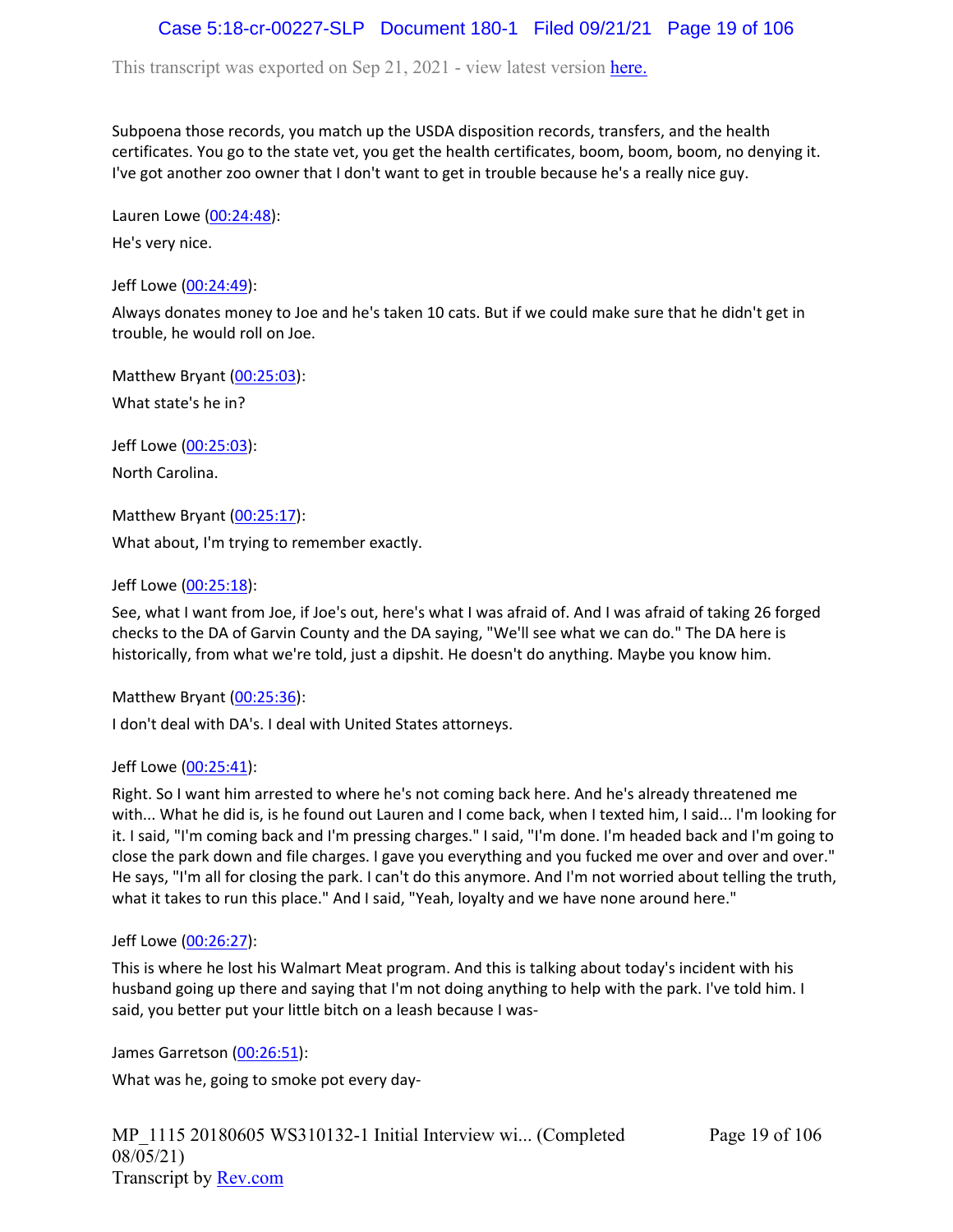Subpoena those records, you match up the USDA disposition records, transfers, and the health certificates. You go to the state vet, you get the health certificates, boom, boom, boom, no denying it. I've got another zoo owner that I don't want to get in trouble because he's a really nice guy.

Lauren Lowe (00:24:48):

He's very nice.

Jeff Lowe (00:24:49):

Always donates money to Joe and he's taken 10 cats. But if we could make sure that he didn't get in trouble, he would roll on Joe.

Matthew Bryant (00:25:03):

What state's he in?

Jeff Lowe (00:25:03):

North Carolina.

Matthew Bryant (00:25:17):

What about, I'm trying to remember exactly.

Jeff Lowe (00:25:18):

See, what I want from Joe, if Joe's out, here's what I was afraid of. And I was afraid of taking 26 forged checks to the DA of Garvin County and the DA saying, "We'll see what we can do." The DA here is historically, from what we're told, just a dipshit. He doesn't do anything. Maybe you know him.

Matthew Bryant (00:25:36):

I don't deal with DA's. I deal with United States attorneys.

Jeff Lowe (00:25:41):

Right. So I want him arrested to where he's not coming back here. And he's already threatened me with... What he did is, is he found out Lauren and I come back, when I texted him, I said... I'm looking for it. I said, "I'm coming back and I'm pressing charges." I said, "I'm done. I'm headed back and I'm going to close the park down and file charges. I gave you everything and you fucked me over and over and over." He says, "I'm all for closing the park. I can't do this anymore. And I'm not worried about telling the truth, what it takes to run this place." And I said, "Yeah, loyalty and we have none around here."

Jeff Lowe (00:26:27):

This is where he lost his Walmart Meat program. And this is talking about today's incident with his husband going up there and saying that I'm not doing anything to help with the park. I've told him. I said, you better put your little bitch on a leash because I was-

James Garretson (00:26:51):

What was he, going to smoke pot every day-

MP_1115 20180605 WS310132-1 Initial Interview wi... (Completed 08/05/21)
Transcript by Rev.com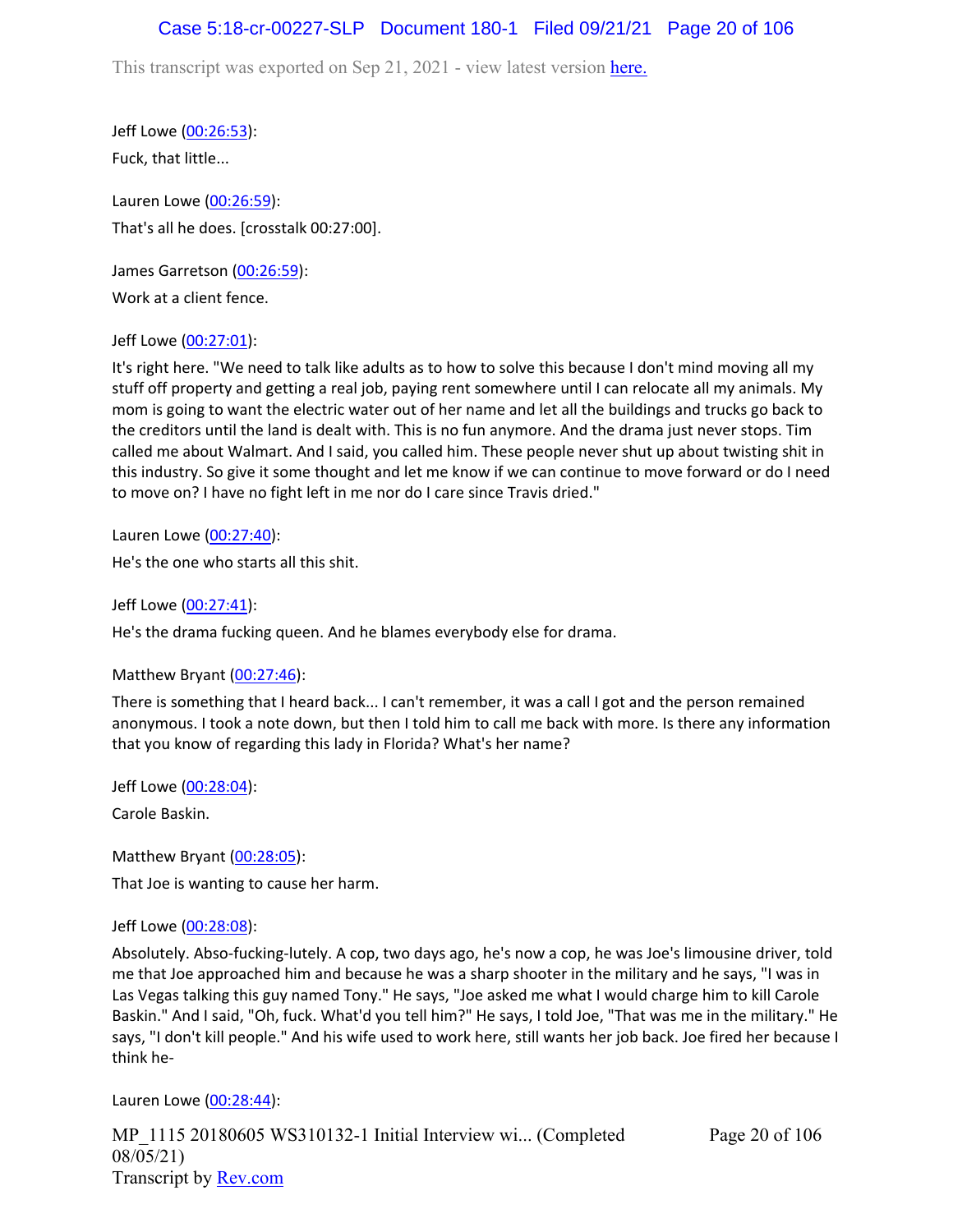Jeff Lowe (00:26:53):

Fuck, that little...

Lauren Lowe (00:26:59):

That's all he does. [crosstalk 00:27:00].

James Garretson (00:26:59):

Work at a client fence.

Jeff Lowe (00:27:01):

It's right here. "We need to talk like adults as to how to solve this because I don't mind moving all my stuff off property and getting a real job, paying rent somewhere until I can relocate all my animals. My mom is going to want the electric water out of her name and let all the buildings and trucks go back to the creditors until the land is dealt with. This is no fun anymore. And the drama just never stops. Tim called me about Walmart. And I said, you called him. These people never shut up about twisting shit in this industry. So give it some thought and let me know if we can continue to move forward or do I need to move on? I have no fight left in me nor do I care since Travis dried."

Lauren Lowe (00:27:40):

He's the one who starts all this shit.

Jeff Lowe (00:27:41):

He's the drama fucking queen. And he blames everybody else for drama.

Matthew Bryant (00:27:46):

There is something that I heard back... I can't remember, it was a call I got and the person remained anonymous. I took a note down, but then I told him to call me back with more. Is there any information that you know of regarding this lady in Florida? What's her name?

Jeff Lowe (00:28:04):

Carole Baskin.

Matthew Bryant (00:28:05):

That Joe is wanting to cause her harm.

Jeff Lowe (00:28:08):

Absolutely. Abso-fucking-lutely. A cop, two days ago, he's now a cop, he was Joe's limousine driver, told me that Joe approached him and because he was a sharp shooter in the military and he says, "I was in Las Vegas talking this guy named Tony." He says, "Joe asked me what I would charge him to kill Carole Baskin." And I said, "Oh, fuck. What'd you tell him?" He says, I told Joe, "That was me in the military." He says, "I don't kill people." And his wife used to work here, still wants her job back. Joe fired her because I think he-

Lauren Lowe (00:28:44):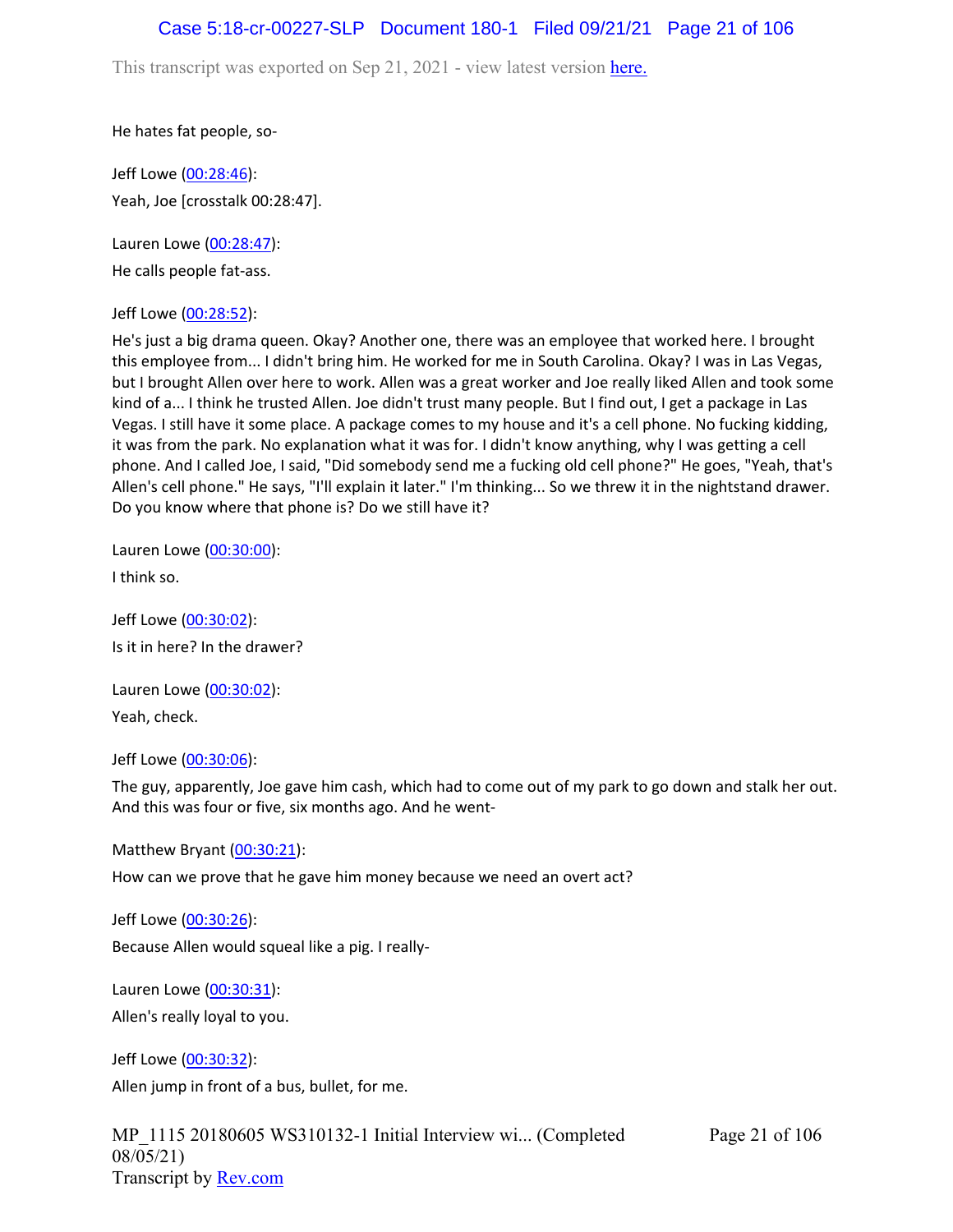He hates fat people, so-

Jeff Lowe (00:28:46):

Yeah, Joe [crosstalk 00:28:47].

Lauren Lowe (00:28:47):

He calls people fat-ass.

Jeff Lowe (00:28:52):

He's just a big drama queen. Okay? Another one, there was an employee that worked here. I brought this employee from... I didn't bring him. He worked for me in South Carolina. Okay? I was in Las Vegas, but I brought Allen over here to work. Allen was a great worker and Joe really liked Allen and took some kind of a... I think he trusted Allen. Joe didn't trust many people. But I find out, I get a package in Las Vegas. I still have it some place. A package comes to my house and it's a cell phone. No fucking kidding, it was from the park. No explanation what it was for. I didn't know anything, why I was getting a cell phone. And I called Joe, I said, "Did somebody send me a fucking old cell phone?" He goes, "Yeah, that's Allen's cell phone." He says, "I'll explain it later." I'm thinking... So we threw it in the nightstand drawer. Do you know where that phone is? Do we still have it?

Lauren Lowe (00:30:00):

I think so.

Jeff Lowe (00:30:02):

Is it in here? In the drawer?

Lauren Lowe (00:30:02):

Yeah, check.

Jeff Lowe (00:30:06):

The guy, apparently, Joe gave him cash, which had to come out of my park to go down and stalk her out. And this was four or five, six months ago. And he went-

Matthew Bryant (00:30:21):

How can we prove that he gave him money because we need an overt act?

Jeff Lowe (00:30:26):

Because Allen would squeal like a pig. I really-

Lauren Lowe (00:30:31):

Allen's really loyal to you.

Jeff Lowe (00:30:32):

Allen jump in front of a bus, bullet, for me.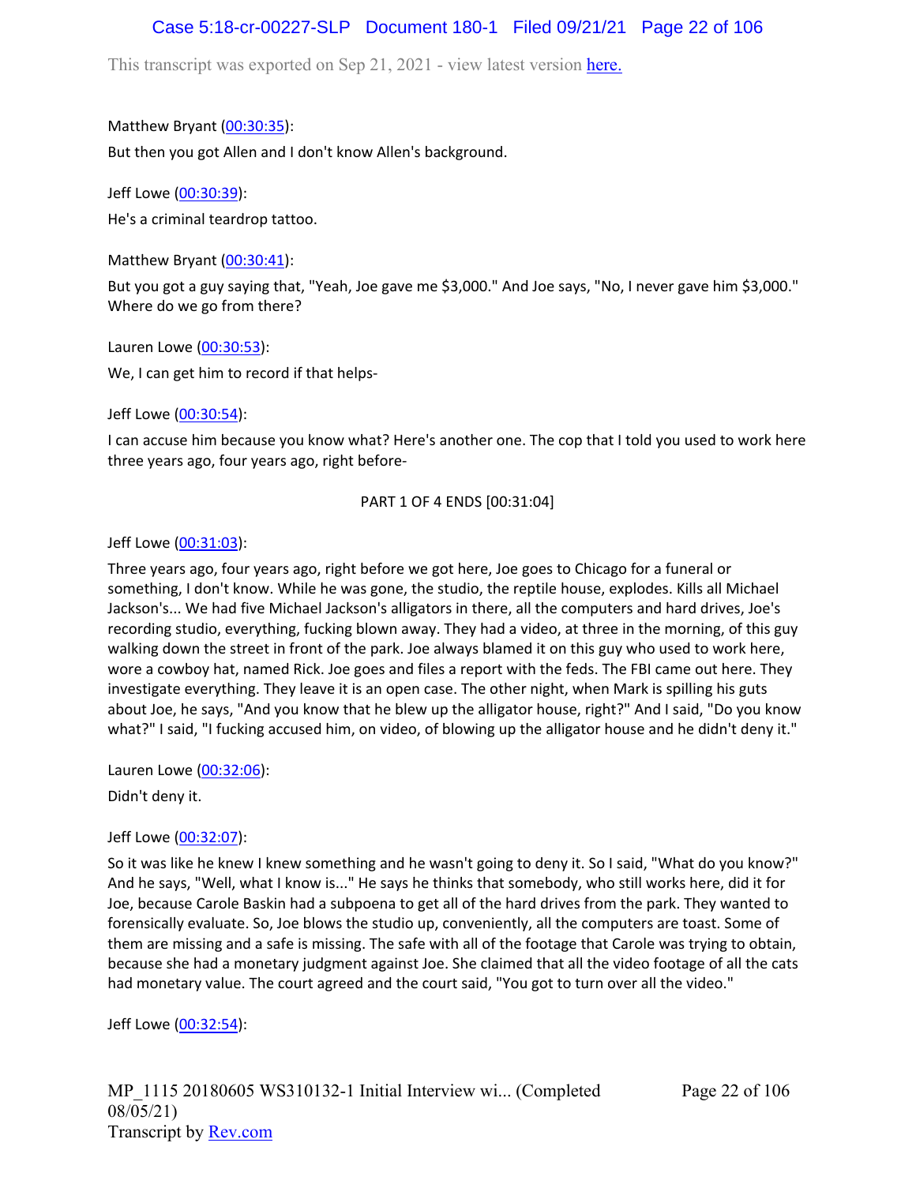This transcript was exported on Sep 21, 2021 - view latest version here.

Matthew Bryant (00:30:35):

But then you got Allen and I don't know Allen's background.

Jeff Lowe (00:30:39):

He's a criminal teardrop tattoo.

Matthew Bryant (00:30:41):

But you got a guy saying that, "Yeah, Joe gave me $3,000." And Joe says, "No, I never gave him $3,000." Where do we go from there?

Lauren Lowe (00:30:53):

We, I can get him to record if that helps-

Jeff Lowe (00:30:54):

I can accuse him because you know what? Here's another one. The cop that I told you used to work here three years ago, four years ago, right before-

PART 1 OF 4 ENDS [00:31:04]

Jeff Lowe (00:31:03):

Three years ago, four years ago, right before we got here, Joe goes to Chicago for a funeral or something, I don't know. While he was gone, the studio, the reptile house, explodes. Kills all Michael Jackson's... We had five Michael Jackson's alligators in there, all the computers and hard drives, Joe's recording studio, everything, fucking blown away. They had a video, at three in the morning, of this guy walking down the street in front of the park. Joe always blamed it on this guy who used to work here, wore a cowboy hat, named Rick. Joe goes and files a report with the feds. The FBI came out here. They investigate everything. They leave it is an open case. The other night, when Mark is spilling his guts about Joe, he says, "And you know that he blew up the alligator house, right?" And I said, "Do you know what?" I said, "I fucking accused him, on video, of blowing up the alligator house and he didn't deny it."

Lauren Lowe (00:32:06):

Didn't deny it.

Jeff Lowe (00:32:07):

So it was like he knew I knew something and he wasn't going to deny it. So I said, "What do you know?" And he says, "Well, what I know is..." He says he thinks that somebody, who still works here, did it for Joe, because Carole Baskin had a subpoena to get all of the hard drives from the park. They wanted to forensically evaluate. So, Joe blows the studio up, conveniently, all the computers are toast. Some of them are missing and a safe is missing. The safe with all of the footage that Carole was trying to obtain, because she had a monetary judgment against Joe. She claimed that all the video footage of all the cats had monetary value. The court agreed and the court said, "You got to turn over all the video."

Jeff Lowe (00:32:54):

MP_1115 20180605 WS310132-1 Initial Interview wi... (Completed 08/05/21)
Transcript by Rev.com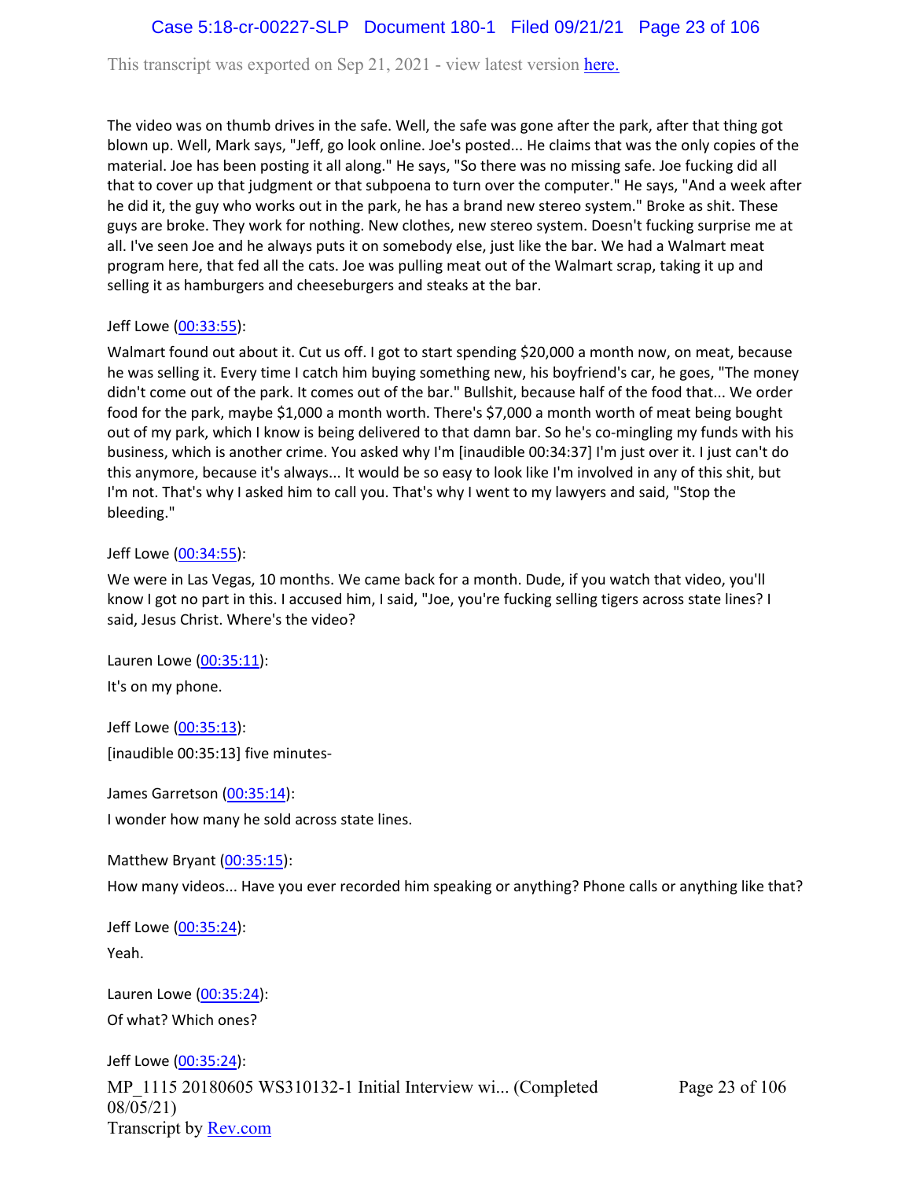The video was on thumb drives in the safe. Well, the safe was gone after the park, after that thing got blown up. Well, Mark says, "Jeff, go look online. Joe's posted... He claims that was the only copies of the material. Joe has been posting it all along." He says, "So there was no missing safe. Joe fucking did all that to cover up that judgment or that subpoena to turn over the computer." He says, "And a week after he did it, the guy who works out in the park, he has a brand new stereo system." Broke as shit. These guys are broke. They work for nothing. New clothes, new stereo system. Doesn't fucking surprise me at all. I've seen Joe and he always puts it on somebody else, just like the bar. We had a Walmart meat program here, that fed all the cats. Joe was pulling meat out of the Walmart scrap, taking it up and selling it as hamburgers and cheeseburgers and steaks at the bar.

Jeff Lowe (00:33:55):

Walmart found out about it. Cut us off. I got to start spending $20,000 a month now, on meat, because he was selling it. Every time I catch him buying something new, his boyfriend's car, he goes, "The money didn't come out of the park. It comes out of the bar." Bullshit, because half of the food that... We order food for the park, maybe $1,000 a month worth. There's $7,000 a month worth of meat being bought out of my park, which I know is being delivered to that damn bar. So he's co-mingling my funds with his business, which is another crime. You asked why I'm [inaudible 00:34:37] I'm just over it. I just can't do this anymore, because it's always... It would be so easy to look like I'm involved in any of this shit, but I'm not. That's why I asked him to call you. That's why I went to my lawyers and said, "Stop the bleeding."

Jeff Lowe (00:34:55):

We were in Las Vegas, 10 months. We came back for a month. Dude, if you watch that video, you'll know I got no part in this. I accused him, I said, "Joe, you're fucking selling tigers across state lines? I said, Jesus Christ. Where's the video?

Lauren Lowe (00:35:11):

It's on my phone.

Jeff Lowe (00:35:13):

[inaudible 00:35:13] five minutes-

James Garretson (00:35:14):

I wonder how many he sold across state lines.

Matthew Bryant (00:35:15):

How many videos... Have you ever recorded him speaking or anything? Phone calls or anything like that?

Jeff Lowe (00:35:24):

Yeah.

Lauren Lowe (00:35:24):

Of what? Which ones?

Jeff Lowe (00:35:24):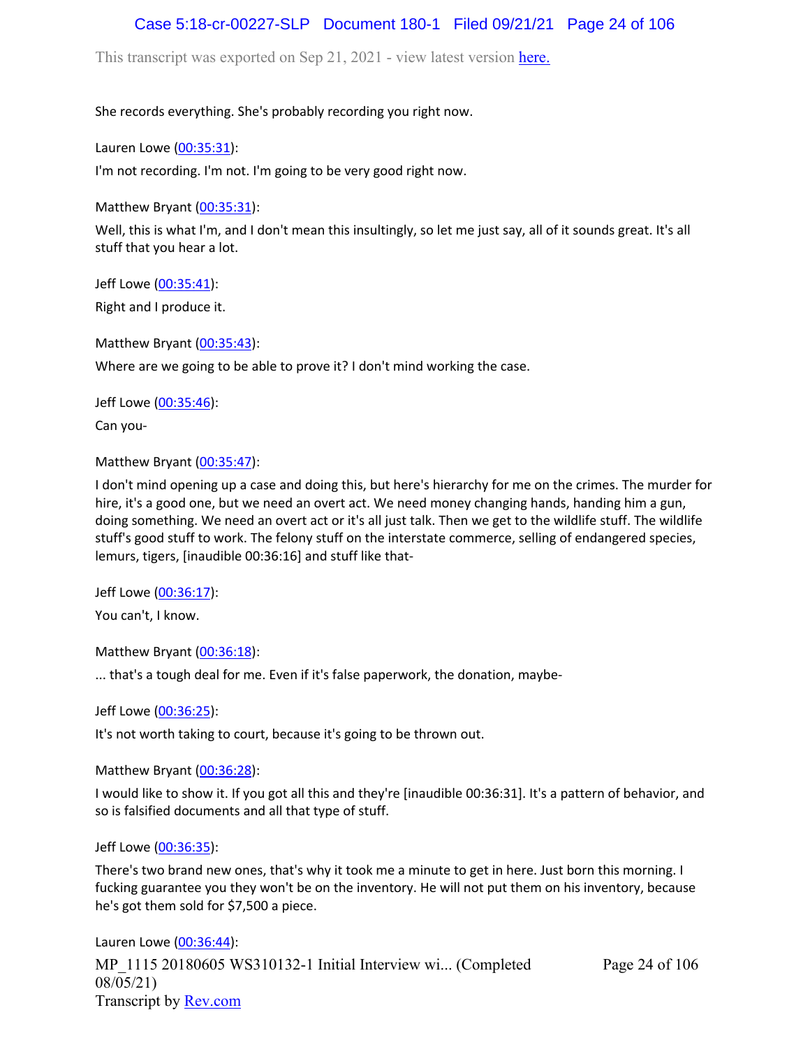She records everything. She's probably recording you right now.

Lauren Lowe (00:35:31):

I'm not recording. I'm not. I'm going to be very good right now.

Matthew Bryant (00:35:31):

Well, this is what I'm, and I don't mean this insultingly, so let me just say, all of it sounds great. It's all stuff that you hear a lot.

Jeff Lowe (00:35:41):

Right and I produce it.

Matthew Bryant (00:35:43):

Where are we going to be able to prove it? I don't mind working the case.

Jeff Lowe (00:35:46):

Can you-

Matthew Bryant (00:35:47):

I don't mind opening up a case and doing this, but here's hierarchy for me on the crimes. The murder for hire, it's a good one, but we need an overt act. We need money changing hands, handing him a gun, doing something. We need an overt act or it's all just talk. Then we get to the wildlife stuff. The wildlife stuff's good stuff to work. The felony stuff on the interstate commerce, selling of endangered species, lemurs, tigers, [inaudible 00:36:16] and stuff like that-

Jeff Lowe (00:36:17):

You can't, I know.

Matthew Bryant (00:36:18):

... that's a tough deal for me. Even if it's false paperwork, the donation, maybe-

Jeff Lowe (00:36:25):

It's not worth taking to court, because it's going to be thrown out.

Matthew Bryant (00:36:28):

I would like to show it. If you got all this and they're [inaudible 00:36:31]. It's a pattern of behavior, and so is falsified documents and all that type of stuff.

Jeff Lowe (00:36:35):

There's two brand new ones, that's why it took me a minute to get in here. Just born this morning. I fucking guarantee you they won't be on the inventory. He will not put them on his inventory, because he's got them sold for $7,500 a piece.

Lauren Lowe (00:36:44):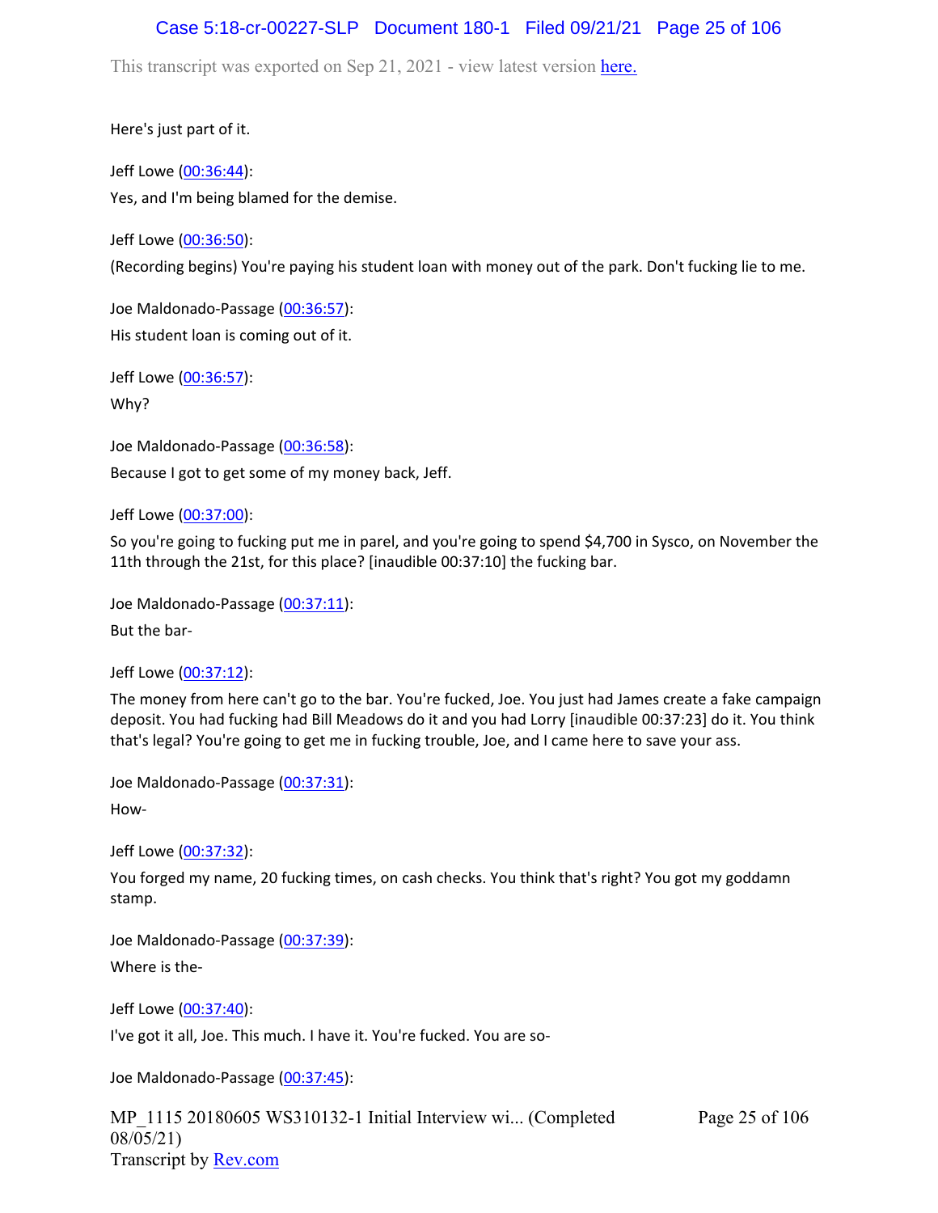Here's just part of it.

Jeff Lowe (00:36:44):

Yes, and I'm being blamed for the demise.

Jeff Lowe (00:36:50):

(Recording begins) You're paying his student loan with money out of the park. Don't fucking lie to me.

Joe Maldonado-Passage (00:36:57):

His student loan is coming out of it.

Jeff Lowe (00:36:57):

Why?

Joe Maldonado-Passage (00:36:58):

Because I got to get some of my money back, Jeff.

Jeff Lowe (00:37:00):

So you're going to fucking put me in parel, and you're going to spend $4,700 in Sysco, on November the 11th through the 21st, for this place? [inaudible 00:37:10] the fucking bar.

Joe Maldonado-Passage (00:37:11):

But the bar-

Jeff Lowe (00:37:12):

The money from here can't go to the bar. You're fucked, Joe. You just had James create a fake campaign deposit. You had fucking had Bill Meadows do it and you had Lorry [inaudible 00:37:23] do it. You think that's legal? You're going to get me in fucking trouble, Joe, and I came here to save your ass.

Joe Maldonado-Passage (00:37:31):

How-

Jeff Lowe (00:37:32):

You forged my name, 20 fucking times, on cash checks. You think that's right? You got my goddamn stamp.

Joe Maldonado-Passage (00:37:39):

Where is the-

Jeff Lowe (00:37:40):

I've got it all, Joe. This much. I have it. You're fucked. You are so-

Joe Maldonado-Passage (00:37:45):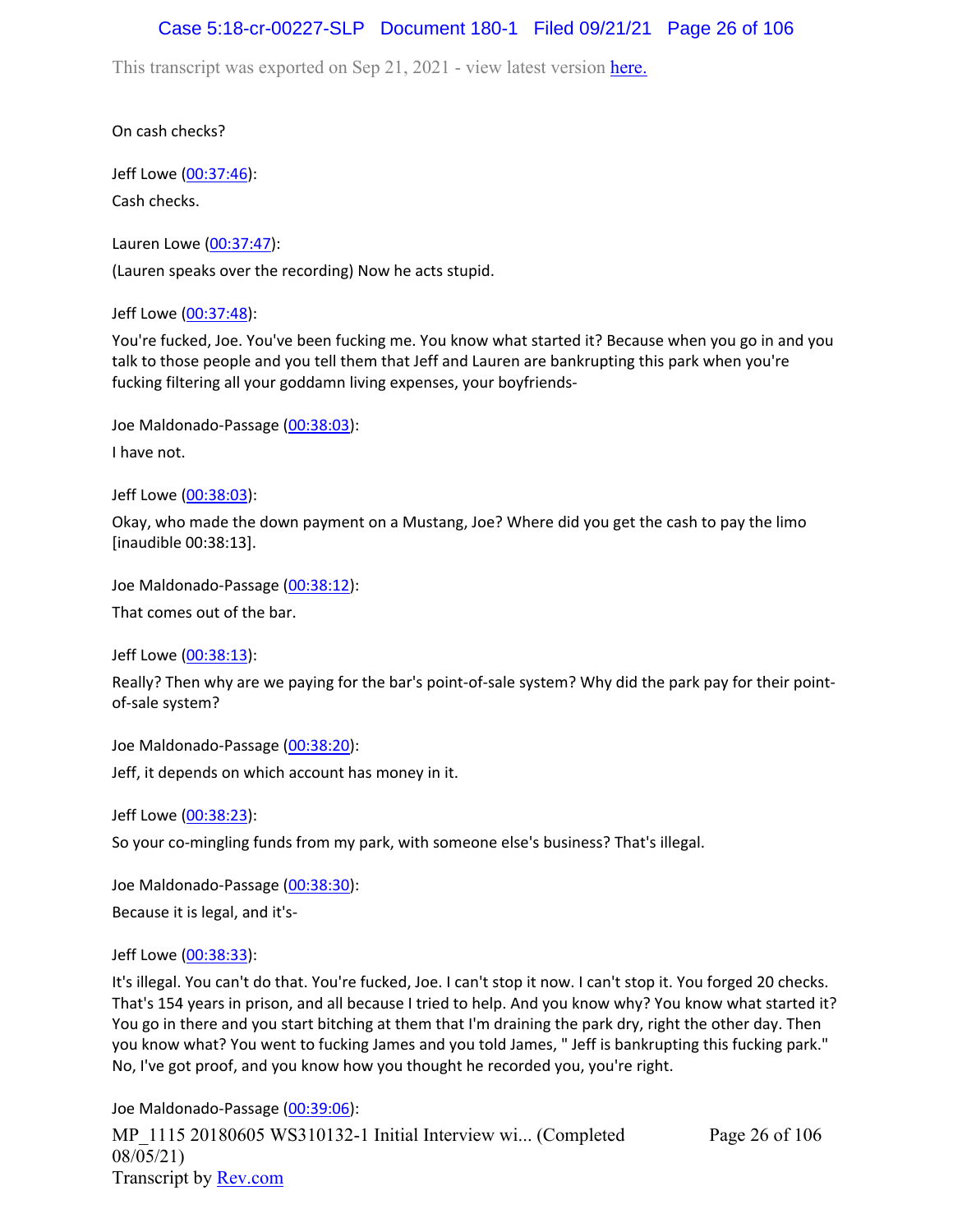On cash checks?

Jeff Lowe (00:37:46):

Cash checks.

Lauren Lowe (00:37:47):

(Lauren speaks over the recording) Now he acts stupid.

Jeff Lowe (00:37:48):

You're fucked, Joe. You've been fucking me. You know what started it? Because when you go in and you talk to those people and you tell them that Jeff and Lauren are bankrupting this park when you're fucking filtering all your goddamn living expenses, your boyfriends-

Joe Maldonado-Passage (00:38:03):

I have not.

Jeff Lowe (00:38:03):

Okay, who made the down payment on a Mustang, Joe? Where did you get the cash to pay the limo [inaudible 00:38:13].

Joe Maldonado-Passage (00:38:12):

That comes out of the bar.

Jeff Lowe (00:38:13):

Really? Then why are we paying for the bar's point-of-sale system? Why did the park pay for their point-of-sale system?

Joe Maldonado-Passage (00:38:20):

Jeff, it depends on which account has money in it.

Jeff Lowe (00:38:23):

So your co-mingling funds from my park, with someone else's business? That's illegal.

Joe Maldonado-Passage (00:38:30):

Because it is legal, and it's-

Jeff Lowe (00:38:33):

It's illegal. You can't do that. You're fucked, Joe. I can't stop it now. I can't stop it. You forged 20 checks. That's 154 years in prison, and all because I tried to help. And you know why? You know what started it? You go in there and you start bitching at them that I'm draining the park dry, right the other day. Then you know what? You went to fucking James and you told James, " Jeff is bankrupting this fucking park." No, I've got proof, and you know how you thought he recorded you, you're right.

Joe Maldonado-Passage (00:39:06):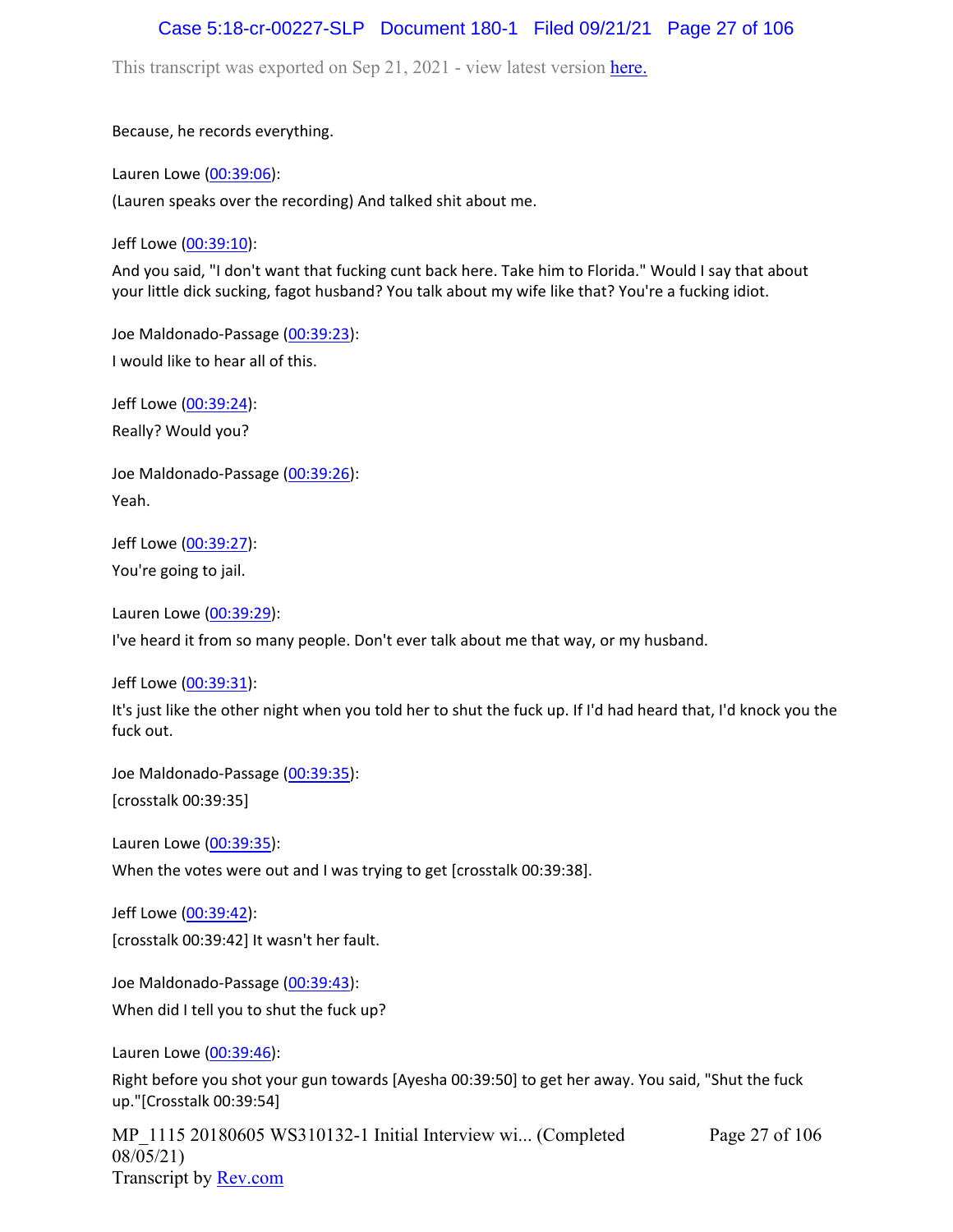Because, he records everything.

Lauren Lowe (00:39:06):

(Lauren speaks over the recording) And talked shit about me.

Jeff Lowe (00:39:10):

And you said, "I don't want that fucking cunt back here. Take him to Florida." Would I say that about your little dick sucking, fagot husband? You talk about my wife like that? You're a fucking idiot.

Joe Maldonado-Passage (00:39:23):

I would like to hear all of this.

Jeff Lowe (00:39:24):

Really? Would you?

Joe Maldonado-Passage (00:39:26):

Yeah.

Jeff Lowe (00:39:27):

You're going to jail.

Lauren Lowe (00:39:29):

I've heard it from so many people. Don't ever talk about me that way, or my husband.

Jeff Lowe (00:39:31):

It's just like the other night when you told her to shut the fuck up. If I'd had heard that, I'd knock you the fuck out.

Joe Maldonado-Passage (00:39:35):

[crosstalk 00:39:35]

Lauren Lowe (00:39:35):

When the votes were out and I was trying to get [crosstalk 00:39:38].

Jeff Lowe (00:39:42):

[crosstalk 00:39:42] It wasn't her fault.

Joe Maldonado-Passage (00:39:43):

When did I tell you to shut the fuck up?

Lauren Lowe (00:39:46):

Right before you shot your gun towards [Ayesha 00:39:50] to get her away. You said, "Shut the fuck up."[Crosstalk 00:39:54]

MP_1115 20180605 WS310132-1 Initial Interview wi... (Completed 08/05/21)
Transcript by Rev.com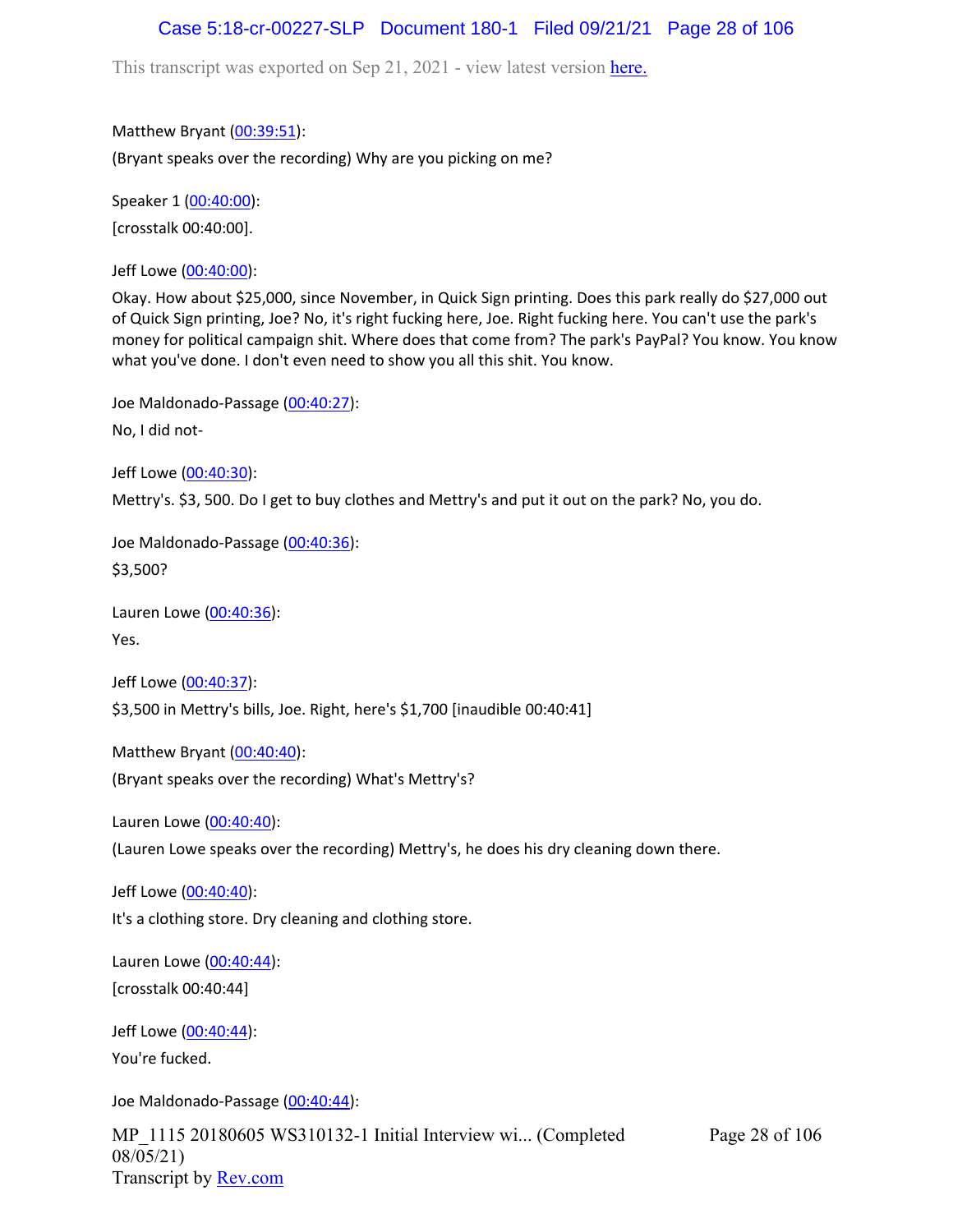Matthew Bryant (00:39:51):

(Bryant speaks over the recording) Why are you picking on me?

Speaker 1 (00:40:00):

[crosstalk 00:40:00].

Jeff Lowe (00:40:00):

Okay. How about $25,000, since November, in Quick Sign printing. Does this park really do $27,000 out of Quick Sign printing, Joe? No, it's right fucking here, Joe. Right fucking here. You can't use the park's money for political campaign shit. Where does that come from? The park's PayPal? You know. You know what you've done. I don't even need to show you all this shit. You know.

Joe Maldonado-Passage (00:40:27):

No, I did not-

Jeff Lowe (00:40:30):

Mettry's. $3, 500. Do I get to buy clothes and Mettry's and put it out on the park? No, you do.

Joe Maldonado-Passage (00:40:36):

$3,500?

Lauren Lowe (00:40:36):

Yes.

Jeff Lowe (00:40:37):

$3,500 in Mettry's bills, Joe. Right, here's $1,700 [inaudible 00:40:41]

Matthew Bryant (00:40:40):

(Bryant speaks over the recording) What's Mettry's?

Lauren Lowe (00:40:40):

(Lauren Lowe speaks over the recording) Mettry's, he does his dry cleaning down there.

Jeff Lowe (00:40:40):

It's a clothing store. Dry cleaning and clothing store.

Lauren Lowe (00:40:44):

[crosstalk 00:40:44]

Jeff Lowe (00:40:44):

You're fucked.

Joe Maldonado-Passage (00:40:44):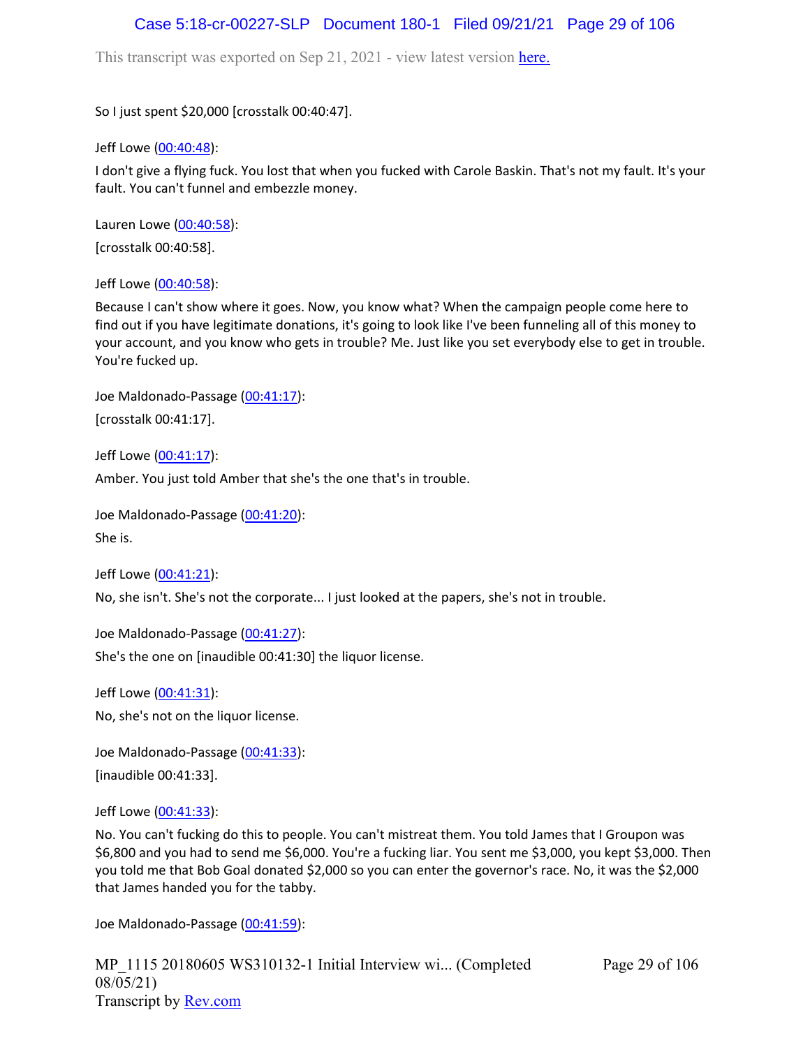So I just spent $20,000 [crosstalk 00:40:47].

Jeff Lowe (00:40:48):

I don't give a flying fuck. You lost that when you fucked with Carole Baskin. That's not my fault. It's your fault. You can't funnel and embezzle money.

Lauren Lowe (00:40:58):

[crosstalk 00:40:58].

Jeff Lowe (00:40:58):

Because I can't show where it goes. Now, you know what? When the campaign people come here to find out if you have legitimate donations, it's going to look like I've been funneling all of this money to your account, and you know who gets in trouble? Me. Just like you set everybody else to get in trouble. You're fucked up.

Joe Maldonado-Passage (00:41:17):

[crosstalk 00:41:17].

Jeff Lowe (00:41:17):

Amber. You just told Amber that she's the one that's in trouble.

Joe Maldonado-Passage (00:41:20):

She is.

Jeff Lowe (00:41:21):

No, she isn't. She's not the corporate... I just looked at the papers, she's not in trouble.

Joe Maldonado-Passage (00:41:27):

She's the one on [inaudible 00:41:30] the liquor license.

Jeff Lowe (00:41:31):

No, she's not on the liquor license.

Joe Maldonado-Passage (00:41:33):

[inaudible 00:41:33].

Jeff Lowe (00:41:33):

No. You can't fucking do this to people. You can't mistreat them. You told James that I Groupon was $6,800 and you had to send me $6,000. You're a fucking liar. You sent me $3,000, you kept $3,000. Then you told me that Bob Goal donated $2,000 so you can enter the governor's race. No, it was the $2,000 that James handed you for the tabby.

Joe Maldonado-Passage (00:41:59):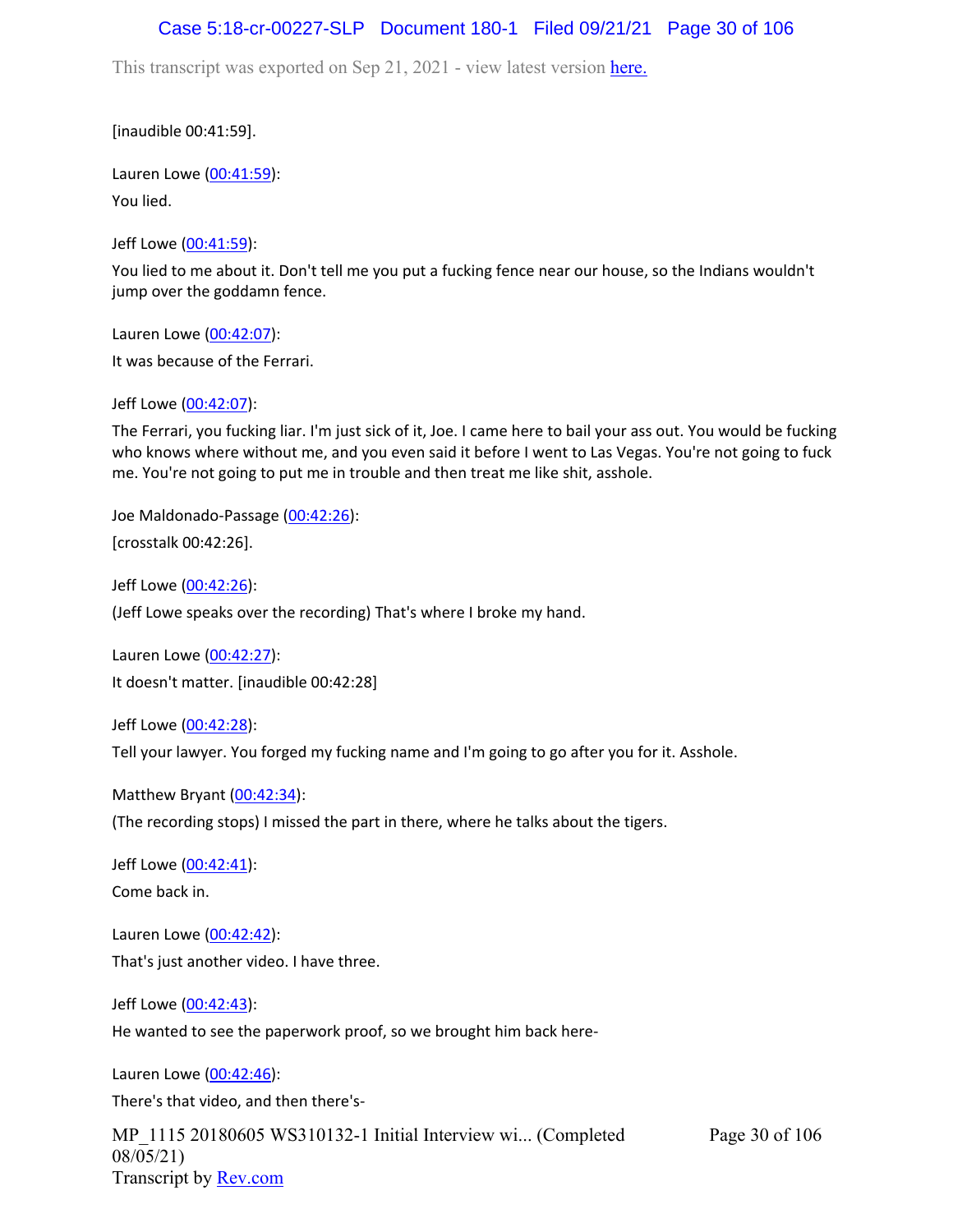[inaudible 00:41:59].

Lauren Lowe (00:41:59):

You lied.

Jeff Lowe (00:41:59):

You lied to me about it. Don't tell me you put a fucking fence near our house, so the Indians wouldn't jump over the goddamn fence.

Lauren Lowe (00:42:07):

It was because of the Ferrari.

Jeff Lowe (00:42:07):

The Ferrari, you fucking liar. I'm just sick of it, Joe. I came here to bail your ass out. You would be fucking who knows where without me, and you even said it before I went to Las Vegas. You're not going to fuck me. You're not going to put me in trouble and then treat me like shit, asshole.

Joe Maldonado-Passage (00:42:26):

[crosstalk 00:42:26].

Jeff Lowe (00:42:26):

(Jeff Lowe speaks over the recording) That's where I broke my hand.

Lauren Lowe (00:42:27):

It doesn't matter. [inaudible 00:42:28]

Jeff Lowe (00:42:28):

Tell your lawyer. You forged my fucking name and I'm going to go after you for it. Asshole.

Matthew Bryant (00:42:34):

(The recording stops) I missed the part in there, where he talks about the tigers.

Jeff Lowe (00:42:41):

Come back in.

Lauren Lowe (00:42:42):

That's just another video. I have three.

Jeff Lowe (00:42:43):

He wanted to see the paperwork proof, so we brought him back here-

Lauren Lowe (00:42:46):

There's that video, and then there's-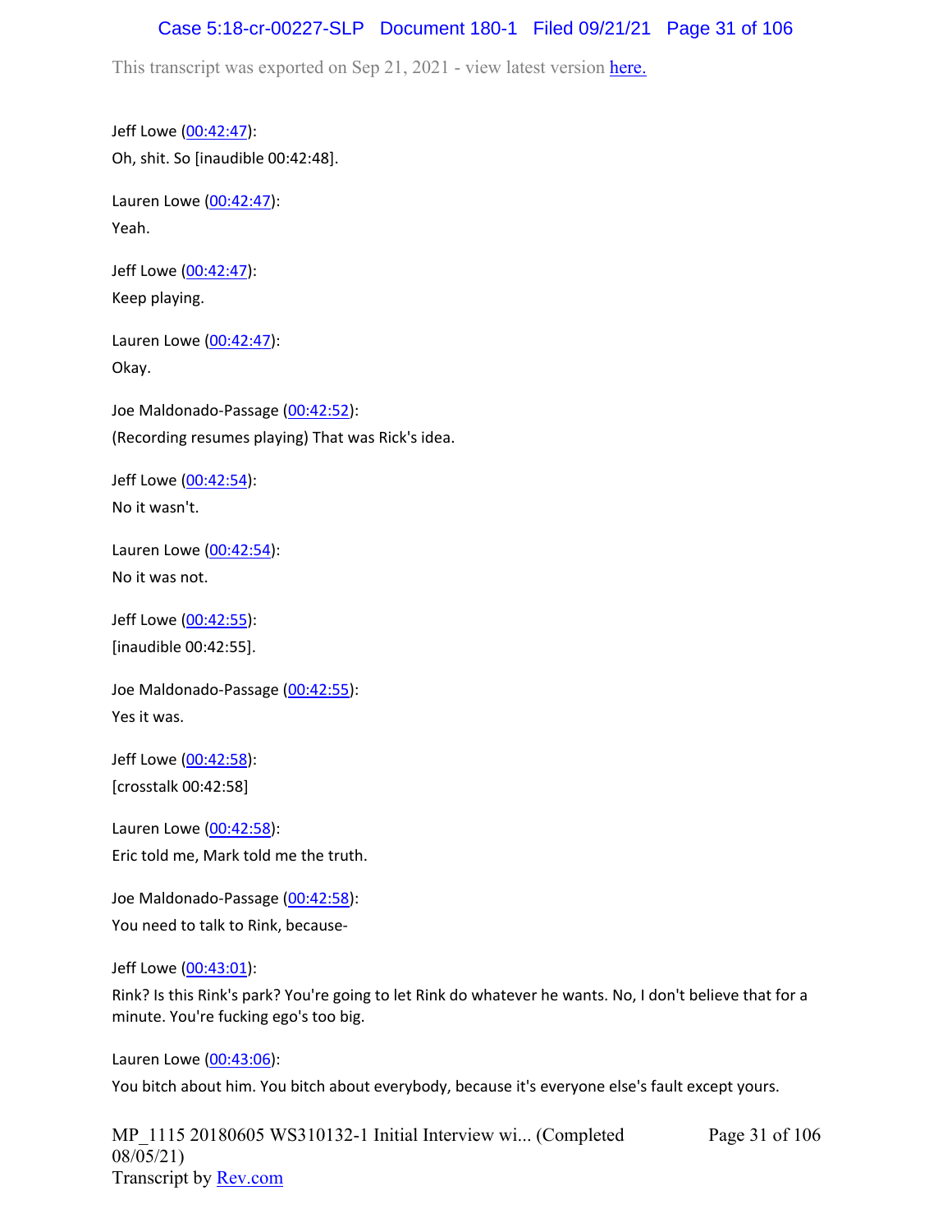Jeff Lowe (00:42:47):

Oh, shit. So [inaudible 00:42:48].

Lauren Lowe (00:42:47):

Yeah.

Jeff Lowe (00:42:47):

Keep playing.

Lauren Lowe (00:42:47):

Okay.

Joe Maldonado-Passage (00:42:52):

(Recording resumes playing) That was Rick's idea.

Jeff Lowe (00:42:54):

No it wasn't.

Lauren Lowe (00:42:54):

No it was not.

Jeff Lowe (00:42:55):

[inaudible 00:42:55].

Joe Maldonado-Passage (00:42:55):

Yes it was.

Jeff Lowe (00:42:58):

[crosstalk 00:42:58]

Lauren Lowe (00:42:58):

Eric told me, Mark told me the truth.

Joe Maldonado-Passage (00:42:58):

You need to talk to Rink, because-

Jeff Lowe (00:43:01):

Rink? Is this Rink's park? You're going to let Rink do whatever he wants. No, I don't believe that for a minute. You're fucking ego's too big.

Lauren Lowe (00:43:06):

You bitch about him. You bitch about everybody, because it's everyone else's fault except yours.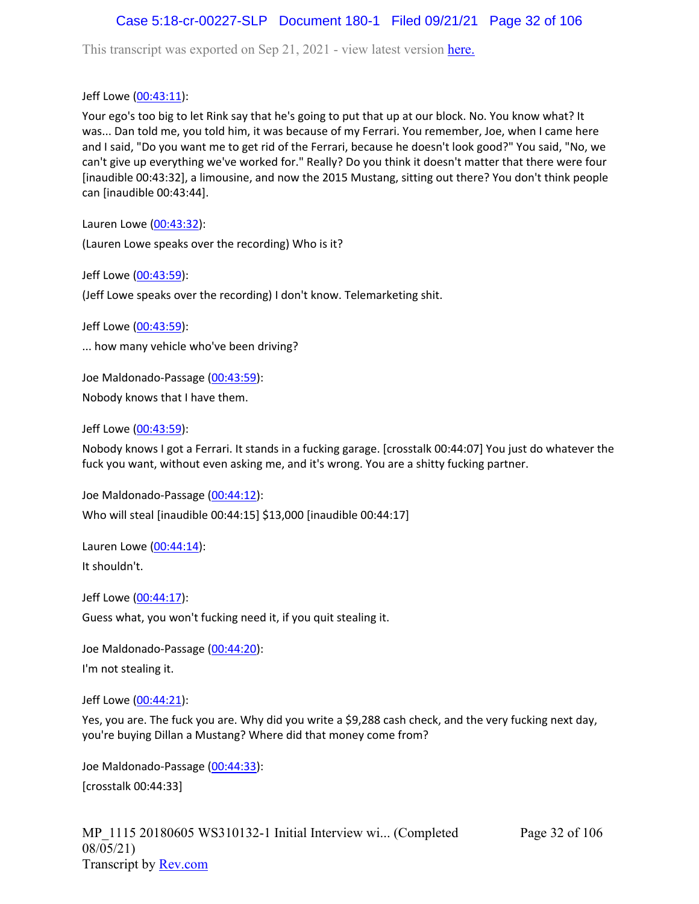Jeff Lowe (00:43:11):

Your ego's too big to let Rink say that he's going to put that up at our block. No. You know what? It was... Dan told me, you told him, it was because of my Ferrari. You remember, Joe, when I came here and I said, "Do you want me to get rid of the Ferrari, because he doesn't look good?" You said, "No, we can't give up everything we've worked for." Really? Do you think it doesn't matter that there were four [inaudible 00:43:32], a limousine, and now the 2015 Mustang, sitting out there? You don't think people can [inaudible 00:43:44].

Lauren Lowe (00:43:32):

(Lauren Lowe speaks over the recording) Who is it?

Jeff Lowe (00:43:59):

(Jeff Lowe speaks over the recording) I don't know. Telemarketing shit.

Jeff Lowe (00:43:59):

... how many vehicle who've been driving?

Joe Maldonado-Passage (00:43:59):

Nobody knows that I have them.

Jeff Lowe (00:43:59):

Nobody knows I got a Ferrari. It stands in a fucking garage. [crosstalk 00:44:07] You just do whatever the fuck you want, without even asking me, and it's wrong. You are a shitty fucking partner.

Joe Maldonado-Passage (00:44:12):

Who will steal [inaudible 00:44:15] $13,000 [inaudible 00:44:17]

Lauren Lowe (00:44:14):

It shouldn't.

Jeff Lowe (00:44:17):

Guess what, you won't fucking need it, if you quit stealing it.

Joe Maldonado-Passage (00:44:20):

I'm not stealing it.

Jeff Lowe (00:44:21):

Yes, you are. The fuck you are. Why did you write a $9,288 cash check, and the very fucking next day, you're buying Dillan a Mustang? Where did that money come from?

Joe Maldonado-Passage (00:44:33):

[crosstalk 00:44:33]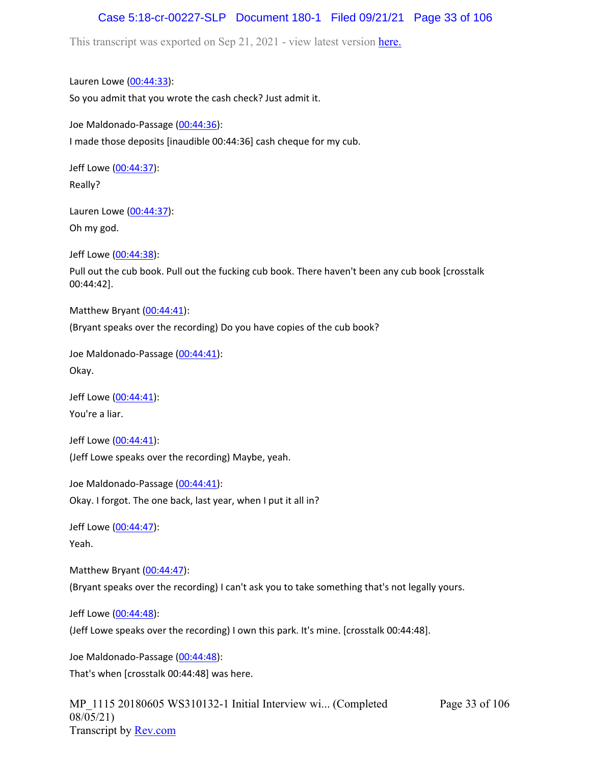Lauren Lowe (00:44:33):

So you admit that you wrote the cash check? Just admit it.

Joe Maldonado-Passage (00:44:36):

I made those deposits [inaudible 00:44:36] cash cheque for my cub.

Jeff Lowe (00:44:37):

Really?

Lauren Lowe (00:44:37):

Oh my god.

Jeff Lowe (00:44:38):

Pull out the cub book. Pull out the fucking cub book. There haven't been any cub book [crosstalk 00:44:42].

Matthew Bryant (00:44:41):

(Bryant speaks over the recording) Do you have copies of the cub book?

Joe Maldonado-Passage (00:44:41):

Okay.

Jeff Lowe (00:44:41):

You're a liar.

Jeff Lowe (00:44:41):

(Jeff Lowe speaks over the recording) Maybe, yeah.

Joe Maldonado-Passage (00:44:41):

Okay. I forgot. The one back, last year, when I put it all in?

Jeff Lowe (00:44:47):

Yeah.

Matthew Bryant (00:44:47):

(Bryant speaks over the recording) I can't ask you to take something that's not legally yours.

Jeff Lowe (00:44:48):

(Jeff Lowe speaks over the recording) I own this park. It's mine. [crosstalk 00:44:48].

Joe Maldonado-Passage (00:44:48):

That's when [crosstalk 00:44:48] was here.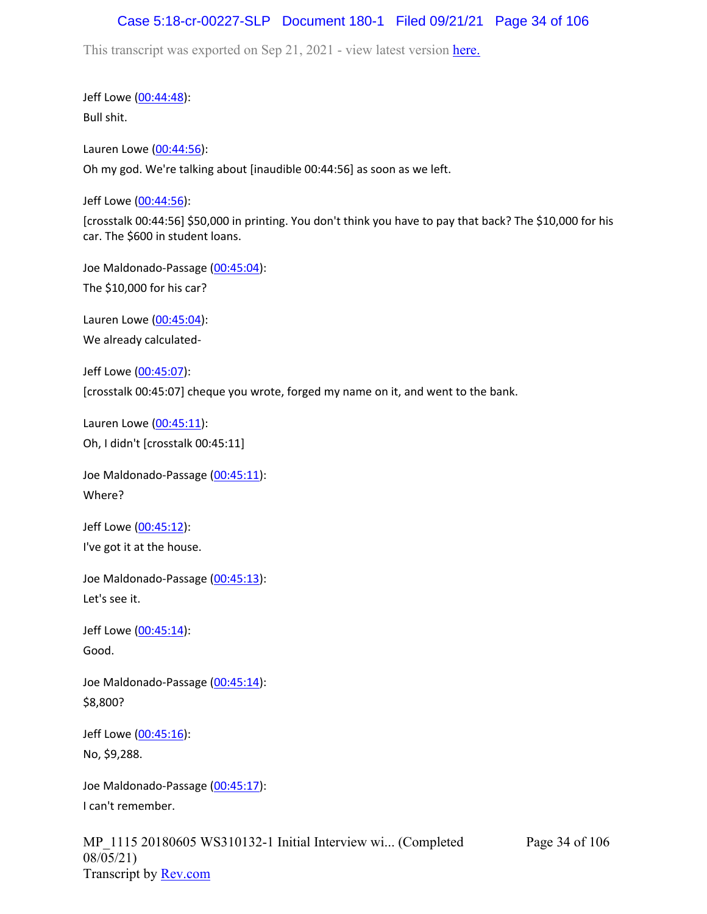Jeff Lowe (00:44:48):

Bull shit.

Lauren Lowe (00:44:56):

Oh my god. We're talking about [inaudible 00:44:56] as soon as we left.

Jeff Lowe (00:44:56):

[crosstalk 00:44:56] $50,000 in printing. You don't think you have to pay that back? The $10,000 for his car. The $600 in student loans.

Joe Maldonado-Passage (00:45:04):

The $10,000 for his car?

Lauren Lowe (00:45:04):

We already calculated-

Jeff Lowe (00:45:07):

[crosstalk 00:45:07] cheque you wrote, forged my name on it, and went to the bank.

Lauren Lowe (00:45:11):

Oh, I didn't [crosstalk 00:45:11]

Joe Maldonado-Passage (00:45:11):

Where?

Jeff Lowe (00:45:12):

I've got it at the house.

Joe Maldonado-Passage (00:45:13):

Let's see it.

Jeff Lowe (00:45:14):

Good.

Joe Maldonado-Passage (00:45:14):

$8,800?

Jeff Lowe (00:45:16):

No, $9,288.

Joe Maldonado-Passage (00:45:17):

I can't remember.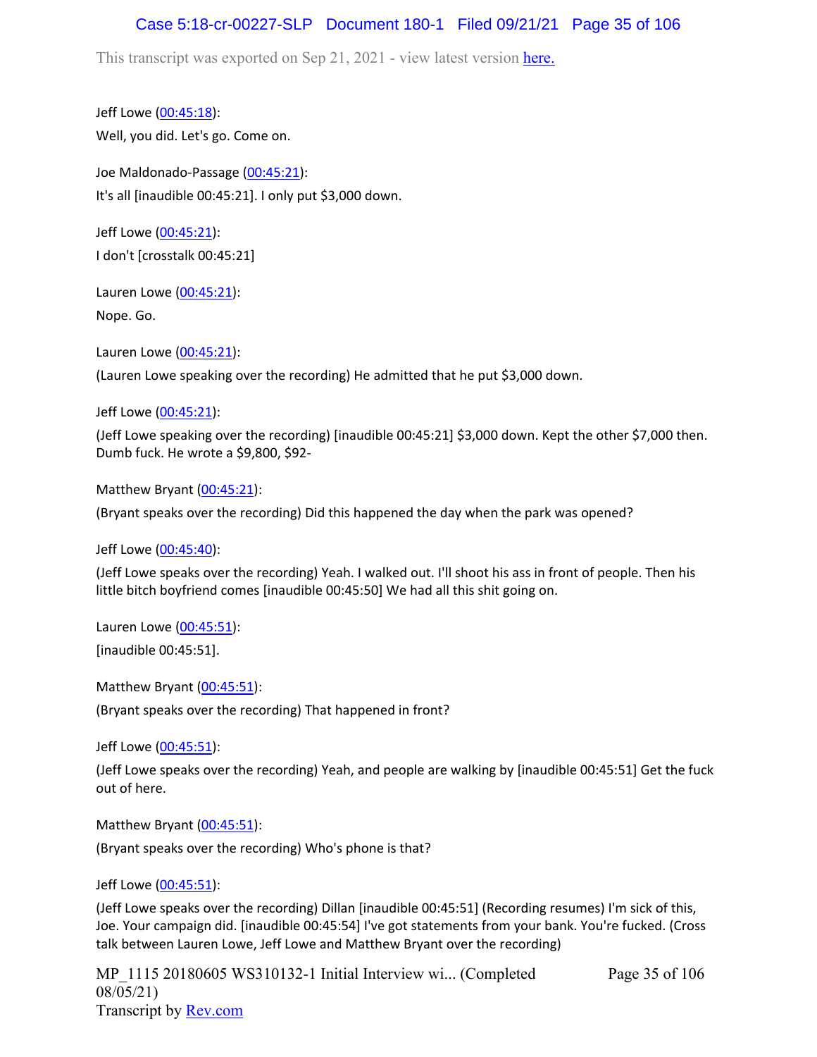This transcript was exported on Sep 21, 2021 - view latest version here.

Jeff Lowe (00:45:18):
Well, you did. Let's go. Come on.

Joe Maldonado-Passage (00:45:21):
It's all [inaudible 00:45:21]. I only put $3,000 down.

Jeff Lowe (00:45:21):
I don't [crosstalk 00:45:21]

Lauren Lowe (00:45:21):
Nope. Go.

Lauren Lowe (00:45:21):
(Lauren Lowe speaking over the recording) He admitted that he put $3,000 down.

Jeff Lowe (00:45:21):
(Jeff Lowe speaking over the recording) [inaudible 00:45:21] $3,000 down. Kept the other $7,000 then. Dumb fuck. He wrote a $9,800, $92-

Matthew Bryant (00:45:21):
(Bryant speaks over the recording) Did this happened the day when the park was opened?

Jeff Lowe (00:45:40):
(Jeff Lowe speaks over the recording) Yeah. I walked out. I'll shoot his ass in front of people. Then his little bitch boyfriend comes [inaudible 00:45:50] We had all this shit going on.

Lauren Lowe (00:45:51):
[inaudible 00:45:51].

Matthew Bryant (00:45:51):
(Bryant speaks over the recording) That happened in front?

Jeff Lowe (00:45:51):
(Jeff Lowe speaks over the recording) Yeah, and people are walking by [inaudible 00:45:51] Get the fuck out of here.

Matthew Bryant (00:45:51):
(Bryant speaks over the recording) Who's phone is that?

Jeff Lowe (00:45:51):
(Jeff Lowe speaks over the recording) Dillan [inaudible 00:45:51] (Recording resumes) I'm sick of this, Joe. Your campaign did. [inaudible 00:45:54] I've got statements from your bank. You're fucked. (Cross talk between Lauren Lowe, Jeff Lowe and Matthew Bryant over the recording)

MP_1115 20180605 WS310132-1 Initial Interview wi... (Completed 08/05/21)
Transcript by Rev.com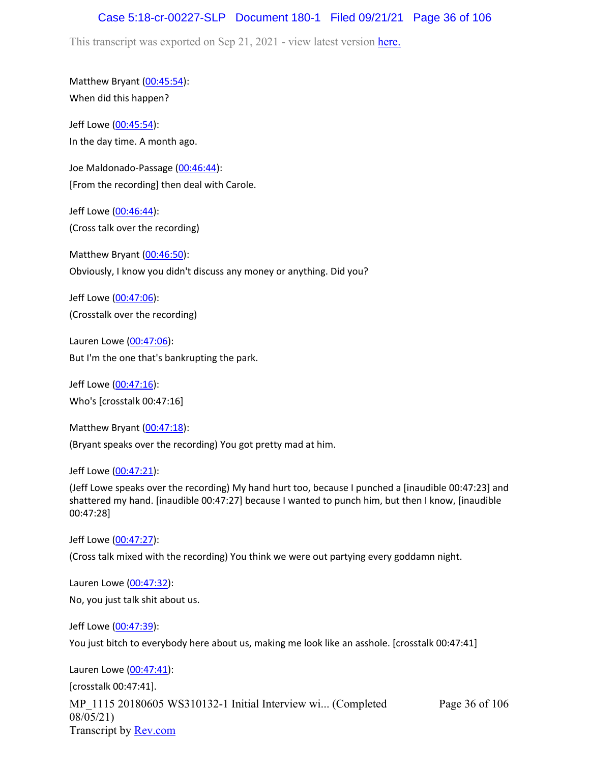Matthew Bryant (00:45:54):
When did this happen?

Jeff Lowe (00:45:54):
In the day time. A month ago.

Joe Maldonado-Passage (00:46:44):
[From the recording] then deal with Carole.

Jeff Lowe (00:46:44):
(Cross talk over the recording)

Matthew Bryant (00:46:50):
Obviously, I know you didn't discuss any money or anything. Did you?

Jeff Lowe (00:47:06):
(Crosstalk over the recording)

Lauren Lowe (00:47:06):
But I'm the one that's bankrupting the park.

Jeff Lowe (00:47:16):
Who's [crosstalk 00:47:16]

Matthew Bryant (00:47:18):
(Bryant speaks over the recording) You got pretty mad at him.

Jeff Lowe (00:47:21):
(Jeff Lowe speaks over the recording) My hand hurt too, because I punched a [inaudible 00:47:23] and shattered my hand. [inaudible 00:47:27] because I wanted to punch him, but then I know, [inaudible 00:47:28]

Jeff Lowe (00:47:27):
(Cross talk mixed with the recording) You think we were out partying every goddamn night.

Lauren Lowe (00:47:32):
No, you just talk shit about us.

Jeff Lowe (00:47:39):
You just bitch to everybody here about us, making me look like an asshole. [crosstalk 00:47:41]

Lauren Lowe (00:47:41):
[crosstalk 00:47:41].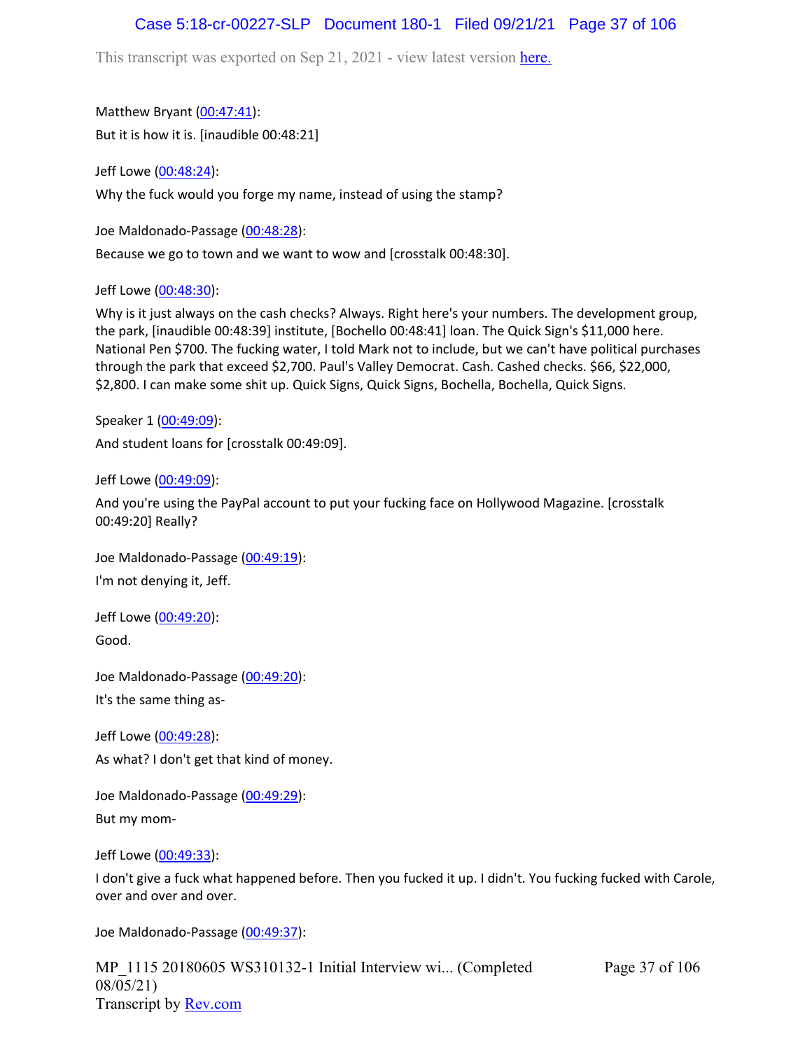Matthew Bryant (00:47:41):

But it is how it is. [inaudible 00:48:21]

Jeff Lowe (00:48:24):

Why the fuck would you forge my name, instead of using the stamp?

Joe Maldonado-Passage (00:48:28):

Because we go to town and we want to wow and [crosstalk 00:48:30].

Jeff Lowe (00:48:30):

Why is it just always on the cash checks? Always. Right here's your numbers. The development group, the park, [inaudible 00:48:39] institute, [Bochello 00:48:41] loan. The Quick Sign's $11,000 here. National Pen $700. The fucking water, I told Mark not to include, but we can't have political purchases through the park that exceed $2,700. Paul's Valley Democrat. Cash. Cashed checks. $66, $22,000, $2,800. I can make some shit up. Quick Signs, Quick Signs, Bochella, Bochella, Quick Signs.

Speaker 1 (00:49:09):

And student loans for [crosstalk 00:49:09].

Jeff Lowe (00:49:09):

And you're using the PayPal account to put your fucking face on Hollywood Magazine. [crosstalk 00:49:20] Really?

Joe Maldonado-Passage (00:49:19):

I'm not denying it, Jeff.

Jeff Lowe (00:49:20):

Good.

Joe Maldonado-Passage (00:49:20):

It's the same thing as-

Jeff Lowe (00:49:28):

As what? I don't get that kind of money.

Joe Maldonado-Passage (00:49:29):

But my mom-

Jeff Lowe (00:49:33):

I don't give a fuck what happened before. Then you fucked it up. I didn't. You fucking fucked with Carole, over and over and over.

Joe Maldonado-Passage (00:49:37):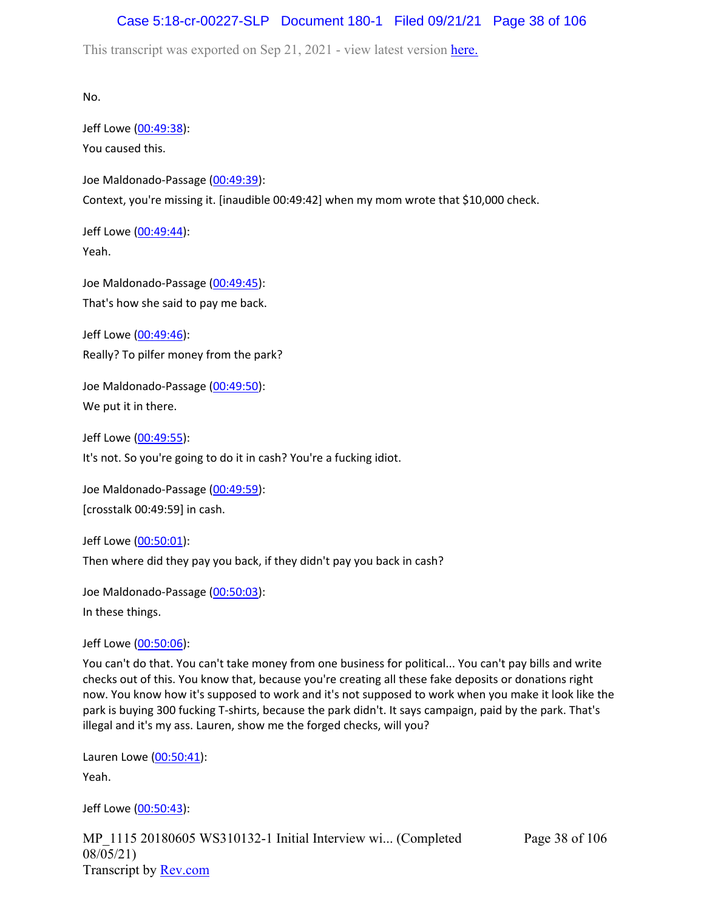No.

Jeff Lowe (00:49:38):
You caused this.

Joe Maldonado-Passage (00:49:39):
Context, you're missing it. [inaudible 00:49:42] when my mom wrote that $10,000 check.

Jeff Lowe (00:49:44):
Yeah.

Joe Maldonado-Passage (00:49:45):
That's how she said to pay me back.

Jeff Lowe (00:49:46):
Really? To pilfer money from the park?

Joe Maldonado-Passage (00:49:50):
We put it in there.

Jeff Lowe (00:49:55):
It's not. So you're going to do it in cash? You're a fucking idiot.

Joe Maldonado-Passage (00:49:59):
[crosstalk 00:49:59] in cash.

Jeff Lowe (00:50:01):
Then where did they pay you back, if they didn't pay you back in cash?

Joe Maldonado-Passage (00:50:03):
In these things.

Jeff Lowe (00:50:06):
You can't do that. You can't take money from one business for political... You can't pay bills and write checks out of this. You know that, because you're creating all these fake deposits or donations right now. You know how it's supposed to work and it's not supposed to work when you make it look like the park is buying 300 fucking T-shirts, because the park didn't. It says campaign, paid by the park. That's illegal and it's my ass. Lauren, show me the forged checks, will you?

Lauren Lowe (00:50:41):
Yeah.

Jeff Lowe (00:50:43):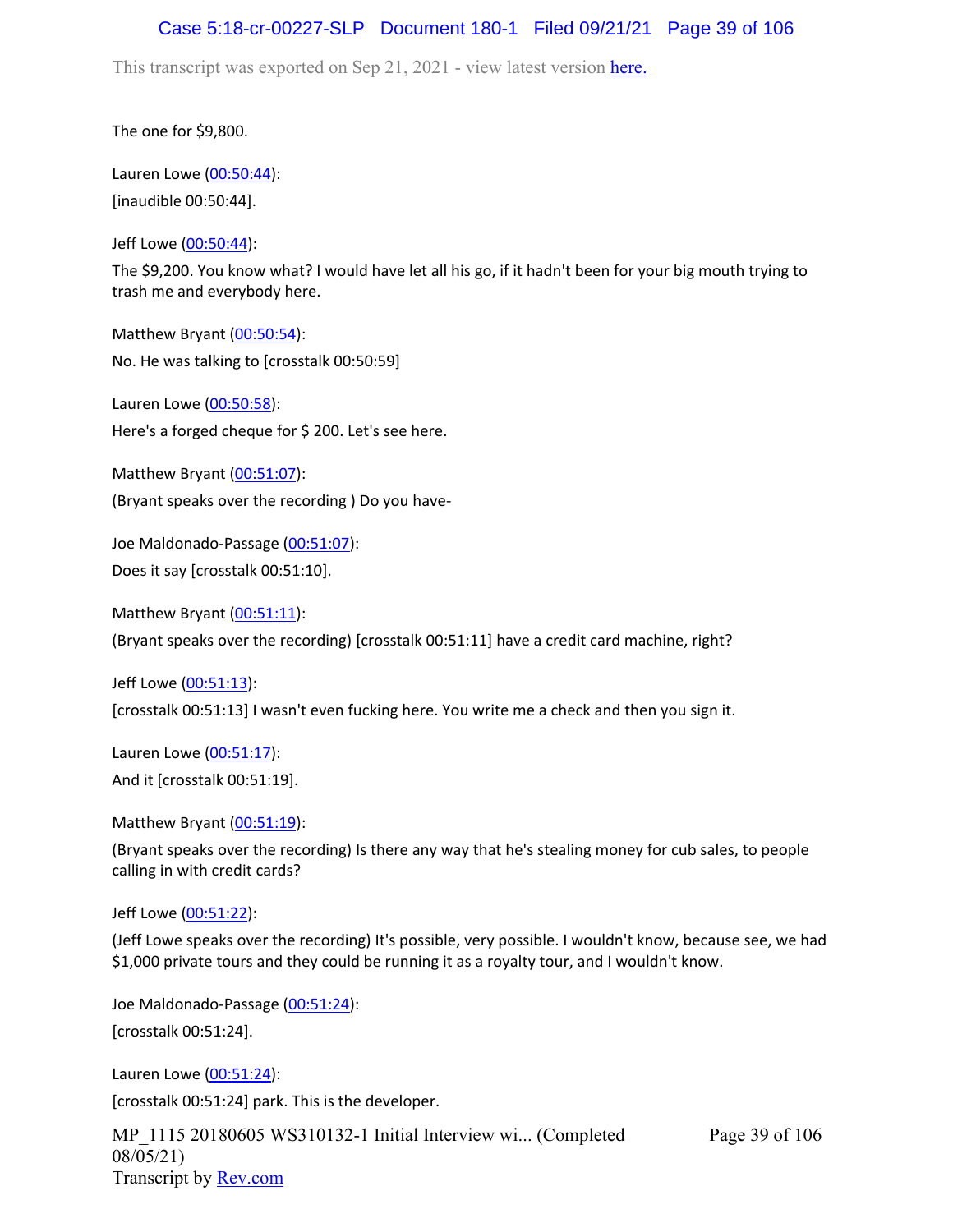The one for $9,800.

Lauren Lowe (00:50:44):

[inaudible 00:50:44].

Jeff Lowe (00:50:44):

The $9,200. You know what? I would have let all his go, if it hadn't been for your big mouth trying to trash me and everybody here.

Matthew Bryant (00:50:54):

No. He was talking to [crosstalk 00:50:59]

Lauren Lowe (00:50:58):

Here's a forged cheque for $ 200. Let's see here.

Matthew Bryant (00:51:07):

(Bryant speaks over the recording ) Do you have-

Joe Maldonado-Passage (00:51:07):

Does it say [crosstalk 00:51:10].

Matthew Bryant (00:51:11):

(Bryant speaks over the recording) [crosstalk 00:51:11] have a credit card machine, right?

Jeff Lowe (00:51:13):

[crosstalk 00:51:13] I wasn't even fucking here. You write me a check and then you sign it.

Lauren Lowe (00:51:17):

And it [crosstalk 00:51:19].

Matthew Bryant (00:51:19):

(Bryant speaks over the recording) Is there any way that he's stealing money for cub sales, to people calling in with credit cards?

Jeff Lowe (00:51:22):

(Jeff Lowe speaks over the recording) It's possible, very possible. I wouldn't know, because see, we had $1,000 private tours and they could be running it as a royalty tour, and I wouldn't know.

Joe Maldonado-Passage (00:51:24):

[crosstalk 00:51:24].

Lauren Lowe (00:51:24):

[crosstalk 00:51:24] park. This is the developer.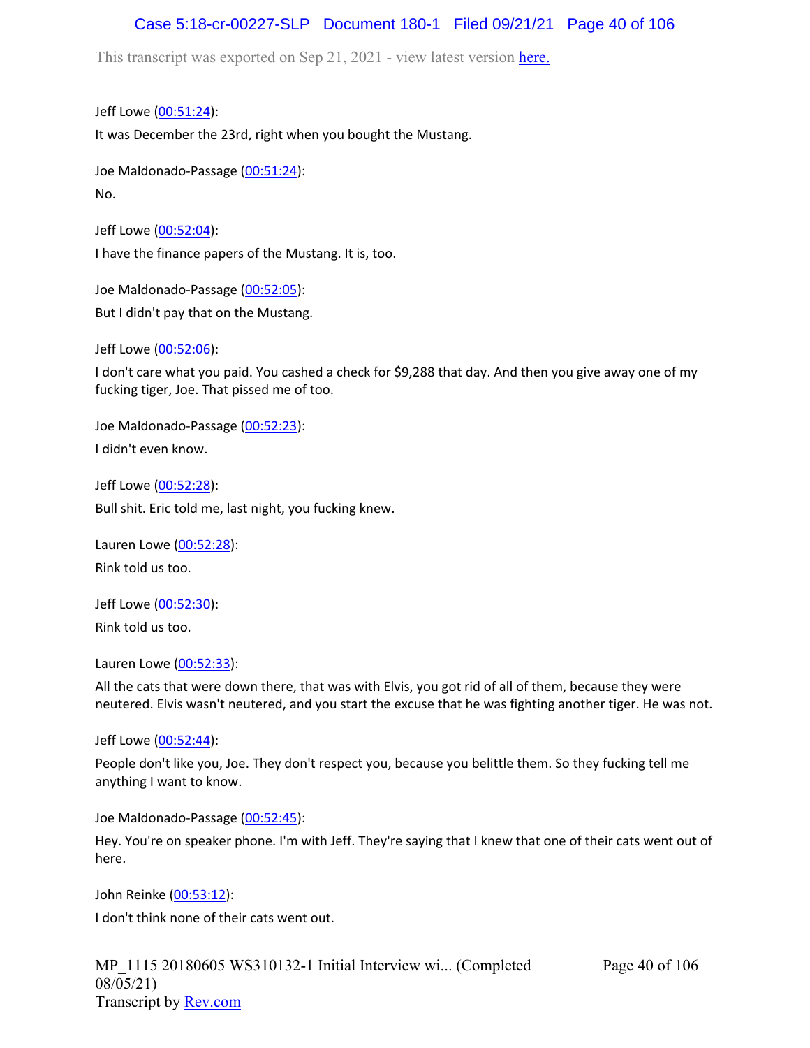This transcript was exported on Sep 21, 2021 - view latest version here.

Jeff Lowe (00:51:24):

It was December the 23rd, right when you bought the Mustang.

Joe Maldonado-Passage (00:51:24):

No.

Jeff Lowe (00:52:04):

I have the finance papers of the Mustang. It is, too.

Joe Maldonado-Passage (00:52:05):

But I didn't pay that on the Mustang.

Jeff Lowe (00:52:06):

I don't care what you paid. You cashed a check for $9,288 that day. And then you give away one of my fucking tiger, Joe. That pissed me of too.

Joe Maldonado-Passage (00:52:23):

I didn't even know.

Jeff Lowe (00:52:28):

Bull shit. Eric told me, last night, you fucking knew.

Lauren Lowe (00:52:28):

Rink told us too.

Jeff Lowe (00:52:30):

Rink told us too.

Lauren Lowe (00:52:33):

All the cats that were down there, that was with Elvis, you got rid of all of them, because they were neutered. Elvis wasn't neutered, and you start the excuse that he was fighting another tiger. He was not.

Jeff Lowe (00:52:44):

People don't like you, Joe. They don't respect you, because you belittle them. So they fucking tell me anything I want to know.

Joe Maldonado-Passage (00:52:45):

Hey. You're on speaker phone. I'm with Jeff. They're saying that I knew that one of their cats went out of here.

John Reinke (00:53:12):

I don't think none of their cats went out.

MP_1115 20180605 WS310132-1 Initial Interview wi... (Completed 08/05/21)
Transcript by Rev.com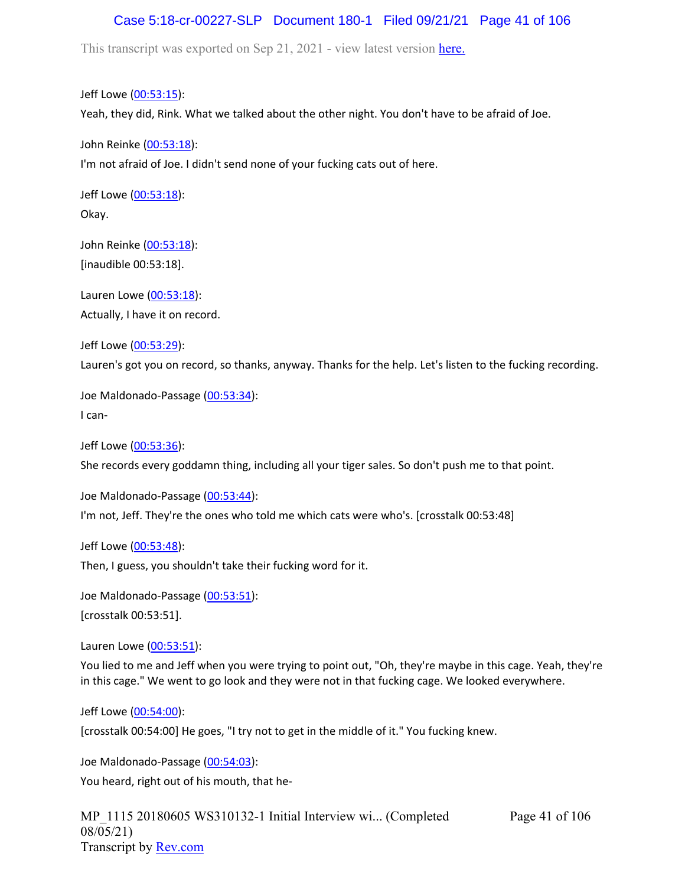Jeff Lowe (00:53:15):
Yeah, they did, Rink. What we talked about the other night. You don't have to be afraid of Joe.

John Reinke (00:53:18):
I'm not afraid of Joe. I didn't send none of your fucking cats out of here.

Jeff Lowe (00:53:18):
Okay.

John Reinke (00:53:18):
[inaudible 00:53:18].

Lauren Lowe (00:53:18):
Actually, I have it on record.

Jeff Lowe (00:53:29):
Lauren's got you on record, so thanks, anyway. Thanks for the help. Let's listen to the fucking recording.

Joe Maldonado-Passage (00:53:34):
I can-

Jeff Lowe (00:53:36):
She records every goddamn thing, including all your tiger sales. So don't push me to that point.

Joe Maldonado-Passage (00:53:44):
I'm not, Jeff. They're the ones who told me which cats were who's. [crosstalk 00:53:48]

Jeff Lowe (00:53:48):
Then, I guess, you shouldn't take their fucking word for it.

Joe Maldonado-Passage (00:53:51):
[crosstalk 00:53:51].

Lauren Lowe (00:53:51):
You lied to me and Jeff when you were trying to point out, "Oh, they're maybe in this cage. Yeah, they're in this cage." We went to go look and they were not in that fucking cage. We looked everywhere.

Jeff Lowe (00:54:00):
[crosstalk 00:54:00] He goes, "I try not to get in the middle of it." You fucking knew.

Joe Maldonado-Passage (00:54:03):
You heard, right out of his mouth, that he-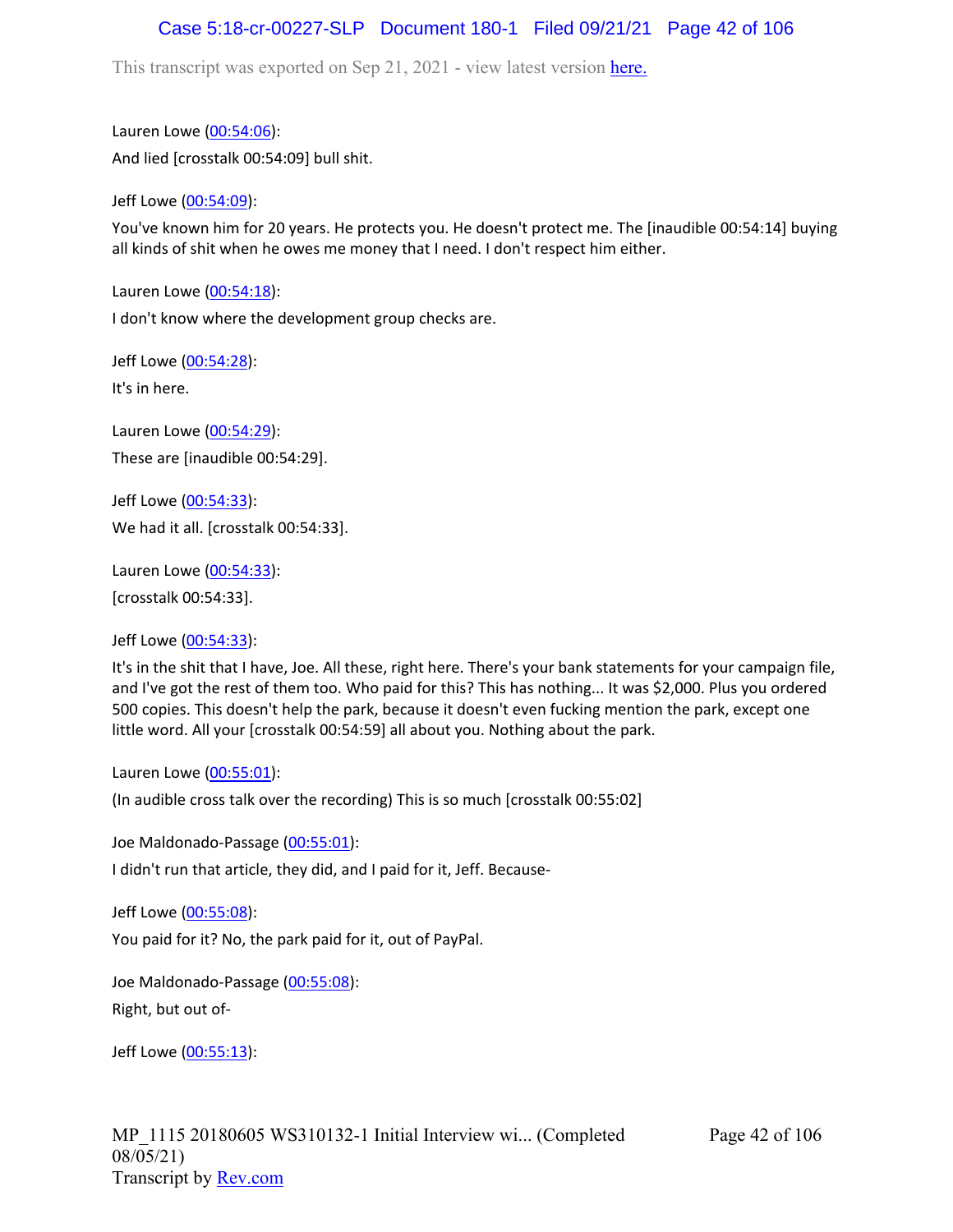Lauren Lowe (00:54:06):

And lied [crosstalk 00:54:09] bull shit.

Jeff Lowe (00:54:09):

You've known him for 20 years. He protects you. He doesn't protect me. The [inaudible 00:54:14] buying all kinds of shit when he owes me money that I need. I don't respect him either.

Lauren Lowe (00:54:18):

I don't know where the development group checks are.

Jeff Lowe (00:54:28):

It's in here.

Lauren Lowe (00:54:29):

These are [inaudible 00:54:29].

Jeff Lowe (00:54:33):

We had it all. [crosstalk 00:54:33].

Lauren Lowe (00:54:33):

[crosstalk 00:54:33].

Jeff Lowe (00:54:33):

It's in the shit that I have, Joe. All these, right here. There's your bank statements for your campaign file, and I've got the rest of them too. Who paid for this? This has nothing... It was $2,000. Plus you ordered 500 copies. This doesn't help the park, because it doesn't even fucking mention the park, except one little word. All your [crosstalk 00:54:59] all about you. Nothing about the park.

Lauren Lowe (00:55:01):

(In audible cross talk over the recording) This is so much [crosstalk 00:55:02]

Joe Maldonado-Passage (00:55:01):

I didn't run that article, they did, and I paid for it, Jeff. Because-

Jeff Lowe (00:55:08):

You paid for it? No, the park paid for it, out of PayPal.

Joe Maldonado-Passage (00:55:08):

Right, but out of-

Jeff Lowe (00:55:13):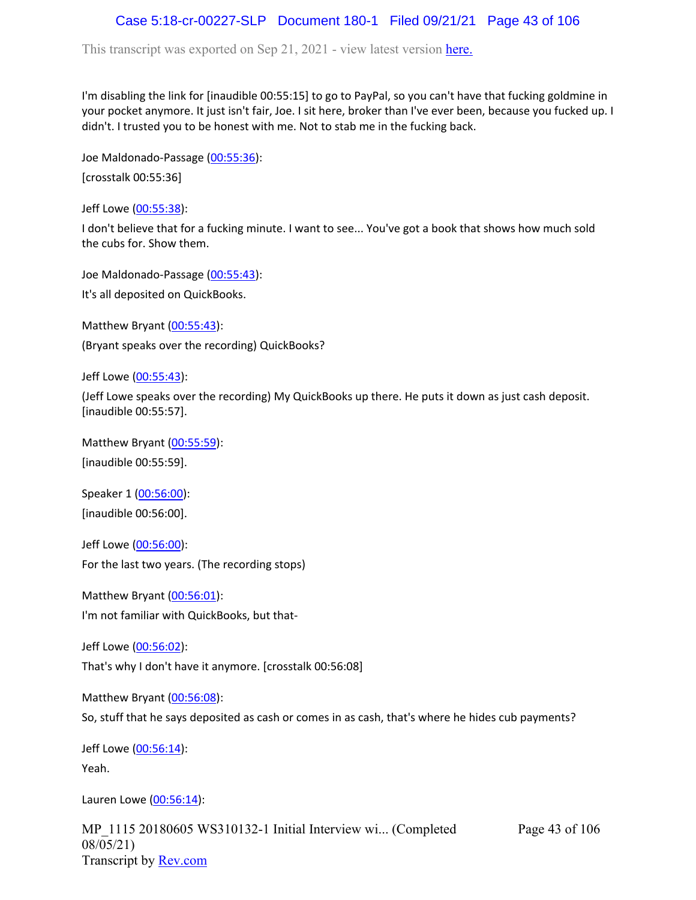I'm disabling the link for [inaudible 00:55:15] to go to PayPal, so you can't have that fucking goldmine in your pocket anymore. It just isn't fair, Joe. I sit here, broker than I've ever been, because you fucked up. I didn't. I trusted you to be honest with me. Not to stab me in the fucking back.

Joe Maldonado-Passage (00:55:36):

[crosstalk 00:55:36]

Jeff Lowe (00:55:38):

I don't believe that for a fucking minute. I want to see... You've got a book that shows how much sold the cubs for. Show them.

Joe Maldonado-Passage (00:55:43):

It's all deposited on QuickBooks.

Matthew Bryant (00:55:43):

(Bryant speaks over the recording) QuickBooks?

Jeff Lowe (00:55:43):

(Jeff Lowe speaks over the recording) My QuickBooks up there. He puts it down as just cash deposit. [inaudible 00:55:57].

Matthew Bryant (00:55:59):

[inaudible 00:55:59].

Speaker 1 (00:56:00):

[inaudible 00:56:00].

Jeff Lowe (00:56:00):

For the last two years. (The recording stops)

Matthew Bryant (00:56:01):

I'm not familiar with QuickBooks, but that-

Jeff Lowe (00:56:02):

That's why I don't have it anymore. [crosstalk 00:56:08]

Matthew Bryant (00:56:08):

So, stuff that he says deposited as cash or comes in as cash, that's where he hides cub payments?

Jeff Lowe (00:56:14):

Yeah.

Lauren Lowe (00:56:14):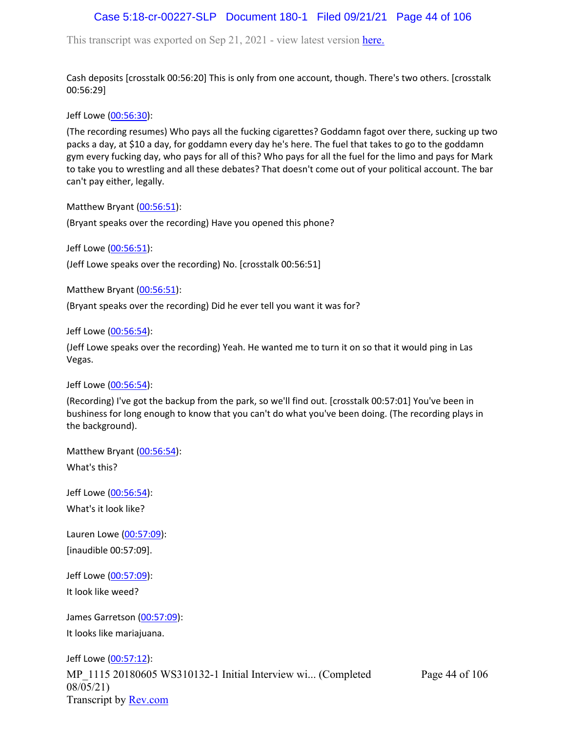Cash deposits [crosstalk 00:56:20] This is only from one account, though. There's two others. [crosstalk 00:56:29]

Jeff Lowe (00:56:30):

(The recording resumes) Who pays all the fucking cigarettes? Goddamn fagot over there, sucking up two packs a day, at $10 a day, for goddamn every day he's here. The fuel that takes to go to the goddamn gym every fucking day, who pays for all of this? Who pays for all the fuel for the limo and pays for Mark to take you to wrestling and all these debates? That doesn't come out of your political account. The bar can't pay either, legally.

Matthew Bryant (00:56:51):

(Bryant speaks over the recording) Have you opened this phone?

Jeff Lowe (00:56:51):

(Jeff Lowe speaks over the recording) No. [crosstalk 00:56:51]

Matthew Bryant (00:56:51):

(Bryant speaks over the recording) Did he ever tell you want it was for?

Jeff Lowe (00:56:54):

(Jeff Lowe speaks over the recording) Yeah. He wanted me to turn it on so that it would ping in Las Vegas.

Jeff Lowe (00:56:54):

(Recording) I've got the backup from the park, so we'll find out. [crosstalk 00:57:01] You've been in bushiness for long enough to know that you can't do what you've been doing. (The recording plays in the background).

Matthew Bryant (00:56:54):

What's this?

Jeff Lowe (00:56:54):

What's it look like?

Lauren Lowe (00:57:09):

[inaudible 00:57:09].

Jeff Lowe (00:57:09):

It look like weed?

James Garretson (00:57:09):

It looks like mariajuana.

Jeff Lowe (00:57:12):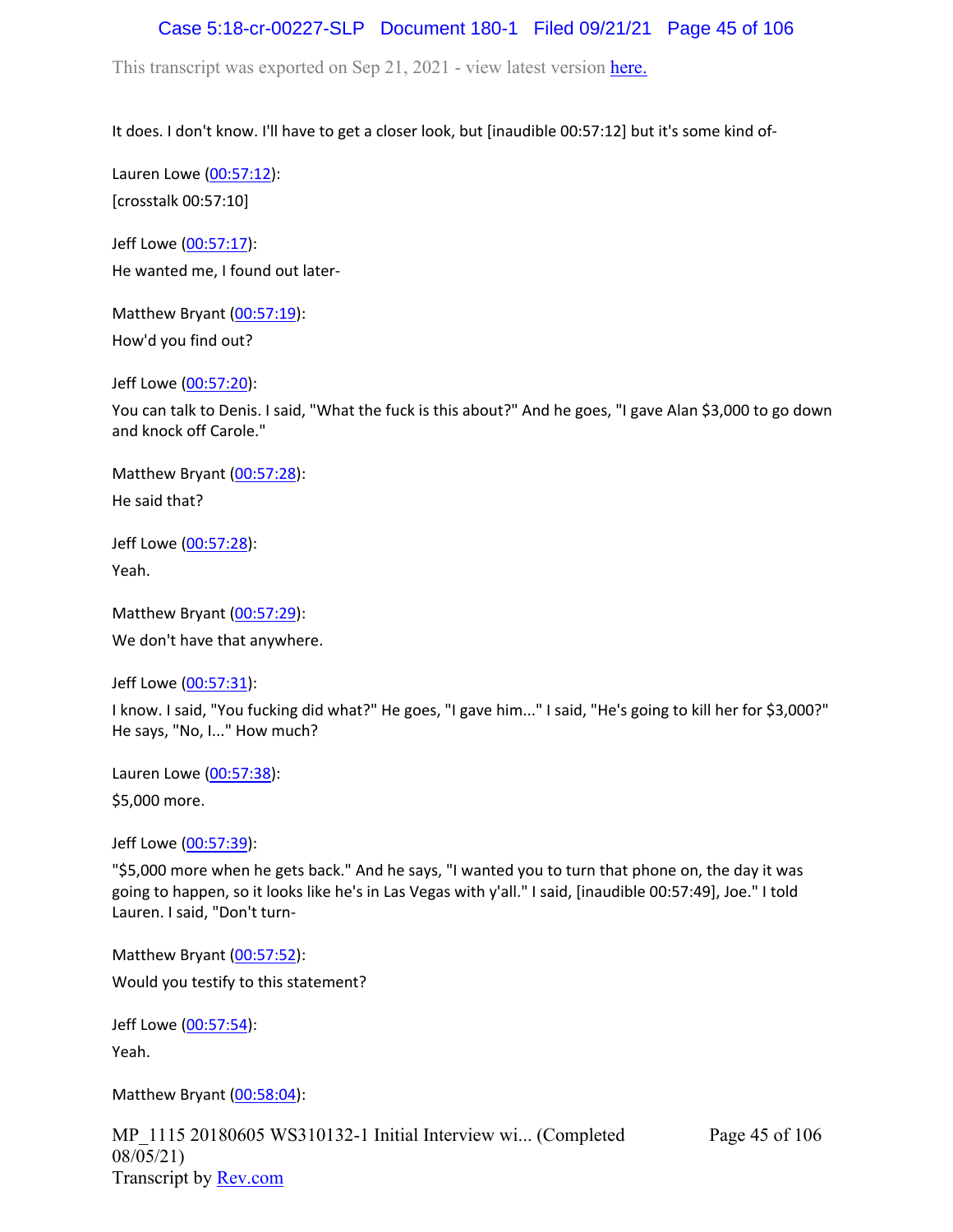It does. I don't know. I'll have to get a closer look, but [inaudible 00:57:12] but it's some kind of-

Lauren Lowe (00:57:12):

[crosstalk 00:57:10]

Jeff Lowe (00:57:17):

He wanted me, I found out later-

Matthew Bryant (00:57:19):

How'd you find out?

Jeff Lowe (00:57:20):

You can talk to Denis. I said, "What the fuck is this about?" And he goes, "I gave Alan $3,000 to go down and knock off Carole."

Matthew Bryant (00:57:28):

He said that?

Jeff Lowe (00:57:28):

Yeah.

Matthew Bryant (00:57:29):

We don't have that anywhere.

Jeff Lowe (00:57:31):

I know. I said, "You fucking did what?" He goes, "I gave him..." I said, "He's going to kill her for $3,000?" He says, "No, I..." How much?

Lauren Lowe (00:57:38):

$5,000 more.

Jeff Lowe (00:57:39):

"$5,000 more when he gets back." And he says, "I wanted you to turn that phone on, the day it was going to happen, so it looks like he's in Las Vegas with y'all." I said, [inaudible 00:57:49], Joe." I told Lauren. I said, "Don't turn-

Matthew Bryant (00:57:52):

Would you testify to this statement?

Jeff Lowe (00:57:54):

Yeah.

Matthew Bryant (00:58:04):

MP_1115 20180605 WS310132-1 Initial Interview wi... (Completed 08/05/21)
Transcript by Rev.com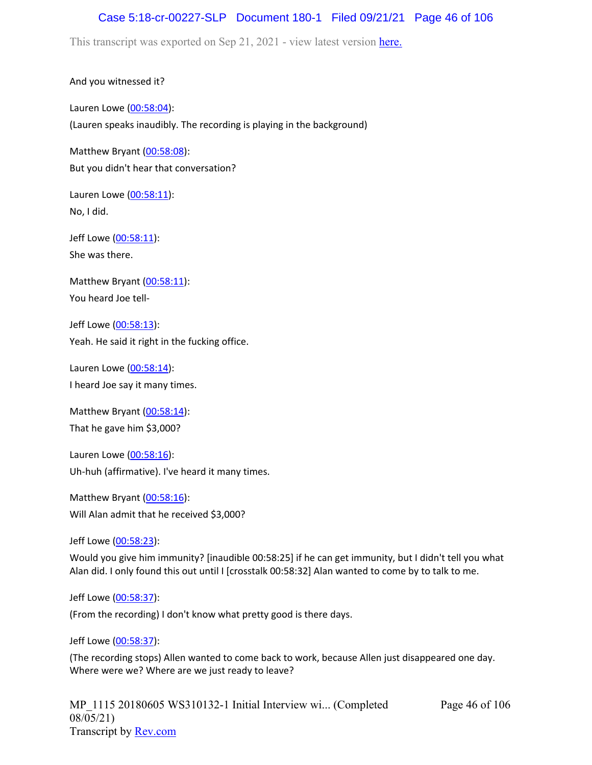And you witnessed it?

Lauren Lowe (00:58:04):

(Lauren speaks inaudibly. The recording is playing in the background)

Matthew Bryant (00:58:08):

But you didn't hear that conversation?

Lauren Lowe (00:58:11):

No, I did.

Jeff Lowe (00:58:11):

She was there.

Matthew Bryant (00:58:11):

You heard Joe tell-

Jeff Lowe (00:58:13):

Yeah. He said it right in the fucking office.

Lauren Lowe (00:58:14):

I heard Joe say it many times.

Matthew Bryant (00:58:14):

That he gave him $3,000?

Lauren Lowe (00:58:16):

Uh-huh (affirmative). I've heard it many times.

Matthew Bryant (00:58:16):

Will Alan admit that he received $3,000?

Jeff Lowe (00:58:23):

Would you give him immunity? [inaudible 00:58:25] if he can get immunity, but I didn't tell you what Alan did. I only found this out until I [crosstalk 00:58:32] Alan wanted to come by to talk to me.

Jeff Lowe (00:58:37):

(From the recording) I don't know what pretty good is there days.

Jeff Lowe (00:58:37):

(The recording stops) Allen wanted to come back to work, because Allen just disappeared one day. Where were we? Where are we just ready to leave?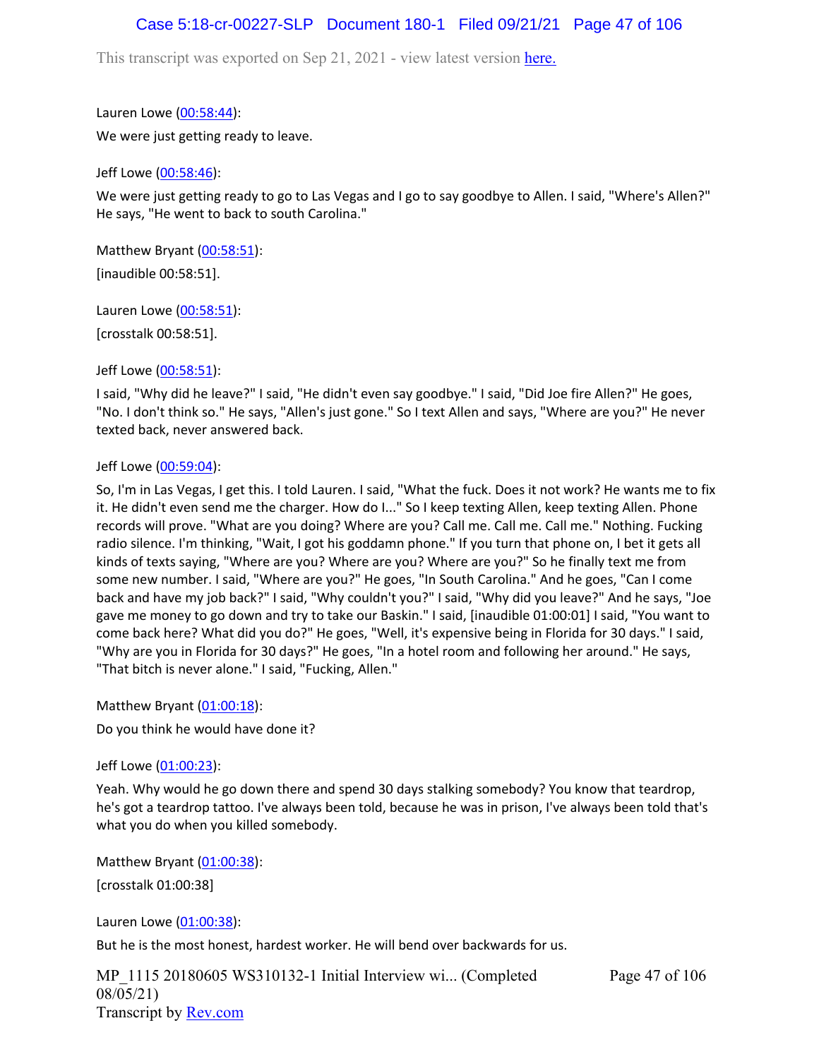Lauren Lowe (00:58:44):

We were just getting ready to leave.

Jeff Lowe (00:58:46):

We were just getting ready to go to Las Vegas and I go to say goodbye to Allen. I said, "Where's Allen?" He says, "He went to back to south Carolina."

Matthew Bryant (00:58:51):

[inaudible 00:58:51].

Lauren Lowe (00:58:51):

[crosstalk 00:58:51].

Jeff Lowe (00:58:51):

I said, "Why did he leave?" I said, "He didn't even say goodbye." I said, "Did Joe fire Allen?" He goes, "No. I don't think so." He says, "Allen's just gone." So I text Allen and says, "Where are you?" He never texted back, never answered back.

Jeff Lowe (00:59:04):

So, I'm in Las Vegas, I get this. I told Lauren. I said, "What the fuck. Does it not work? He wants me to fix it. He didn't even send me the charger. How do I..." So I keep texting Allen, keep texting Allen. Phone records will prove. "What are you doing? Where are you? Call me. Call me. Call me." Nothing. Fucking radio silence. I'm thinking, "Wait, I got his goddamn phone." If you turn that phone on, I bet it gets all kinds of texts saying, "Where are you? Where are you? Where are you?" So he finally text me from some new number. I said, "Where are you?" He goes, "In South Carolina." And he goes, "Can I come back and have my job back?" I said, "Why couldn't you?" I said, "Why did you leave?" And he says, "Joe gave me money to go down and try to take our Baskin." I said, [inaudible 01:00:01] I said, "You want to come back here? What did you do?" He goes, "Well, it's expensive being in Florida for 30 days." I said, "Why are you in Florida for 30 days?" He goes, "In a hotel room and following her around." He says, "That bitch is never alone." I said, "Fucking, Allen."

Matthew Bryant (01:00:18):

Do you think he would have done it?

Jeff Lowe (01:00:23):

Yeah. Why would he go down there and spend 30 days stalking somebody? You know that teardrop, he's got a teardrop tattoo. I've always been told, because he was in prison, I've always been told that's what you do when you killed somebody.

Matthew Bryant (01:00:38):

[crosstalk 01:00:38]

Lauren Lowe (01:00:38):

But he is the most honest, hardest worker. He will bend over backwards for us.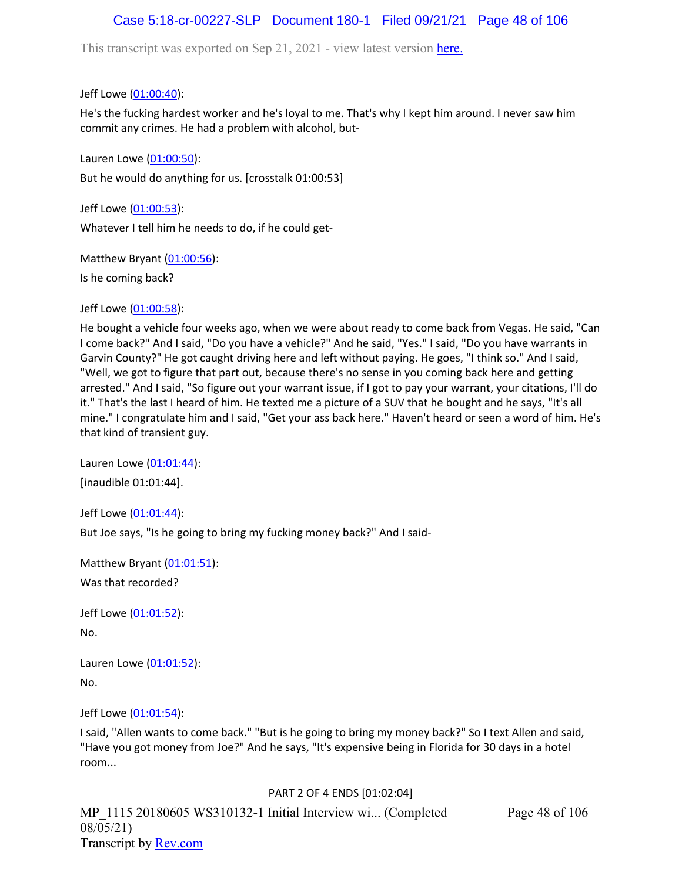Jeff Lowe (01:00:40):

He's the fucking hardest worker and he's loyal to me. That's why I kept him around. I never saw him commit any crimes. He had a problem with alcohol, but-

Lauren Lowe (01:00:50):

But he would do anything for us. [crosstalk 01:00:53]

Jeff Lowe (01:00:53):

Whatever I tell him he needs to do, if he could get-

Matthew Bryant (01:00:56):

Is he coming back?

Jeff Lowe (01:00:58):

He bought a vehicle four weeks ago, when we were about ready to come back from Vegas. He said, "Can I come back?" And I said, "Do you have a vehicle?" And he said, "Yes." I said, "Do you have warrants in Garvin County?" He got caught driving here and left without paying. He goes, "I think so." And I said, "Well, we got to figure that part out, because there's no sense in you coming back here and getting arrested." And I said, "So figure out your warrant issue, if I got to pay your warrant, your citations, I'll do it." That's the last I heard of him. He texted me a picture of a SUV that he bought and he says, "It's all mine." I congratulate him and I said, "Get your ass back here." Haven't heard or seen a word of him. He's that kind of transient guy.

Lauren Lowe (01:01:44):

[inaudible 01:01:44].

Jeff Lowe (01:01:44):

But Joe says, "Is he going to bring my fucking money back?" And I said-

Matthew Bryant (01:01:51):

Was that recorded?

Jeff Lowe (01:01:52):

No.

Lauren Lowe (01:01:52):

No.

Jeff Lowe (01:01:54):

I said, "Allen wants to come back." "But is he going to bring my money back?" So I text Allen and said, "Have you got money from Joe?" And he says, "It's expensive being in Florida for 30 days in a hotel room...

PART 2 OF 4 ENDS [01:02:04]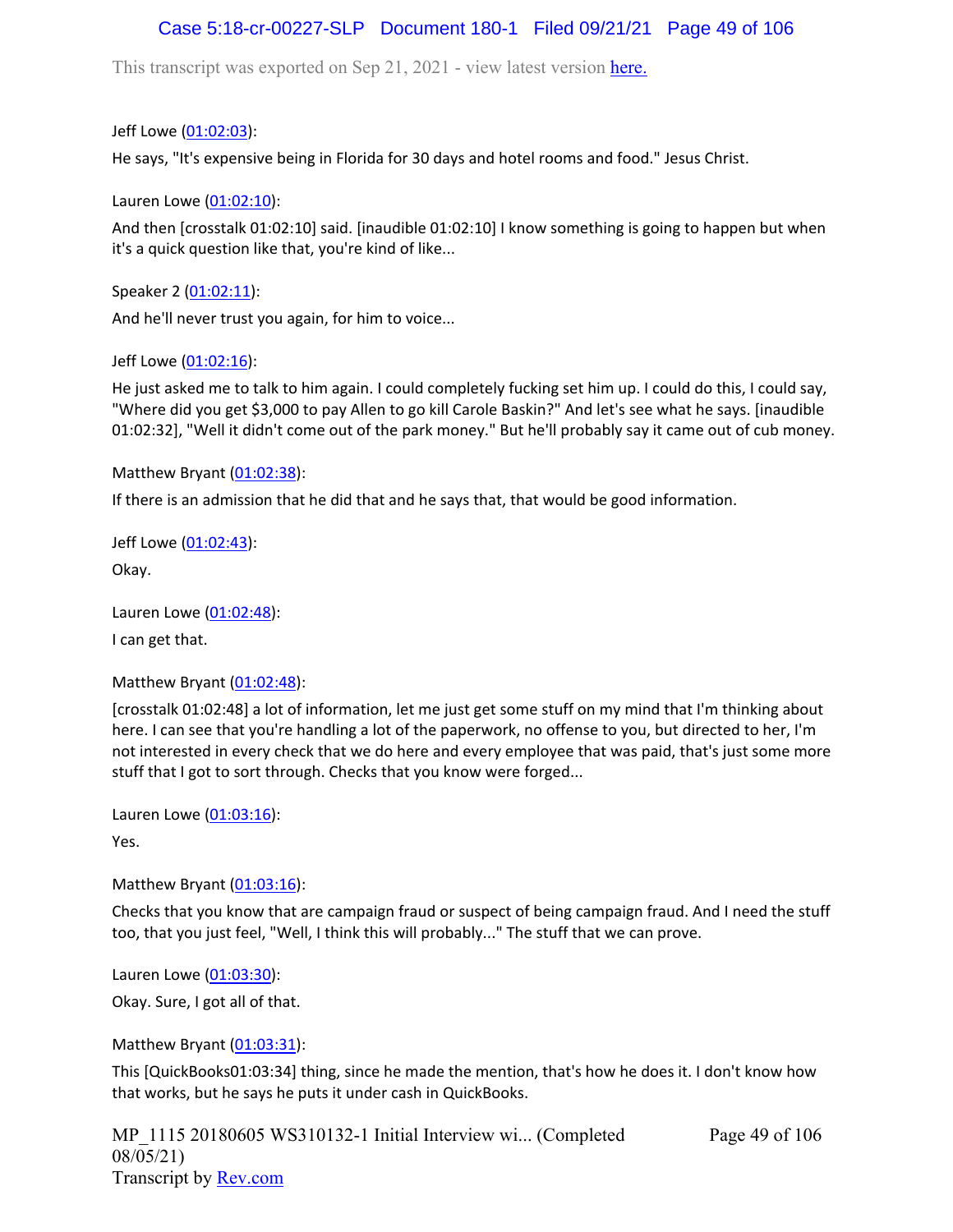This transcript was exported on Sep 21, 2021 - view latest version here.

Jeff Lowe (01:02:03):

He says, "It's expensive being in Florida for 30 days and hotel rooms and food." Jesus Christ.

Lauren Lowe (01:02:10):

And then [crosstalk 01:02:10] said. [inaudible 01:02:10] I know something is going to happen but when it's a quick question like that, you're kind of like...

Speaker 2 (01:02:11):

And he'll never trust you again, for him to voice...

Jeff Lowe (01:02:16):

He just asked me to talk to him again. I could completely fucking set him up. I could do this, I could say, "Where did you get $3,000 to pay Allen to go kill Carole Baskin?" And let's see what he says. [inaudible 01:02:32], "Well it didn't come out of the park money." But he'll probably say it came out of cub money.

Matthew Bryant (01:02:38):

If there is an admission that he did that and he says that, that would be good information.

Jeff Lowe (01:02:43):

Okay.

Lauren Lowe (01:02:48):

I can get that.

Matthew Bryant (01:02:48):

[crosstalk 01:02:48] a lot of information, let me just get some stuff on my mind that I'm thinking about here. I can see that you're handling a lot of the paperwork, no offense to you, but directed to her, I'm not interested in every check that we do here and every employee that was paid, that's just some more stuff that I got to sort through. Checks that you know were forged...

Lauren Lowe (01:03:16):

Yes.

Matthew Bryant (01:03:16):

Checks that you know that are campaign fraud or suspect of being campaign fraud. And I need the stuff too, that you just feel, "Well, I think this will probably..." The stuff that we can prove.

Lauren Lowe (01:03:30):

Okay. Sure, I got all of that.

Matthew Bryant (01:03:31):

This [QuickBooks01:03:34] thing, since he made the mention, that's how he does it. I don't know how that works, but he says he puts it under cash in QuickBooks.

MP_1115 20180605 WS310132-1 Initial Interview wi... (Completed 08/05/21)
Transcript by Rev.com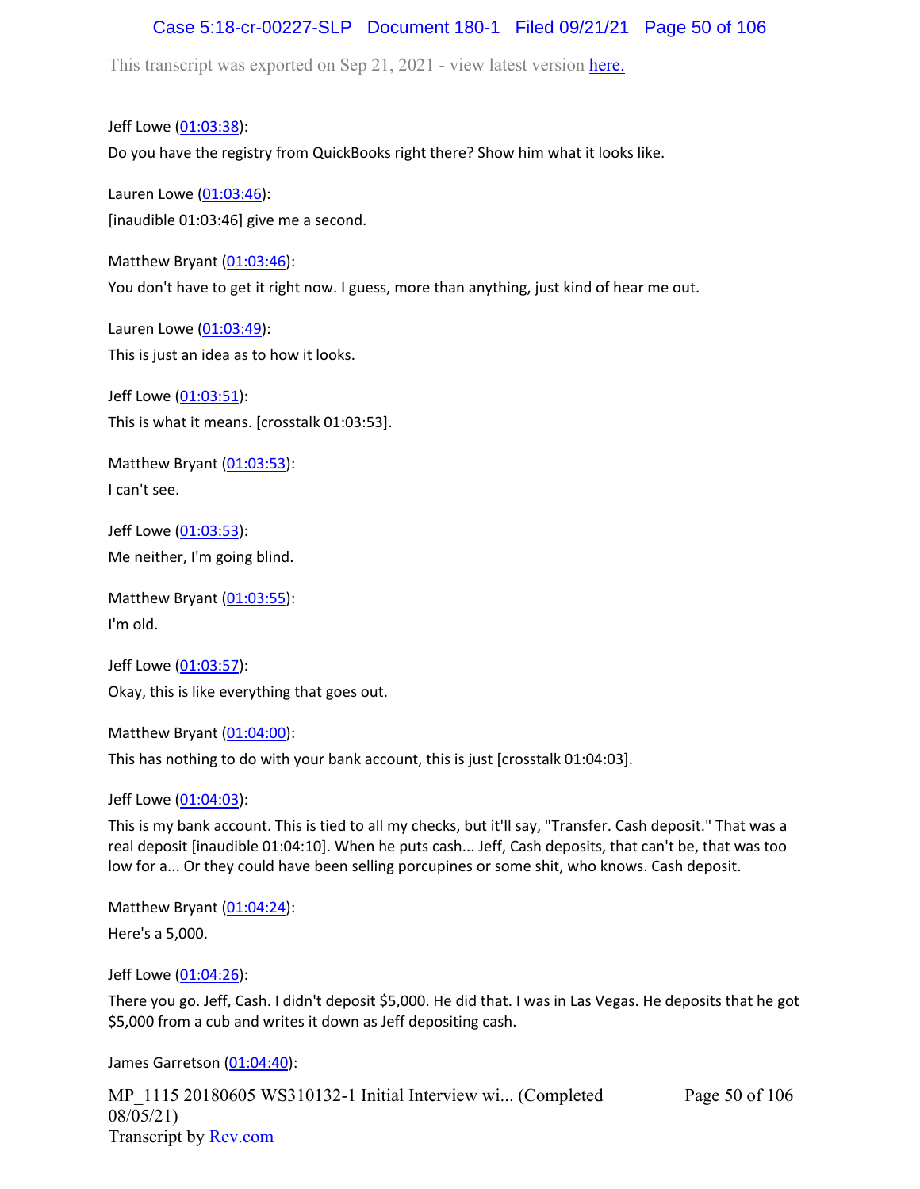This transcript was exported on Sep 21, 2021 - view latest version here.

Jeff Lowe (01:03:38):

Do you have the registry from QuickBooks right there? Show him what it looks like.

Lauren Lowe (01:03:46):

[inaudible 01:03:46] give me a second.

Matthew Bryant (01:03:46):

You don't have to get it right now. I guess, more than anything, just kind of hear me out.

Lauren Lowe (01:03:49):

This is just an idea as to how it looks.

Jeff Lowe (01:03:51):

This is what it means. [crosstalk 01:03:53].

Matthew Bryant (01:03:53):

I can't see.

Jeff Lowe (01:03:53):

Me neither, I'm going blind.

Matthew Bryant (01:03:55):

I'm old.

Jeff Lowe (01:03:57):

Okay, this is like everything that goes out.

Matthew Bryant (01:04:00):

This has nothing to do with your bank account, this is just [crosstalk 01:04:03].

Jeff Lowe (01:04:03):

This is my bank account. This is tied to all my checks, but it'll say, "Transfer. Cash deposit." That was a real deposit [inaudible 01:04:10]. When he puts cash... Jeff, Cash deposits, that can't be, that was too low for a... Or they could have been selling porcupines or some shit, who knows. Cash deposit.

Matthew Bryant (01:04:24):

Here's a 5,000.

Jeff Lowe (01:04:26):

There you go. Jeff, Cash. I didn't deposit $5,000. He did that. I was in Las Vegas. He deposits that he got $5,000 from a cub and writes it down as Jeff depositing cash.

James Garretson (01:04:40):

MP_1115 20180605 WS310132-1 Initial Interview wi... (Completed 08/05/21)
Transcript by Rev.com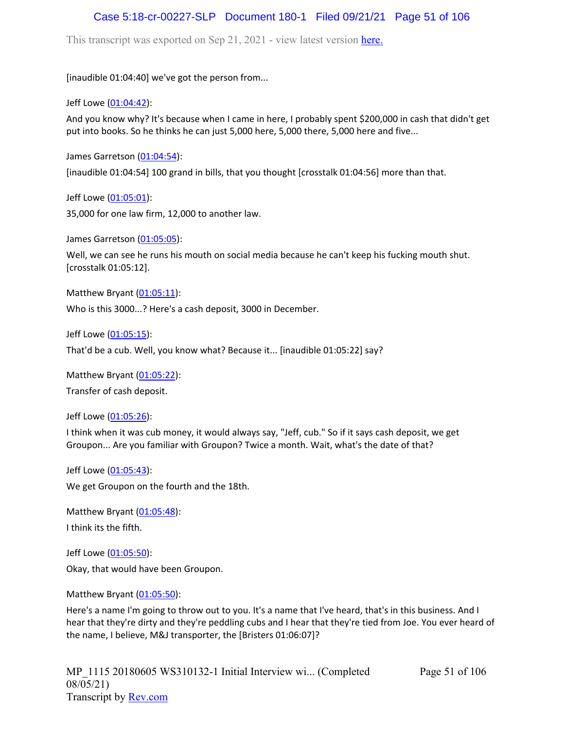[inaudible 01:04:40] we've got the person from...

Jeff Lowe (01:04:42):

And you know why? It's because when I came in here, I probably spent $200,000 in cash that didn't get put into books. So he thinks he can just 5,000 here, 5,000 there, 5,000 here and five...

James Garretson (01:04:54):

[inaudible 01:04:54] 100 grand in bills, that you thought [crosstalk 01:04:56] more than that.

Jeff Lowe (01:05:01):

35,000 for one law firm, 12,000 to another law.

James Garretson (01:05:05):

Well, we can see he runs his mouth on social media because he can't keep his fucking mouth shut. [crosstalk 01:05:12].

Matthew Bryant (01:05:11):

Who is this 3000...? Here's a cash deposit, 3000 in December.

Jeff Lowe (01:05:15):

That'd be a cub. Well, you know what? Because it... [inaudible 01:05:22] say?

Matthew Bryant (01:05:22):

Transfer of cash deposit.

Jeff Lowe (01:05:26):

I think when it was cub money, it would always say, "Jeff, cub." So if it says cash deposit, we get Groupon... Are you familiar with Groupon? Twice a month. Wait, what's the date of that?

Jeff Lowe (01:05:43):

We get Groupon on the fourth and the 18th.

Matthew Bryant (01:05:48):

I think its the fifth.

Jeff Lowe (01:05:50):

Okay, that would have been Groupon.

Matthew Bryant (01:05:50):

Here's a name I'm going to throw out to you. It's a name that I've heard, that's in this business. And I hear that they're dirty and they're peddling cubs and I hear that they're tied from Joe. You ever heard of the name, I believe, M&J transporter, the [Bristers 01:06:07]?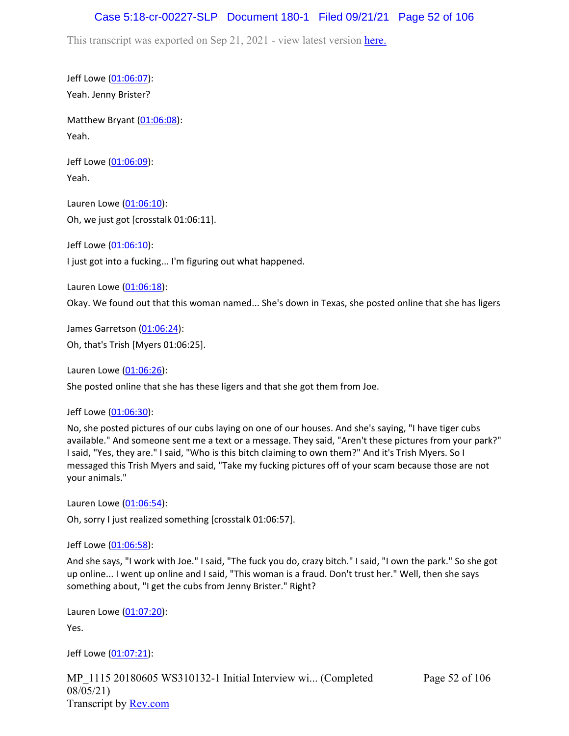Jeff Lowe (01:06:07):

Yeah. Jenny Brister?

Matthew Bryant (01:06:08):

Yeah.

Jeff Lowe (01:06:09):

Yeah.

Lauren Lowe (01:06:10):

Oh, we just got [crosstalk 01:06:11].

Jeff Lowe (01:06:10):

I just got into a fucking... I'm figuring out what happened.

Lauren Lowe (01:06:18):

Okay. We found out that this woman named... She's down in Texas, she posted online that she has ligers

James Garretson (01:06:24):

Oh, that's Trish [Myers 01:06:25].

Lauren Lowe (01:06:26):

She posted online that she has these ligers and that she got them from Joe.

Jeff Lowe (01:06:30):

No, she posted pictures of our cubs laying on one of our houses. And she's saying, "I have tiger cubs available." And someone sent me a text or a message. They said, "Aren't these pictures from your park?" I said, "Yes, they are." I said, "Who is this bitch claiming to own them?" And it's Trish Myers. So I messaged this Trish Myers and said, "Take my fucking pictures off of your scam because those are not your animals."

Lauren Lowe (01:06:54):

Oh, sorry I just realized something [crosstalk 01:06:57].

Jeff Lowe (01:06:58):

And she says, "I work with Joe." I said, "The fuck you do, crazy bitch." I said, "I own the park." So she got up online... I went up online and I said, "This woman is a fraud. Don't trust her." Well, then she says something about, "I get the cubs from Jenny Brister." Right?

Lauren Lowe (01:07:20):

Yes.

Jeff Lowe (01:07:21):

MP_1115 20180605 WS310132-1 Initial Interview wi... (Completed 08/05/21)
Transcript by Rev.com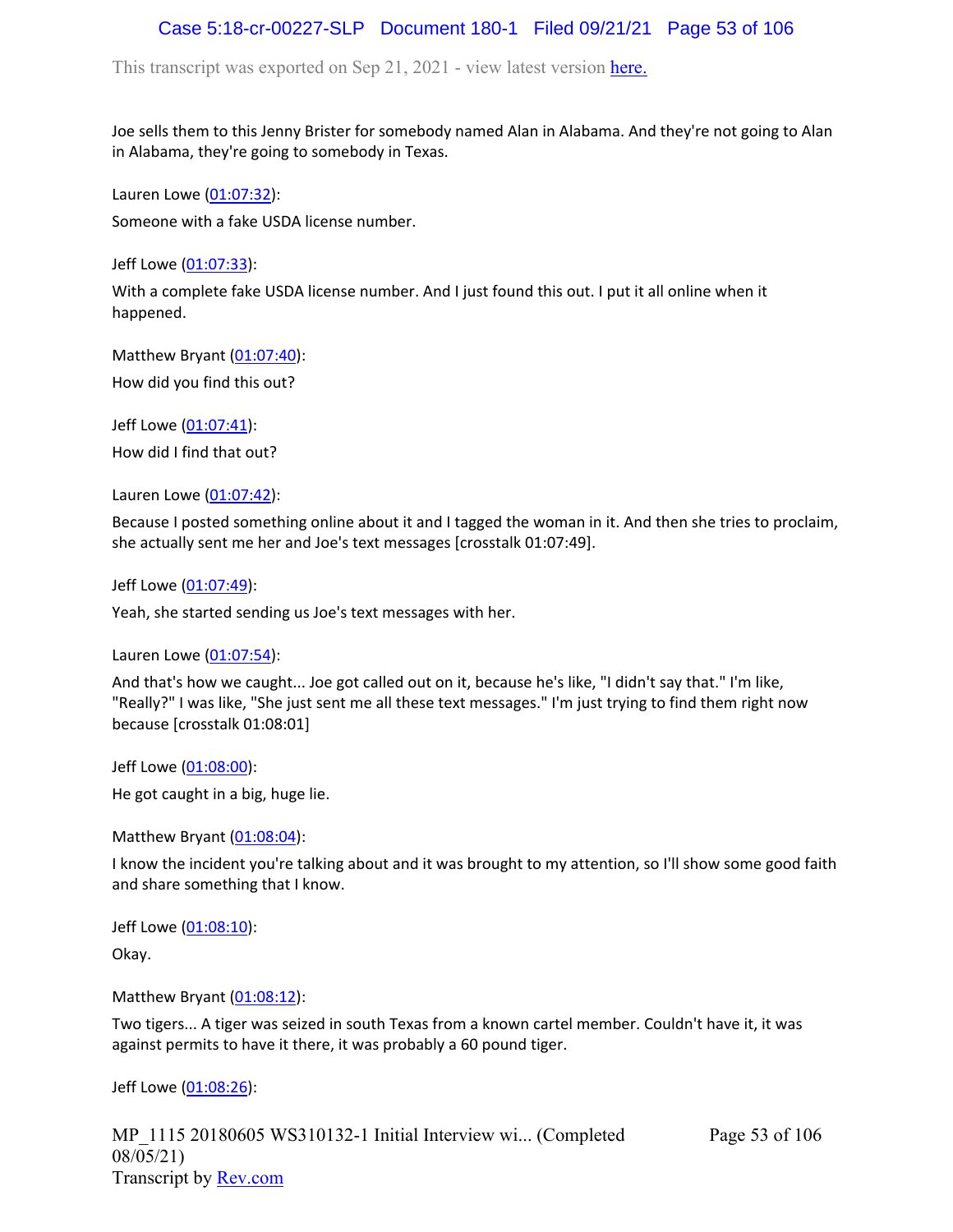Joe sells them to this Jenny Brister for somebody named Alan in Alabama. And they're not going to Alan in Alabama, they're going to somebody in Texas.

Lauren Lowe (01:07:32):

Someone with a fake USDA license number.

Jeff Lowe (01:07:33):

With a complete fake USDA license number. And I just found this out. I put it all online when it happened.

Matthew Bryant (01:07:40):

How did you find this out?

Jeff Lowe (01:07:41):

How did I find that out?

Lauren Lowe (01:07:42):

Because I posted something online about it and I tagged the woman in it. And then she tries to proclaim, she actually sent me her and Joe's text messages [crosstalk 01:07:49].

Jeff Lowe (01:07:49):

Yeah, she started sending us Joe's text messages with her.

Lauren Lowe (01:07:54):

And that's how we caught... Joe got called out on it, because he's like, "I didn't say that." I'm like, "Really?" I was like, "She just sent me all these text messages." I'm just trying to find them right now because [crosstalk 01:08:01]

Jeff Lowe (01:08:00):

He got caught in a big, huge lie.

Matthew Bryant (01:08:04):

I know the incident you're talking about and it was brought to my attention, so I'll show some good faith and share something that I know.

Jeff Lowe (01:08:10):

Okay.

Matthew Bryant (01:08:12):

Two tigers... A tiger was seized in south Texas from a known cartel member. Couldn't have it, it was against permits to have it there, it was probably a 60 pound tiger.

Jeff Lowe (01:08:26):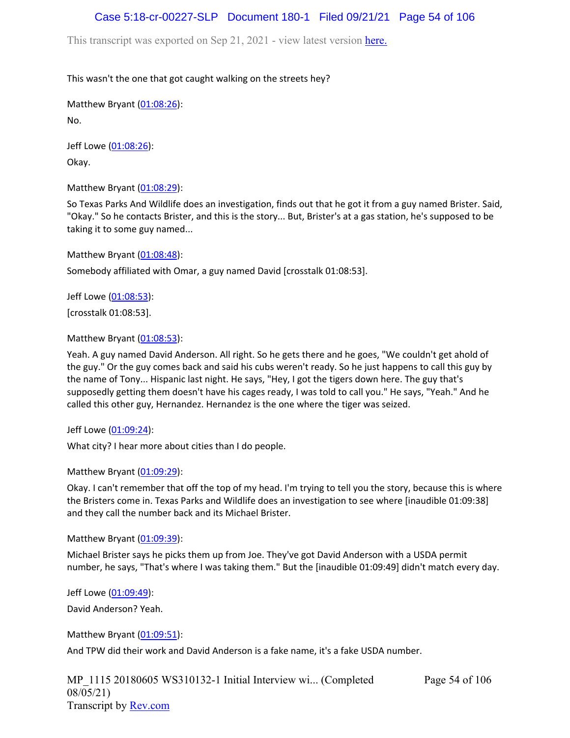This wasn't the one that got caught walking on the streets hey?

Matthew Bryant (01:08:26):

No.

Jeff Lowe (01:08:26):

Okay.

Matthew Bryant (01:08:29):

So Texas Parks And Wildlife does an investigation, finds out that he got it from a guy named Brister. Said, "Okay." So he contacts Brister, and this is the story... But, Brister's at a gas station, he's supposed to be taking it to some guy named...

Matthew Bryant (01:08:48):

Somebody affiliated with Omar, a guy named David [crosstalk 01:08:53].

Jeff Lowe (01:08:53):

[crosstalk 01:08:53].

Matthew Bryant (01:08:53):

Yeah. A guy named David Anderson. All right. So he gets there and he goes, "We couldn't get ahold of the guy." Or the guy comes back and said his cubs weren't ready. So he just happens to call this guy by the name of Tony... Hispanic last night. He says, "Hey, I got the tigers down here. The guy that's supposedly getting them doesn't have his cages ready, I was told to call you." He says, "Yeah." And he called this other guy, Hernandez. Hernandez is the one where the tiger was seized.

Jeff Lowe (01:09:24):

What city? I hear more about cities than I do people.

Matthew Bryant (01:09:29):

Okay. I can't remember that off the top of my head. I'm trying to tell you the story, because this is where the Bristers come in. Texas Parks and Wildlife does an investigation to see where [inaudible 01:09:38] and they call the number back and its Michael Brister.

Matthew Bryant (01:09:39):

Michael Brister says he picks them up from Joe. They've got David Anderson with a USDA permit number, he says, "That's where I was taking them." But the [inaudible 01:09:49] didn't match every day.

Jeff Lowe (01:09:49):

David Anderson? Yeah.

Matthew Bryant (01:09:51):

And TPW did their work and David Anderson is a fake name, it's a fake USDA number.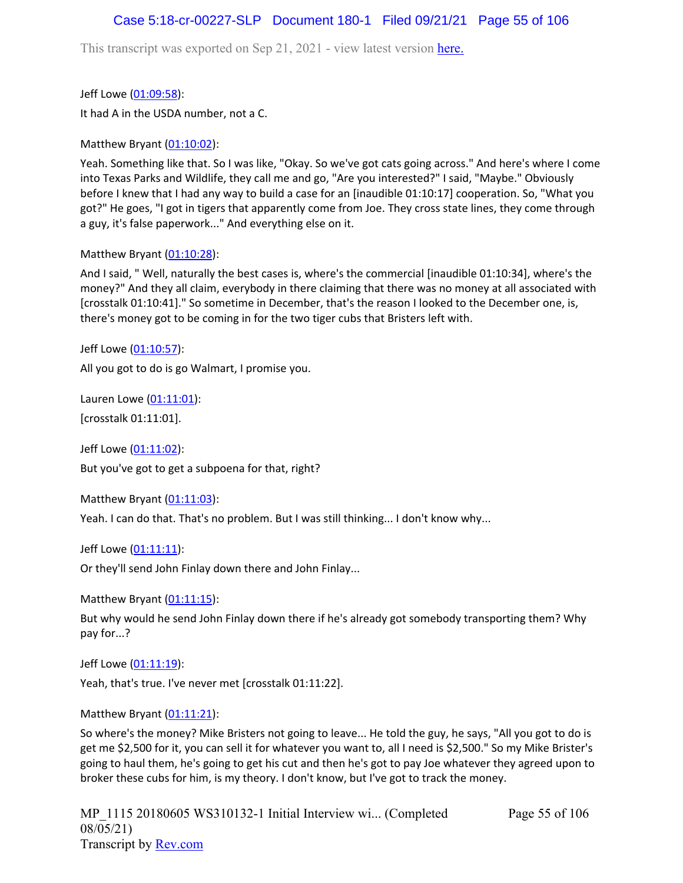Jeff Lowe (01:09:58):

It had A in the USDA number, not a C.

Matthew Bryant (01:10:02):

Yeah. Something like that. So I was like, "Okay. So we've got cats going across." And here's where I come into Texas Parks and Wildlife, they call me and go, "Are you interested?" I said, "Maybe." Obviously before I knew that I had any way to build a case for an [inaudible 01:10:17] cooperation. So, "What you got?" He goes, "I got in tigers that apparently come from Joe. They cross state lines, they come through a guy, it's false paperwork..." And everything else on it.

Matthew Bryant (01:10:28):

And I said, " Well, naturally the best cases is, where's the commercial [inaudible 01:10:34], where's the money?" And they all claim, everybody in there claiming that there was no money at all associated with [crosstalk 01:10:41]." So sometime in December, that's the reason I looked to the December one, is, there's money got to be coming in for the two tiger cubs that Bristers left with.

Jeff Lowe (01:10:57):

All you got to do is go Walmart, I promise you.

Lauren Lowe (01:11:01):

[crosstalk 01:11:01].

Jeff Lowe (01:11:02):

But you've got to get a subpoena for that, right?

Matthew Bryant (01:11:03):

Yeah. I can do that. That's no problem. But I was still thinking... I don't know why...

Jeff Lowe (01:11:11):

Or they'll send John Finlay down there and John Finlay...

Matthew Bryant (01:11:15):

But why would he send John Finlay down there if he's already got somebody transporting them? Why pay for...?

Jeff Lowe (01:11:19):

Yeah, that's true. I've never met [crosstalk 01:11:22].

Matthew Bryant (01:11:21):

So where's the money? Mike Bristers not going to leave... He told the guy, he says, "All you got to do is get me $2,500 for it, you can sell it for whatever you want to, all I need is $2,500." So my Mike Brister's going to haul them, he's going to get his cut and then he's got to pay Joe whatever they agreed upon to broker these cubs for him, is my theory. I don't know, but I've got to track the money.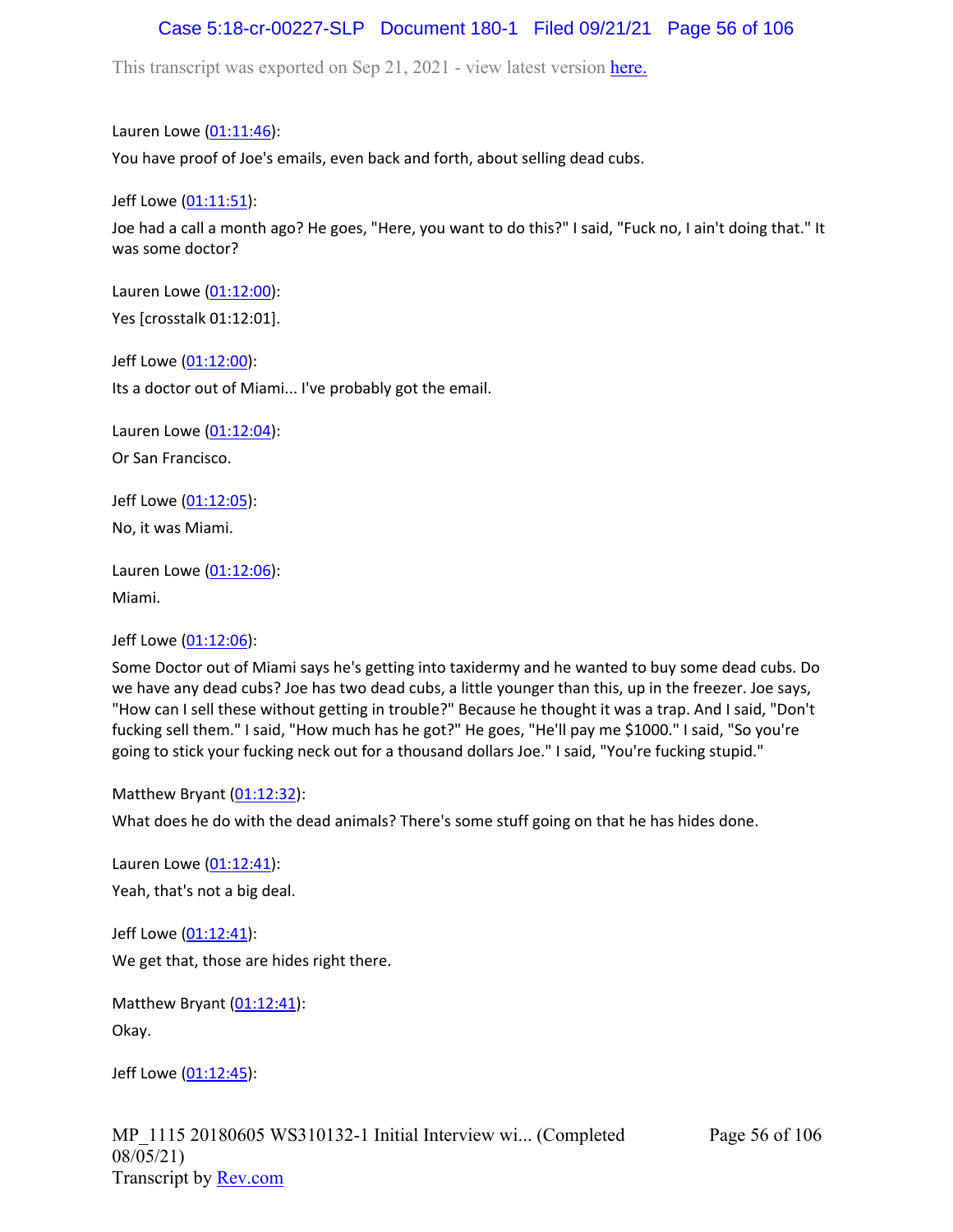Lauren Lowe (01:11:46):

You have proof of Joe's emails, even back and forth, about selling dead cubs.

Jeff Lowe (01:11:51):

Joe had a call a month ago? He goes, "Here, you want to do this?" I said, "Fuck no, I ain't doing that." It was some doctor?

Lauren Lowe (01:12:00):

Yes [crosstalk 01:12:01].

Jeff Lowe (01:12:00):

Its a doctor out of Miami... I've probably got the email.

Lauren Lowe (01:12:04):

Or San Francisco.

Jeff Lowe (01:12:05):

No, it was Miami.

Lauren Lowe (01:12:06):

Miami.

Jeff Lowe (01:12:06):

Some Doctor out of Miami says he's getting into taxidermy and he wanted to buy some dead cubs. Do we have any dead cubs? Joe has two dead cubs, a little younger than this, up in the freezer. Joe says, "How can I sell these without getting in trouble?" Because he thought it was a trap. And I said, "Don't fucking sell them." I said, "How much has he got?" He goes, "He'll pay me $1000." I said, "So you're going to stick your fucking neck out for a thousand dollars Joe." I said, "You're fucking stupid."

Matthew Bryant (01:12:32):

What does he do with the dead animals? There's some stuff going on that he has hides done.

Lauren Lowe (01:12:41):

Yeah, that's not a big deal.

Jeff Lowe (01:12:41):

We get that, those are hides right there.

Matthew Bryant (01:12:41):

Okay.

Jeff Lowe (01:12:45):

MP_1115 20180605 WS310132-1 Initial Interview wi... (Completed 08/05/21)
Transcript by Rev.com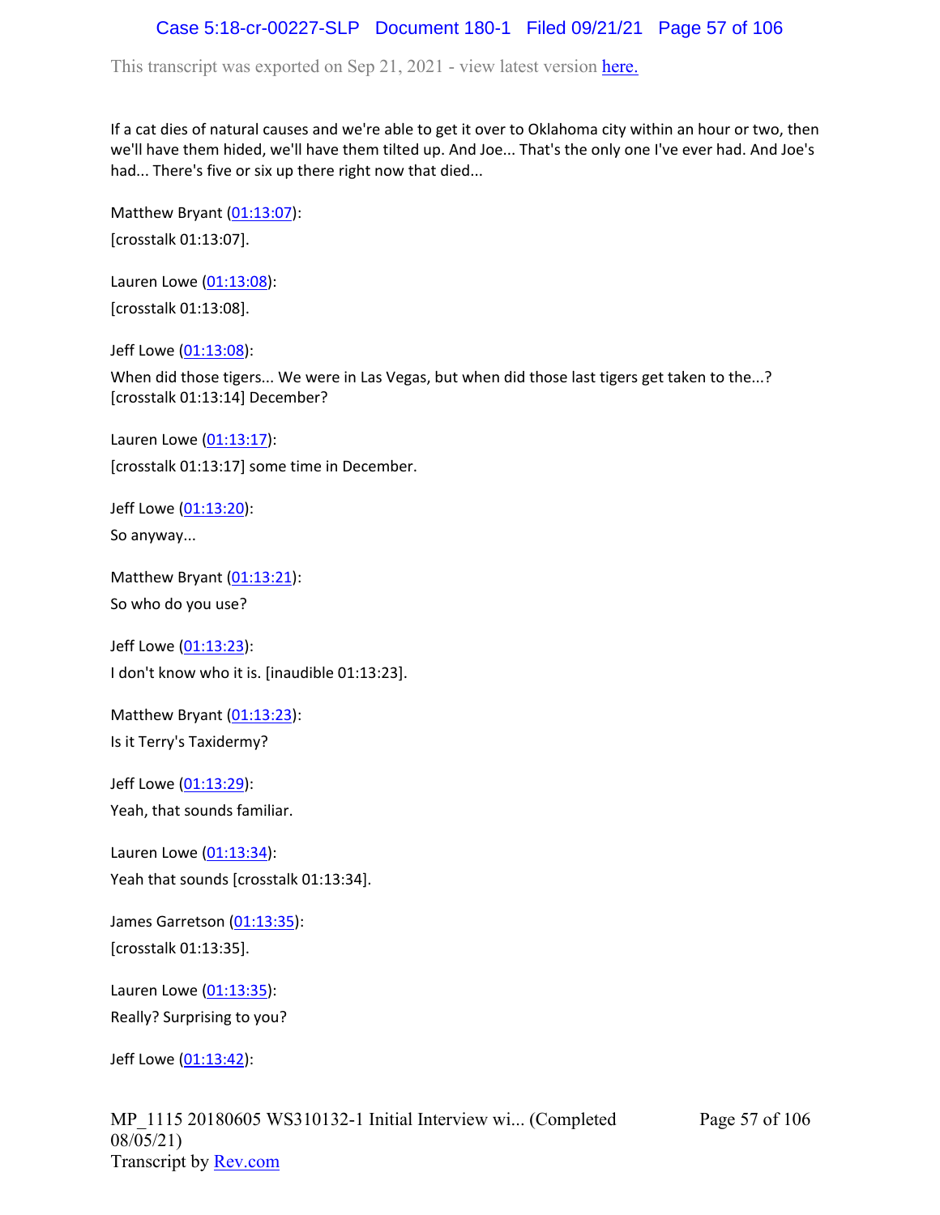If a cat dies of natural causes and we're able to get it over to Oklahoma city within an hour or two, then we'll have them hided, we'll have them tilted up. And Joe... That's the only one I've ever had. And Joe's had... There's five or six up there right now that died...

Matthew Bryant (01:13:07):

[crosstalk 01:13:07].

Lauren Lowe (01:13:08):

[crosstalk 01:13:08].

Jeff Lowe (01:13:08):

When did those tigers... We were in Las Vegas, but when did those last tigers get taken to the...? [crosstalk 01:13:14] December?

Lauren Lowe (01:13:17):

[crosstalk 01:13:17] some time in December.

Jeff Lowe (01:13:20):

So anyway...

Matthew Bryant (01:13:21):

So who do you use?

Jeff Lowe (01:13:23):

I don't know who it is. [inaudible 01:13:23].

Matthew Bryant (01:13:23):

Is it Terry's Taxidermy?

Jeff Lowe (01:13:29):

Yeah, that sounds familiar.

Lauren Lowe (01:13:34):

Yeah that sounds [crosstalk 01:13:34].

James Garretson (01:13:35):

[crosstalk 01:13:35].

Lauren Lowe (01:13:35):

Really? Surprising to you?

Jeff Lowe (01:13:42):

MP_1115 20180605 WS310132-1 Initial Interview wi... (Completed 08/05/21)
Transcript by Rev.com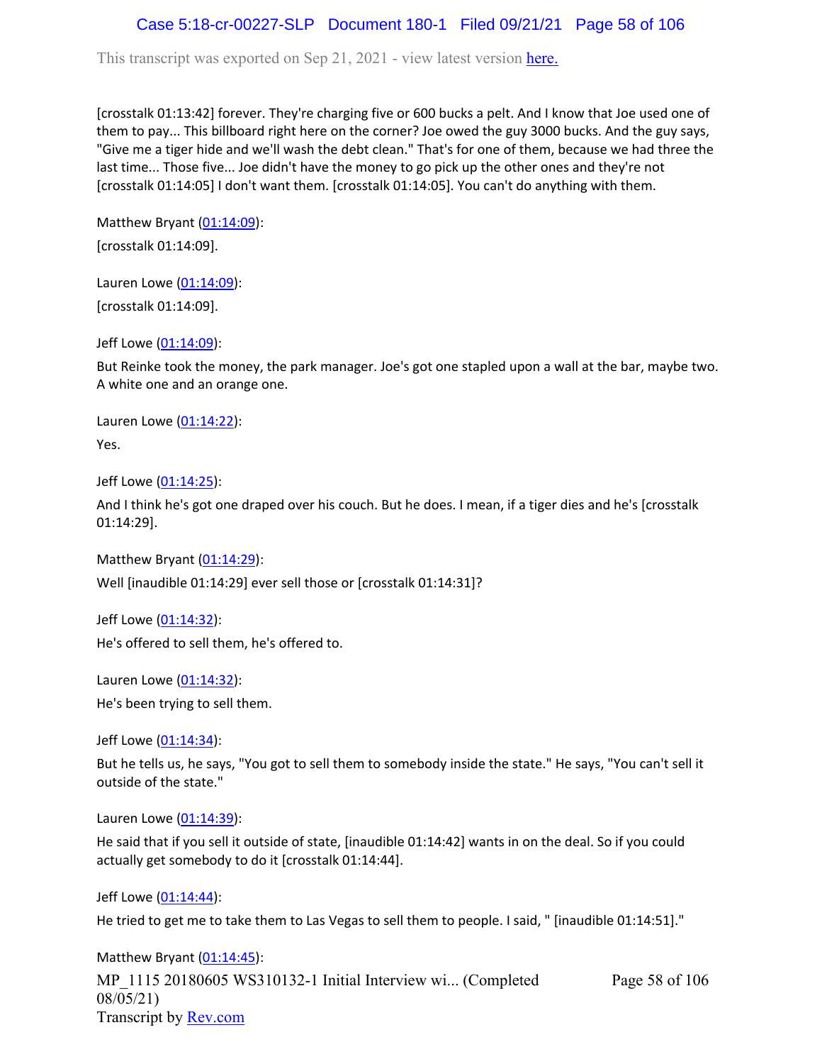[crosstalk 01:13:42] forever. They're charging five or 600 bucks a pelt. And I know that Joe used one of them to pay... This billboard right here on the corner? Joe owed the guy 3000 bucks. And the guy says, "Give me a tiger hide and we'll wash the debt clean." That's for one of them, because we had three the last time... Those five... Joe didn't have the money to go pick up the other ones and they're not [crosstalk 01:14:05] I don't want them. [crosstalk 01:14:05]. You can't do anything with them.

Matthew Bryant (01:14:09):

[crosstalk 01:14:09].

Lauren Lowe (01:14:09):

[crosstalk 01:14:09].

Jeff Lowe (01:14:09):

But Reinke took the money, the park manager. Joe's got one stapled upon a wall at the bar, maybe two. A white one and an orange one.

Lauren Lowe (01:14:22):

Yes.

Jeff Lowe (01:14:25):

And I think he's got one draped over his couch. But he does. I mean, if a tiger dies and he's [crosstalk 01:14:29].

Matthew Bryant (01:14:29):

Well [inaudible 01:14:29] ever sell those or [crosstalk 01:14:31]?

Jeff Lowe (01:14:32):

He's offered to sell them, he's offered to.

Lauren Lowe (01:14:32):

He's been trying to sell them.

Jeff Lowe (01:14:34):

But he tells us, he says, "You got to sell them to somebody inside the state." He says, "You can't sell it outside of the state."

Lauren Lowe (01:14:39):

He said that if you sell it outside of state, [inaudible 01:14:42] wants in on the deal. So if you could actually get somebody to do it [crosstalk 01:14:44].

Jeff Lowe (01:14:44):

He tried to get me to take them to Las Vegas to sell them to people. I said, " [inaudible 01:14:51]."

Matthew Bryant (01:14:45):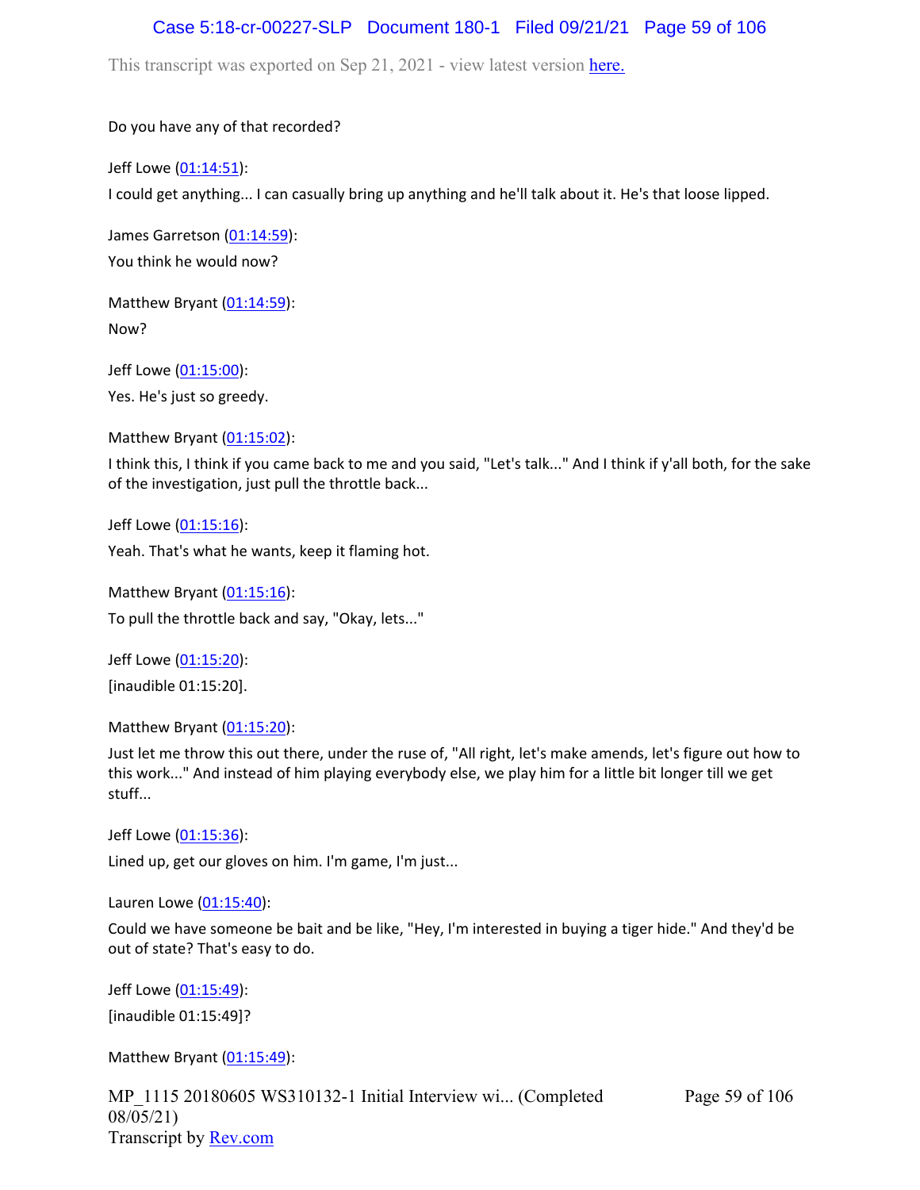Do you have any of that recorded?

Jeff Lowe (01:14:51):

I could get anything... I can casually bring up anything and he'll talk about it. He's that loose lipped.

James Garretson (01:14:59):

You think he would now?

Matthew Bryant (01:14:59):

Now?

Jeff Lowe (01:15:00):

Yes. He's just so greedy.

Matthew Bryant (01:15:02):

I think this, I think if you came back to me and you said, "Let's talk..." And I think if y'all both, for the sake of the investigation, just pull the throttle back...

Jeff Lowe (01:15:16):

Yeah. That's what he wants, keep it flaming hot.

Matthew Bryant (01:15:16):

To pull the throttle back and say, "Okay, lets..."

Jeff Lowe (01:15:20):

[inaudible 01:15:20].

Matthew Bryant (01:15:20):

Just let me throw this out there, under the ruse of, "All right, let's make amends, let's figure out how to this work..." And instead of him playing everybody else, we play him for a little bit longer till we get stuff...

Jeff Lowe (01:15:36):

Lined up, get our gloves on him. I'm game, I'm just...

Lauren Lowe (01:15:40):

Could we have someone be bait and be like, "Hey, I'm interested in buying a tiger hide." And they'd be out of state? That's easy to do.

Jeff Lowe (01:15:49):

[inaudible 01:15:49]?

Matthew Bryant (01:15:49):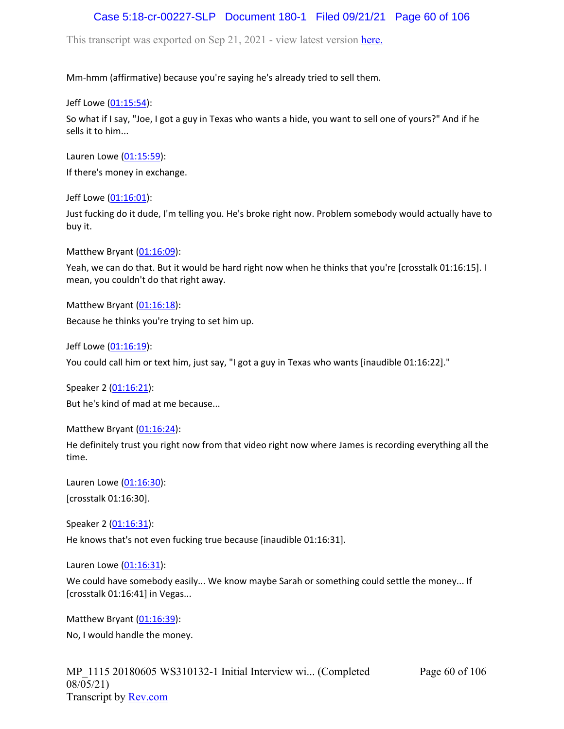Mm-hmm (affirmative) because you're saying he's already tried to sell them.

Jeff Lowe (01:15:54):

So what if I say, "Joe, I got a guy in Texas who wants a hide, you want to sell one of yours?" And if he sells it to him...

Lauren Lowe (01:15:59):

If there's money in exchange.

Jeff Lowe (01:16:01):

Just fucking do it dude, I'm telling you. He's broke right now. Problem somebody would actually have to buy it.

Matthew Bryant (01:16:09):

Yeah, we can do that. But it would be hard right now when he thinks that you're [crosstalk 01:16:15]. I mean, you couldn't do that right away.

Matthew Bryant (01:16:18):

Because he thinks you're trying to set him up.

Jeff Lowe (01:16:19):

You could call him or text him, just say, "I got a guy in Texas who wants [inaudible 01:16:22]."

Speaker 2 (01:16:21):

But he's kind of mad at me because...

Matthew Bryant (01:16:24):

He definitely trust you right now from that video right now where James is recording everything all the time.

Lauren Lowe (01:16:30):

[crosstalk 01:16:30].

Speaker 2 (01:16:31):

He knows that's not even fucking true because [inaudible 01:16:31].

Lauren Lowe (01:16:31):

We could have somebody easily... We know maybe Sarah or something could settle the money... If [crosstalk 01:16:41] in Vegas...

Matthew Bryant (01:16:39):

No, I would handle the money.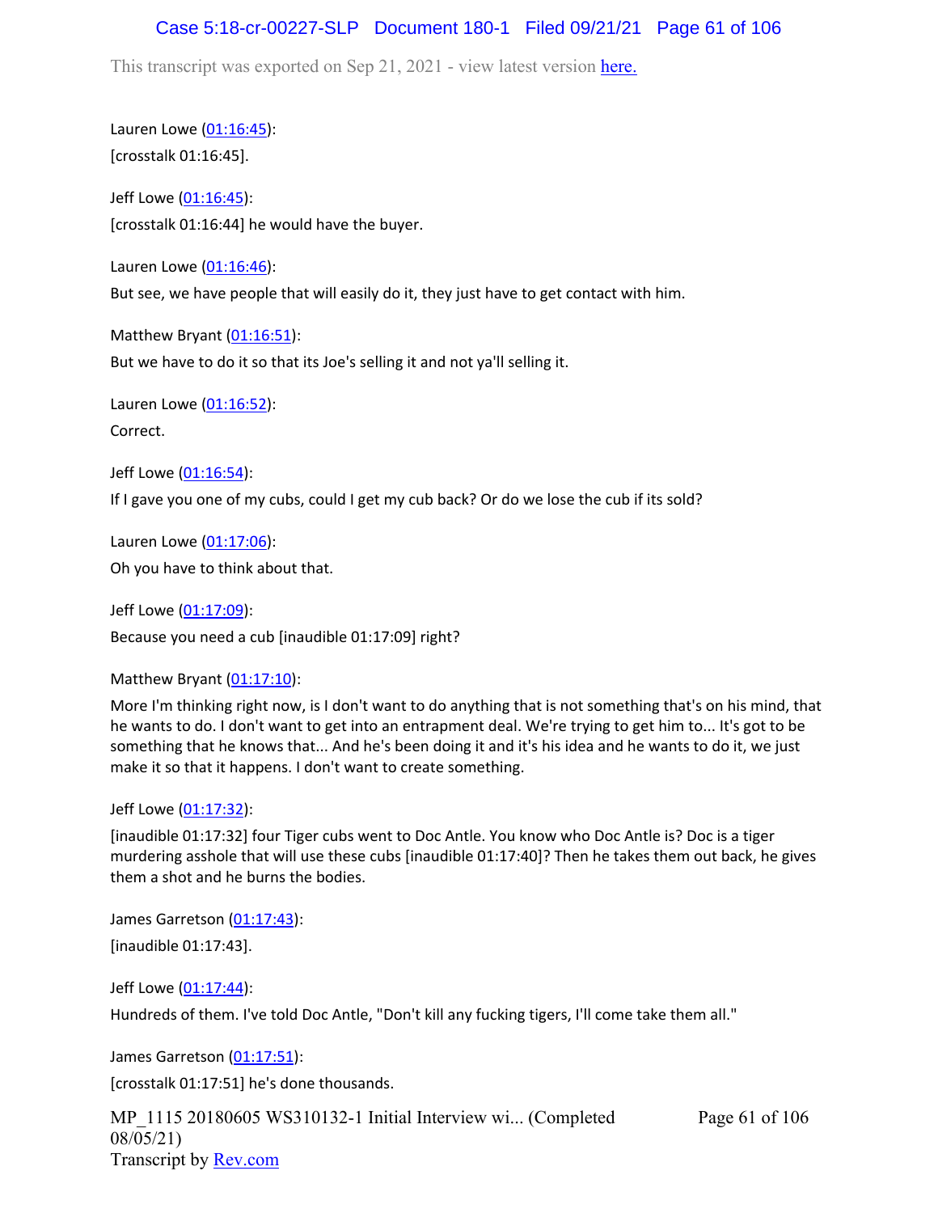This transcript was exported on Sep 21, 2021 - view latest version here.

Lauren Lowe (01:16:45):

[crosstalk 01:16:45].

Jeff Lowe (01:16:45):

[crosstalk 01:16:44] he would have the buyer.

Lauren Lowe (01:16:46):

But see, we have people that will easily do it, they just have to get contact with him.

Matthew Bryant (01:16:51):

But we have to do it so that its Joe's selling it and not ya'll selling it.

Lauren Lowe (01:16:52):

Correct.

Jeff Lowe (01:16:54):

If I gave you one of my cubs, could I get my cub back? Or do we lose the cub if its sold?

Lauren Lowe (01:17:06):

Oh you have to think about that.

Jeff Lowe (01:17:09):

Because you need a cub [inaudible 01:17:09] right?

Matthew Bryant (01:17:10):

More I'm thinking right now, is I don't want to do anything that is not something that's on his mind, that he wants to do. I don't want to get into an entrapment deal. We're trying to get him to... It's got to be something that he knows that... And he's been doing it and it's his idea and he wants to do it, we just make it so that it happens. I don't want to create something.

Jeff Lowe (01:17:32):

[inaudible 01:17:32] four Tiger cubs went to Doc Antle. You know who Doc Antle is? Doc is a tiger murdering asshole that will use these cubs [inaudible 01:17:40]? Then he takes them out back, he gives them a shot and he burns the bodies.

James Garretson (01:17:43):

[inaudible 01:17:43].

Jeff Lowe (01:17:44):

Hundreds of them. I've told Doc Antle, "Don't kill any fucking tigers, I'll come take them all."

James Garretson (01:17:51):

[crosstalk 01:17:51] he's done thousands.

MP_1115 20180605 WS310132-1 Initial Interview wi... (Completed 08/05/21)
Transcript by Rev.com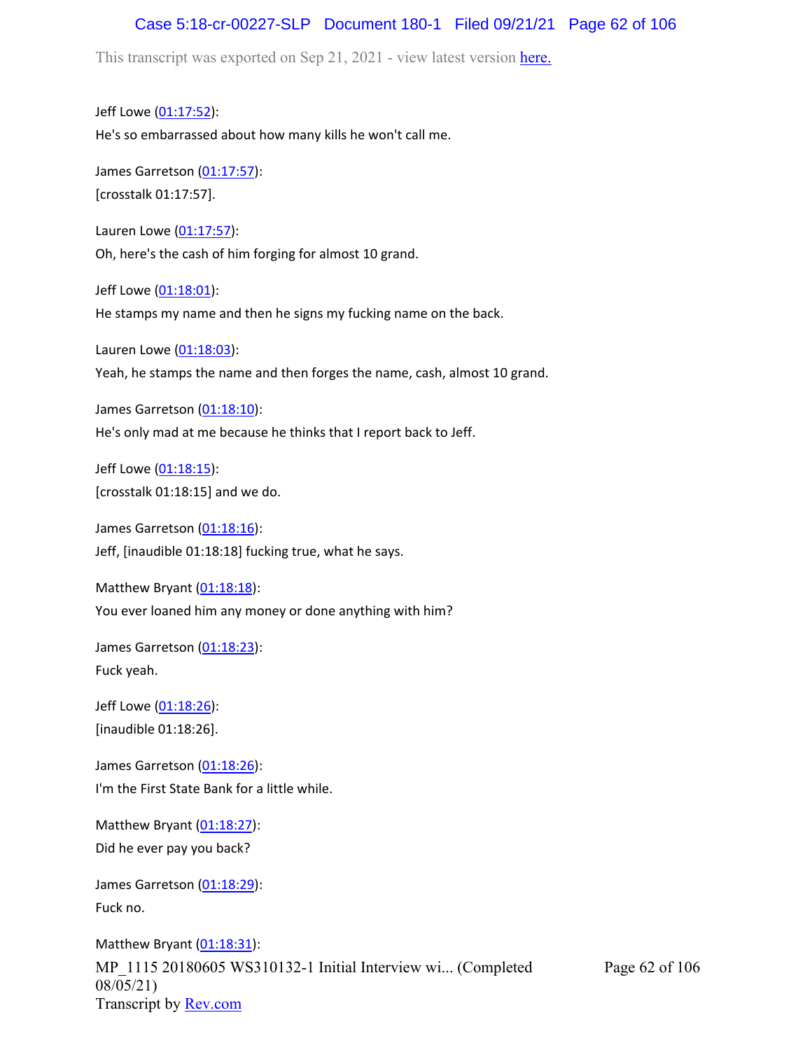Jeff Lowe (01:17:52):
He's so embarrassed about how many kills he won't call me.

James Garretson (01:17:57):
[crosstalk 01:17:57].

Lauren Lowe (01:17:57):
Oh, here's the cash of him forging for almost 10 grand.

Jeff Lowe (01:18:01):
He stamps my name and then he signs my fucking name on the back.

Lauren Lowe (01:18:03):
Yeah, he stamps the name and then forges the name, cash, almost 10 grand.

James Garretson (01:18:10):
He's only mad at me because he thinks that I report back to Jeff.

Jeff Lowe (01:18:15):
[crosstalk 01:18:15] and we do.

James Garretson (01:18:16):
Jeff, [inaudible 01:18:18] fucking true, what he says.

Matthew Bryant (01:18:18):
You ever loaned him any money or done anything with him?

James Garretson (01:18:23):
Fuck yeah.

Jeff Lowe (01:18:26):
[inaudible 01:18:26].

James Garretson (01:18:26):
I'm the First State Bank for a little while.

Matthew Bryant (01:18:27):
Did he ever pay you back?

James Garretson (01:18:29):
Fuck no.

Matthew Bryant (01:18:31):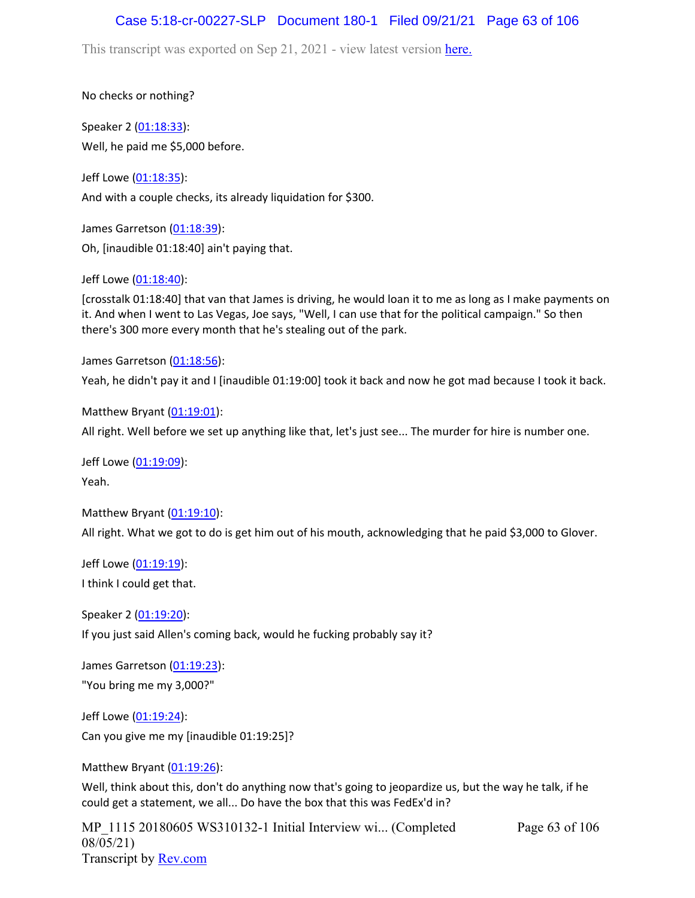No checks or nothing?

Speaker 2 (01:18:33):

Well, he paid me $5,000 before.

Jeff Lowe (01:18:35):

And with a couple checks, its already liquidation for $300.

James Garretson (01:18:39):

Oh, [inaudible 01:18:40] ain't paying that.

Jeff Lowe (01:18:40):

[crosstalk 01:18:40] that van that James is driving, he would loan it to me as long as I make payments on it. And when I went to Las Vegas, Joe says, "Well, I can use that for the political campaign." So then there's 300 more every month that he's stealing out of the park.

James Garretson (01:18:56):

Yeah, he didn't pay it and I [inaudible 01:19:00] took it back and now he got mad because I took it back.

Matthew Bryant (01:19:01):

All right. Well before we set up anything like that, let's just see... The murder for hire is number one.

Jeff Lowe (01:19:09):

Yeah.

Matthew Bryant (01:19:10):

All right. What we got to do is get him out of his mouth, acknowledging that he paid $3,000 to Glover.

Jeff Lowe (01:19:19):

I think I could get that.

Speaker 2 (01:19:20):

If you just said Allen's coming back, would he fucking probably say it?

James Garretson (01:19:23):

"You bring me my 3,000?"

Jeff Lowe (01:19:24):

Can you give me my [inaudible 01:19:25]?

Matthew Bryant (01:19:26):

Well, think about this, don't do anything now that's going to jeopardize us, but the way he talk, if he could get a statement, we all... Do have the box that this was FedEx'd in?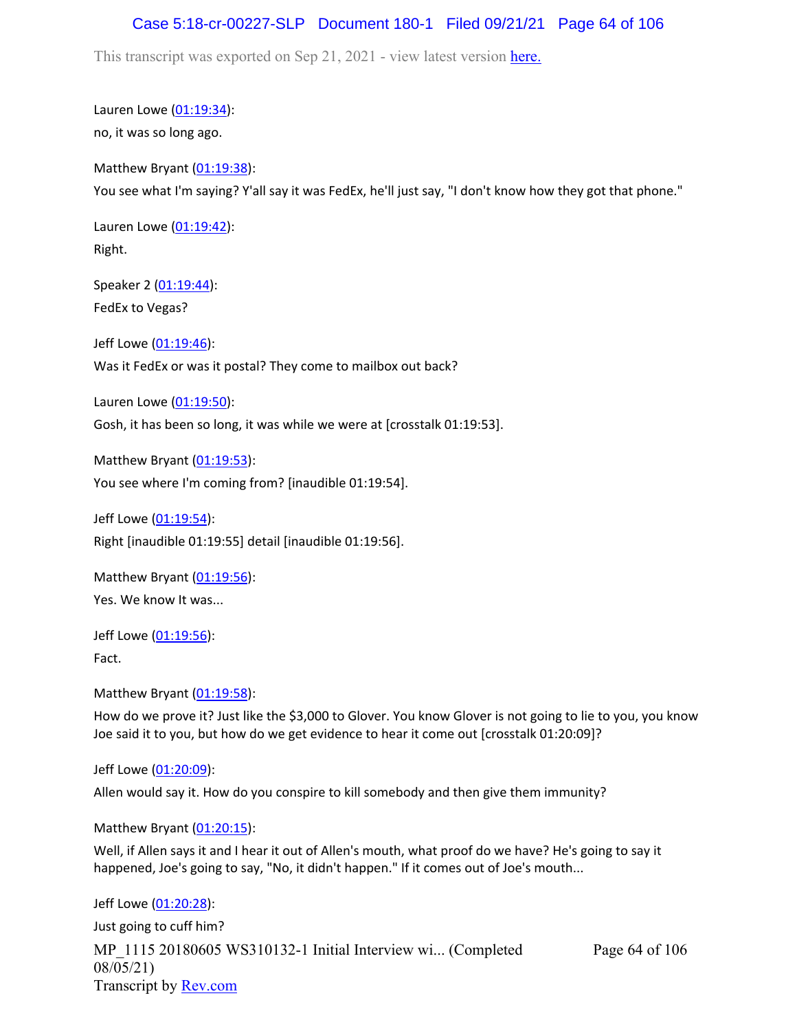Lauren Lowe (01:19:34):
no, it was so long ago.

Matthew Bryant (01:19:38):
You see what I'm saying? Y'all say it was FedEx, he'll just say, "I don't know how they got that phone."

Lauren Lowe (01:19:42):
Right.

Speaker 2 (01:19:44):
FedEx to Vegas?

Jeff Lowe (01:19:46):
Was it FedEx or was it postal? They come to mailbox out back?

Lauren Lowe (01:19:50):
Gosh, it has been so long, it was while we were at [crosstalk 01:19:53].

Matthew Bryant (01:19:53):
You see where I'm coming from? [inaudible 01:19:54].

Jeff Lowe (01:19:54):
Right [inaudible 01:19:55] detail [inaudible 01:19:56].

Matthew Bryant (01:19:56):
Yes. We know It was...

Jeff Lowe (01:19:56):
Fact.

Matthew Bryant (01:19:58):
How do we prove it? Just like the $3,000 to Glover. You know Glover is not going to lie to you, you know Joe said it to you, but how do we get evidence to hear it come out [crosstalk 01:20:09]?

Jeff Lowe (01:20:09):
Allen would say it. How do you conspire to kill somebody and then give them immunity?

Matthew Bryant (01:20:15):
Well, if Allen says it and I hear it out of Allen's mouth, what proof do we have? He's going to say it happened, Joe's going to say, "No, it didn't happen." If it comes out of Joe's mouth...

Jeff Lowe (01:20:28):
Just going to cuff him?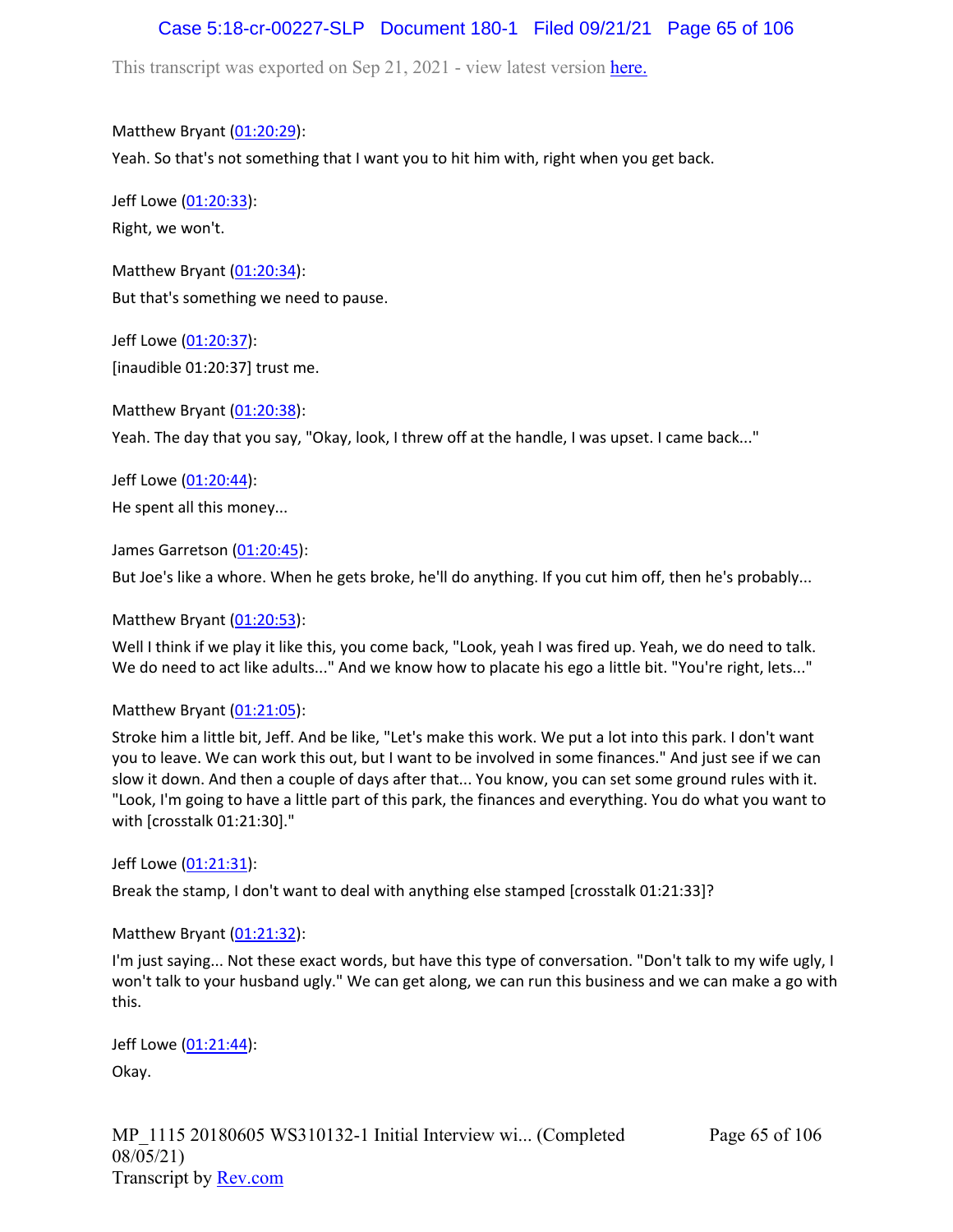Matthew Bryant (01:20:29):

Yeah. So that's not something that I want you to hit him with, right when you get back.

Jeff Lowe (01:20:33):

Right, we won't.

Matthew Bryant (01:20:34):

But that's something we need to pause.

Jeff Lowe (01:20:37):

[inaudible 01:20:37] trust me.

Matthew Bryant (01:20:38):

Yeah. The day that you say, "Okay, look, I threw off at the handle, I was upset. I came back..."

Jeff Lowe (01:20:44):

He spent all this money...

James Garretson (01:20:45):

But Joe's like a whore. When he gets broke, he'll do anything. If you cut him off, then he's probably...

Matthew Bryant (01:20:53):

Well I think if we play it like this, you come back, "Look, yeah I was fired up. Yeah, we do need to talk. We do need to act like adults..." And we know how to placate his ego a little bit. "You're right, lets..."

Matthew Bryant (01:21:05):

Stroke him a little bit, Jeff. And be like, "Let's make this work. We put a lot into this park. I don't want you to leave. We can work this out, but I want to be involved in some finances." And just see if we can slow it down. And then a couple of days after that... You know, you can set some ground rules with it. "Look, I'm going to have a little part of this park, the finances and everything. You do what you want to with [crosstalk 01:21:30]."

Jeff Lowe (01:21:31):

Break the stamp, I don't want to deal with anything else stamped [crosstalk 01:21:33]?

Matthew Bryant (01:21:32):

I'm just saying... Not these exact words, but have this type of conversation. "Don't talk to my wife ugly, I won't talk to your husband ugly." We can get along, we can run this business and we can make a go with this.

Jeff Lowe (01:21:44):

Okay.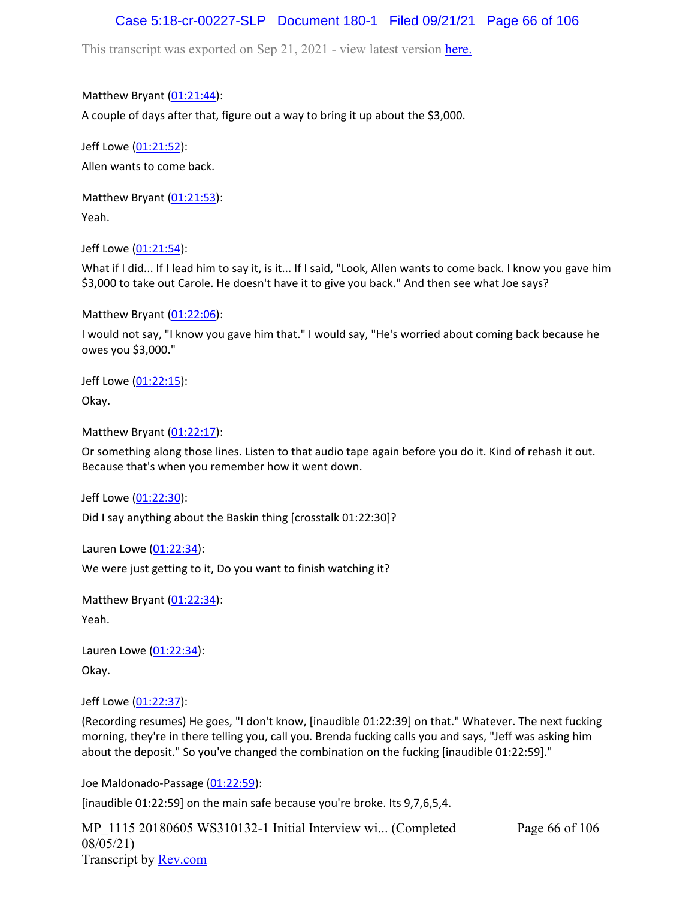Matthew Bryant (01:21:44):

A couple of days after that, figure out a way to bring it up about the $3,000.

Jeff Lowe (01:21:52):

Allen wants to come back.

Matthew Bryant (01:21:53):

Yeah.

Jeff Lowe (01:21:54):

What if I did... If I lead him to say it, is it... If I said, "Look, Allen wants to come back. I know you gave him $3,000 to take out Carole. He doesn't have it to give you back." And then see what Joe says?

Matthew Bryant (01:22:06):

I would not say, "I know you gave him that." I would say, "He's worried about coming back because he owes you $3,000."

Jeff Lowe (01:22:15):

Okay.

Matthew Bryant (01:22:17):

Or something along those lines. Listen to that audio tape again before you do it. Kind of rehash it out. Because that's when you remember how it went down.

Jeff Lowe (01:22:30):

Did I say anything about the Baskin thing [crosstalk 01:22:30]?

Lauren Lowe (01:22:34):

We were just getting to it, Do you want to finish watching it?

Matthew Bryant (01:22:34):

Yeah.

Lauren Lowe (01:22:34):

Okay.

Jeff Lowe (01:22:37):

(Recording resumes) He goes, "I don't know, [inaudible 01:22:39] on that." Whatever. The next fucking morning, they're in there telling you, call you. Brenda fucking calls you and says, "Jeff was asking him about the deposit." So you've changed the combination on the fucking [inaudible 01:22:59]."

Joe Maldonado-Passage (01:22:59):

[inaudible 01:22:59] on the main safe because you're broke. Its 9,7,6,5,4.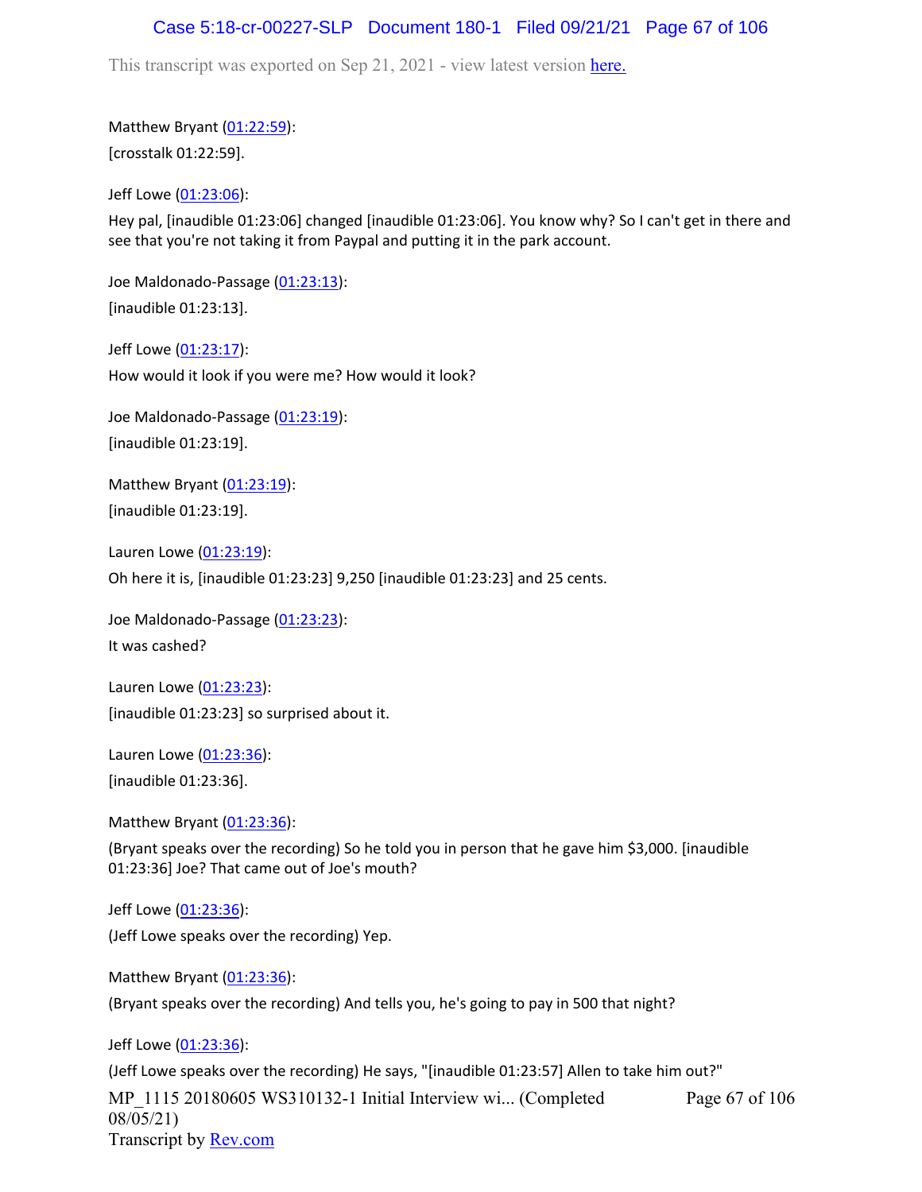Matthew Bryant (01:22:59):

[crosstalk 01:22:59].

Jeff Lowe (01:23:06):

Hey pal, [inaudible 01:23:06] changed [inaudible 01:23:06]. You know why? So I can't get in there and see that you're not taking it from Paypal and putting it in the park account.

Joe Maldonado-Passage (01:23:13):

[inaudible 01:23:13].

Jeff Lowe (01:23:17):

How would it look if you were me? How would it look?

Joe Maldonado-Passage (01:23:19):

[inaudible 01:23:19].

Matthew Bryant (01:23:19):

[inaudible 01:23:19].

Lauren Lowe (01:23:19):

Oh here it is, [inaudible 01:23:23] 9,250 [inaudible 01:23:23] and 25 cents.

Joe Maldonado-Passage (01:23:23):

It was cashed?

Lauren Lowe (01:23:23):

[inaudible 01:23:23] so surprised about it.

Lauren Lowe (01:23:36):

[inaudible 01:23:36].

Matthew Bryant (01:23:36):

(Bryant speaks over the recording) So he told you in person that he gave him $3,000. [inaudible 01:23:36] Joe? That came out of Joe's mouth?

Jeff Lowe (01:23:36):

(Jeff Lowe speaks over the recording) Yep.

Matthew Bryant (01:23:36):

(Bryant speaks over the recording) And tells you, he's going to pay in 500 that night?

Jeff Lowe (01:23:36):

(Jeff Lowe speaks over the recording) He says, "[inaudible 01:23:57] Allen to take him out?"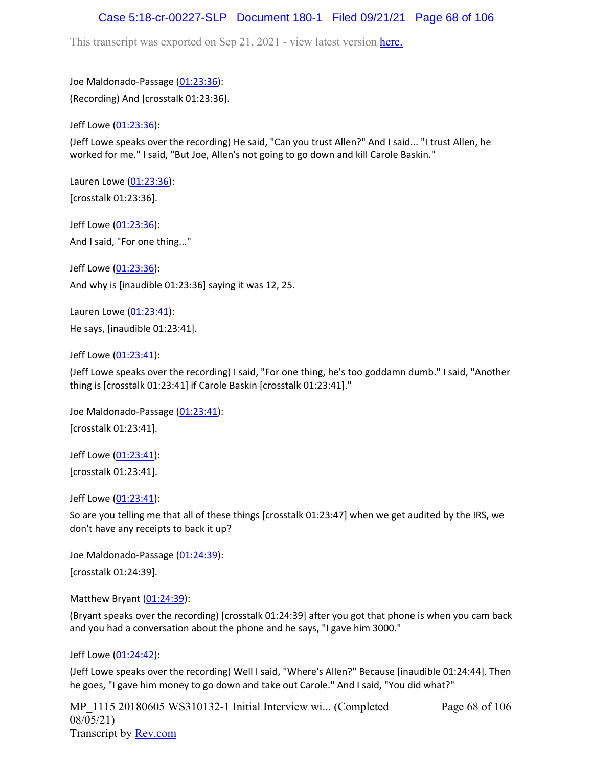Joe Maldonado-Passage (01:23:36):

(Recording) And [crosstalk 01:23:36].

Jeff Lowe (01:23:36):

(Jeff Lowe speaks over the recording) He said, "Can you trust Allen?" And I said... "I trust Allen, he worked for me." I said, "But Joe, Allen's not going to go down and kill Carole Baskin."

Lauren Lowe (01:23:36):

[crosstalk 01:23:36].

Jeff Lowe (01:23:36):

And I said, "For one thing..."

Jeff Lowe (01:23:36):

And why is [inaudible 01:23:36] saying it was 12, 25.

Lauren Lowe (01:23:41):

He says, [inaudible 01:23:41].

Jeff Lowe (01:23:41):

(Jeff Lowe speaks over the recording) I said, "For one thing, he's too goddamn dumb." I said, "Another thing is [crosstalk 01:23:41] if Carole Baskin [crosstalk 01:23:41]."

Joe Maldonado-Passage (01:23:41):

[crosstalk 01:23:41].

Jeff Lowe (01:23:41):

[crosstalk 01:23:41].

Jeff Lowe (01:23:41):

So are you telling me that all of these things [crosstalk 01:23:47] when we get audited by the IRS, we don't have any receipts to back it up?

Joe Maldonado-Passage (01:24:39):

[crosstalk 01:24:39].

Matthew Bryant (01:24:39):

(Bryant speaks over the recording) [crosstalk 01:24:39] after you got that phone is when you cam back and you had a conversation about the phone and he says, "I gave him 3000."

Jeff Lowe (01:24:42):

(Jeff Lowe speaks over the recording) Well I said, "Where's Allen?" Because [inaudible 01:24:44]. Then he goes, "I gave him money to go down and take out Carole." And I said, "You did what?"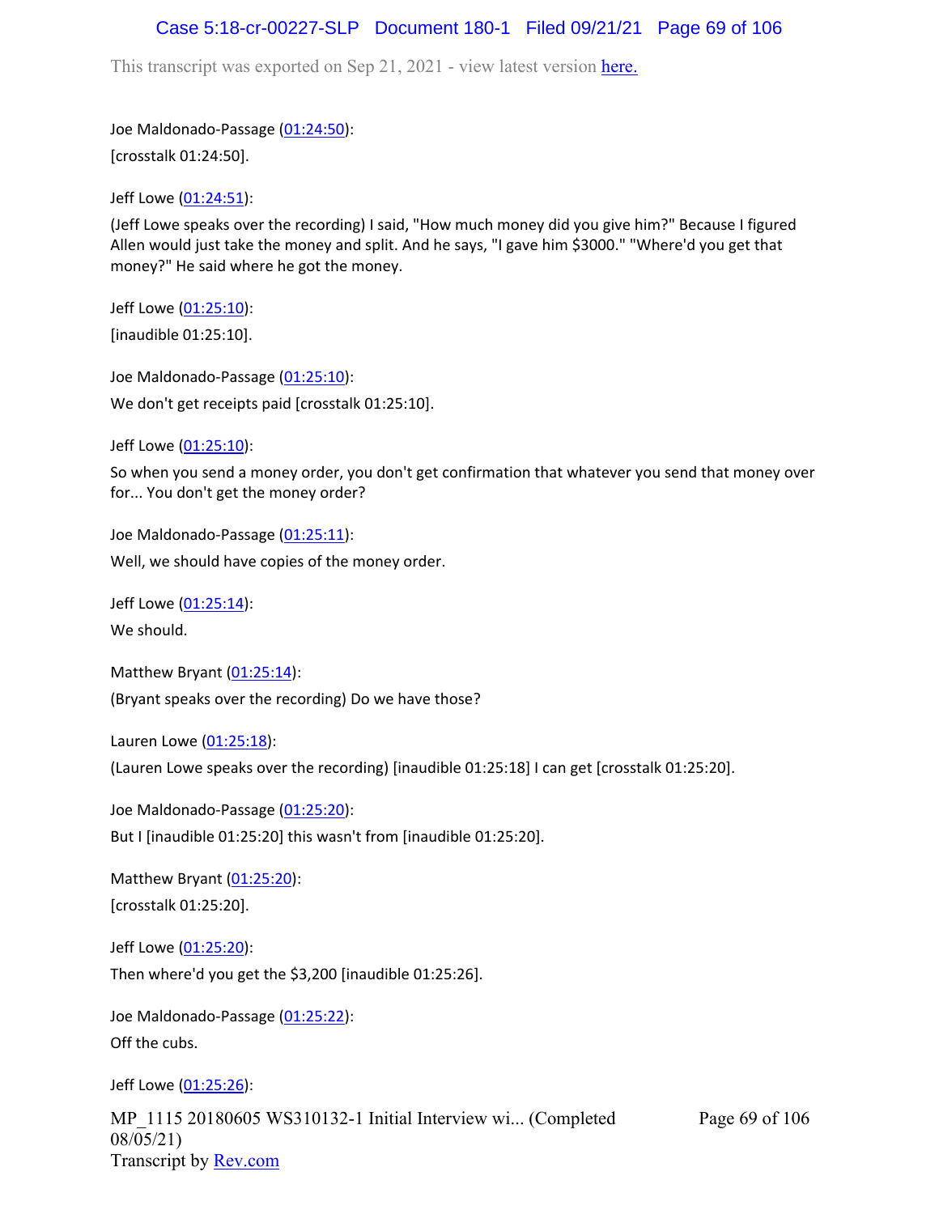Joe Maldonado-Passage (01:24:50):

[crosstalk 01:24:50].

Jeff Lowe (01:24:51):

(Jeff Lowe speaks over the recording) I said, "How much money did you give him?" Because I figured Allen would just take the money and split. And he says, "I gave him $3000." "Where'd you get that money?" He said where he got the money.

Jeff Lowe (01:25:10):

[inaudible 01:25:10].

Joe Maldonado-Passage (01:25:10):

We don't get receipts paid [crosstalk 01:25:10].

Jeff Lowe (01:25:10):

So when you send a money order, you don't get confirmation that whatever you send that money over for... You don't get the money order?

Joe Maldonado-Passage (01:25:11):

Well, we should have copies of the money order.

Jeff Lowe (01:25:14):

We should.

Matthew Bryant (01:25:14):

(Bryant speaks over the recording) Do we have those?

Lauren Lowe (01:25:18):

(Lauren Lowe speaks over the recording) [inaudible 01:25:18] I can get [crosstalk 01:25:20].

Joe Maldonado-Passage (01:25:20):

But I [inaudible 01:25:20] this wasn't from [inaudible 01:25:20].

Matthew Bryant (01:25:20):

[crosstalk 01:25:20].

Jeff Lowe (01:25:20):

Then where'd you get the $3,200 [inaudible 01:25:26].

Joe Maldonado-Passage (01:25:22):

Off the cubs.

Jeff Lowe (01:25:26):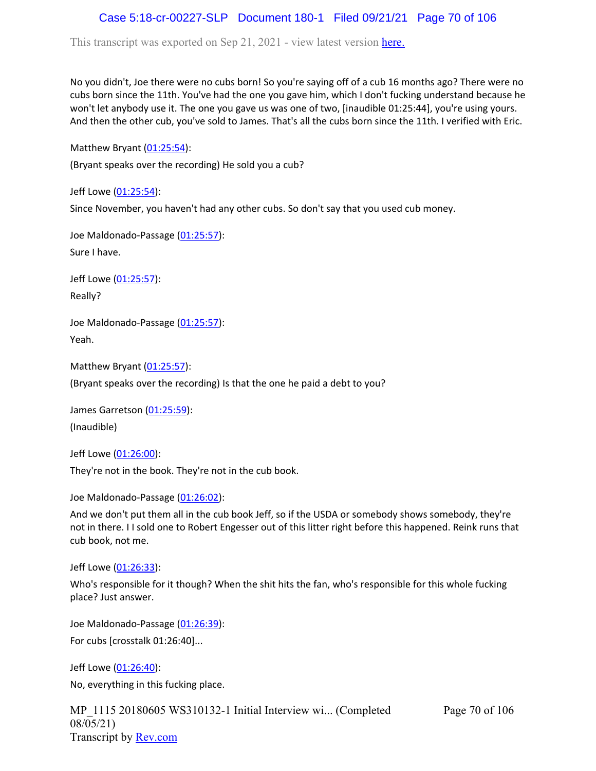No you didn't, Joe there were no cubs born! So you're saying off of a cub 16 months ago? There were no cubs born since the 11th. You've had the one you gave him, which I don't fucking understand because he won't let anybody use it. The one you gave us was one of two, [inaudible 01:25:44], you're using yours. And then the other cub, you've sold to James. That's all the cubs born since the 11th. I verified with Eric.

Matthew Bryant (01:25:54):

(Bryant speaks over the recording) He sold you a cub?

Jeff Lowe (01:25:54):

Since November, you haven't had any other cubs. So don't say that you used cub money.

Joe Maldonado-Passage (01:25:57):

Sure I have.

Jeff Lowe (01:25:57):

Really?

Joe Maldonado-Passage (01:25:57):

Yeah.

Matthew Bryant (01:25:57):

(Bryant speaks over the recording) Is that the one he paid a debt to you?

James Garretson (01:25:59):

(Inaudible)

Jeff Lowe (01:26:00):

They're not in the book. They're not in the cub book.

Joe Maldonado-Passage (01:26:02):

And we don't put them all in the cub book Jeff, so if the USDA or somebody shows somebody, they're not in there. I I sold one to Robert Engesser out of this litter right before this happened. Reink runs that cub book, not me.

Jeff Lowe (01:26:33):

Who's responsible for it though? When the shit hits the fan, who's responsible for this whole fucking place? Just answer.

Joe Maldonado-Passage (01:26:39):

For cubs [crosstalk 01:26:40]...

Jeff Lowe (01:26:40):

No, everything in this fucking place.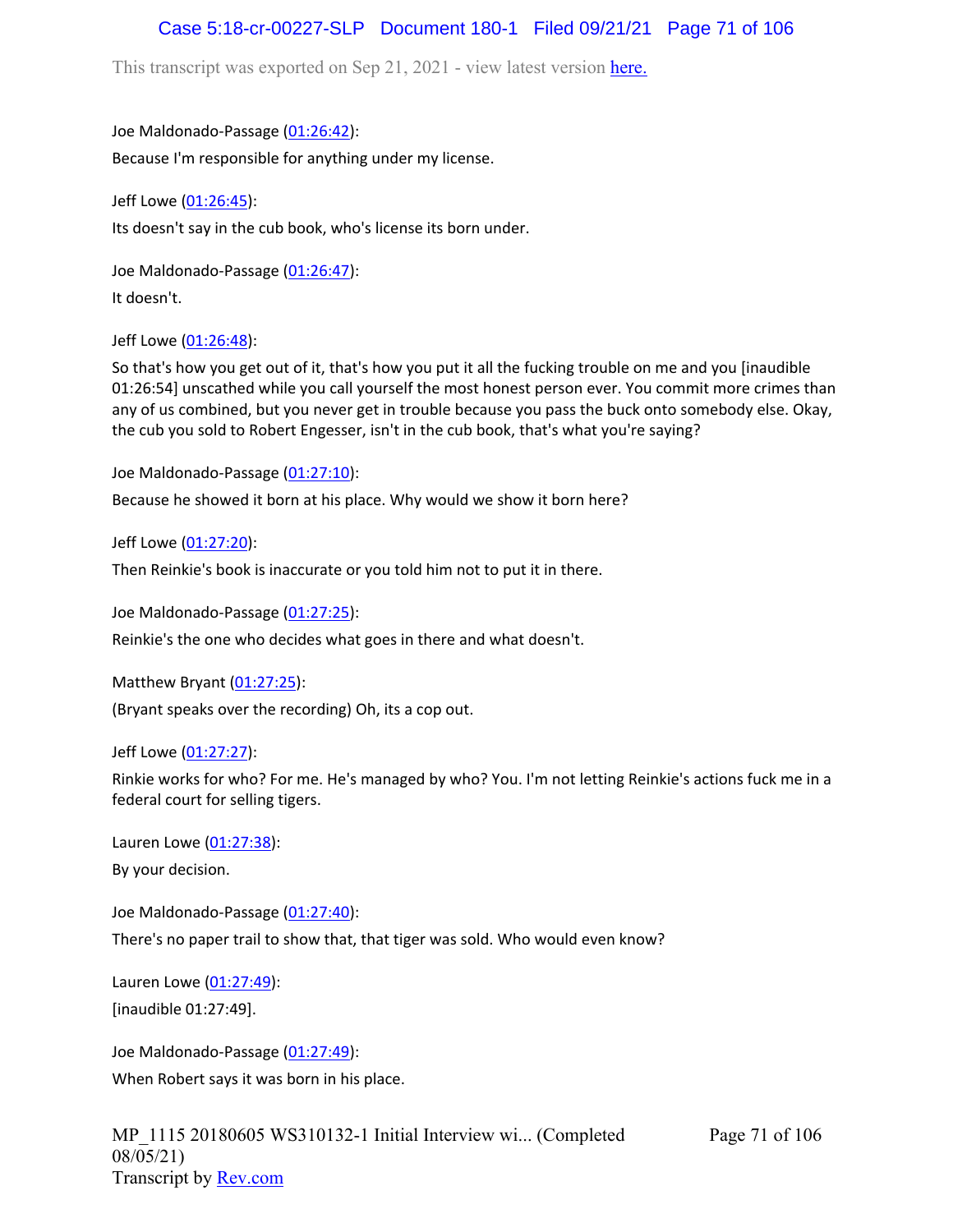Joe Maldonado-Passage (01:26:42):

Because I'm responsible for anything under my license.

Jeff Lowe (01:26:45):

Its doesn't say in the cub book, who's license its born under.

Joe Maldonado-Passage (01:26:47):

It doesn't.

Jeff Lowe (01:26:48):

So that's how you get out of it, that's how you put it all the fucking trouble on me and you [inaudible 01:26:54] unscathed while you call yourself the most honest person ever. You commit more crimes than any of us combined, but you never get in trouble because you pass the buck onto somebody else. Okay, the cub you sold to Robert Engesser, isn't in the cub book, that's what you're saying?

Joe Maldonado-Passage (01:27:10):

Because he showed it born at his place. Why would we show it born here?

Jeff Lowe (01:27:20):

Then Reinkie's book is inaccurate or you told him not to put it in there.

Joe Maldonado-Passage (01:27:25):

Reinkie's the one who decides what goes in there and what doesn't.

Matthew Bryant (01:27:25):

(Bryant speaks over the recording) Oh, its a cop out.

Jeff Lowe (01:27:27):

Rinkie works for who? For me. He's managed by who? You. I'm not letting Reinkie's actions fuck me in a federal court for selling tigers.

Lauren Lowe (01:27:38):

By your decision.

Joe Maldonado-Passage (01:27:40):

There's no paper trail to show that, that tiger was sold. Who would even know?

Lauren Lowe (01:27:49):

[inaudible 01:27:49].

Joe Maldonado-Passage (01:27:49):

When Robert says it was born in his place.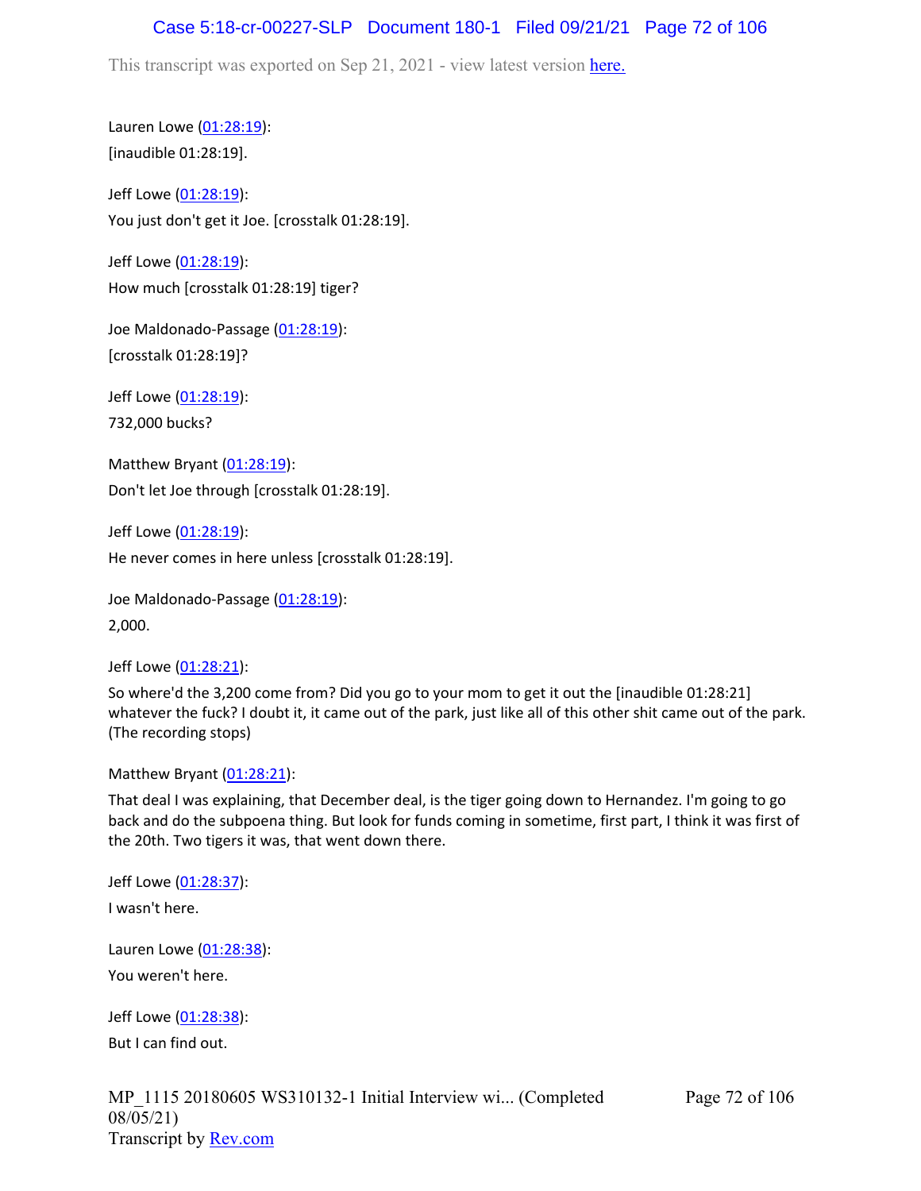Lauren Lowe (01:28:19):

[inaudible 01:28:19].

Jeff Lowe (01:28:19):

You just don't get it Joe. [crosstalk 01:28:19].

Jeff Lowe (01:28:19):

How much [crosstalk 01:28:19] tiger?

Joe Maldonado-Passage (01:28:19):

[crosstalk 01:28:19]?

Jeff Lowe (01:28:19):

732,000 bucks?

Matthew Bryant (01:28:19):

Don't let Joe through [crosstalk 01:28:19].

Jeff Lowe (01:28:19):

He never comes in here unless [crosstalk 01:28:19].

Joe Maldonado-Passage (01:28:19):

2,000.

Jeff Lowe (01:28:21):

So where'd the 3,200 come from? Did you go to your mom to get it out the [inaudible 01:28:21] whatever the fuck? I doubt it, it came out of the park, just like all of this other shit came out of the park. (The recording stops)

Matthew Bryant (01:28:21):

That deal I was explaining, that December deal, is the tiger going down to Hernandez. I'm going to go back and do the subpoena thing. But look for funds coming in sometime, first part, I think it was first of the 20th. Two tigers it was, that went down there.

Jeff Lowe (01:28:37):

I wasn't here.

Lauren Lowe (01:28:38):

You weren't here.

Jeff Lowe (01:28:38):

But I can find out.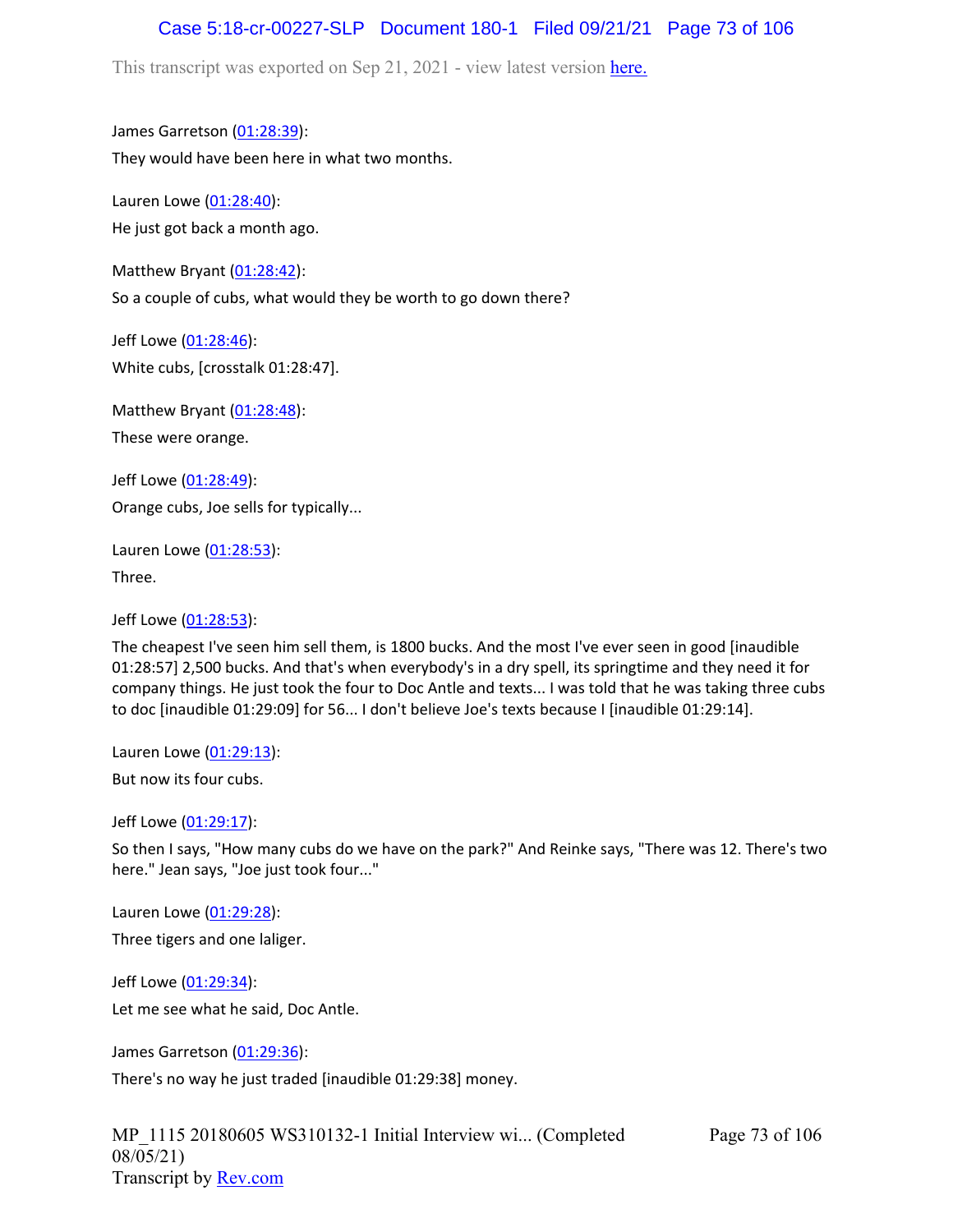This transcript was exported on Sep 21, 2021 - view latest version here.

James Garretson (01:28:39):

They would have been here in what two months.

Lauren Lowe (01:28:40):

He just got back a month ago.

Matthew Bryant (01:28:42):

So a couple of cubs, what would they be worth to go down there?

Jeff Lowe (01:28:46):

White cubs, [crosstalk 01:28:47].

Matthew Bryant (01:28:48):

These were orange.

Jeff Lowe (01:28:49):

Orange cubs, Joe sells for typically...

Lauren Lowe (01:28:53):

Three.

Jeff Lowe (01:28:53):

The cheapest I've seen him sell them, is 1800 bucks. And the most I've ever seen in good [inaudible 01:28:57] 2,500 bucks. And that's when everybody's in a dry spell, its springtime and they need it for company things. He just took the four to Doc Antle and texts... I was told that he was taking three cubs to doc [inaudible 01:29:09] for 56... I don't believe Joe's texts because I [inaudible 01:29:14].

Lauren Lowe (01:29:13):

But now its four cubs.

Jeff Lowe (01:29:17):

So then I says, "How many cubs do we have on the park?" And Reinke says, "There was 12. There's two here." Jean says, "Joe just took four..."

Lauren Lowe (01:29:28):

Three tigers and one laliger.

Jeff Lowe (01:29:34):

Let me see what he said, Doc Antle.

James Garretson (01:29:36):

There's no way he just traded [inaudible 01:29:38] money.

MP_1115 20180605 WS310132-1 Initial Interview wi... (Completed 08/05/21)
Transcript by Rev.com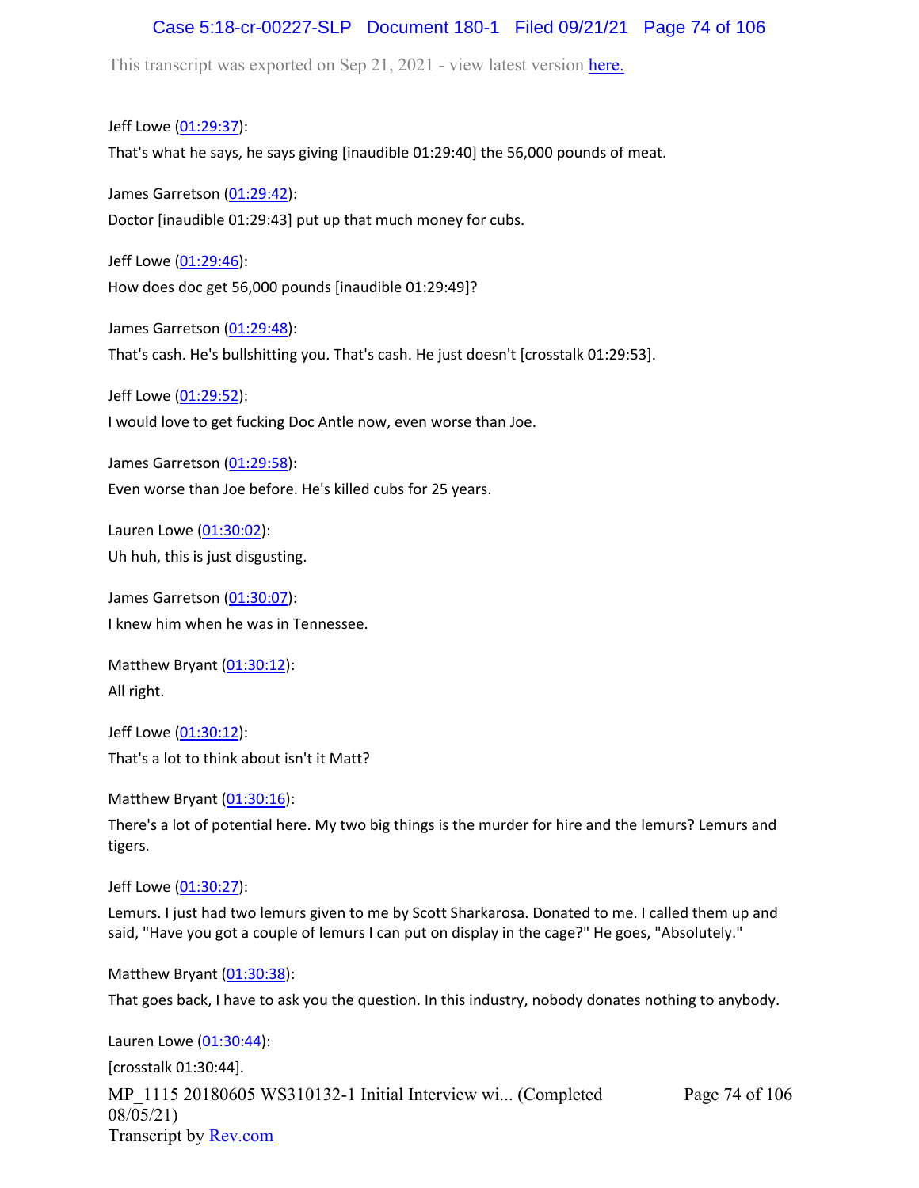Jeff Lowe (01:29:37):

That's what he says, he says giving [inaudible 01:29:40] the 56,000 pounds of meat.

James Garretson (01:29:42):

Doctor [inaudible 01:29:43] put up that much money for cubs.

Jeff Lowe (01:29:46):

How does doc get 56,000 pounds [inaudible 01:29:49]?

James Garretson (01:29:48):

That's cash. He's bullshitting you. That's cash. He just doesn't [crosstalk 01:29:53].

Jeff Lowe (01:29:52):

I would love to get fucking Doc Antle now, even worse than Joe.

James Garretson (01:29:58):

Even worse than Joe before. He's killed cubs for 25 years.

Lauren Lowe (01:30:02):

Uh huh, this is just disgusting.

James Garretson (01:30:07):

I knew him when he was in Tennessee.

Matthew Bryant (01:30:12):

All right.

Jeff Lowe (01:30:12):

That's a lot to think about isn't it Matt?

Matthew Bryant (01:30:16):

There's a lot of potential here. My two big things is the murder for hire and the lemurs? Lemurs and tigers.

Jeff Lowe (01:30:27):

Lemurs. I just had two lemurs given to me by Scott Sharkarosa. Donated to me. I called them up and said, "Have you got a couple of lemurs I can put on display in the cage?" He goes, "Absolutely."

Matthew Bryant (01:30:38):

That goes back, I have to ask you the question. In this industry, nobody donates nothing to anybody.

Lauren Lowe (01:30:44):

[crosstalk 01:30:44].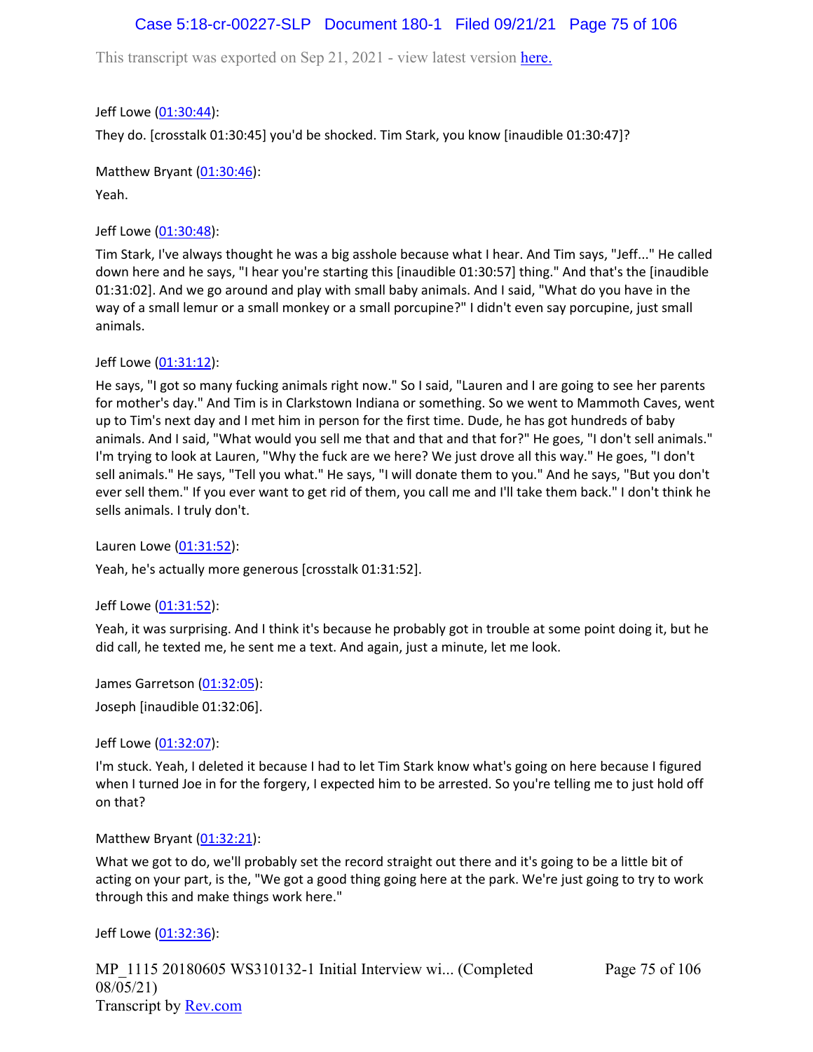Jeff Lowe (01:30:44):

They do. [crosstalk 01:30:45] you'd be shocked. Tim Stark, you know [inaudible 01:30:47]?

Matthew Bryant (01:30:46):

Yeah.

Jeff Lowe (01:30:48):

Tim Stark, I've always thought he was a big asshole because what I hear. And Tim says, "Jeff..." He called down here and he says, "I hear you're starting this [inaudible 01:30:57] thing." And that's the [inaudible 01:31:02]. And we go around and play with small baby animals. And I said, "What do you have in the way of a small lemur or a small monkey or a small porcupine?" I didn't even say porcupine, just small animals.

Jeff Lowe (01:31:12):

He says, "I got so many fucking animals right now." So I said, "Lauren and I are going to see her parents for mother's day." And Tim is in Clarkstown Indiana or something. So we went to Mammoth Caves, went up to Tim's next day and I met him in person for the first time. Dude, he has got hundreds of baby animals. And I said, "What would you sell me that and that and that for?" He goes, "I don't sell animals." I'm trying to look at Lauren, "Why the fuck are we here? We just drove all this way." He goes, "I don't sell animals." He says, "Tell you what." He says, "I will donate them to you." And he says, "But you don't ever sell them." If you ever want to get rid of them, you call me and I'll take them back." I don't think he sells animals. I truly don't.

Lauren Lowe (01:31:52):

Yeah, he's actually more generous [crosstalk 01:31:52].

Jeff Lowe (01:31:52):

Yeah, it was surprising. And I think it's because he probably got in trouble at some point doing it, but he did call, he texted me, he sent me a text. And again, just a minute, let me look.

James Garretson (01:32:05):

Joseph [inaudible 01:32:06].

Jeff Lowe (01:32:07):

I'm stuck. Yeah, I deleted it because I had to let Tim Stark know what's going on here because I figured when I turned Joe in for the forgery, I expected him to be arrested. So you're telling me to just hold off on that?

Matthew Bryant (01:32:21):

What we got to do, we'll probably set the record straight out there and it's going to be a little bit of acting on your part, is the, "We got a good thing going here at the park. We're just going to try to work through this and make things work here."

Jeff Lowe (01:32:36):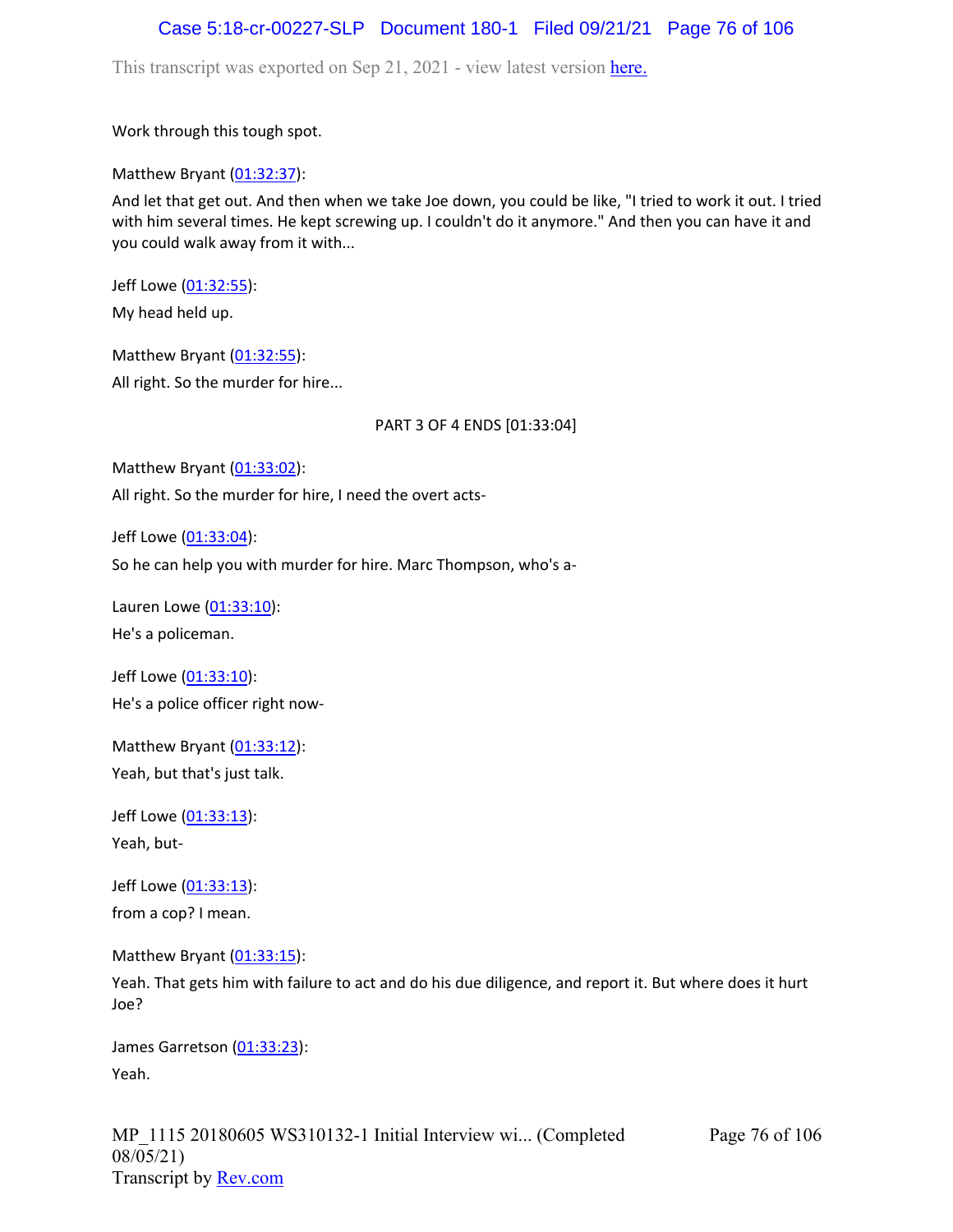Work through this tough spot.

Matthew Bryant (01:32:37):

And let that get out. And then when we take Joe down, you could be like, "I tried to work it out. I tried with him several times. He kept screwing up. I couldn't do it anymore." And then you can have it and you could walk away from it with...

Jeff Lowe (01:32:55):

My head held up.

Matthew Bryant (01:32:55):

All right. So the murder for hire...

PART 3 OF 4 ENDS [01:33:04]

Matthew Bryant (01:33:02):

All right. So the murder for hire, I need the overt acts-

Jeff Lowe (01:33:04):

So he can help you with murder for hire. Marc Thompson, who's a-

Lauren Lowe (01:33:10):

He's a policeman.

Jeff Lowe (01:33:10):

He's a police officer right now-

Matthew Bryant (01:33:12):

Yeah, but that's just talk.

Jeff Lowe (01:33:13):

Yeah, but-

Jeff Lowe (01:33:13):

from a cop? I mean.

Matthew Bryant (01:33:15):

Yeah. That gets him with failure to act and do his due diligence, and report it. But where does it hurt Joe?

James Garretson (01:33:23):

Yeah.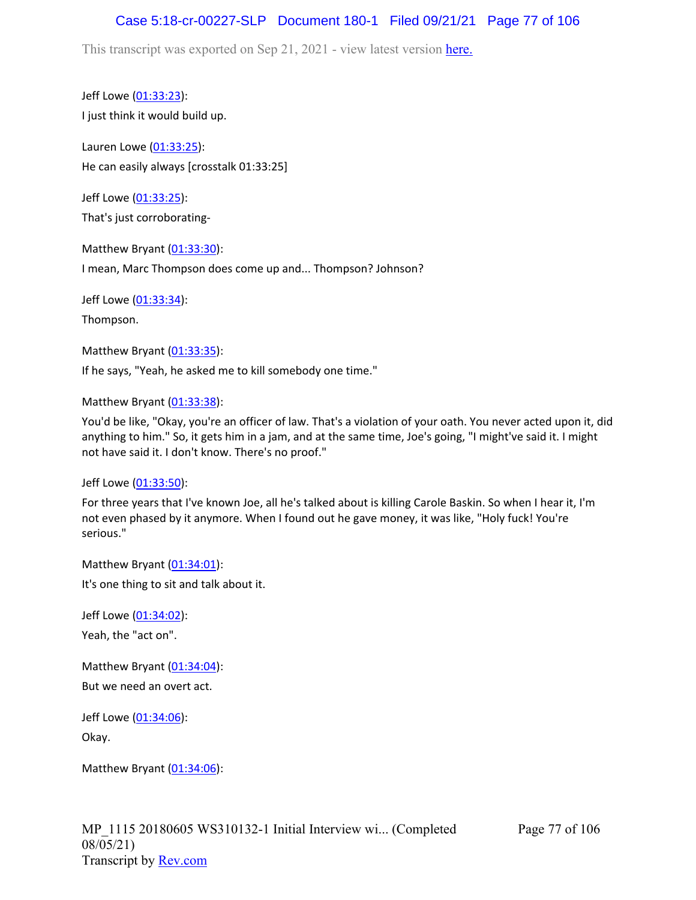Jeff Lowe (01:33:23):

I just think it would build up.

Lauren Lowe (01:33:25):

He can easily always [crosstalk 01:33:25]

Jeff Lowe (01:33:25):

That's just corroborating-

Matthew Bryant (01:33:30):

I mean, Marc Thompson does come up and... Thompson? Johnson?

Jeff Lowe (01:33:34):

Thompson.

Matthew Bryant (01:33:35):

If he says, "Yeah, he asked me to kill somebody one time."

Matthew Bryant (01:33:38):

You'd be like, "Okay, you're an officer of law. That's a violation of your oath. You never acted upon it, did anything to him." So, it gets him in a jam, and at the same time, Joe's going, "I might've said it. I might not have said it. I don't know. There's no proof."

Jeff Lowe (01:33:50):

For three years that I've known Joe, all he's talked about is killing Carole Baskin. So when I hear it, I'm not even phased by it anymore. When I found out he gave money, it was like, "Holy fuck! You're serious."

Matthew Bryant (01:34:01):

It's one thing to sit and talk about it.

Jeff Lowe (01:34:02):

Yeah, the "act on".

Matthew Bryant (01:34:04):

But we need an overt act.

Jeff Lowe (01:34:06):

Okay.

Matthew Bryant (01:34:06):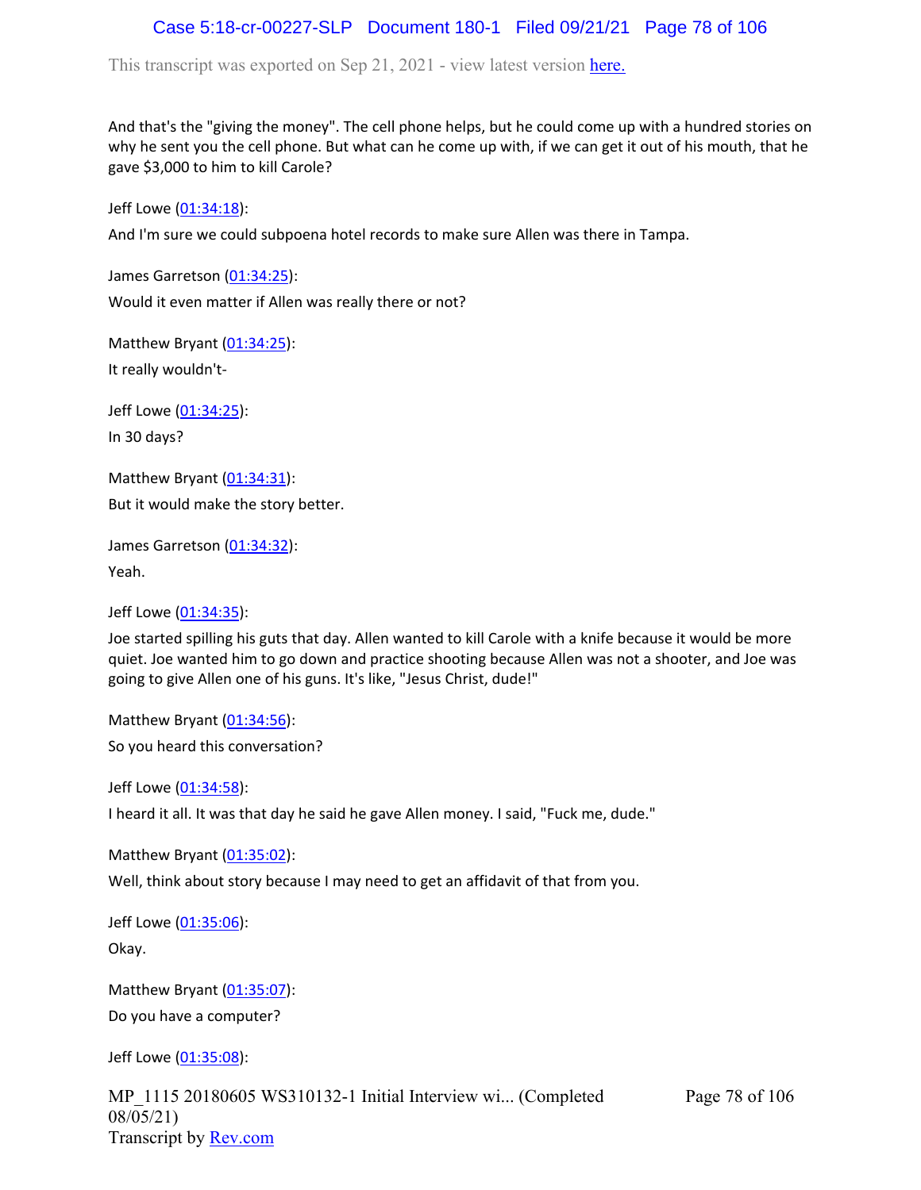And that's the "giving the money". The cell phone helps, but he could come up with a hundred stories on why he sent you the cell phone. But what can he come up with, if we can get it out of his mouth, that he gave $3,000 to him to kill Carole?

Jeff Lowe (01:34:18):

And I'm sure we could subpoena hotel records to make sure Allen was there in Tampa.

James Garretson (01:34:25):

Would it even matter if Allen was really there or not?

Matthew Bryant (01:34:25):

It really wouldn't-

Jeff Lowe (01:34:25):

In 30 days?

Matthew Bryant (01:34:31):

But it would make the story better.

James Garretson (01:34:32):

Yeah.

Jeff Lowe (01:34:35):

Joe started spilling his guts that day. Allen wanted to kill Carole with a knife because it would be more quiet. Joe wanted him to go down and practice shooting because Allen was not a shooter, and Joe was going to give Allen one of his guns. It's like, "Jesus Christ, dude!"

Matthew Bryant (01:34:56):

So you heard this conversation?

Jeff Lowe (01:34:58):

I heard it all. It was that day he said he gave Allen money. I said, "Fuck me, dude."

Matthew Bryant (01:35:02):

Well, think about story because I may need to get an affidavit of that from you.

Jeff Lowe (01:35:06):

Okay.

Matthew Bryant (01:35:07):

Do you have a computer?

Jeff Lowe (01:35:08):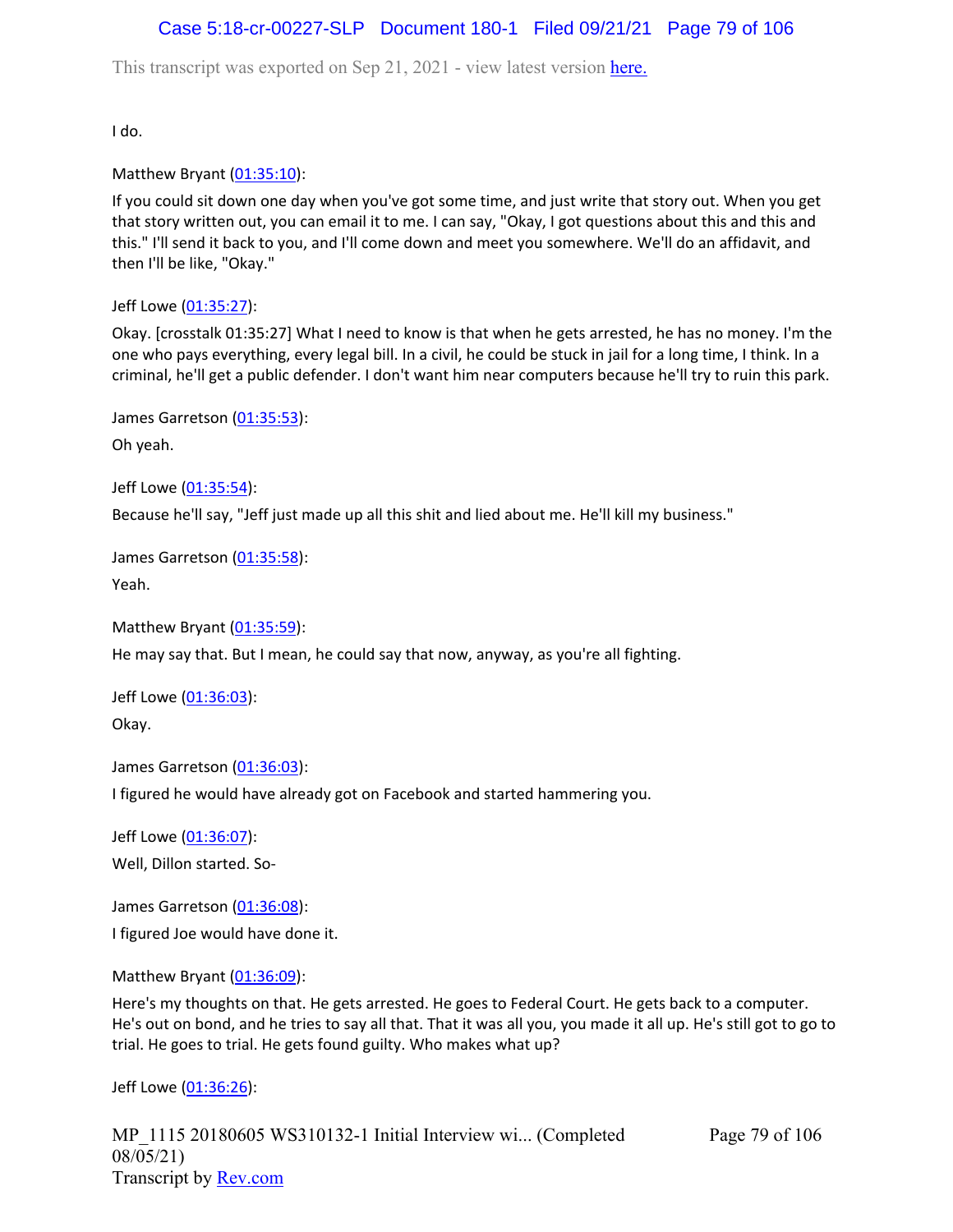I do.

Matthew Bryant (01:35:10):

If you could sit down one day when you've got some time, and just write that story out. When you get that story written out, you can email it to me. I can say, "Okay, I got questions about this and this and this." I'll send it back to you, and I'll come down and meet you somewhere. We'll do an affidavit, and then I'll be like, "Okay."

Jeff Lowe (01:35:27):

Okay. [crosstalk 01:35:27] What I need to know is that when he gets arrested, he has no money. I'm the one who pays everything, every legal bill. In a civil, he could be stuck in jail for a long time, I think. In a criminal, he'll get a public defender. I don't want him near computers because he'll try to ruin this park.

James Garretson (01:35:53):

Oh yeah.

Jeff Lowe (01:35:54):

Because he'll say, "Jeff just made up all this shit and lied about me. He'll kill my business."

James Garretson (01:35:58):

Yeah.

Matthew Bryant (01:35:59):

He may say that. But I mean, he could say that now, anyway, as you're all fighting.

Jeff Lowe (01:36:03):

Okay.

James Garretson (01:36:03):

I figured he would have already got on Facebook and started hammering you.

Jeff Lowe (01:36:07):

Well, Dillon started. So-

James Garretson (01:36:08):

I figured Joe would have done it.

Matthew Bryant (01:36:09):

Here's my thoughts on that. He gets arrested. He goes to Federal Court. He gets back to a computer. He's out on bond, and he tries to say all that. That it was all you, you made it all up. He's still got to go to trial. He goes to trial. He gets found guilty. Who makes what up?

Jeff Lowe (01:36:26):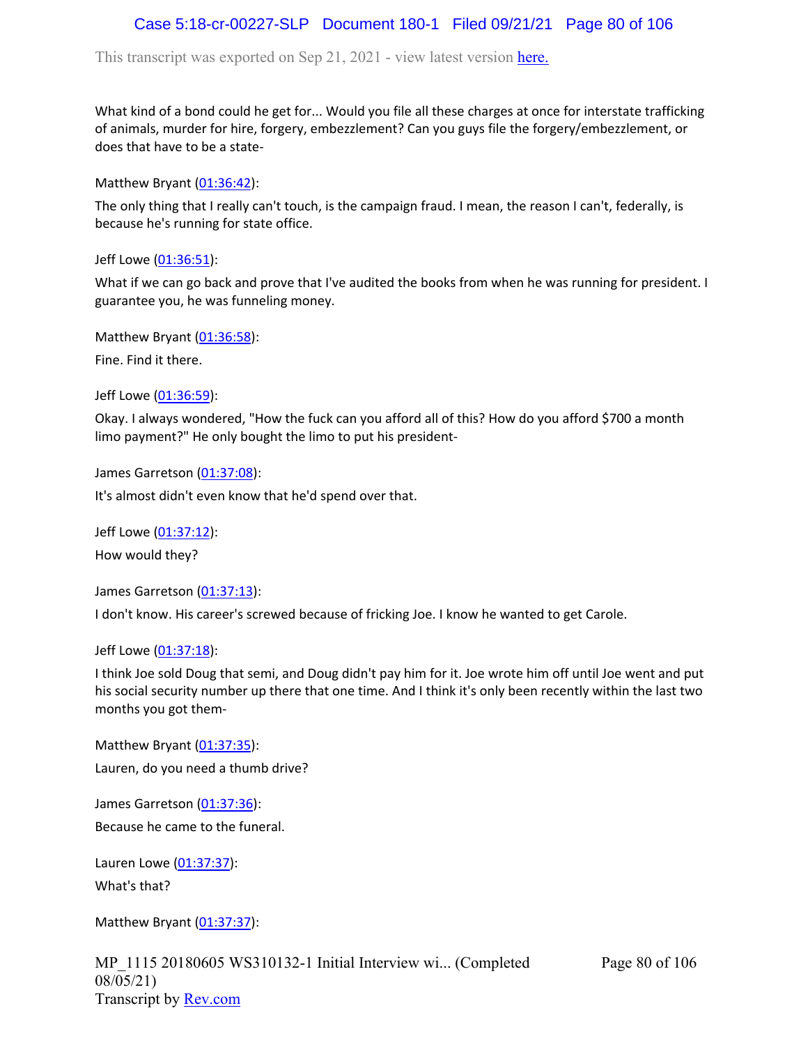What kind of a bond could he get for... Would you file all these charges at once for interstate trafficking of animals, murder for hire, forgery, embezzlement? Can you guys file the forgery/embezzlement, or does that have to be a state-

Matthew Bryant (01:36:42):

The only thing that I really can't touch, is the campaign fraud. I mean, the reason I can't, federally, is because he's running for state office.

Jeff Lowe (01:36:51):

What if we can go back and prove that I've audited the books from when he was running for president. I guarantee you, he was funneling money.

Matthew Bryant (01:36:58):

Fine. Find it there.

Jeff Lowe (01:36:59):

Okay. I always wondered, "How the fuck can you afford all of this? How do you afford $700 a month limo payment?" He only bought the limo to put his president-

James Garretson (01:37:08):

It's almost didn't even know that he'd spend over that.

Jeff Lowe (01:37:12):

How would they?

James Garretson (01:37:13):

I don't know. His career's screwed because of fricking Joe. I know he wanted to get Carole.

Jeff Lowe (01:37:18):

I think Joe sold Doug that semi, and Doug didn't pay him for it. Joe wrote him off until Joe went and put his social security number up there that one time. And I think it's only been recently within the last two months you got them-

Matthew Bryant (01:37:35):

Lauren, do you need a thumb drive?

James Garretson (01:37:36):

Because he came to the funeral.

Lauren Lowe (01:37:37):

What's that?

Matthew Bryant (01:37:37):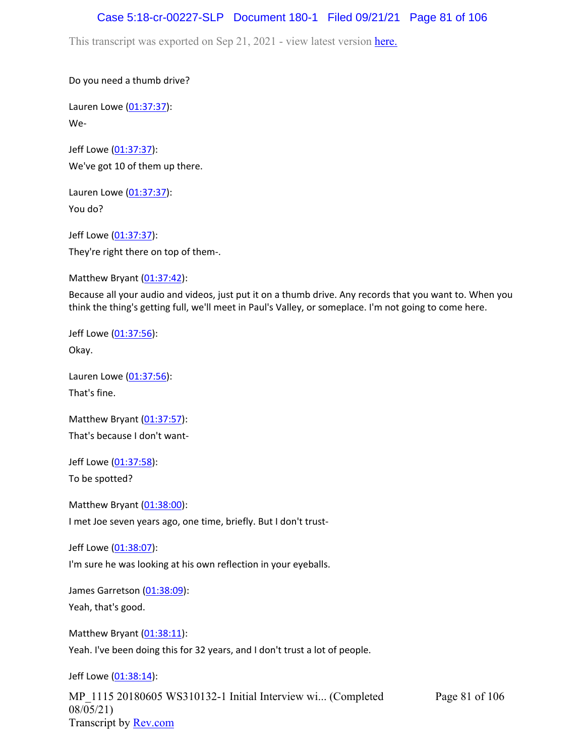Do you need a thumb drive?

Lauren Lowe (01:37:37):

We-

Jeff Lowe (01:37:37):

We've got 10 of them up there.

Lauren Lowe (01:37:37):

You do?

Jeff Lowe (01:37:37):

They're right there on top of them-.

Matthew Bryant (01:37:42):

Because all your audio and videos, just put it on a thumb drive. Any records that you want to. When you think the thing's getting full, we'll meet in Paul's Valley, or someplace. I'm not going to come here.

Jeff Lowe (01:37:56):

Okay.

Lauren Lowe (01:37:56):

That's fine.

Matthew Bryant (01:37:57):

That's because I don't want-

Jeff Lowe (01:37:58):

To be spotted?

Matthew Bryant (01:38:00):

I met Joe seven years ago, one time, briefly. But I don't trust-

Jeff Lowe (01:38:07):

I'm sure he was looking at his own reflection in your eyeballs.

James Garretson (01:38:09):

Yeah, that's good.

Matthew Bryant (01:38:11):

Yeah. I've been doing this for 32 years, and I don't trust a lot of people.

Jeff Lowe (01:38:14):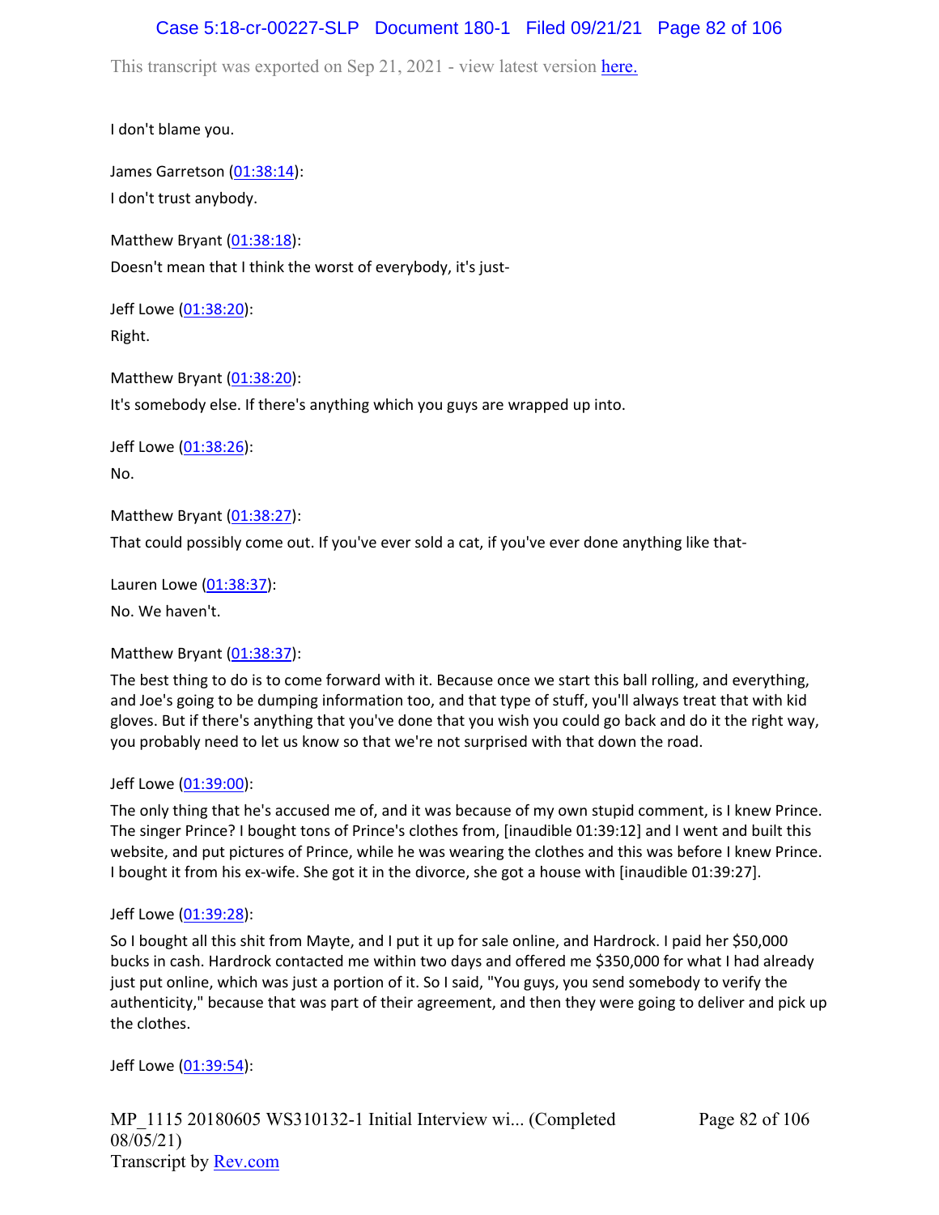I don't blame you.

James Garretson (01:38:14):

I don't trust anybody.

Matthew Bryant (01:38:18):

Doesn't mean that I think the worst of everybody, it's just-

Jeff Lowe (01:38:20):

Right.

Matthew Bryant (01:38:20):

It's somebody else. If there's anything which you guys are wrapped up into.

Jeff Lowe (01:38:26):

No.

Matthew Bryant (01:38:27):

That could possibly come out. If you've ever sold a cat, if you've ever done anything like that-

Lauren Lowe (01:38:37):

No. We haven't.

Matthew Bryant (01:38:37):

The best thing to do is to come forward with it. Because once we start this ball rolling, and everything, and Joe's going to be dumping information too, and that type of stuff, you'll always treat that with kid gloves. But if there's anything that you've done that you wish you could go back and do it the right way, you probably need to let us know so that we're not surprised with that down the road.

Jeff Lowe (01:39:00):

The only thing that he's accused me of, and it was because of my own stupid comment, is I knew Prince. The singer Prince? I bought tons of Prince's clothes from, [inaudible 01:39:12] and I went and built this website, and put pictures of Prince, while he was wearing the clothes and this was before I knew Prince. I bought it from his ex-wife. She got it in the divorce, she got a house with [inaudible 01:39:27].

Jeff Lowe (01:39:28):

So I bought all this shit from Mayte, and I put it up for sale online, and Hardrock. I paid her $50,000 bucks in cash. Hardrock contacted me within two days and offered me $350,000 for what I had already just put online, which was just a portion of it. So I said, "You guys, you send somebody to verify the authenticity," because that was part of their agreement, and then they were going to deliver and pick up the clothes.

Jeff Lowe (01:39:54):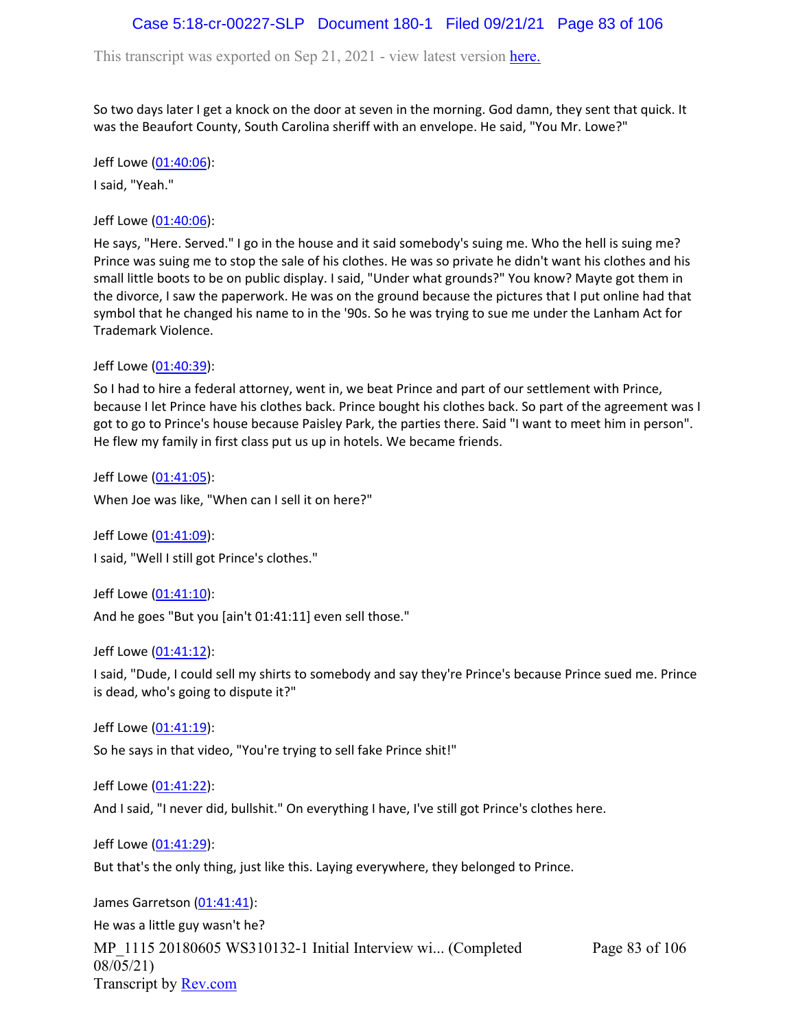So two days later I get a knock on the door at seven in the morning. God damn, they sent that quick. It was the Beaufort County, South Carolina sheriff with an envelope. He said, "You Mr. Lowe?"

Jeff Lowe (01:40:06):

I said, "Yeah."

Jeff Lowe (01:40:06):

He says, "Here. Served." I go in the house and it said somebody's suing me. Who the hell is suing me? Prince was suing me to stop the sale of his clothes. He was so private he didn't want his clothes and his small little boots to be on public display. I said, "Under what grounds?" You know? Mayte got them in the divorce, I saw the paperwork. He was on the ground because the pictures that I put online had that symbol that he changed his name to in the '90s. So he was trying to sue me under the Lanham Act for Trademark Violence.

Jeff Lowe (01:40:39):

So I had to hire a federal attorney, went in, we beat Prince and part of our settlement with Prince, because I let Prince have his clothes back. Prince bought his clothes back. So part of the agreement was I got to go to Prince's house because Paisley Park, the parties there. Said "I want to meet him in person". He flew my family in first class put us up in hotels. We became friends.

Jeff Lowe (01:41:05):

When Joe was like, "When can I sell it on here?"

Jeff Lowe (01:41:09):

I said, "Well I still got Prince's clothes."

Jeff Lowe (01:41:10):

And he goes "But you [ain't 01:41:11] even sell those."

Jeff Lowe (01:41:12):

I said, "Dude, I could sell my shirts to somebody and say they're Prince's because Prince sued me. Prince is dead, who's going to dispute it?"

Jeff Lowe (01:41:19):

So he says in that video, "You're trying to sell fake Prince shit!"

Jeff Lowe (01:41:22):

And I said, "I never did, bullshit." On everything I have, I've still got Prince's clothes here.

Jeff Lowe (01:41:29):

But that's the only thing, just like this. Laying everywhere, they belonged to Prince.

James Garretson (01:41:41):

He was a little guy wasn't he?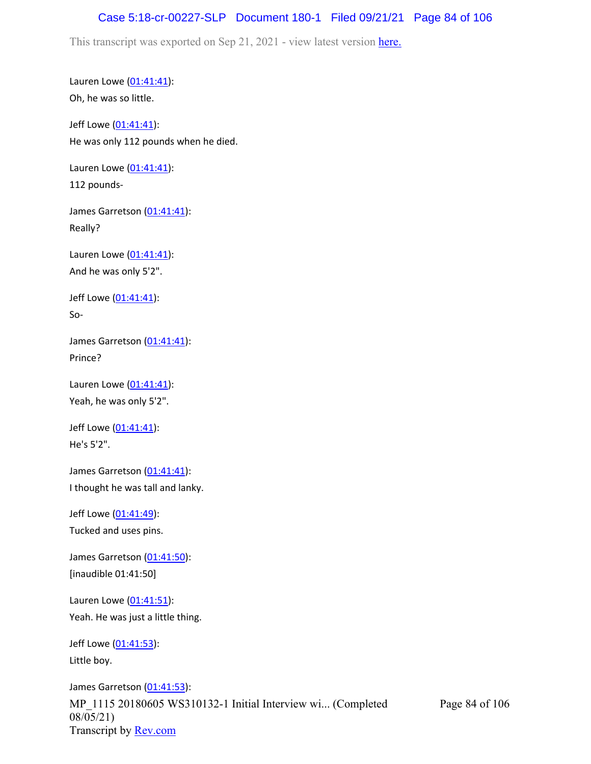Lauren Lowe (01:41:41):
Oh, he was so little.

Jeff Lowe (01:41:41):
He was only 112 pounds when he died.

Lauren Lowe (01:41:41):
112 pounds-

James Garretson (01:41:41):
Really?

Lauren Lowe (01:41:41):
And he was only 5'2".

Jeff Lowe (01:41:41):
So-

James Garretson (01:41:41):
Prince?

Lauren Lowe (01:41:41):
Yeah, he was only 5'2".

Jeff Lowe (01:41:41):
He's 5'2".

James Garretson (01:41:41):
I thought he was tall and lanky.

Jeff Lowe (01:41:49):
Tucked and uses pins.

James Garretson (01:41:50):
[inaudible 01:41:50]

Lauren Lowe (01:41:51):
Yeah. He was just a little thing.

Jeff Lowe (01:41:53):
Little boy.

James Garretson (01:41:53):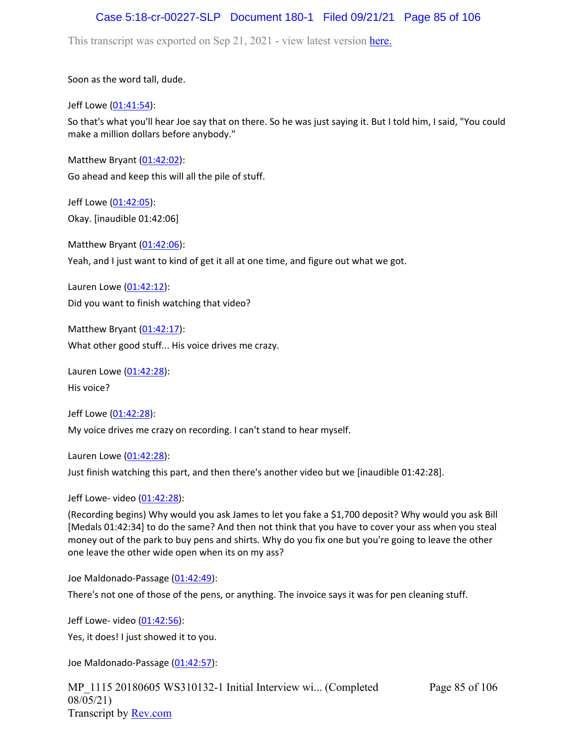Soon as the word tall, dude.

Jeff Lowe (01:41:54):

So that's what you'll hear Joe say that on there. So he was just saying it. But I told him, I said, "You could make a million dollars before anybody."

Matthew Bryant (01:42:02):

Go ahead and keep this will all the pile of stuff.

Jeff Lowe (01:42:05):

Okay. [inaudible 01:42:06]

Matthew Bryant (01:42:06):

Yeah, and I just want to kind of get it all at one time, and figure out what we got.

Lauren Lowe (01:42:12):

Did you want to finish watching that video?

Matthew Bryant (01:42:17):

What other good stuff... His voice drives me crazy.

Lauren Lowe (01:42:28):

His voice?

Jeff Lowe (01:42:28):

My voice drives me crazy on recording. I can't stand to hear myself.

Lauren Lowe (01:42:28):

Just finish watching this part, and then there's another video but we [inaudible 01:42:28].

Jeff Lowe- video (01:42:28):

(Recording begins) Why would you ask James to let you fake a $1,700 deposit? Why would you ask Bill [Medals 01:42:34] to do the same? And then not think that you have to cover your ass when you steal money out of the park to buy pens and shirts. Why do you fix one but you're going to leave the other one leave the other wide open when its on my ass?

Joe Maldonado-Passage (01:42:49):

There's not one of those of the pens, or anything. The invoice says it was for pen cleaning stuff.

Jeff Lowe- video (01:42:56):

Yes, it does! I just showed it to you.

Joe Maldonado-Passage (01:42:57):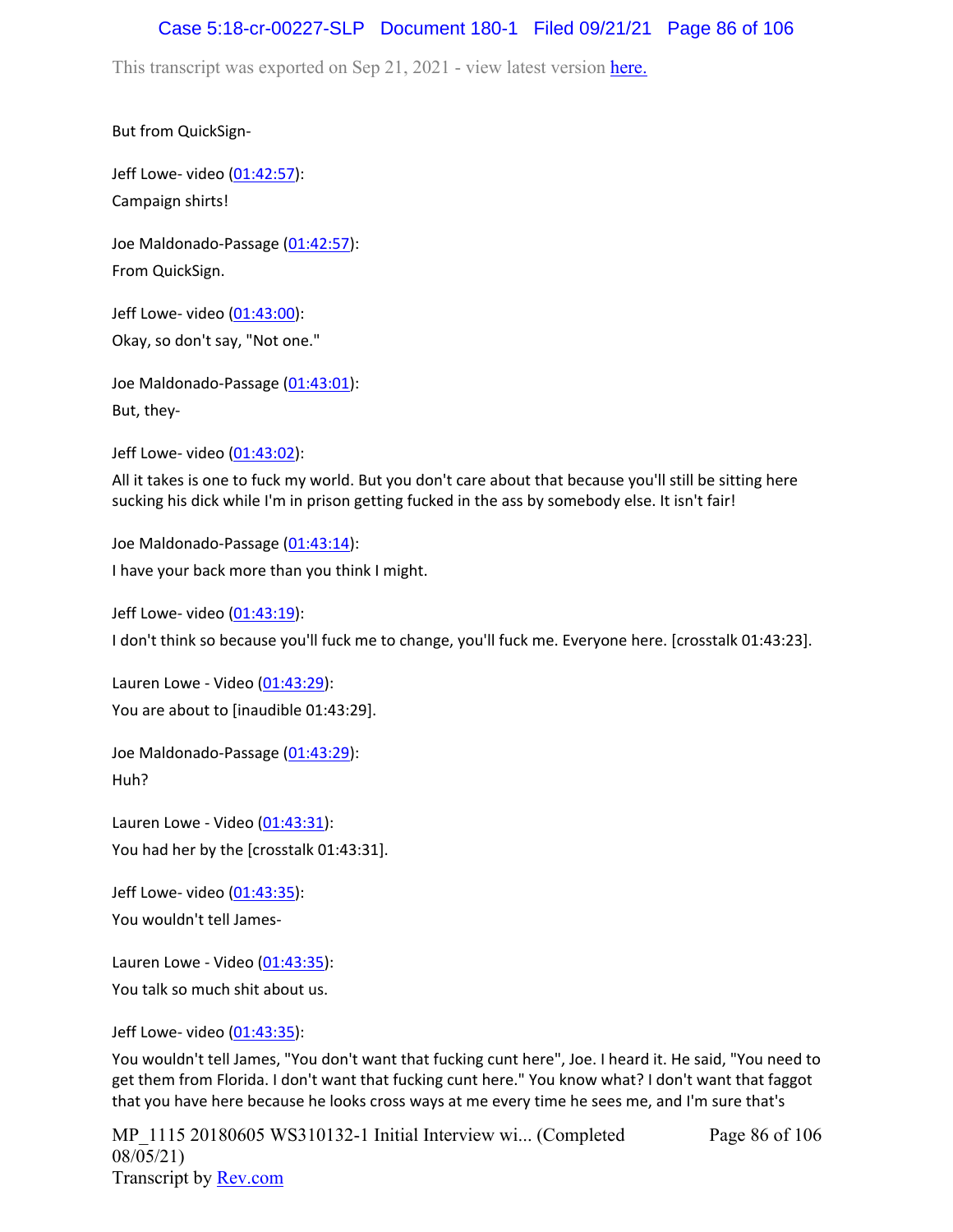But from QuickSign-

Jeff Lowe- video (01:42:57):

Campaign shirts!

Joe Maldonado-Passage (01:42:57):

From QuickSign.

Jeff Lowe- video (01:43:00):

Okay, so don't say, "Not one."

Joe Maldonado-Passage (01:43:01):

But, they-

Jeff Lowe- video (01:43:02):

All it takes is one to fuck my world. But you don't care about that because you'll still be sitting here sucking his dick while I'm in prison getting fucked in the ass by somebody else. It isn't fair!

Joe Maldonado-Passage (01:43:14):

I have your back more than you think I might.

Jeff Lowe- video (01:43:19):

I don't think so because you'll fuck me to change, you'll fuck me. Everyone here. [crosstalk 01:43:23].

Lauren Lowe - Video (01:43:29):

You are about to [inaudible 01:43:29].

Joe Maldonado-Passage (01:43:29):

Huh?

Lauren Lowe - Video (01:43:31):

You had her by the [crosstalk 01:43:31].

Jeff Lowe- video (01:43:35):

You wouldn't tell James-

Lauren Lowe - Video (01:43:35):

You talk so much shit about us.

Jeff Lowe- video (01:43:35):

You wouldn't tell James, "You don't want that fucking cunt here", Joe. I heard it. He said, "You need to get them from Florida. I don't want that fucking cunt here." You know what? I don't want that faggot that you have here because he looks cross ways at me every time he sees me, and I'm sure that's

MP_1115 20180605 WS310132-1 Initial Interview wi... (Completed 08/05/21)
Transcript by Rev.com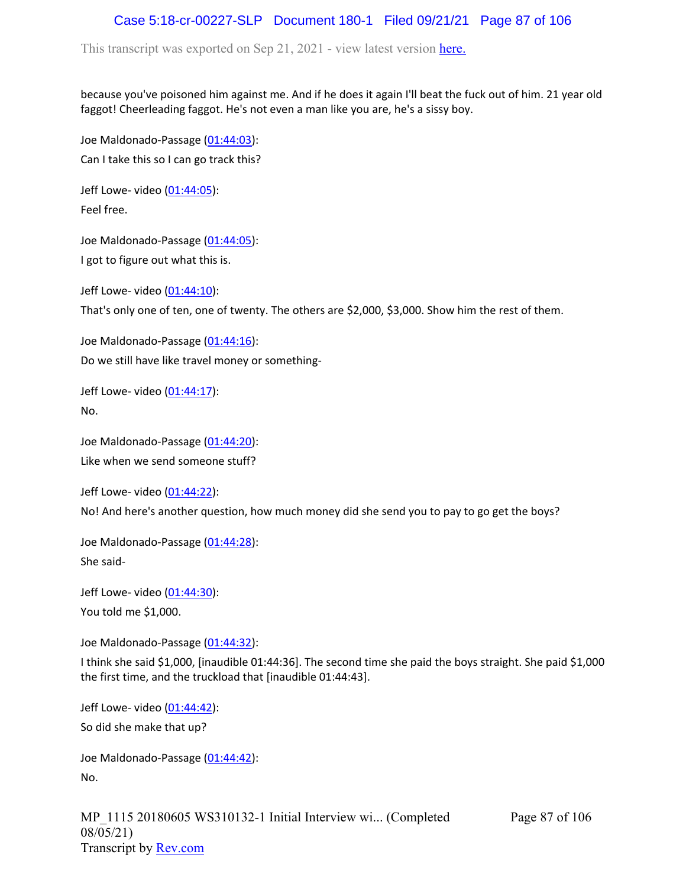because you've poisoned him against me. And if he does it again I'll beat the fuck out of him. 21 year old faggot! Cheerleading faggot. He's not even a man like you are, he's a sissy boy.

Joe Maldonado-Passage (01:44:03):
Can I take this so I can go track this?

Jeff Lowe- video (01:44:05):
Feel free.

Joe Maldonado-Passage (01:44:05):
I got to figure out what this is.

Jeff Lowe- video (01:44:10):
That's only one of ten, one of twenty. The others are $2,000, $3,000. Show him the rest of them.

Joe Maldonado-Passage (01:44:16):
Do we still have like travel money or something-

Jeff Lowe- video (01:44:17):
No.

Joe Maldonado-Passage (01:44:20):
Like when we send someone stuff?

Jeff Lowe- video (01:44:22):
No! And here's another question, how much money did she send you to pay to go get the boys?

Joe Maldonado-Passage (01:44:28):
She said-

Jeff Lowe- video (01:44:30):
You told me $1,000.

Joe Maldonado-Passage (01:44:32):
I think she said $1,000, [inaudible 01:44:36]. The second time she paid the boys straight. She paid $1,000 the first time, and the truckload that [inaudible 01:44:43].

Jeff Lowe- video (01:44:42):
So did she make that up?

Joe Maldonado-Passage (01:44:42):
No.

MP_1115 20180605 WS310132-1 Initial Interview wi... (Completed 08/05/21)
Transcript by Rev.com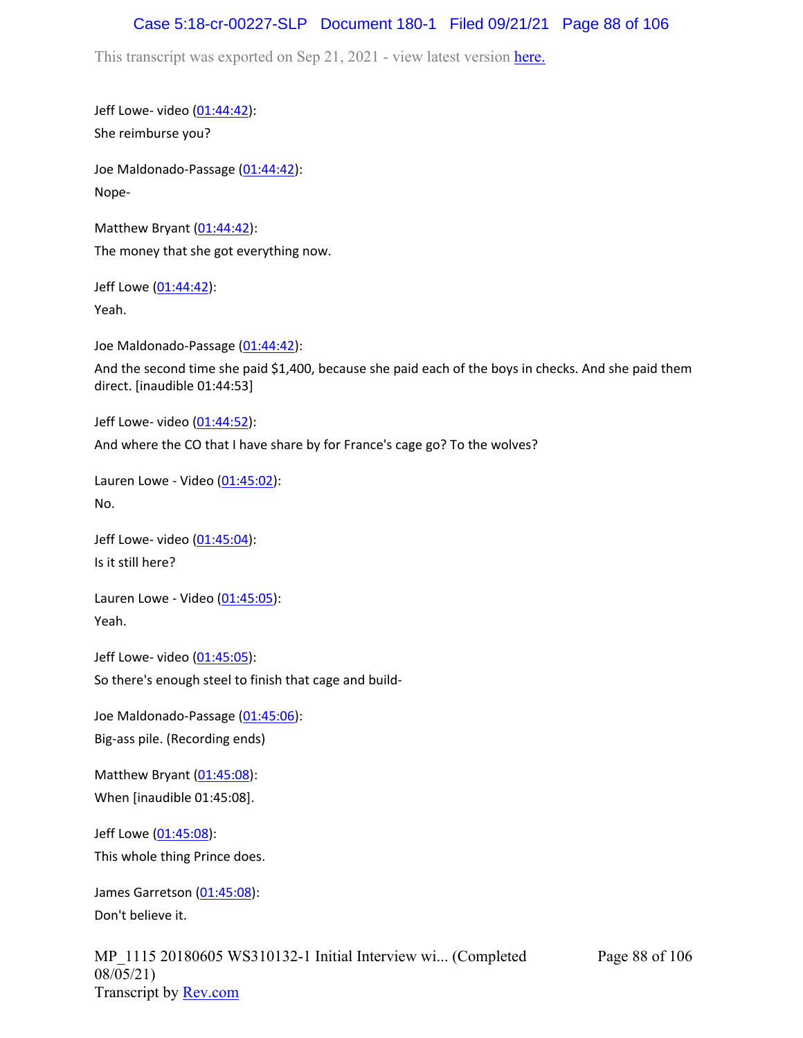Jeff Lowe- video (01:44:42):

She reimburse you?

Joe Maldonado-Passage (01:44:42):

Nope-

Matthew Bryant (01:44:42):

The money that she got everything now.

Jeff Lowe (01:44:42):

Yeah.

Joe Maldonado-Passage (01:44:42):

And the second time she paid $1,400, because she paid each of the boys in checks. And she paid them direct. [inaudible 01:44:53]

Jeff Lowe- video (01:44:52):

And where the CO that I have share by for France's cage go? To the wolves?

Lauren Lowe - Video (01:45:02):

No.

Jeff Lowe- video (01:45:04):

Is it still here?

Lauren Lowe - Video (01:45:05):

Yeah.

Jeff Lowe- video (01:45:05):

So there's enough steel to finish that cage and build-

Joe Maldonado-Passage (01:45:06):

Big-ass pile. (Recording ends)

Matthew Bryant (01:45:08):

When [inaudible 01:45:08].

Jeff Lowe (01:45:08):

This whole thing Prince does.

James Garretson (01:45:08):

Don't believe it.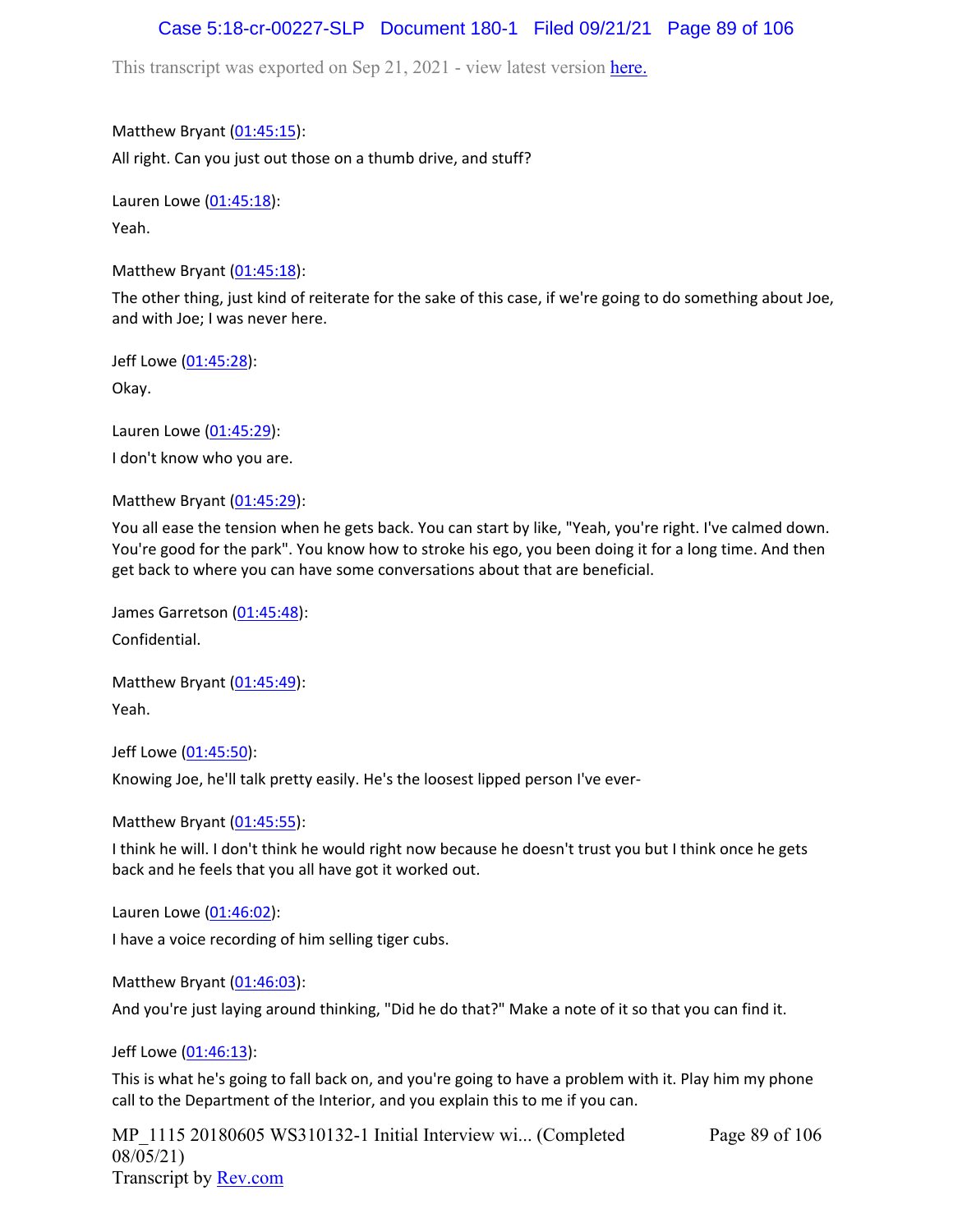Matthew Bryant (01:45:15):

All right. Can you just out those on a thumb drive, and stuff?

Lauren Lowe (01:45:18):

Yeah.

Matthew Bryant (01:45:18):

The other thing, just kind of reiterate for the sake of this case, if we're going to do something about Joe, and with Joe; I was never here.

Jeff Lowe (01:45:28):

Okay.

Lauren Lowe (01:45:29):

I don't know who you are.

Matthew Bryant (01:45:29):

You all ease the tension when he gets back. You can start by like, "Yeah, you're right. I've calmed down. You're good for the park". You know how to stroke his ego, you been doing it for a long time. And then get back to where you can have some conversations about that are beneficial.

James Garretson (01:45:48):

Confidential.

Matthew Bryant (01:45:49):

Yeah.

Jeff Lowe (01:45:50):

Knowing Joe, he'll talk pretty easily. He's the loosest lipped person I've ever-

Matthew Bryant (01:45:55):

I think he will. I don't think he would right now because he doesn't trust you but I think once he gets back and he feels that you all have got it worked out.

Lauren Lowe (01:46:02):

I have a voice recording of him selling tiger cubs.

Matthew Bryant (01:46:03):

And you're just laying around thinking, "Did he do that?" Make a note of it so that you can find it.

Jeff Lowe (01:46:13):

This is what he's going to fall back on, and you're going to have a problem with it. Play him my phone call to the Department of the Interior, and you explain this to me if you can.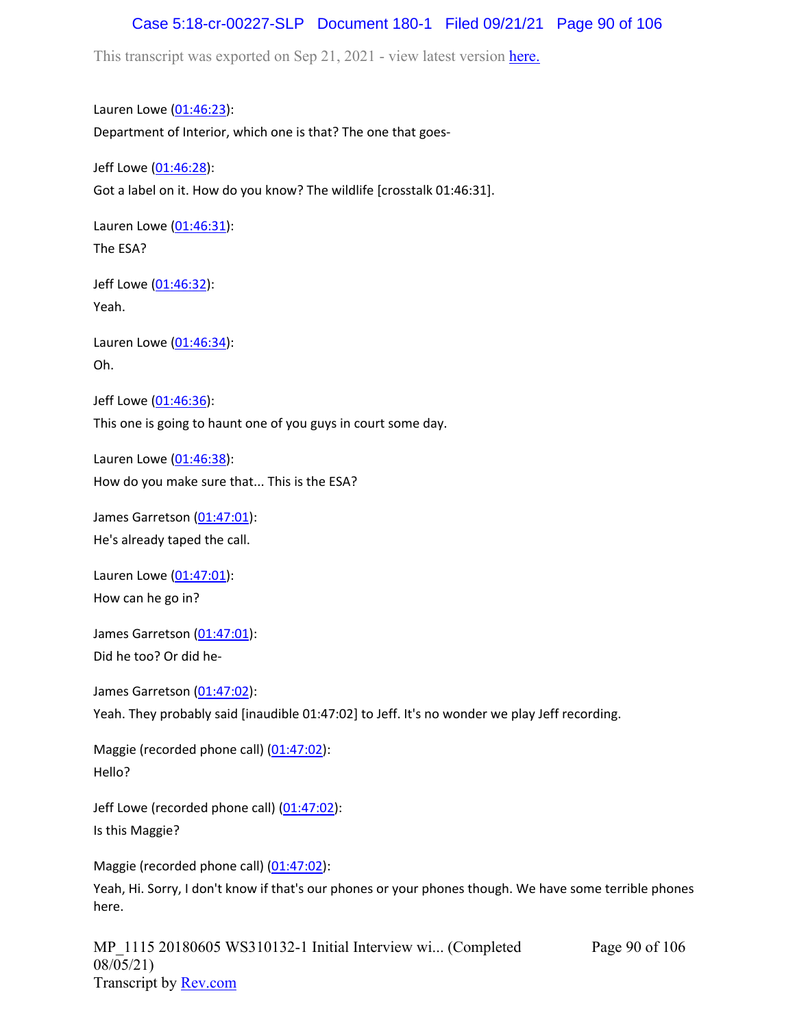Lauren Lowe (01:46:23):

Department of Interior, which one is that? The one that goes-

Jeff Lowe (01:46:28):

Got a label on it. How do you know? The wildlife [crosstalk 01:46:31].

Lauren Lowe (01:46:31):

The ESA?

Jeff Lowe (01:46:32):

Yeah.

Lauren Lowe (01:46:34):

Oh.

Jeff Lowe (01:46:36):

This one is going to haunt one of you guys in court some day.

Lauren Lowe (01:46:38):

How do you make sure that... This is the ESA?

James Garretson (01:47:01):

He's already taped the call.

Lauren Lowe (01:47:01):

How can he go in?

James Garretson (01:47:01):

Did he too? Or did he-

James Garretson (01:47:02):

Yeah. They probably said [inaudible 01:47:02] to Jeff. It's no wonder we play Jeff recording.

Maggie (recorded phone call) (01:47:02):

Hello?

Jeff Lowe (recorded phone call) (01:47:02):

Is this Maggie?

Maggie (recorded phone call) (01:47:02):

Yeah, Hi. Sorry, I don't know if that's our phones or your phones though. We have some terrible phones here.

MP_1115 20180605 WS310132-1 Initial Interview wi... (Completed 08/05/21)
Transcript by Rev.com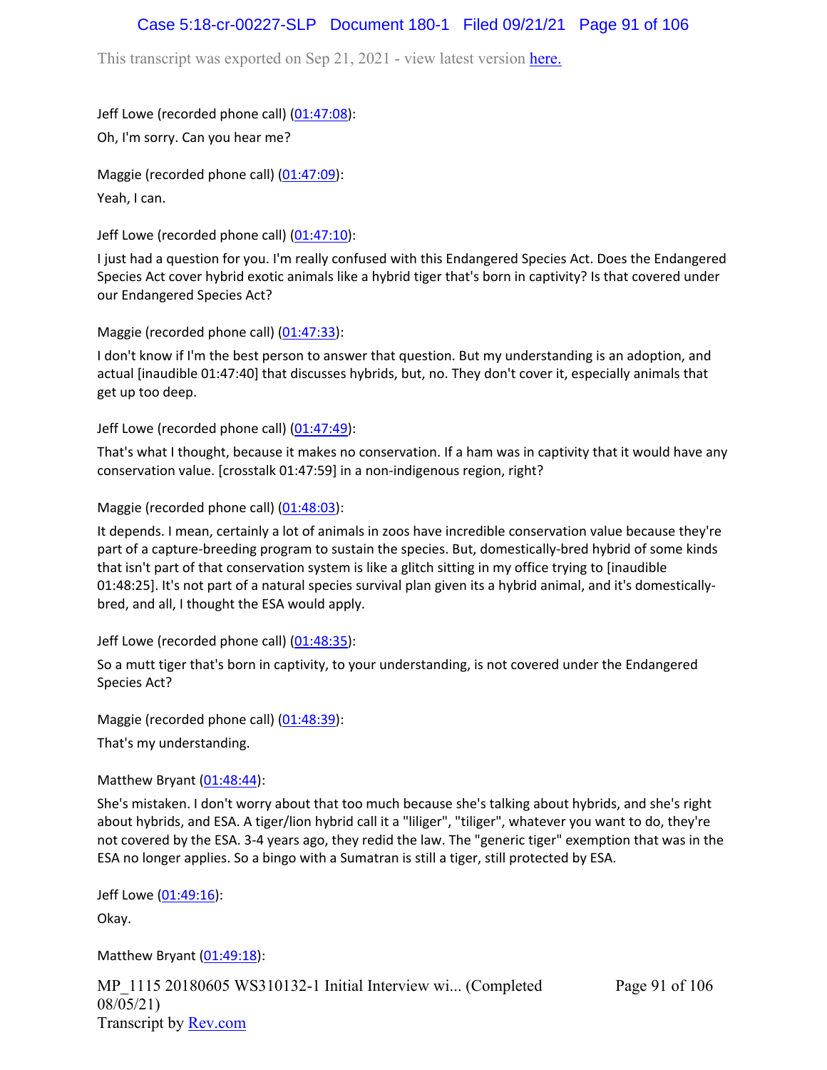Jeff Lowe (recorded phone call) (01:47:08):

Oh, I'm sorry. Can you hear me?

Maggie (recorded phone call) (01:47:09):

Yeah, I can.

Jeff Lowe (recorded phone call) (01:47:10):

I just had a question for you. I'm really confused with this Endangered Species Act. Does the Endangered Species Act cover hybrid exotic animals like a hybrid tiger that's born in captivity? Is that covered under our Endangered Species Act?

Maggie (recorded phone call) (01:47:33):

I don't know if I'm the best person to answer that question. But my understanding is an adoption, and actual [inaudible 01:47:40] that discusses hybrids, but, no. They don't cover it, especially animals that get up too deep.

Jeff Lowe (recorded phone call) (01:47:49):

That's what I thought, because it makes no conservation. If a ham was in captivity that it would have any conservation value. [crosstalk 01:47:59] in a non-indigenous region, right?

Maggie (recorded phone call) (01:48:03):

It depends. I mean, certainly a lot of animals in zoos have incredible conservation value because they're part of a capture-breeding program to sustain the species. But, domestically-bred hybrid of some kinds that isn't part of that conservation system is like a glitch sitting in my office trying to [inaudible 01:48:25]. It's not part of a natural species survival plan given its a hybrid animal, and it's domestically-bred, and all, I thought the ESA would apply.

Jeff Lowe (recorded phone call) (01:48:35):

So a mutt tiger that's born in captivity, to your understanding, is not covered under the Endangered Species Act?

Maggie (recorded phone call) (01:48:39):

That's my understanding.

Matthew Bryant (01:48:44):

She's mistaken. I don't worry about that too much because she's talking about hybrids, and she's right about hybrids, and ESA. A tiger/lion hybrid call it a "liliger", "tiliger", whatever you want to do, they're not covered by the ESA. 3-4 years ago, they redid the law. The "generic tiger" exemption that was in the ESA no longer applies. So a bingo with a Sumatran is still a tiger, still protected by ESA.

Jeff Lowe (01:49:16):

Okay.

Matthew Bryant (01:49:18):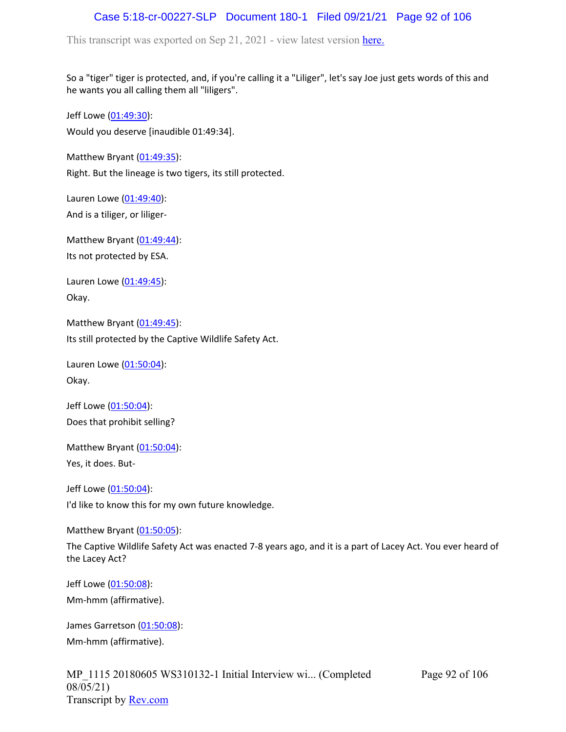So a "tiger" tiger is protected, and, if you're calling it a "Liliger", let's say Joe just gets words of this and he wants you all calling them all "liligers".

Jeff Lowe (01:49:30):
Would you deserve [inaudible 01:49:34].

Matthew Bryant (01:49:35):
Right. But the lineage is two tigers, its still protected.

Lauren Lowe (01:49:40):
And is a tiliger, or liliger-

Matthew Bryant (01:49:44):
Its not protected by ESA.

Lauren Lowe (01:49:45):
Okay.

Matthew Bryant (01:49:45):
Its still protected by the Captive Wildlife Safety Act.

Lauren Lowe (01:50:04):
Okay.

Jeff Lowe (01:50:04):
Does that prohibit selling?

Matthew Bryant (01:50:04):
Yes, it does. But-

Jeff Lowe (01:50:04):
I'd like to know this for my own future knowledge.

Matthew Bryant (01:50:05):
The Captive Wildlife Safety Act was enacted 7-8 years ago, and it is a part of Lacey Act. You ever heard of the Lacey Act?

Jeff Lowe (01:50:08):
Mm-hmm (affirmative).

James Garretson (01:50:08):
Mm-hmm (affirmative).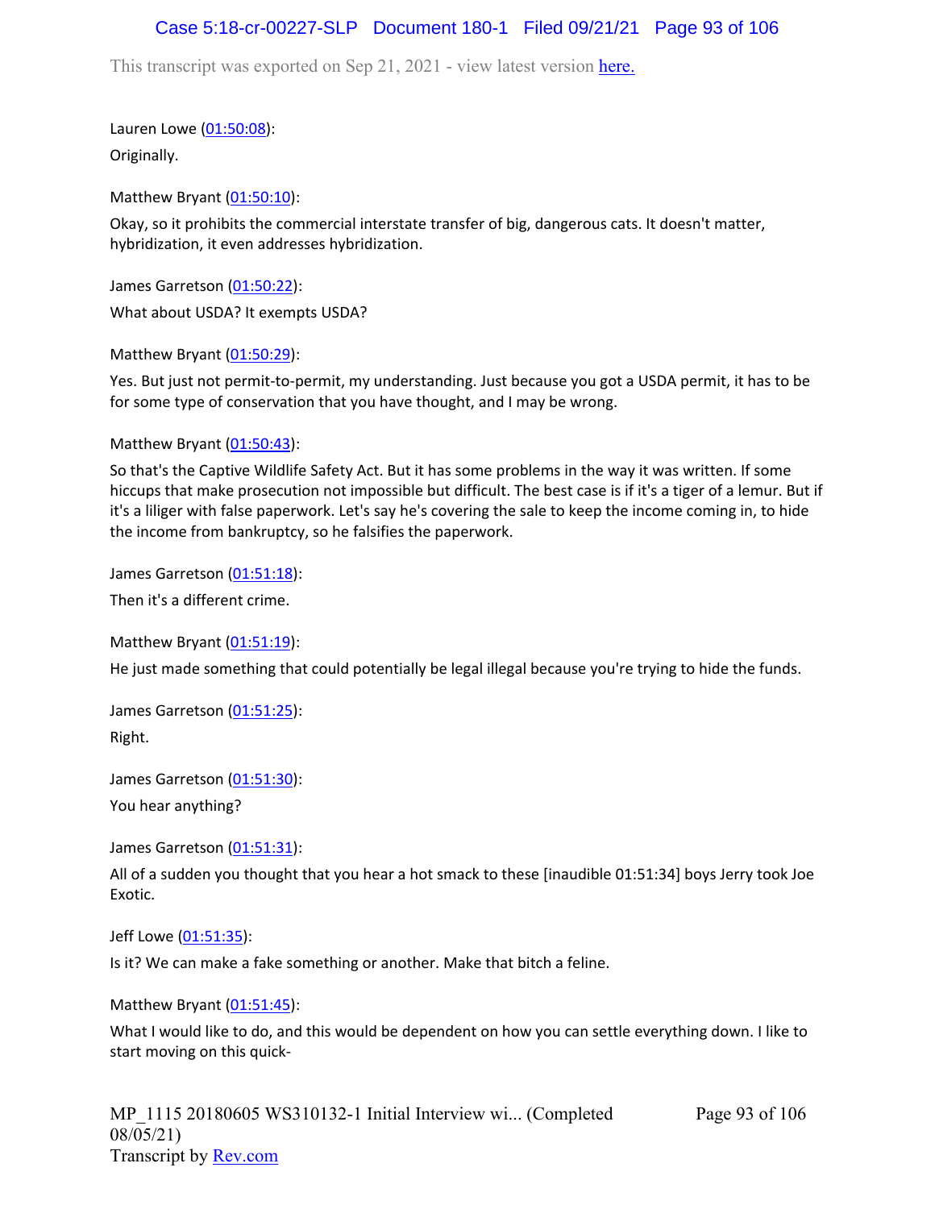This transcript was exported on Sep 21, 2021 - view latest version here.

Lauren Lowe (01:50:08):

Originally.

Matthew Bryant (01:50:10):

Okay, so it prohibits the commercial interstate transfer of big, dangerous cats. It doesn't matter, hybridization, it even addresses hybridization.

James Garretson (01:50:22):

What about USDA? It exempts USDA?

Matthew Bryant (01:50:29):

Yes. But just not permit-to-permit, my understanding. Just because you got a USDA permit, it has to be for some type of conservation that you have thought, and I may be wrong.

Matthew Bryant (01:50:43):

So that's the Captive Wildlife Safety Act. But it has some problems in the way it was written. If some hiccups that make prosecution not impossible but difficult. The best case is if it's a tiger of a lemur. But if it's a liliger with false paperwork. Let's say he's covering the sale to keep the income coming in, to hide the income from bankruptcy, so he falsifies the paperwork.

James Garretson (01:51:18):

Then it's a different crime.

Matthew Bryant (01:51:19):

He just made something that could potentially be legal illegal because you're trying to hide the funds.

James Garretson (01:51:25):

Right.

James Garretson (01:51:30):

You hear anything?

James Garretson (01:51:31):

All of a sudden you thought that you hear a hot smack to these [inaudible 01:51:34] boys Jerry took Joe Exotic.

Jeff Lowe (01:51:35):

Is it? We can make a fake something or another. Make that bitch a feline.

Matthew Bryant (01:51:45):

What I would like to do, and this would be dependent on how you can settle everything down. I like to start moving on this quick-

MP_1115 20180605 WS310132-1 Initial Interview wi... (Completed 08/05/21)
Transcript by Rev.com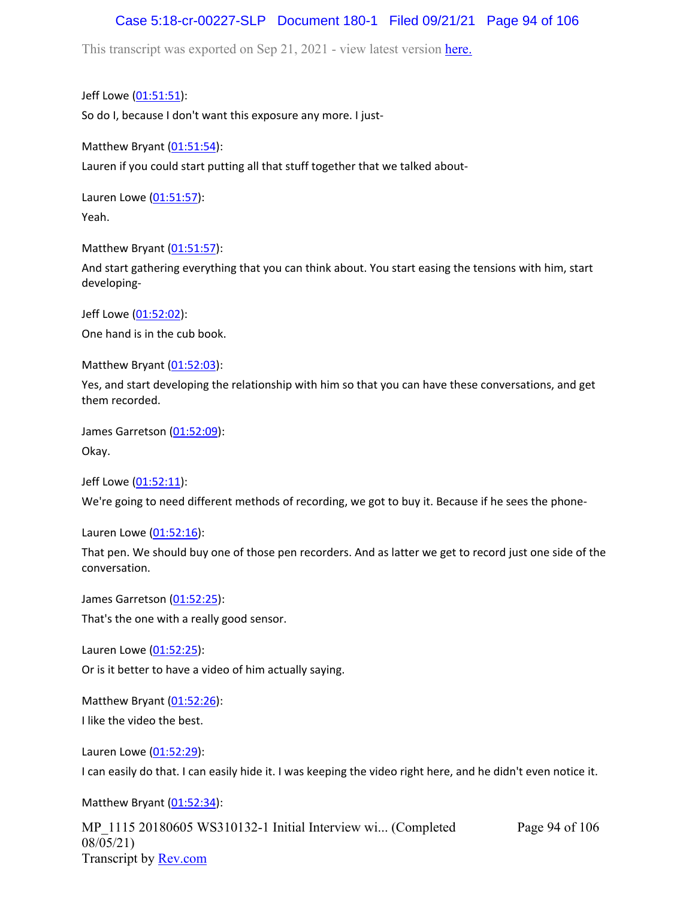This transcript was exported on Sep 21, 2021 - view latest version [here.](#)

Jeff Lowe ([01:51:51](#)):

So do I, because I don't want this exposure any more. I just-

Matthew Bryant ([01:51:54](#)):

Lauren if you could start putting all that stuff together that we talked about-

Lauren Lowe ([01:51:57](#)):

Yeah.

Matthew Bryant ([01:51:57](#)):

And start gathering everything that you can think about. You start easing the tensions with him, start developing-

Jeff Lowe ([01:52:02](#)):

One hand is in the cub book.

Matthew Bryant ([01:52:03](#)):

Yes, and start developing the relationship with him so that you can have these conversations, and get them recorded.

James Garretson ([01:52:09](#)):

Okay.

Jeff Lowe ([01:52:11](#)):

We're going to need different methods of recording, we got to buy it. Because if he sees the phone-

Lauren Lowe ([01:52:16](#)):

That pen. We should buy one of those pen recorders. And as latter we get to record just one side of the conversation.

James Garretson ([01:52:25](#)):

That's the one with a really good sensor.

Lauren Lowe ([01:52:25](#)):

Or is it better to have a video of him actually saying.

Matthew Bryant ([01:52:26](#)):

I like the video the best.

Lauren Lowe ([01:52:29](#)):

I can easily do that. I can easily hide it. I was keeping the video right here, and he didn't even notice it.

Matthew Bryant ([01:52:34](#)):

MP_1115 20180605 WS310132-1 Initial Interview wi... (Completed 08/05/21)
Transcript by [Rev.com](#)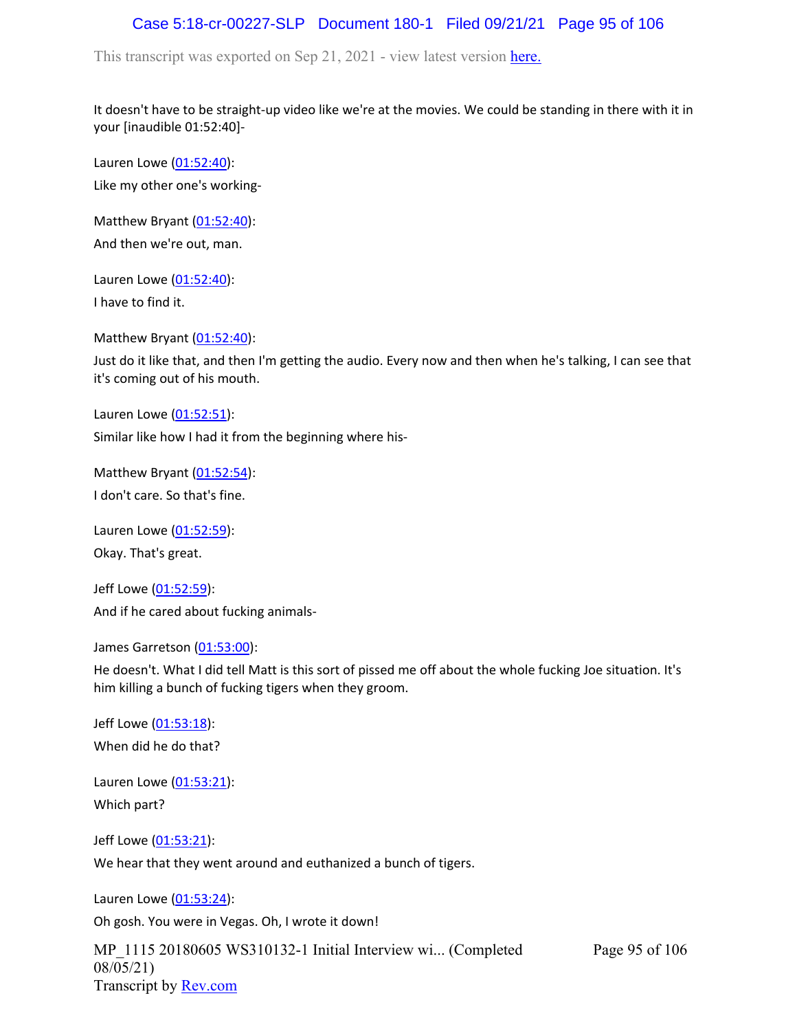It doesn't have to be straight-up video like we're at the movies. We could be standing in there with it in your [inaudible 01:52:40]-

Lauren Lowe (01:52:40):
Like my other one's working-

Matthew Bryant (01:52:40):
And then we're out, man.

Lauren Lowe (01:52:40):
I have to find it.

Matthew Bryant (01:52:40):
Just do it like that, and then I'm getting the audio. Every now and then when he's talking, I can see that it's coming out of his mouth.

Lauren Lowe (01:52:51):
Similar like how I had it from the beginning where his-

Matthew Bryant (01:52:54):
I don't care. So that's fine.

Lauren Lowe (01:52:59):
Okay. That's great.

Jeff Lowe (01:52:59):
And if he cared about fucking animals-

James Garretson (01:53:00):
He doesn't. What I did tell Matt is this sort of pissed me off about the whole fucking Joe situation. It's him killing a bunch of fucking tigers when they groom.

Jeff Lowe (01:53:18):
When did he do that?

Lauren Lowe (01:53:21):
Which part?

Jeff Lowe (01:53:21):
We hear that they went around and euthanized a bunch of tigers.

Lauren Lowe (01:53:24):
Oh gosh. You were in Vegas. Oh, I wrote it down!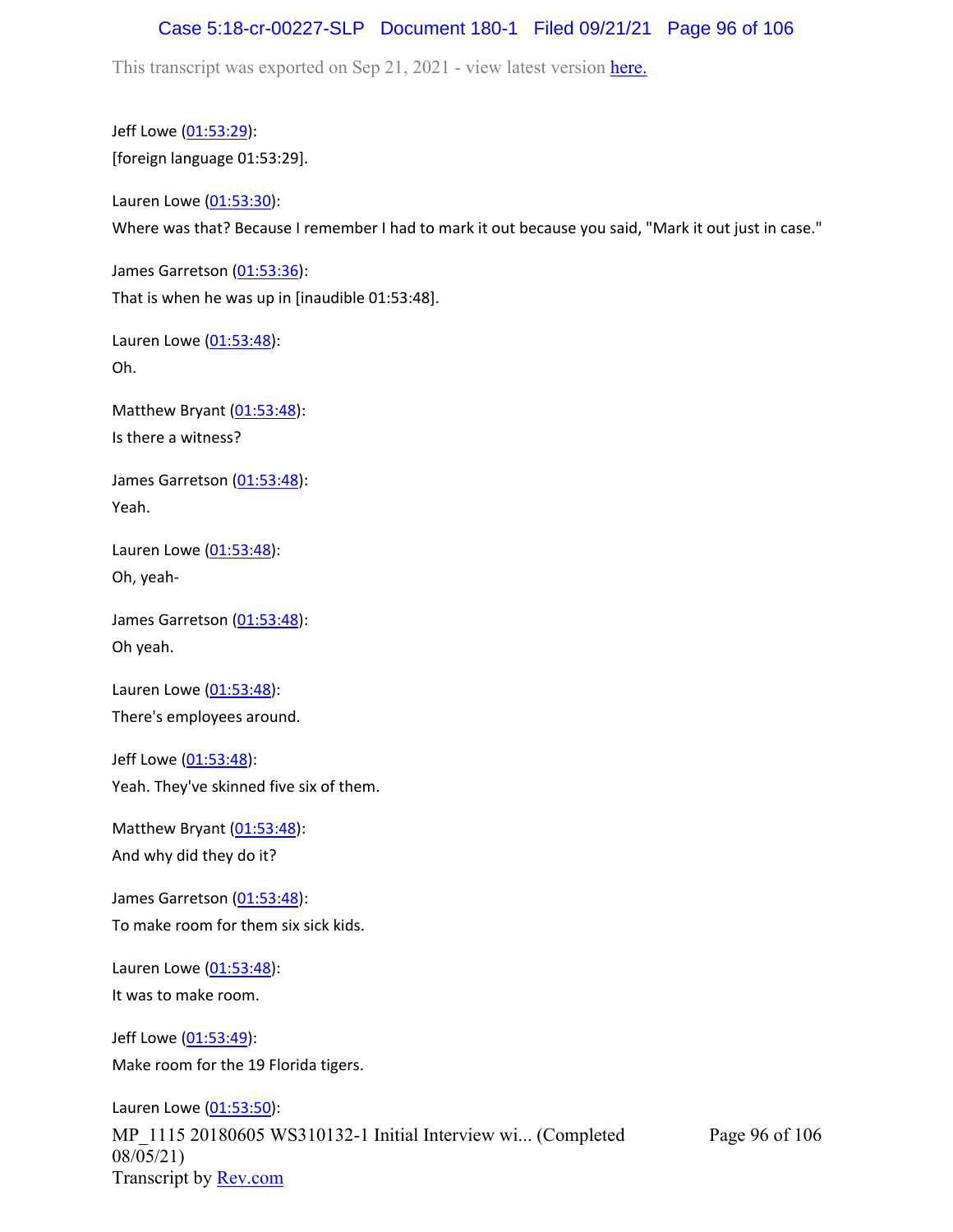Jeff Lowe (01:53:29):
[foreign language 01:53:29].

Lauren Lowe (01:53:30):
Where was that? Because I remember I had to mark it out because you said, "Mark it out just in case."

James Garretson (01:53:36):
That is when he was up in [inaudible 01:53:48].

Lauren Lowe (01:53:48):
Oh.

Matthew Bryant (01:53:48):
Is there a witness?

James Garretson (01:53:48):
Yeah.

Lauren Lowe (01:53:48):
Oh, yeah-

James Garretson (01:53:48):
Oh yeah.

Lauren Lowe (01:53:48):
There's employees around.

Jeff Lowe (01:53:48):
Yeah. They've skinned five six of them.

Matthew Bryant (01:53:48):
And why did they do it?

James Garretson (01:53:48):
To make room for them six sick kids.

Lauren Lowe (01:53:48):
It was to make room.

Jeff Lowe (01:53:49):
Make room for the 19 Florida tigers.

Lauren Lowe (01:53:50):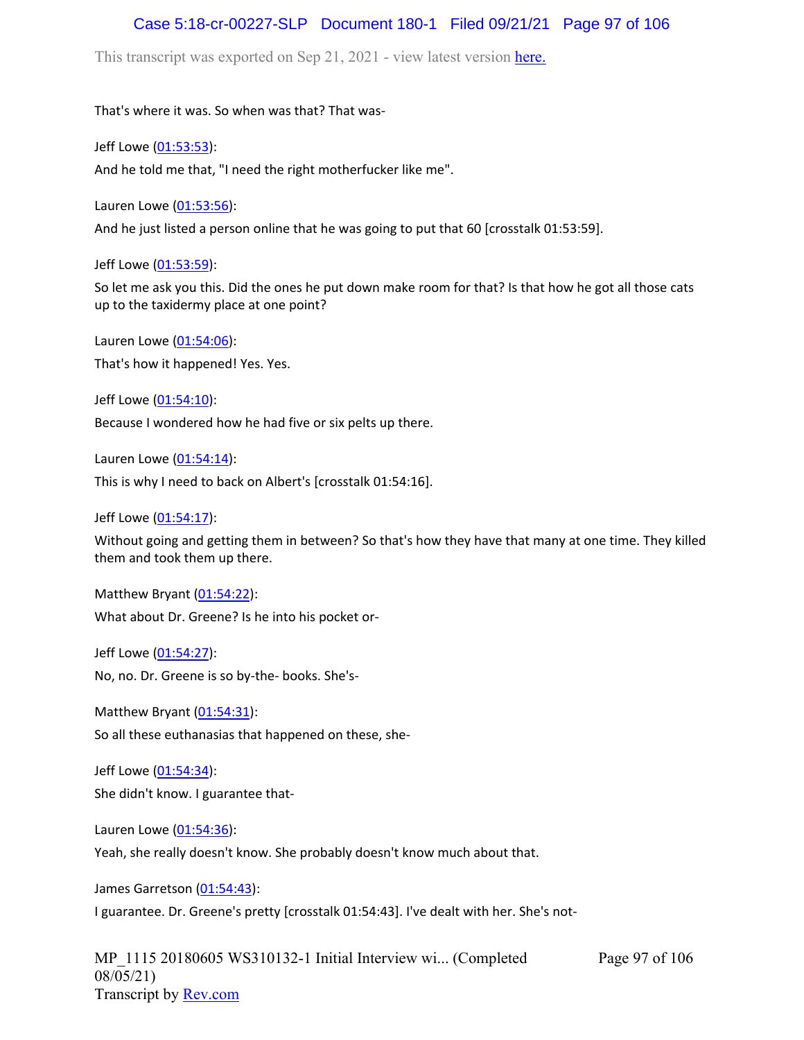That's where it was. So when was that? That was-

Jeff Lowe (01:53:53):

And he told me that, "I need the right motherfucker like me".

Lauren Lowe (01:53:56):

And he just listed a person online that he was going to put that 60 [crosstalk 01:53:59].

Jeff Lowe (01:53:59):

So let me ask you this. Did the ones he put down make room for that? Is that how he got all those cats up to the taxidermy place at one point?

Lauren Lowe (01:54:06):

That's how it happened! Yes. Yes.

Jeff Lowe (01:54:10):

Because I wondered how he had five or six pelts up there.

Lauren Lowe (01:54:14):

This is why I need to back on Albert's [crosstalk 01:54:16].

Jeff Lowe (01:54:17):

Without going and getting them in between? So that's how they have that many at one time. They killed them and took them up there.

Matthew Bryant (01:54:22):

What about Dr. Greene? Is he into his pocket or-

Jeff Lowe (01:54:27):

No, no. Dr. Greene is so by-the- books. She's-

Matthew Bryant (01:54:31):

So all these euthanasias that happened on these, she-

Jeff Lowe (01:54:34):

She didn't know. I guarantee that-

Lauren Lowe (01:54:36):

Yeah, she really doesn't know. She probably doesn't know much about that.

James Garretson (01:54:43):

I guarantee. Dr. Greene's pretty [crosstalk 01:54:43]. I've dealt with her. She's not-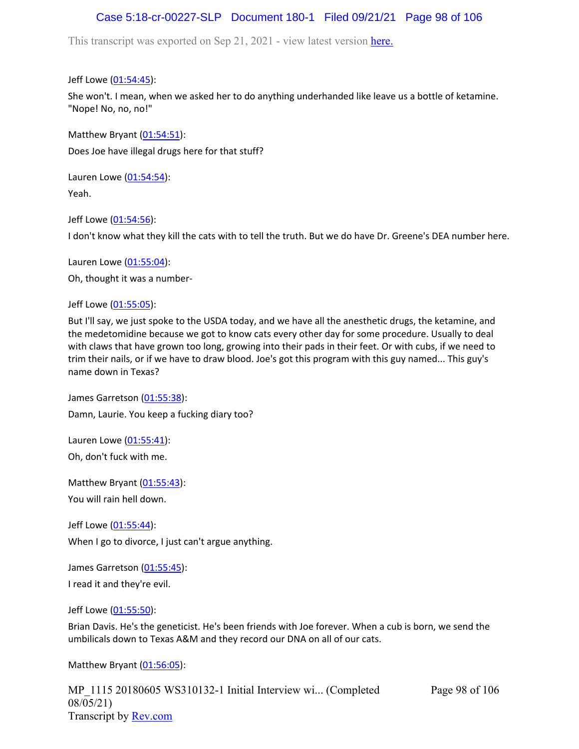Jeff Lowe (01:54:45):

She won't. I mean, when we asked her to do anything underhanded like leave us a bottle of ketamine. "Nope! No, no, no!"

Matthew Bryant (01:54:51):

Does Joe have illegal drugs here for that stuff?

Lauren Lowe (01:54:54):

Yeah.

Jeff Lowe (01:54:56):

I don't know what they kill the cats with to tell the truth. But we do have Dr. Greene's DEA number here.

Lauren Lowe (01:55:04):

Oh, thought it was a number-

Jeff Lowe (01:55:05):

But I'll say, we just spoke to the USDA today, and we have all the anesthetic drugs, the ketamine, and the medetomidine because we got to know cats every other day for some procedure. Usually to deal with claws that have grown too long, growing into their pads in their feet. Or with cubs, if we need to trim their nails, or if we have to draw blood. Joe's got this program with this guy named... This guy's name down in Texas?

James Garretson (01:55:38):

Damn, Laurie. You keep a fucking diary too?

Lauren Lowe (01:55:41):

Oh, don't fuck with me.

Matthew Bryant (01:55:43):

You will rain hell down.

Jeff Lowe (01:55:44):

When I go to divorce, I just can't argue anything.

James Garretson (01:55:45):

I read it and they're evil.

Jeff Lowe (01:55:50):

Brian Davis. He's the geneticist. He's been friends with Joe forever. When a cub is born, we send the umbilicals down to Texas A&M and they record our DNA on all of our cats.

Matthew Bryant (01:56:05):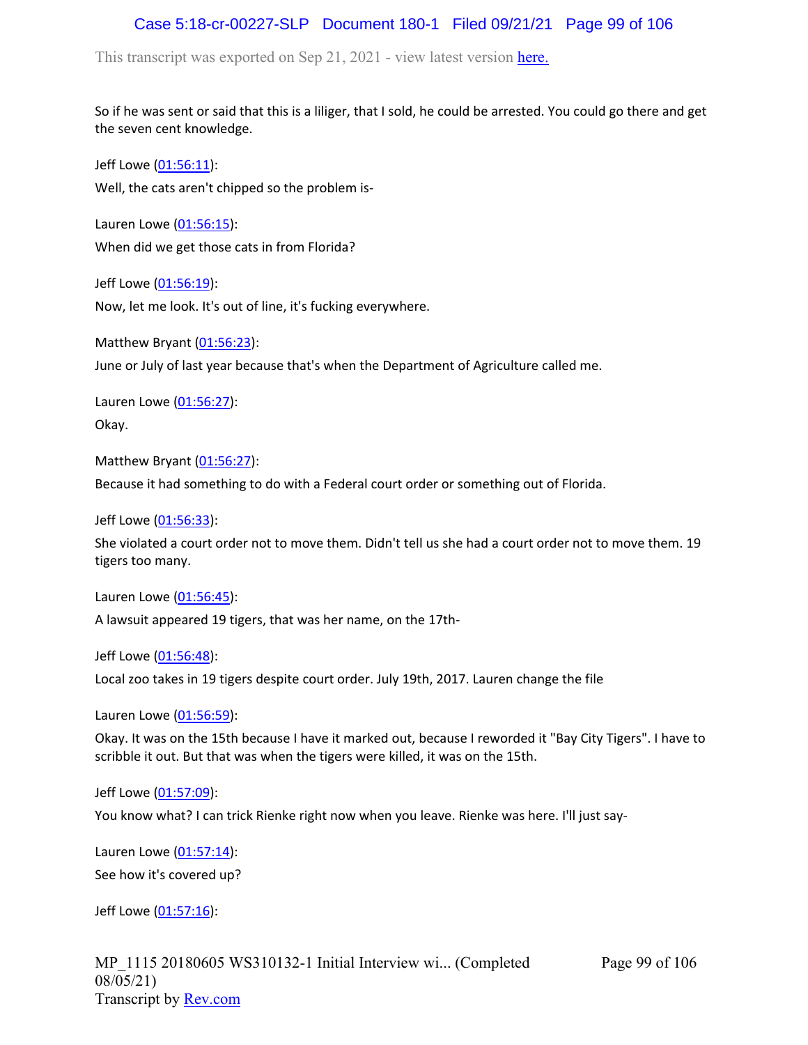So if he was sent or said that this is a liliger, that I sold, he could be arrested. You could go there and get the seven cent knowledge.

Jeff Lowe (01:56:11):
Well, the cats aren't chipped so the problem is-

Lauren Lowe (01:56:15):
When did we get those cats in from Florida?

Jeff Lowe (01:56:19):
Now, let me look. It's out of line, it's fucking everywhere.

Matthew Bryant (01:56:23):
June or July of last year because that's when the Department of Agriculture called me.

Lauren Lowe (01:56:27):
Okay.

Matthew Bryant (01:56:27):
Because it had something to do with a Federal court order or something out of Florida.

Jeff Lowe (01:56:33):
She violated a court order not to move them. Didn't tell us she had a court order not to move them. 19 tigers too many.

Lauren Lowe (01:56:45):
A lawsuit appeared 19 tigers, that was her name, on the 17th-

Jeff Lowe (01:56:48):
Local zoo takes in 19 tigers despite court order. July 19th, 2017. Lauren change the file

Lauren Lowe (01:56:59):
Okay. It was on the 15th because I have it marked out, because I reworded it "Bay City Tigers". I have to scribble it out. But that was when the tigers were killed, it was on the 15th.

Jeff Lowe (01:57:09):
You know what? I can trick Rienke right now when you leave. Rienke was here. I'll just say-

Lauren Lowe (01:57:14):
See how it's covered up?

Jeff Lowe (01:57:16):

MP_1115 20180605 WS310132-1 Initial Interview wi... (Completed 08/05/21)
Transcript by Rev.com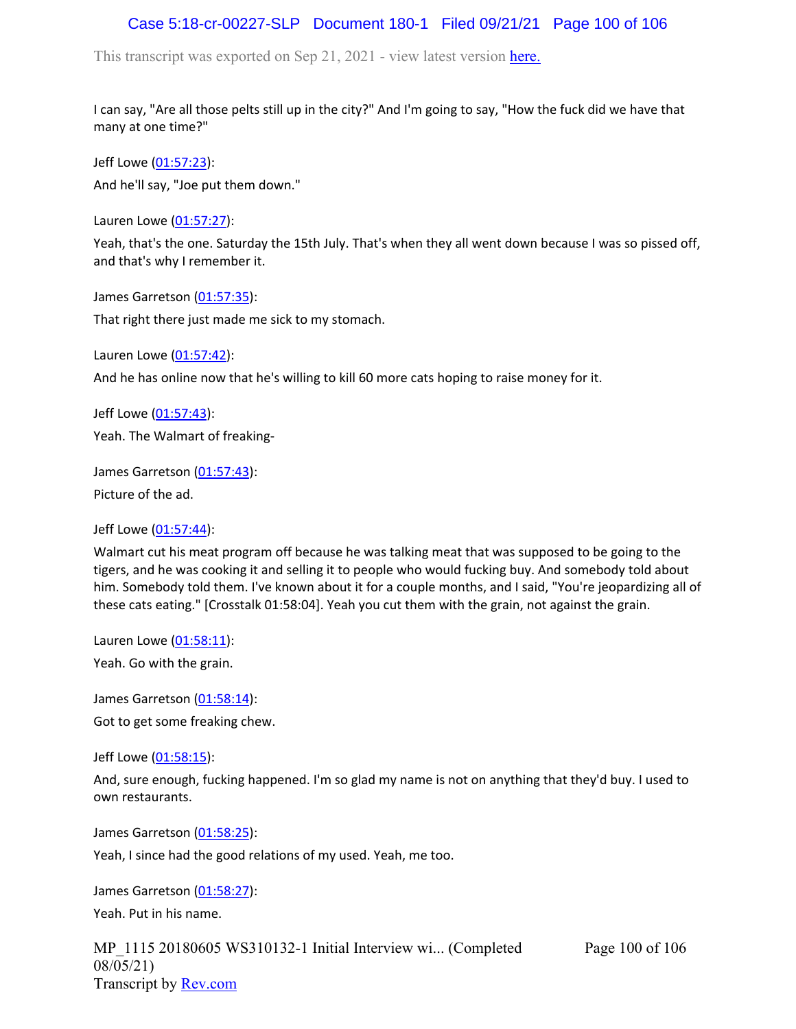I can say, "Are all those pelts still up in the city?" And I'm going to say, "How the fuck did we have that many at one time?"

Jeff Lowe (01:57:23):

And he'll say, "Joe put them down."

Lauren Lowe (01:57:27):

Yeah, that's the one. Saturday the 15th July. That's when they all went down because I was so pissed off, and that's why I remember it.

James Garretson (01:57:35):

That right there just made me sick to my stomach.

Lauren Lowe (01:57:42):

And he has online now that he's willing to kill 60 more cats hoping to raise money for it.

Jeff Lowe (01:57:43):

Yeah. The Walmart of freaking-

James Garretson (01:57:43):

Picture of the ad.

Jeff Lowe (01:57:44):

Walmart cut his meat program off because he was talking meat that was supposed to be going to the tigers, and he was cooking it and selling it to people who would fucking buy. And somebody told about him. Somebody told them. I've known about it for a couple months, and I said, "You're jeopardizing all of these cats eating." [Crosstalk 01:58:04]. Yeah you cut them with the grain, not against the grain.

Lauren Lowe (01:58:11):

Yeah. Go with the grain.

James Garretson (01:58:14):

Got to get some freaking chew.

Jeff Lowe (01:58:15):

And, sure enough, fucking happened. I'm so glad my name is not on anything that they'd buy. I used to own restaurants.

James Garretson (01:58:25):

Yeah, I since had the good relations of my used. Yeah, me too.

James Garretson (01:58:27):

Yeah. Put in his name.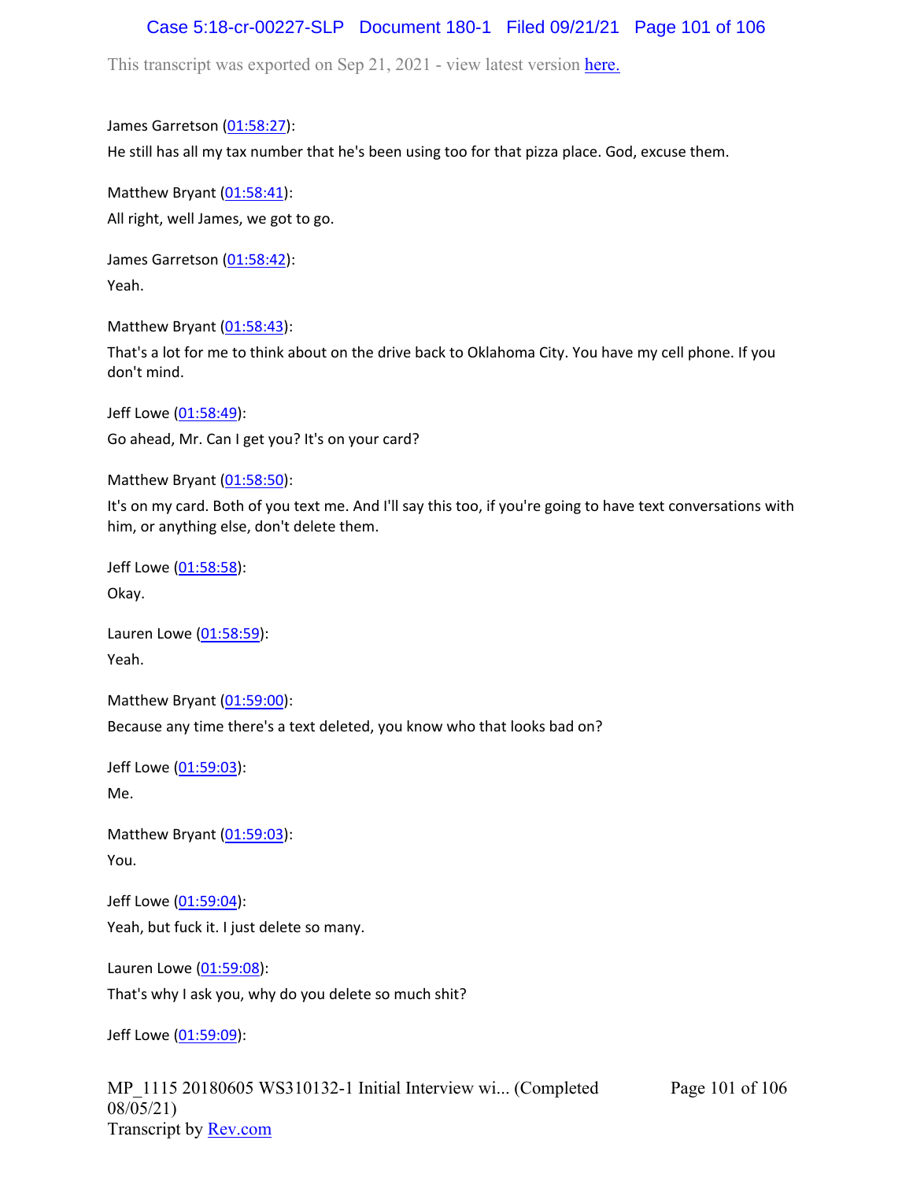This transcript was exported on Sep 21, 2021 - view latest version here.

James Garretson (01:58:27):

He still has all my tax number that he's been using too for that pizza place. God, excuse them.

Matthew Bryant (01:58:41):

All right, well James, we got to go.

James Garretson (01:58:42):

Yeah.

Matthew Bryant (01:58:43):

That's a lot for me to think about on the drive back to Oklahoma City. You have my cell phone. If you don't mind.

Jeff Lowe (01:58:49):

Go ahead, Mr. Can I get you? It's on your card?

Matthew Bryant (01:58:50):

It's on my card. Both of you text me. And I'll say this too, if you're going to have text conversations with him, or anything else, don't delete them.

Jeff Lowe (01:58:58):

Okay.

Lauren Lowe (01:58:59):

Yeah.

Matthew Bryant (01:59:00):

Because any time there's a text deleted, you know who that looks bad on?

Jeff Lowe (01:59:03):

Me.

Matthew Bryant (01:59:03):

You.

Jeff Lowe (01:59:04):

Yeah, but fuck it. I just delete so many.

Lauren Lowe (01:59:08):

That's why I ask you, why do you delete so much shit?

Jeff Lowe (01:59:09):

MP_1115 20180605 WS310132-1 Initial Interview wi... (Completed 08/05/21)
Transcript by Rev.com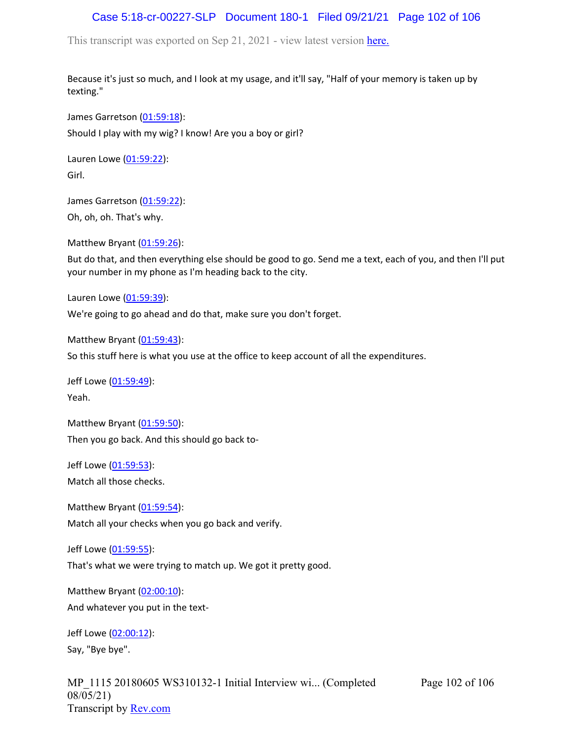Because it's just so much, and I look at my usage, and it'll say, "Half of your memory is taken up by texting."

James Garretson (01:59:18):

Should I play with my wig? I know! Are you a boy or girl?

Lauren Lowe (01:59:22):

Girl.

James Garretson (01:59:22):

Oh, oh, oh. That's why.

Matthew Bryant (01:59:26):

But do that, and then everything else should be good to go. Send me a text, each of you, and then I'll put your number in my phone as I'm heading back to the city.

Lauren Lowe (01:59:39):

We're going to go ahead and do that, make sure you don't forget.

Matthew Bryant (01:59:43):

So this stuff here is what you use at the office to keep account of all the expenditures.

Jeff Lowe (01:59:49):

Yeah.

Matthew Bryant (01:59:50):

Then you go back. And this should go back to-

Jeff Lowe (01:59:53):

Match all those checks.

Matthew Bryant (01:59:54):

Match all your checks when you go back and verify.

Jeff Lowe (01:59:55):

That's what we were trying to match up. We got it pretty good.

Matthew Bryant (02:00:10):

And whatever you put in the text-

Jeff Lowe (02:00:12):

Say, "Bye bye".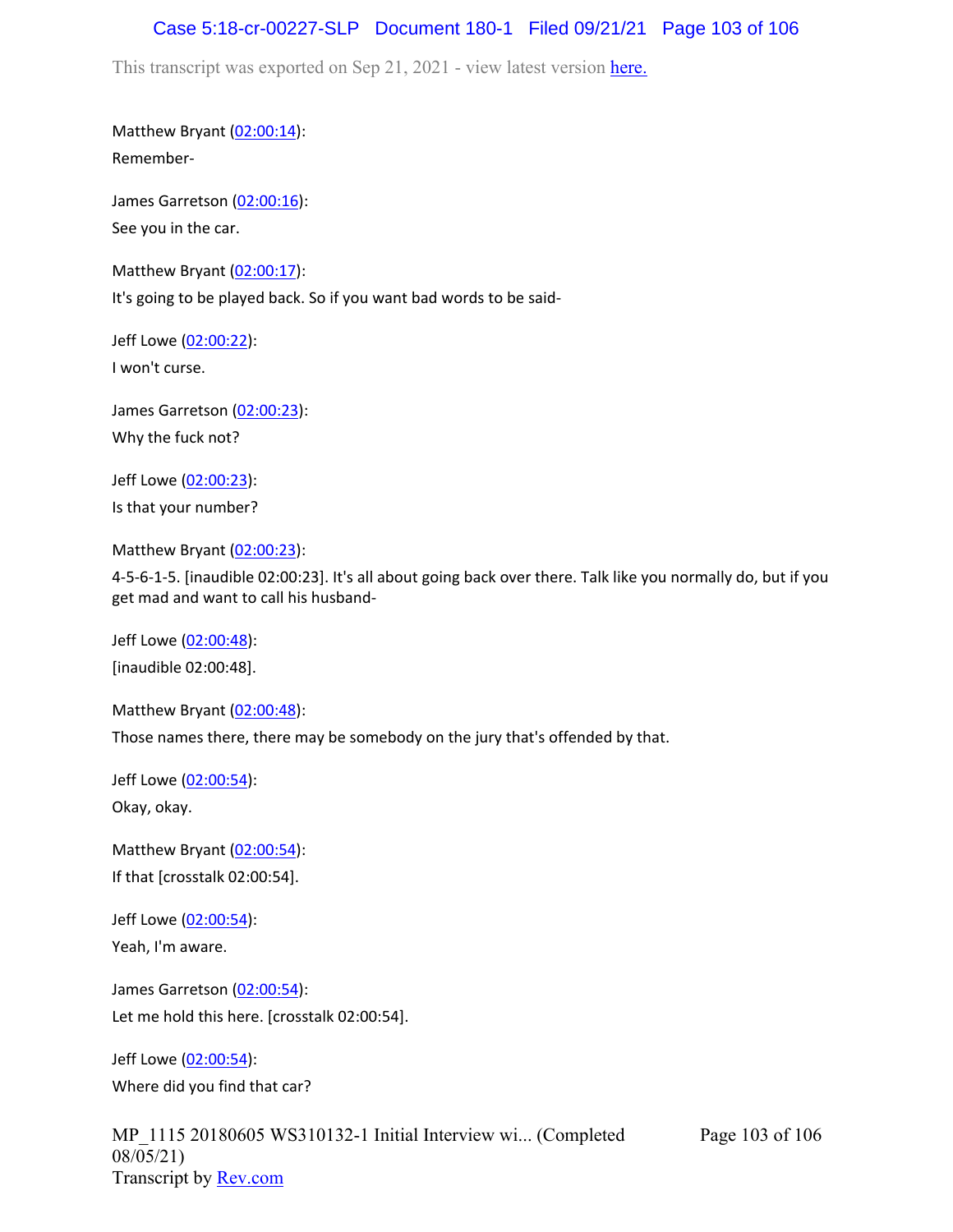Matthew Bryant (02:00:14):

Remember-

James Garretson (02:00:16):

See you in the car.

Matthew Bryant (02:00:17):

It's going to be played back. So if you want bad words to be said-

Jeff Lowe (02:00:22):

I won't curse.

James Garretson (02:00:23):

Why the fuck not?

Jeff Lowe (02:00:23):

Is that your number?

Matthew Bryant (02:00:23):

4-5-6-1-5. [inaudible 02:00:23]. It's all about going back over there. Talk like you normally do, but if you get mad and want to call his husband-

Jeff Lowe (02:00:48):

[inaudible 02:00:48].

Matthew Bryant (02:00:48):

Those names there, there may be somebody on the jury that's offended by that.

Jeff Lowe (02:00:54):

Okay, okay.

Matthew Bryant (02:00:54):

If that [crosstalk 02:00:54].

Jeff Lowe (02:00:54):

Yeah, I'm aware.

James Garretson (02:00:54):

Let me hold this here. [crosstalk 02:00:54].

Jeff Lowe (02:00:54):

Where did you find that car?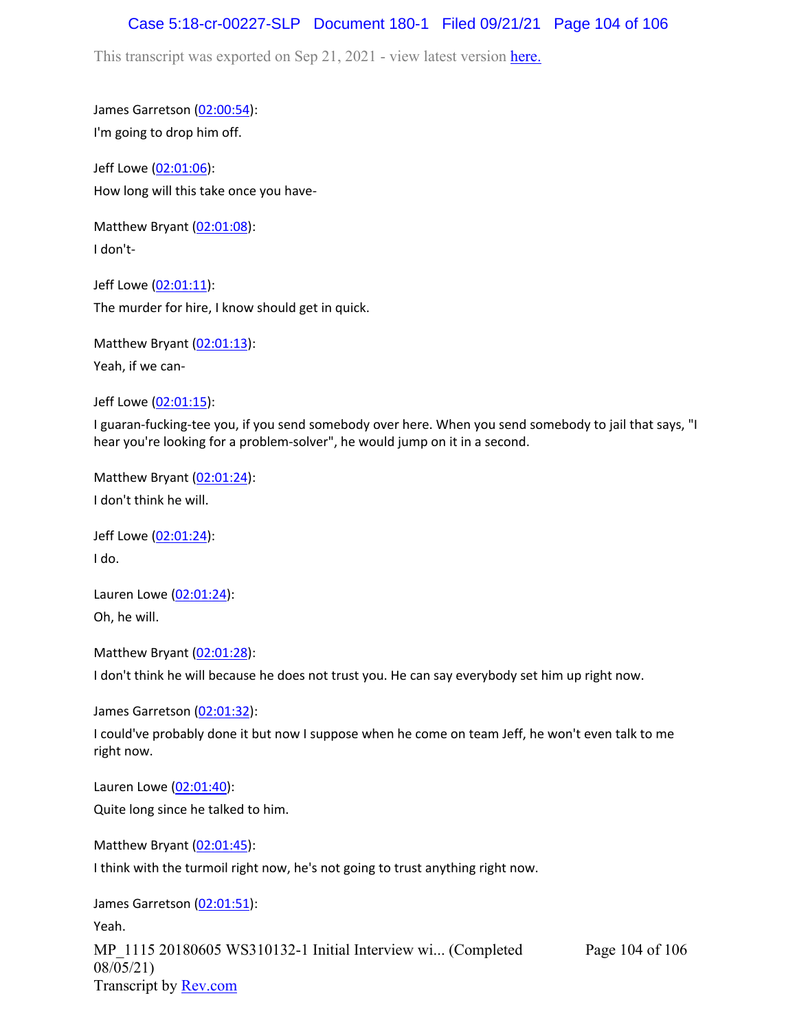This transcript was exported on Sep 21, 2021 - view latest version here.

James Garretson (02:00:54):
I'm going to drop him off.

Jeff Lowe (02:01:06):
How long will this take once you have-

Matthew Bryant (02:01:08):
I don't-

Jeff Lowe (02:01:11):
The murder for hire, I know should get in quick.

Matthew Bryant (02:01:13):
Yeah, if we can-

Jeff Lowe (02:01:15):
I guaran-fucking-tee you, if you send somebody over here. When you send somebody to jail that says, "I hear you're looking for a problem-solver", he would jump on it in a second.

Matthew Bryant (02:01:24):
I don't think he will.

Jeff Lowe (02:01:24):
I do.

Lauren Lowe (02:01:24):
Oh, he will.

Matthew Bryant (02:01:28):
I don't think he will because he does not trust you. He can say everybody set him up right now.

James Garretson (02:01:32):
I could've probably done it but now I suppose when he come on team Jeff, he won't even talk to me right now.

Lauren Lowe (02:01:40):
Quite long since he talked to him.

Matthew Bryant (02:01:45):
I think with the turmoil right now, he's not going to trust anything right now.

James Garretson (02:01:51):
Yeah.

MP_1115 20180605 WS310132-1 Initial Interview wi... (Completed 08/05/21)
Transcript by Rev.com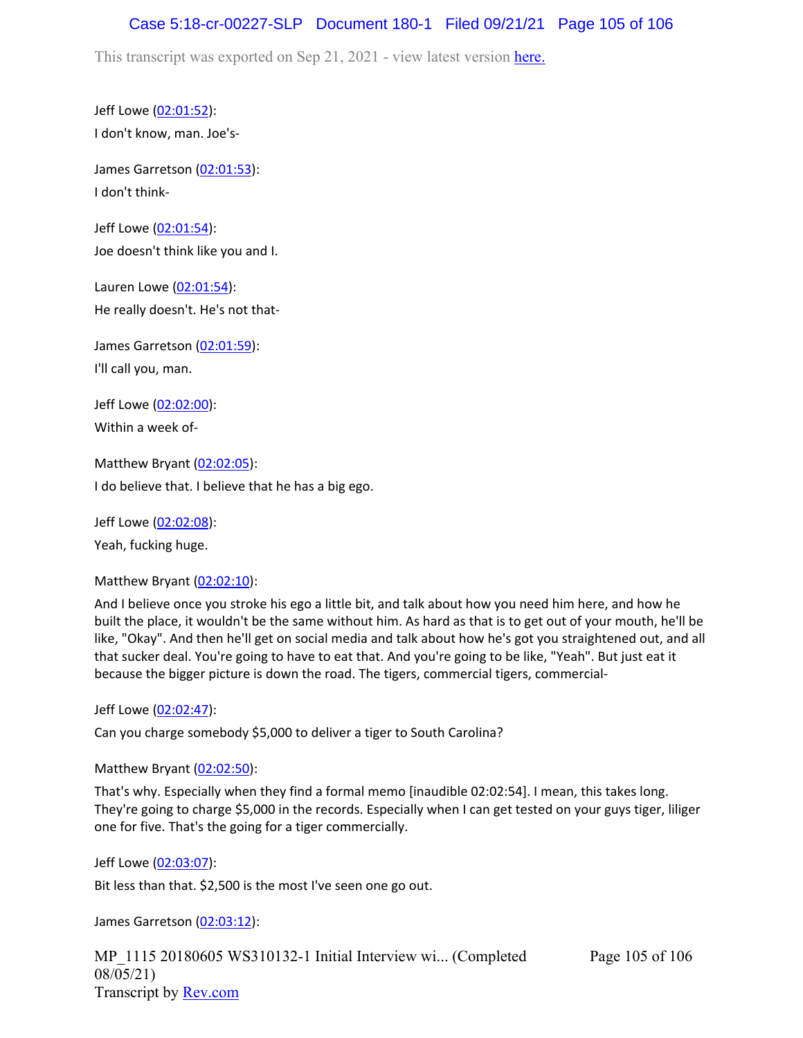This transcript was exported on Sep 21, 2021 - view latest version [here.](#)

Jeff Lowe ([02:01:52](#)):

I don't know, man. Joe's-

James Garretson ([02:01:53](#)):

I don't think-

Jeff Lowe ([02:01:54](#)):

Joe doesn't think like you and I.

Lauren Lowe ([02:01:54](#)):

He really doesn't. He's not that-

James Garretson ([02:01:59](#)):

I'll call you, man.

Jeff Lowe ([02:02:00](#)):

Within a week of-

Matthew Bryant ([02:02:05](#)):

I do believe that. I believe that he has a big ego.

Jeff Lowe ([02:02:08](#)):

Yeah, fucking huge.

Matthew Bryant ([02:02:10](#)):

And I believe once you stroke his ego a little bit, and talk about how you need him here, and how he built the place, it wouldn't be the same without him. As hard as that is to get out of your mouth, he'll be like, "Okay". And then he'll get on social media and talk about how he's got you straightened out, and all that sucker deal. You're going to have to eat that. And you're going to be like, "Yeah". But just eat it because the bigger picture is down the road. The tigers, commercial tigers, commercial-

Jeff Lowe ([02:02:47](#)):

Can you charge somebody $5,000 to deliver a tiger to South Carolina?

Matthew Bryant ([02:02:50](#)):

That's why. Especially when they find a formal memo [inaudible 02:02:54]. I mean, this takes long. They're going to charge $5,000 in the records. Especially when I can get tested on your guys tiger, liliger one for five. That's the going for a tiger commercially.

Jeff Lowe ([02:03:07](#)):

Bit less than that. $2,500 is the most I've seen one go out.

James Garretson ([02:03:12](#)):

MP_1115 20180605 WS310132-1 Initial Interview wi... (Completed 08/05/21)
Transcript by [Rev.com](#)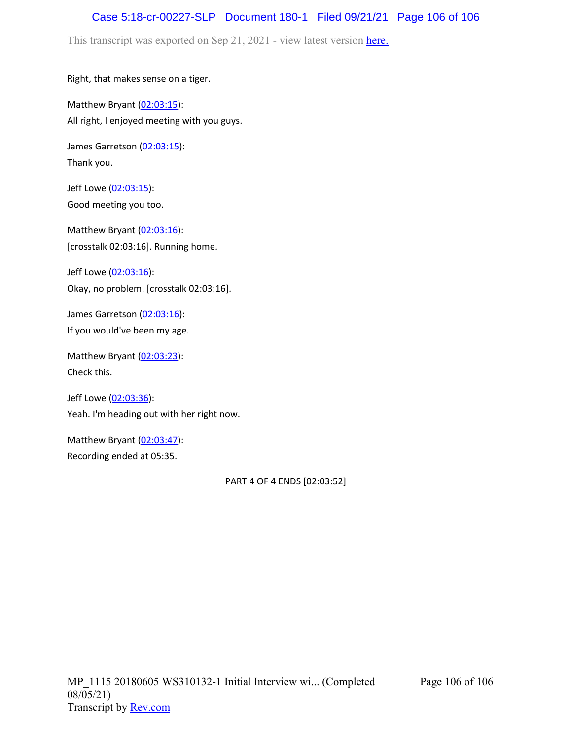Right, that makes sense on a tiger.

Matthew Bryant (02:03:15):
All right, I enjoyed meeting with you guys.

James Garretson (02:03:15):
Thank you.

Jeff Lowe (02:03:15):
Good meeting you too.

Matthew Bryant (02:03:16):
[crosstalk 02:03:16]. Running home.

Jeff Lowe (02:03:16):
Okay, no problem. [crosstalk 02:03:16].

James Garretson (02:03:16):
If you would've been my age.

Matthew Bryant (02:03:23):
Check this.

Jeff Lowe (02:03:36):
Yeah. I'm heading out with her right now.

Matthew Bryant (02:03:47):
Recording ended at 05:35.

PART 4 OF 4 ENDS [02:03:52]